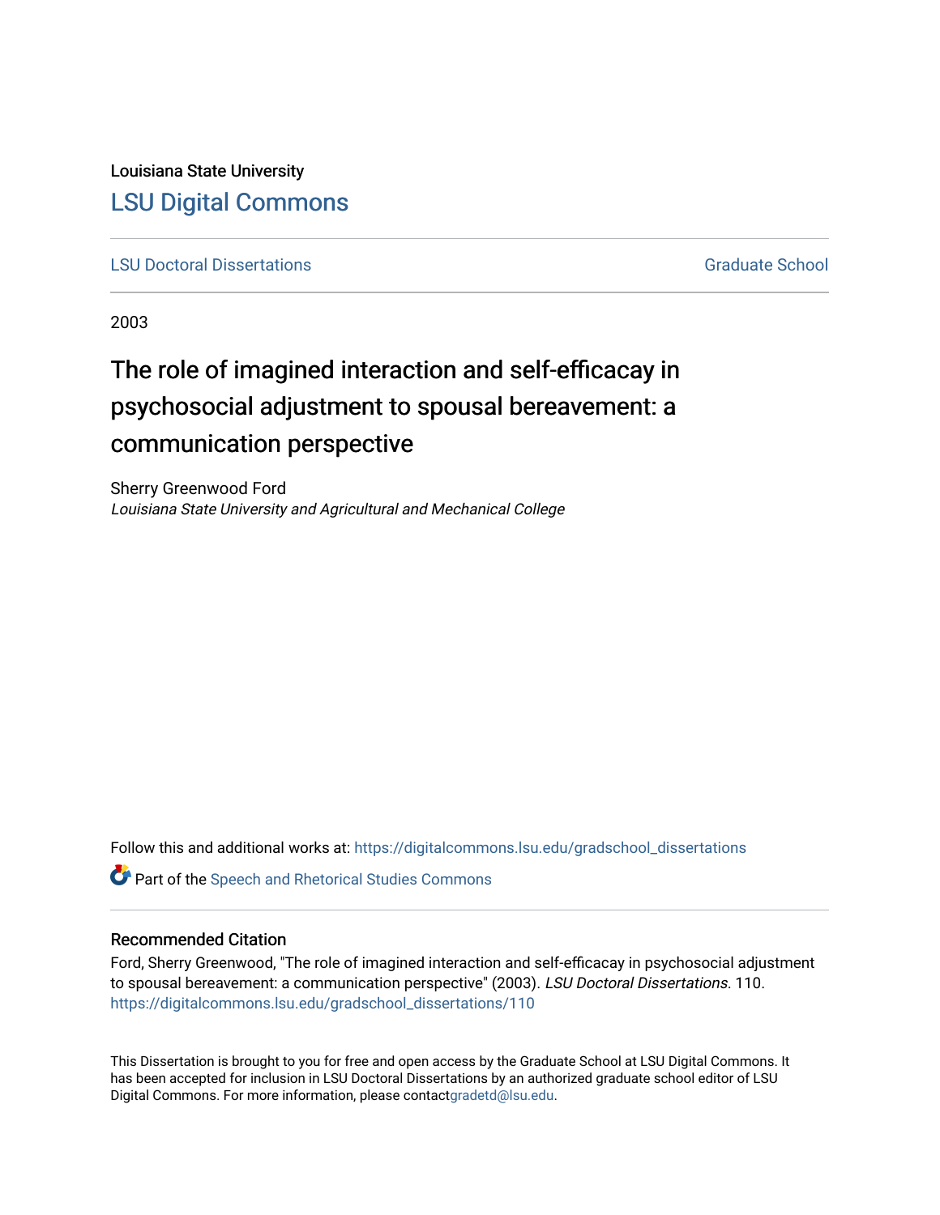Louisiana State University

# LSU Digital Commons

LSU Doctoral Dissertations | Graduate School

2003

## The role of imagined interaction and self-efficacay in psychosocial adjustment to spousal bereavement: a communication perspective

Sherry Greenwood Ford
*Louisiana State University and Agricultural and Mechanical College*

Follow this and additional works at: https://digitalcommons.lsu.edu/gradschool_dissertations

Part of the Speech and Rhetorical Studies Commons

### Recommended Citation

Ford, Sherry Greenwood, "The role of imagined interaction and self-efficacay in psychosocial adjustment to spousal bereavement: a communication perspective" (2003). *LSU Doctoral Dissertations*. 110.
https://digitalcommons.lsu.edu/gradschool_dissertations/110

This Dissertation is brought to you for free and open access by the Graduate School at LSU Digital Commons. It has been accepted for inclusion in LSU Doctoral Dissertations by an authorized graduate school editor of LSU Digital Commons. For more information, please contactgradetd@lsu.edu.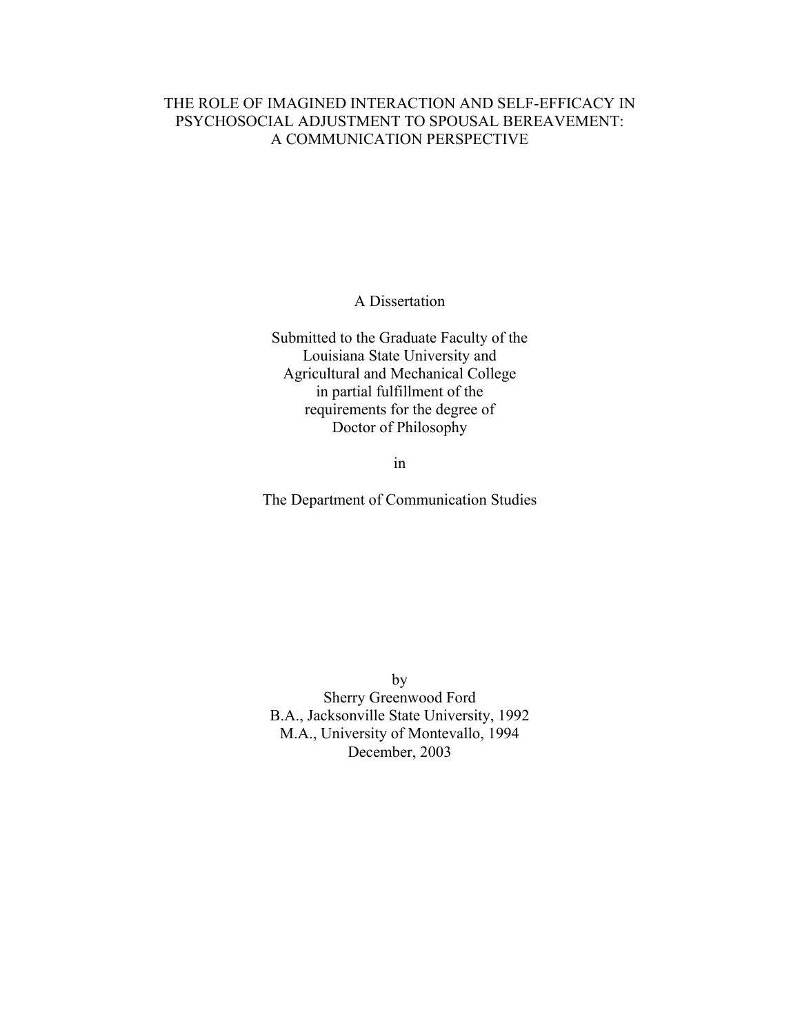# THE ROLE OF IMAGINED INTERACTION AND SELF-EFFICACY IN PSYCHOSOCIAL ADJUSTMENT TO SPOUSAL BEREAVEMENT: A COMMUNICATION PERSPECTIVE

A Dissertation

Submitted to the Graduate Faculty of the
Louisiana State University and
Agricultural and Mechanical College
in partial fulfillment of the
requirements for the degree of
Doctor of Philosophy

in

The Department of Communication Studies

by
Sherry Greenwood Ford
B.A., Jacksonville State University, 1992
M.A., University of Montevallo, 1994
December, 2003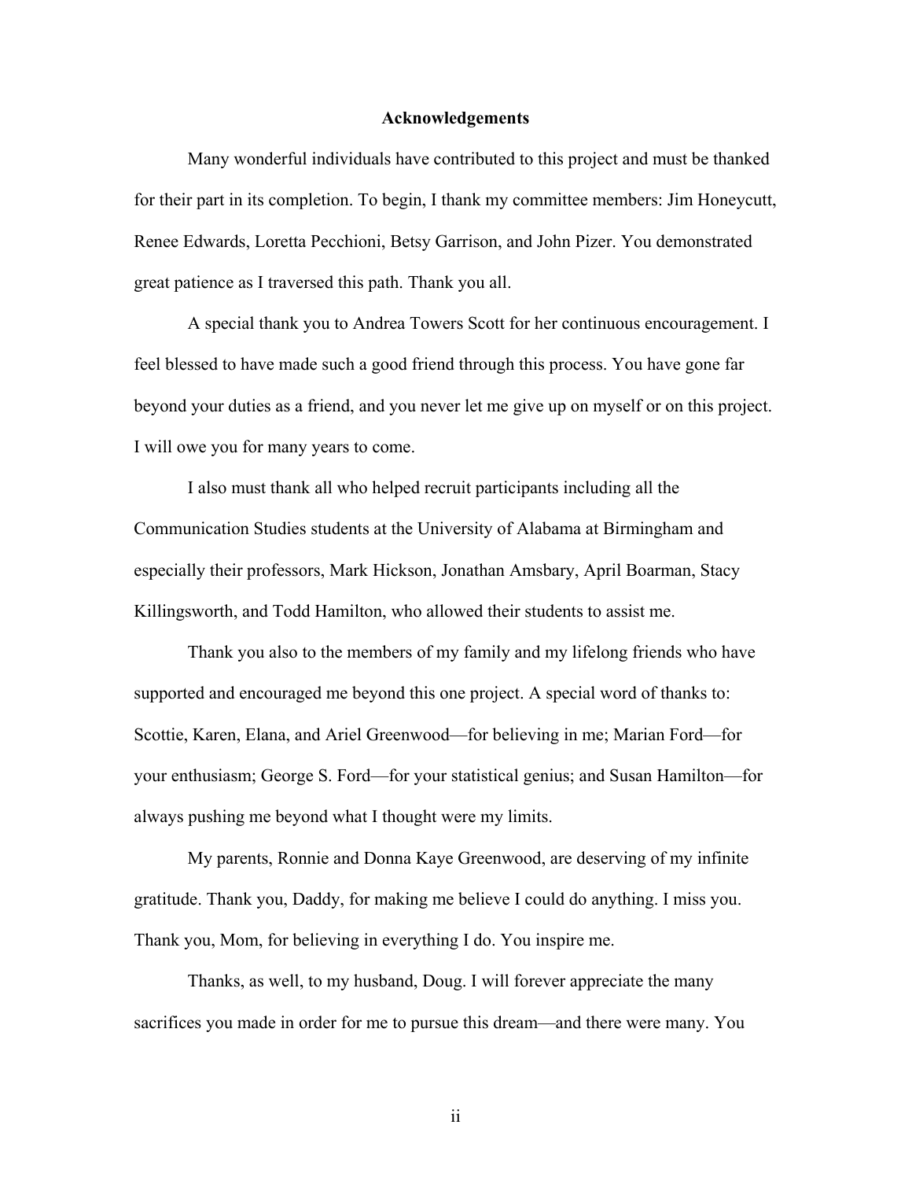# Acknowledgements

Many wonderful individuals have contributed to this project and must be thanked for their part in its completion. To begin, I thank my committee members: Jim Honeycutt, Renee Edwards, Loretta Pecchioni, Betsy Garrison, and John Pizer. You demonstrated great patience as I traversed this path. Thank you all.

A special thank you to Andrea Towers Scott for her continuous encouragement. I feel blessed to have made such a good friend through this process. You have gone far beyond your duties as a friend, and you never let me give up on myself or on this project. I will owe you for many years to come.

I also must thank all who helped recruit participants including all the Communication Studies students at the University of Alabama at Birmingham and especially their professors, Mark Hickson, Jonathan Amsbary, April Boarman, Stacy Killingsworth, and Todd Hamilton, who allowed their students to assist me.

Thank you also to the members of my family and my lifelong friends who have supported and encouraged me beyond this one project. A special word of thanks to: Scottie, Karen, Elana, and Ariel Greenwood—for believing in me; Marian Ford—for your enthusiasm; George S. Ford—for your statistical genius; and Susan Hamilton—for always pushing me beyond what I thought were my limits.

My parents, Ronnie and Donna Kaye Greenwood, are deserving of my infinite gratitude. Thank you, Daddy, for making me believe I could do anything. I miss you. Thank you, Mom, for believing in everything I do. You inspire me.

Thanks, as well, to my husband, Doug. I will forever appreciate the many sacrifices you made in order for me to pursue this dream—and there were many. You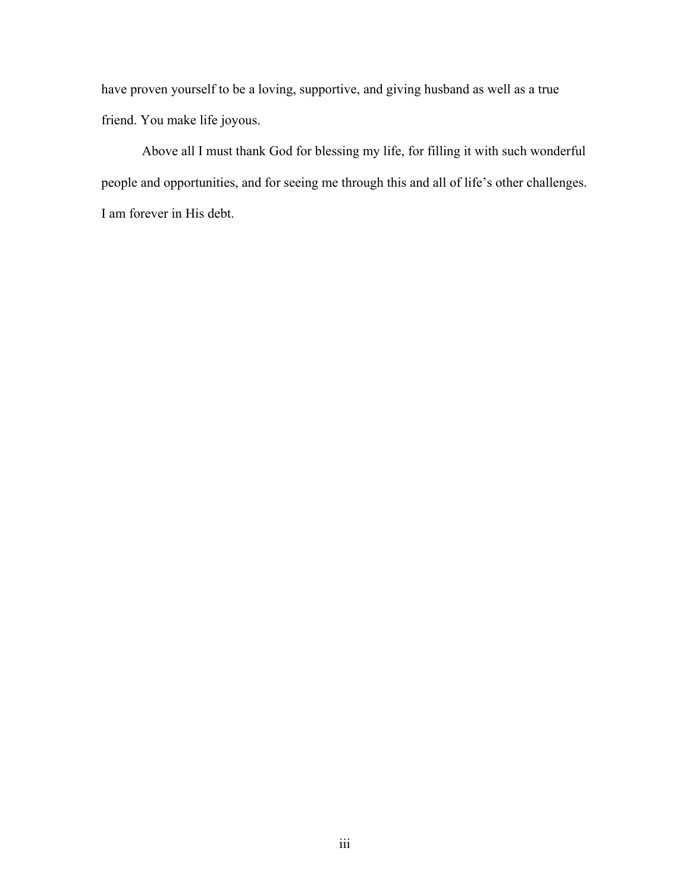have proven yourself to be a loving, supportive, and giving husband as well as a true friend. You make life joyous.

Above all I must thank God for blessing my life, for filling it with such wonderful people and opportunities, and for seeing me through this and all of life's other challenges. I am forever in His debt.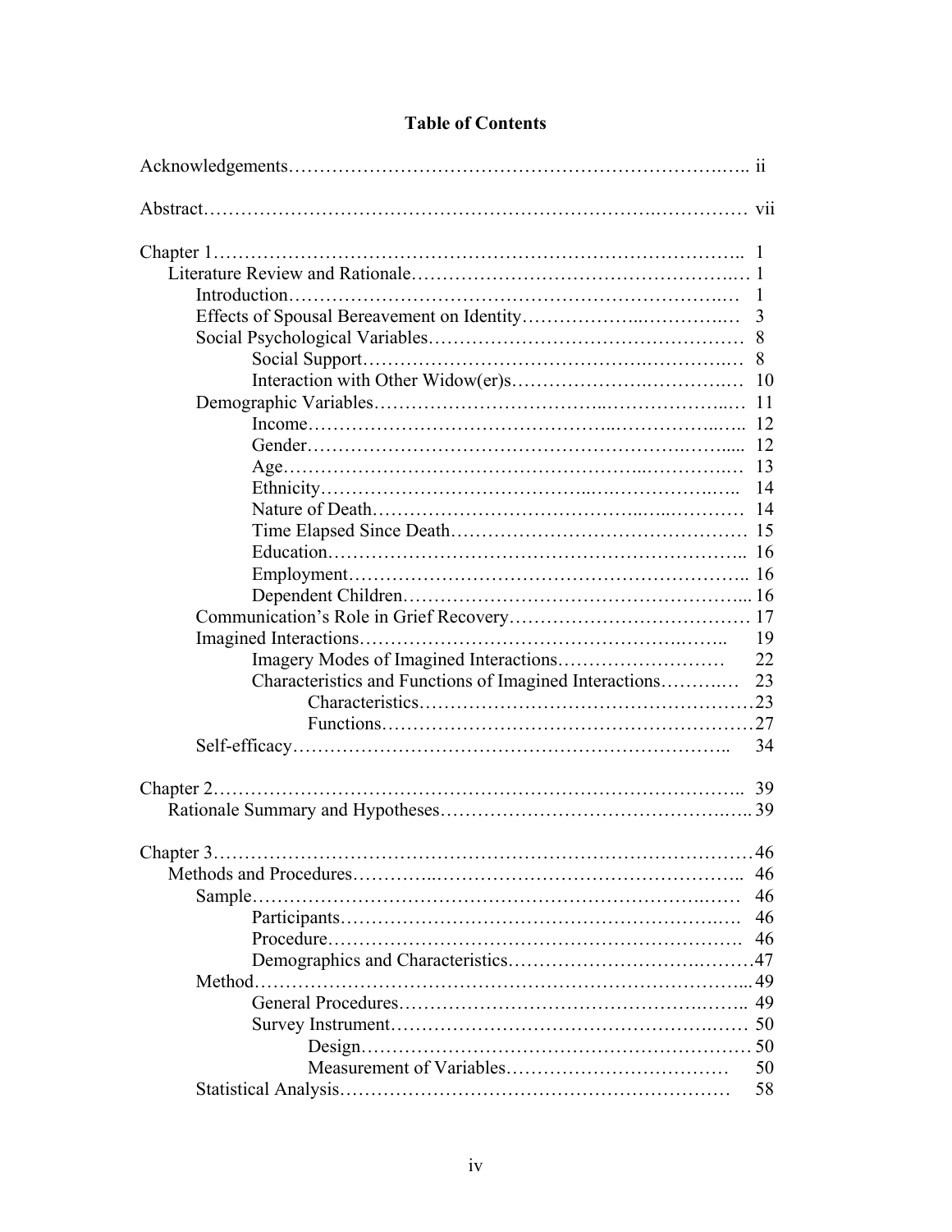# Table of Contents

Acknowledgements…………………………………………………………… ii

Abstract…………………………………………………………… vii

Chapter 1…………………………………………………………… 1

- Literature Review and Rationale…………………………………… 1
  - Introduction…………………………………………………… 1
  - Effects of Spousal Bereavement on Identity…………………… 3
  - Social Psychological Variables………………………………… 8
    - Social Support…………………………………………… 8
    - Interaction with Other Widow(er)s………………………… 10
  - Demographic Variables………………………………………… 11
    - Income…………………………………………………… 12
    - Gender…………………………………………………… 12
    - Age……………………………………………………… 13
    - Ethnicity………………………………………………… 14
    - Nature of Death…………………………………………… 14
    - Time Elapsed Since Death………………………………… 15
    - Education………………………………………………… 16
    - Employment……………………………………………… 16
    - Dependent Children……………………………………… 16
  - Communication's Role in Grief Recovery……………………… 17
  - Imagined Interactions…………………………………………… 19
    - Imagery Modes of Imagined Interactions………………… 22
    - Characteristics and Functions of Imagined Interactions… 23
      - Characteristics…………………………………… 23
      - Functions…………………………………………… 27
  - Self-efficacy…………………………………………………… 34

Chapter 2…………………………………………………………… 39

- Rationale Summary and Hypotheses……………………………… 39

Chapter 3…………………………………………………………… 46

- Methods and Procedures…………………………………………… 46
  - Sample…………………………………………………………… 46
    - Participants……………………………………………… 46
    - Procedure………………………………………………… 46
    - Demographics and Characteristics………………………… 47
  - Method…………………………………………………………… 49
    - General Procedures……………………………………… 49
    - Survey Instrument………………………………………… 50
      - Design……………………………………………… 50
      - Measurement of Variables………………………… 50
  - Statistical Analysis……………………………………………… 58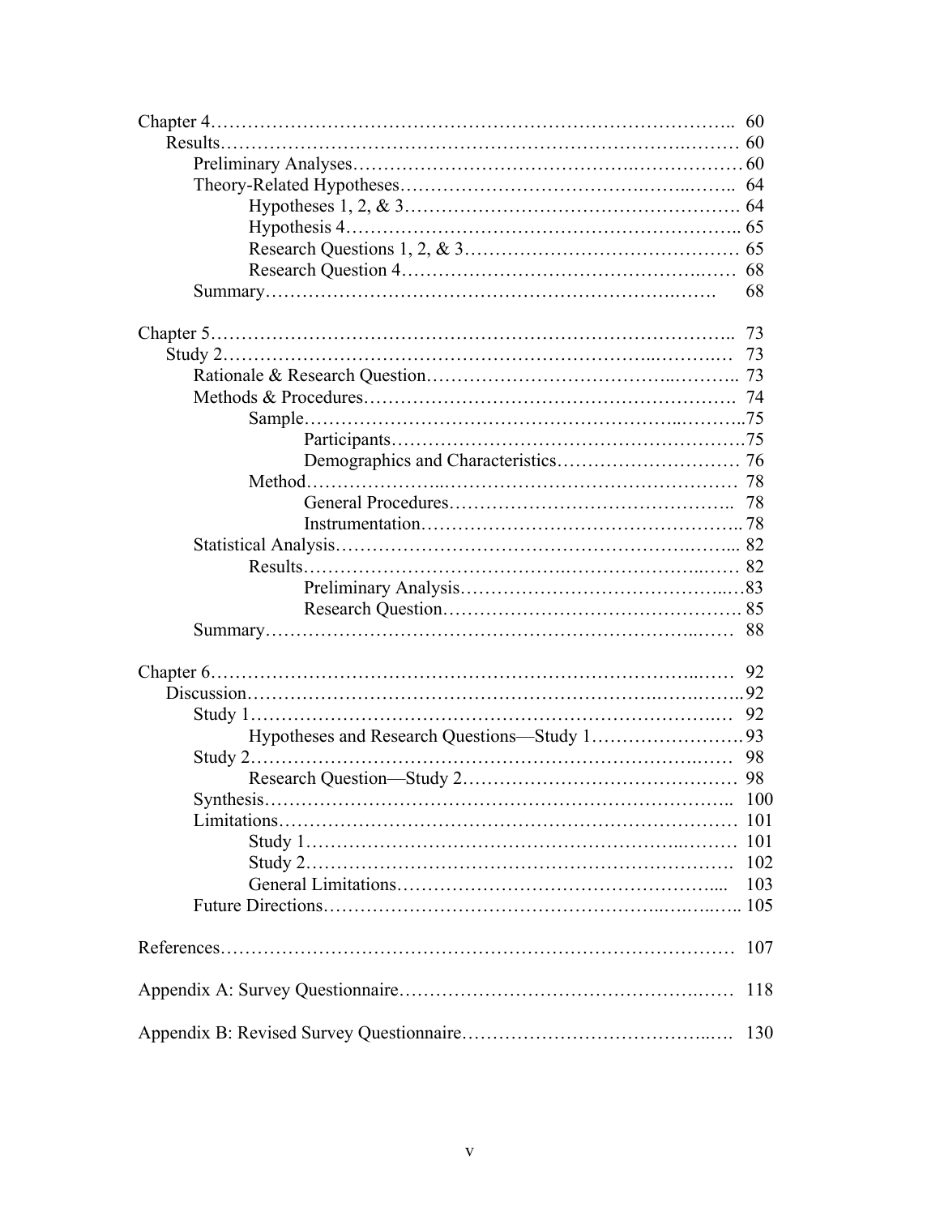Chapter 4 .......... 60
- Results .......... 60
  - Preliminary Analyses .......... 60
  - Theory-Related Hypotheses .......... 64
    - Hypotheses 1, 2, & 3 .......... 64
    - Hypothesis 4 .......... 65
    - Research Questions 1, 2, & 3 .......... 65
    - Research Question 4 .......... 68
  - Summary .......... 68

Chapter 5 .......... 73
- Study 2 .......... 73
  - Rationale & Research Question .......... 73
  - Methods & Procedures .......... 74
    - Sample .......... 75
      - Participants .......... 75
      - Demographics and Characteristics .......... 76
    - Method .......... 78
      - General Procedures .......... 78
      - Instrumentation .......... 78
  - Statistical Analysis .......... 82
    - Results .......... 82
      - Preliminary Analysis .......... 83
      - Research Question .......... 85
  - Summary .......... 88

Chapter 6 .......... 92
- Discussion .......... 92
  - Study 1 .......... 92
    - Hypotheses and Research Questions—Study 1 .......... 93
  - Study 2 .......... 98
    - Research Question—Study 2 .......... 98
  - Synthesis .......... 100
  - Limitations .......... 101
    - Study 1 .......... 101
    - Study 2 .......... 102
    - General Limitations .......... 103
  - Future Directions .......... 105

References .......... 107

Appendix A: Survey Questionnaire .......... 118

Appendix B: Revised Survey Questionnaire .......... 130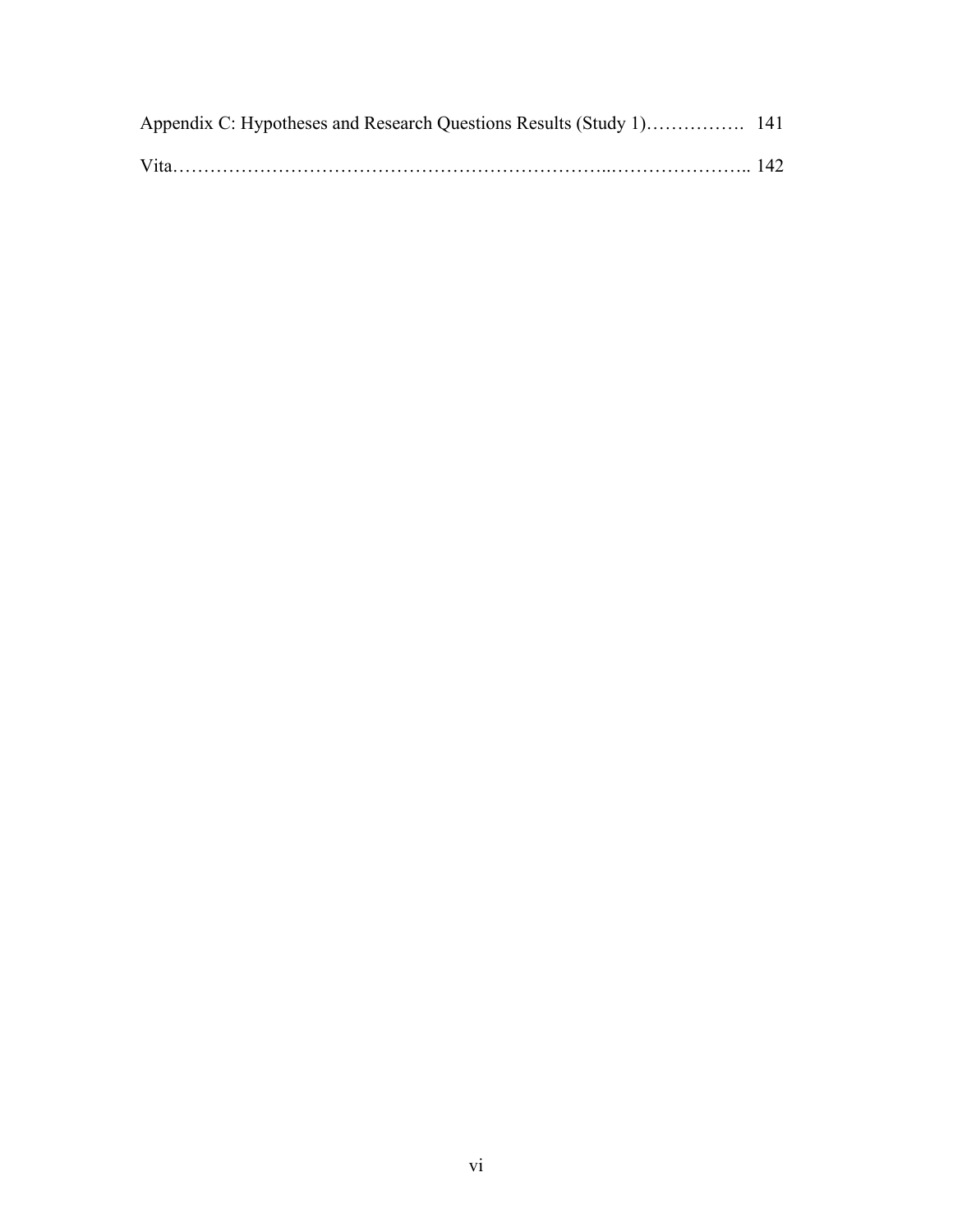Appendix C: Hypotheses and Research Questions Results (Study 1)……………. 141

Vita…………………………………………………………...………………….. 142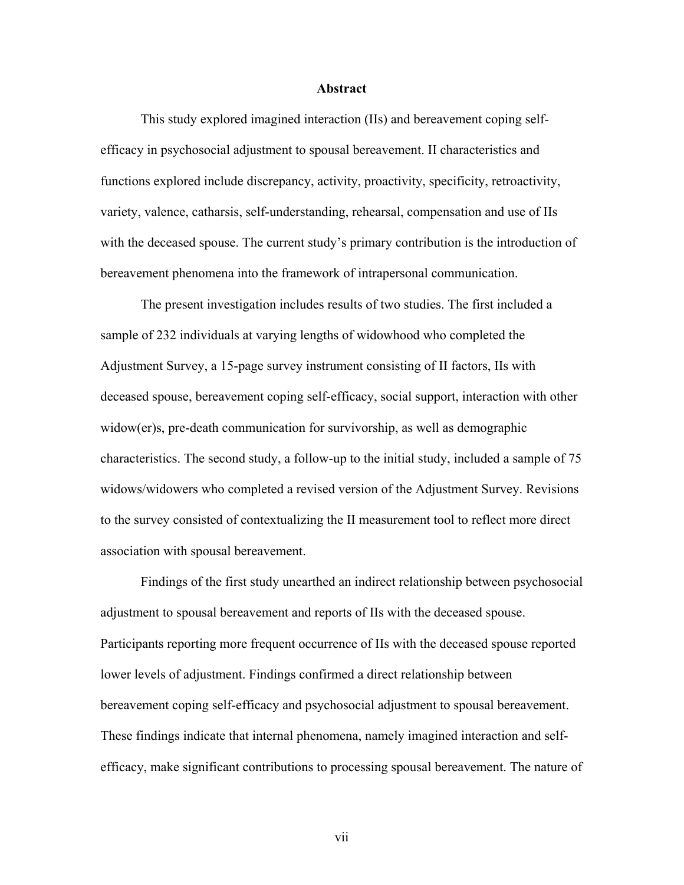# Abstract

This study explored imagined interaction (IIs) and bereavement coping self-efficacy in psychosocial adjustment to spousal bereavement. II characteristics and functions explored include discrepancy, activity, proactivity, specificity, retroactivity, variety, valence, catharsis, self-understanding, rehearsal, compensation and use of IIs with the deceased spouse. The current study's primary contribution is the introduction of bereavement phenomena into the framework of intrapersonal communication.

The present investigation includes results of two studies. The first included a sample of 232 individuals at varying lengths of widowhood who completed the Adjustment Survey, a 15-page survey instrument consisting of II factors, IIs with deceased spouse, bereavement coping self-efficacy, social support, interaction with other widow(er)s, pre-death communication for survivorship, as well as demographic characteristics. The second study, a follow-up to the initial study, included a sample of 75 widows/widowers who completed a revised version of the Adjustment Survey. Revisions to the survey consisted of contextualizing the II measurement tool to reflect more direct association with spousal bereavement.

Findings of the first study unearthed an indirect relationship between psychosocial adjustment to spousal bereavement and reports of IIs with the deceased spouse. Participants reporting more frequent occurrence of IIs with the deceased spouse reported lower levels of adjustment. Findings confirmed a direct relationship between bereavement coping self-efficacy and psychosocial adjustment to spousal bereavement. These findings indicate that internal phenomena, namely imagined interaction and self-efficacy, make significant contributions to processing spousal bereavement. The nature of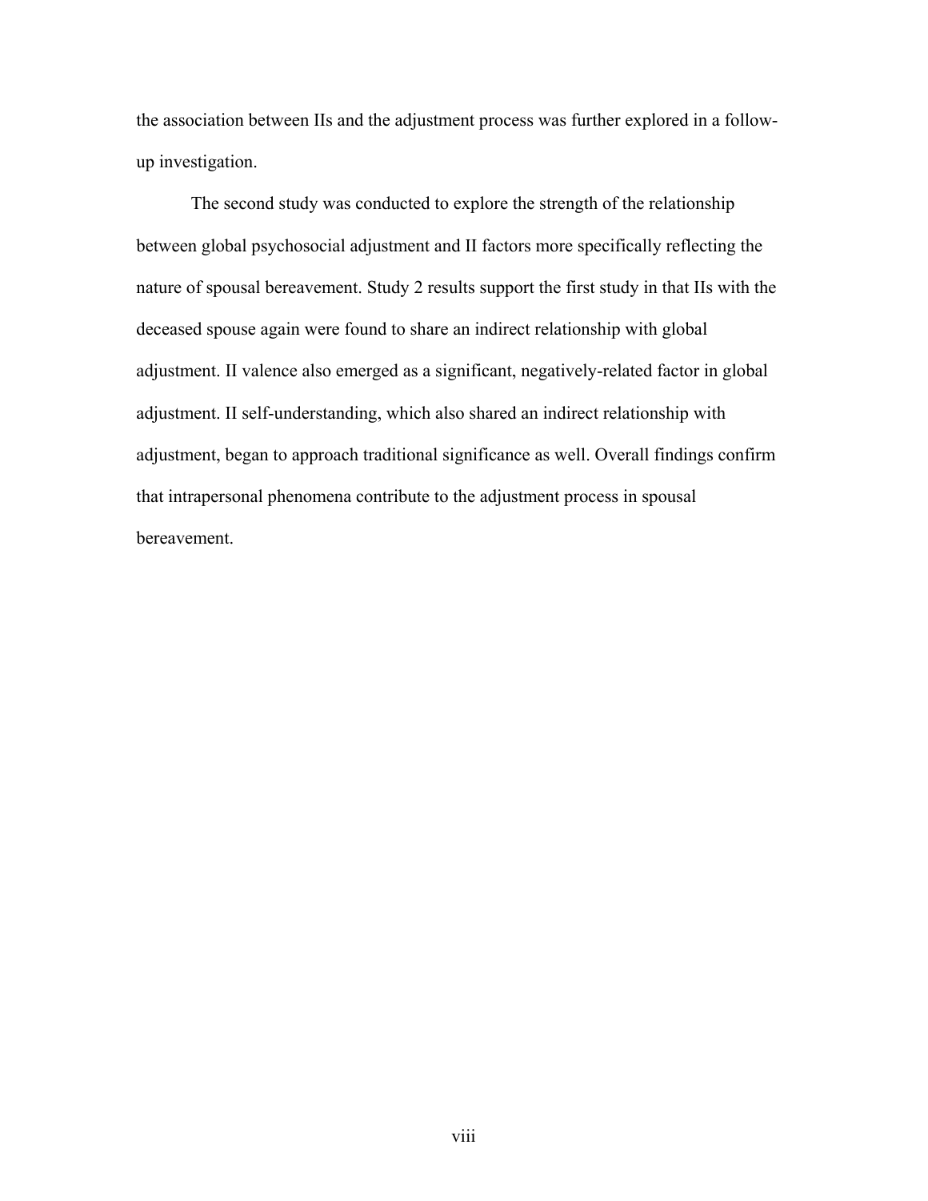the association between IIs and the adjustment process was further explored in a follow-up investigation.

The second study was conducted to explore the strength of the relationship between global psychosocial adjustment and II factors more specifically reflecting the nature of spousal bereavement. Study 2 results support the first study in that IIs with the deceased spouse again were found to share an indirect relationship with global adjustment. II valence also emerged as a significant, negatively-related factor in global adjustment. II self-understanding, which also shared an indirect relationship with adjustment, began to approach traditional significance as well. Overall findings confirm that intrapersonal phenomena contribute to the adjustment process in spousal bereavement.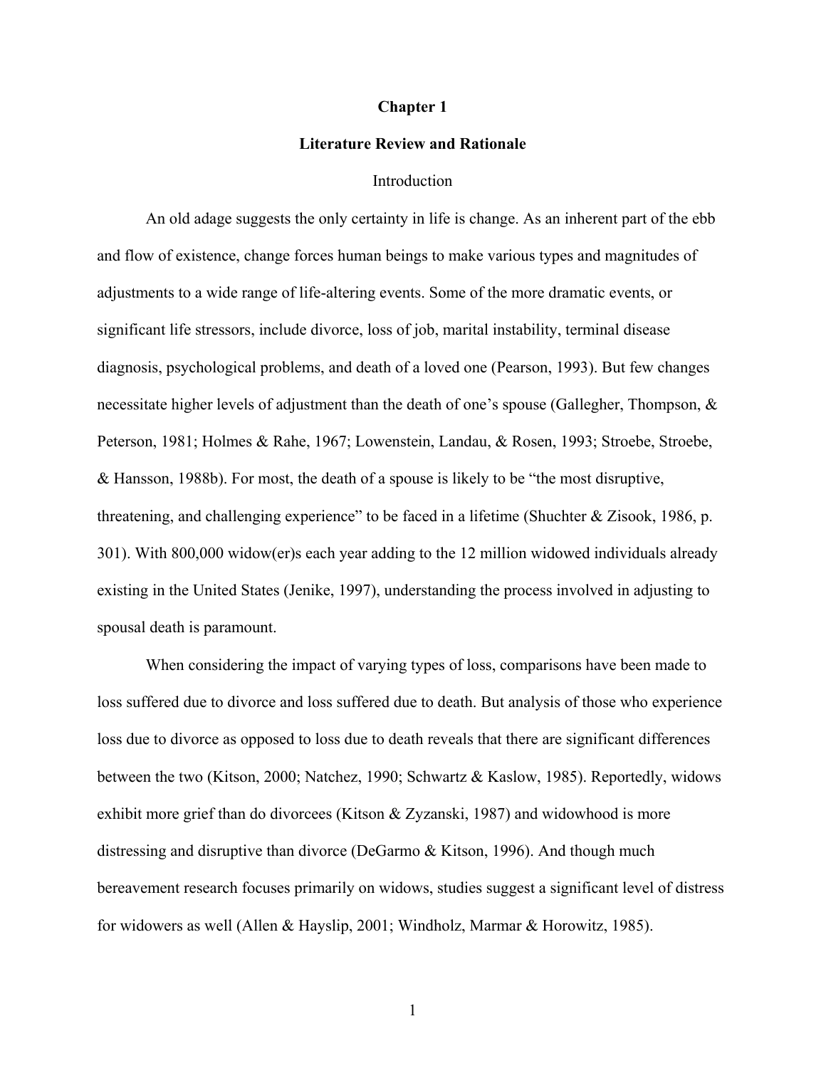# Chapter 1

## Literature Review and Rationale

### Introduction

An old adage suggests the only certainty in life is change. As an inherent part of the ebb and flow of existence, change forces human beings to make various types and magnitudes of adjustments to a wide range of life-altering events. Some of the more dramatic events, or significant life stressors, include divorce, loss of job, marital instability, terminal disease diagnosis, psychological problems, and death of a loved one (Pearson, 1993). But few changes necessitate higher levels of adjustment than the death of one's spouse (Gallegher, Thompson, & Peterson, 1981; Holmes & Rahe, 1967; Lowenstein, Landau, & Rosen, 1993; Stroebe, Stroebe, & Hansson, 1988b). For most, the death of a spouse is likely to be "the most disruptive, threatening, and challenging experience" to be faced in a lifetime (Shuchter & Zisook, 1986, p. 301). With 800,000 widow(er)s each year adding to the 12 million widowed individuals already existing in the United States (Jenike, 1997), understanding the process involved in adjusting to spousal death is paramount.

When considering the impact of varying types of loss, comparisons have been made to loss suffered due to divorce and loss suffered due to death. But analysis of those who experience loss due to divorce as opposed to loss due to death reveals that there are significant differences between the two (Kitson, 2000; Natchez, 1990; Schwartz & Kaslow, 1985). Reportedly, widows exhibit more grief than do divorcees (Kitson & Zyzanski, 1987) and widowhood is more distressing and disruptive than divorce (DeGarmo & Kitson, 1996). And though much bereavement research focuses primarily on widows, studies suggest a significant level of distress for widowers as well (Allen & Hayslip, 2001; Windholz, Marmar & Horowitz, 1985).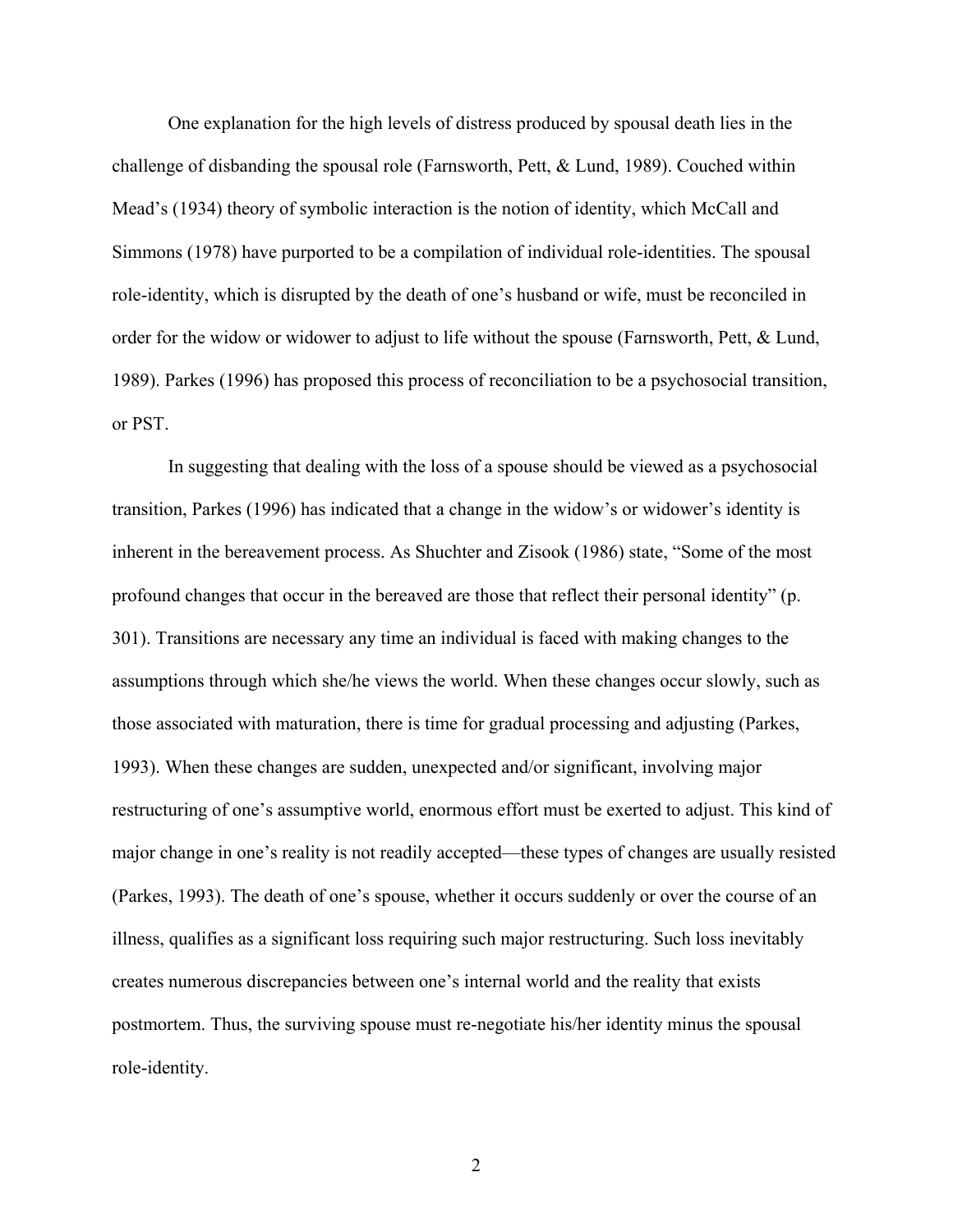One explanation for the high levels of distress produced by spousal death lies in the challenge of disbanding the spousal role (Farnsworth, Pett, & Lund, 1989). Couched within Mead's (1934) theory of symbolic interaction is the notion of identity, which McCall and Simmons (1978) have purported to be a compilation of individual role-identities. The spousal role-identity, which is disrupted by the death of one's husband or wife, must be reconciled in order for the widow or widower to adjust to life without the spouse (Farnsworth, Pett, & Lund, 1989). Parkes (1996) has proposed this process of reconciliation to be a psychosocial transition, or PST.

In suggesting that dealing with the loss of a spouse should be viewed as a psychosocial transition, Parkes (1996) has indicated that a change in the widow's or widower's identity is inherent in the bereavement process. As Shuchter and Zisook (1986) state, "Some of the most profound changes that occur in the bereaved are those that reflect their personal identity" (p. 301). Transitions are necessary any time an individual is faced with making changes to the assumptions through which she/he views the world. When these changes occur slowly, such as those associated with maturation, there is time for gradual processing and adjusting (Parkes, 1993). When these changes are sudden, unexpected and/or significant, involving major restructuring of one's assumptive world, enormous effort must be exerted to adjust. This kind of major change in one's reality is not readily accepted—these types of changes are usually resisted (Parkes, 1993). The death of one's spouse, whether it occurs suddenly or over the course of an illness, qualifies as a significant loss requiring such major restructuring. Such loss inevitably creates numerous discrepancies between one's internal world and the reality that exists postmortem. Thus, the surviving spouse must re-negotiate his/her identity minus the spousal role-identity.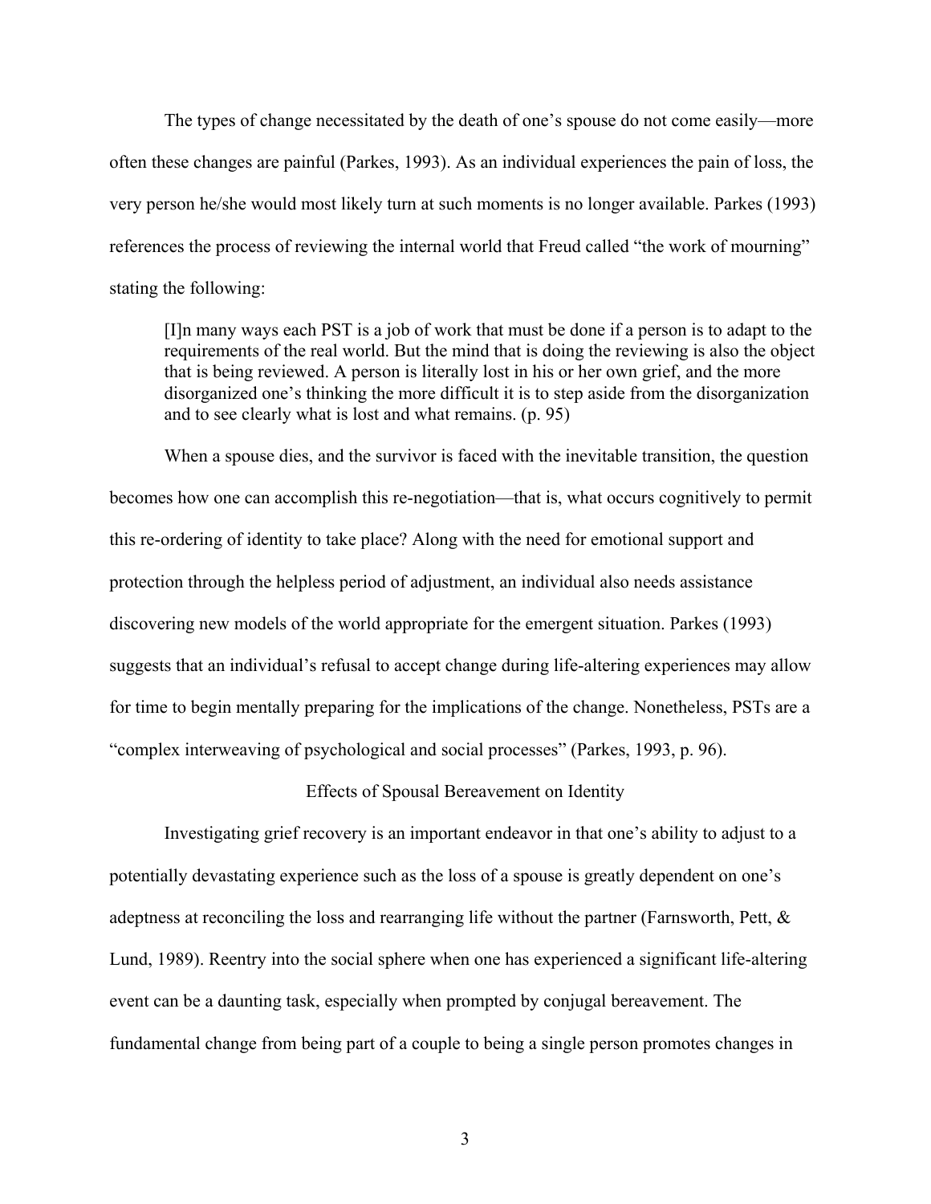The types of change necessitated by the death of one's spouse do not come easily—more often these changes are painful (Parkes, 1993). As an individual experiences the pain of loss, the very person he/she would most likely turn at such moments is no longer available. Parkes (1993) references the process of reviewing the internal world that Freud called "the work of mourning" stating the following:

> [I]n many ways each PST is a job of work that must be done if a person is to adapt to the requirements of the real world. But the mind that is doing the reviewing is also the object that is being reviewed. A person is literally lost in his or her own grief, and the more disorganized one's thinking the more difficult it is to step aside from the disorganization and to see clearly what is lost and what remains. (p. 95)

When a spouse dies, and the survivor is faced with the inevitable transition, the question becomes how one can accomplish this re-negotiation—that is, what occurs cognitively to permit this re-ordering of identity to take place? Along with the need for emotional support and protection through the helpless period of adjustment, an individual also needs assistance discovering new models of the world appropriate for the emergent situation. Parkes (1993) suggests that an individual's refusal to accept change during life-altering experiences may allow for time to begin mentally preparing for the implications of the change. Nonetheless, PSTs are a "complex interweaving of psychological and social processes" (Parkes, 1993, p. 96).

## Effects of Spousal Bereavement on Identity

Investigating grief recovery is an important endeavor in that one's ability to adjust to a potentially devastating experience such as the loss of a spouse is greatly dependent on one's adeptness at reconciling the loss and rearranging life without the partner (Farnsworth, Pett, & Lund, 1989). Reentry into the social sphere when one has experienced a significant life-altering event can be a daunting task, especially when prompted by conjugal bereavement. The fundamental change from being part of a couple to being a single person promotes changes in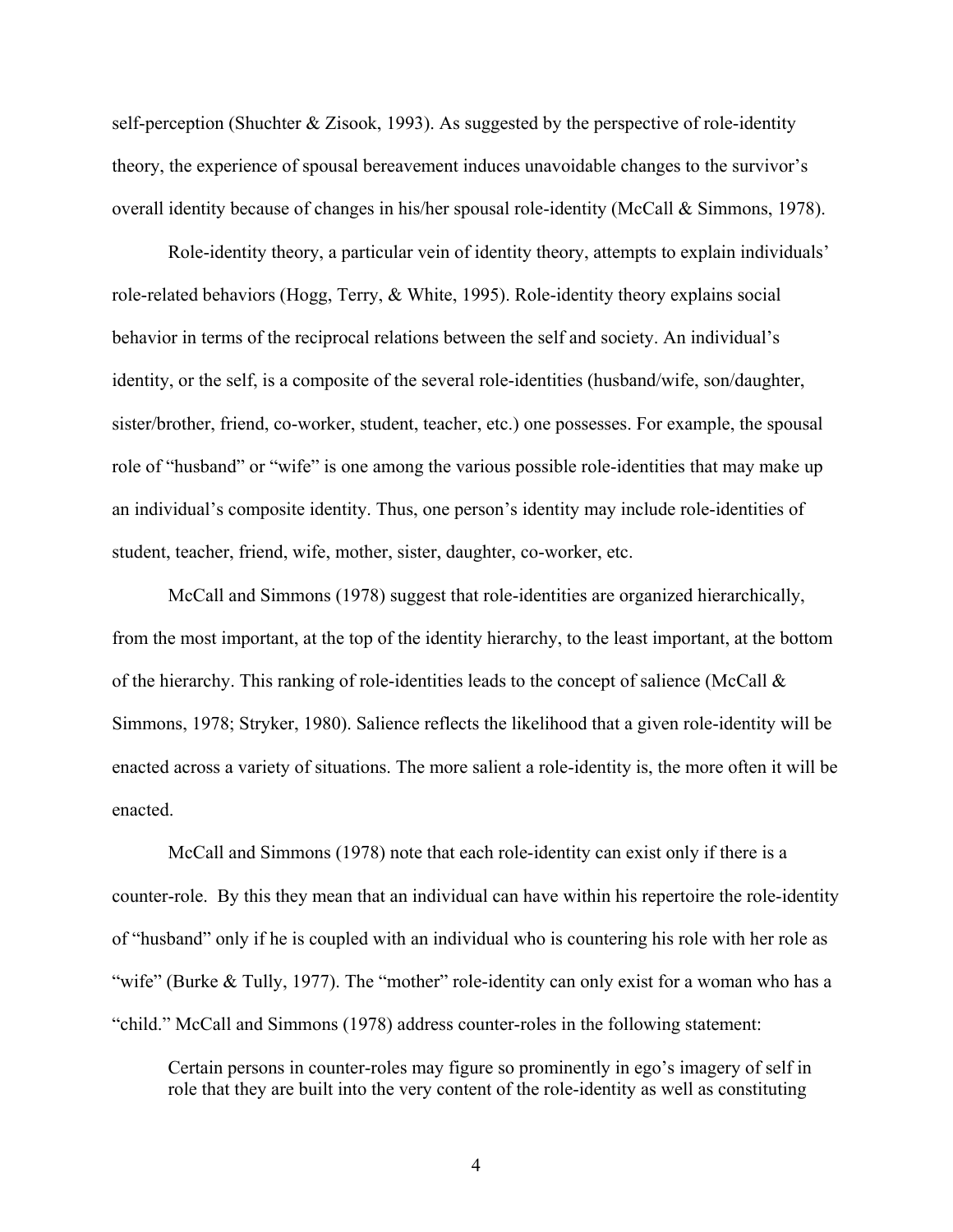self-perception (Shuchter & Zisook, 1993). As suggested by the perspective of role-identity theory, the experience of spousal bereavement induces unavoidable changes to the survivor's overall identity because of changes in his/her spousal role-identity (McCall & Simmons, 1978).

Role-identity theory, a particular vein of identity theory, attempts to explain individuals' role-related behaviors (Hogg, Terry, & White, 1995). Role-identity theory explains social behavior in terms of the reciprocal relations between the self and society. An individual's identity, or the self, is a composite of the several role-identities (husband/wife, son/daughter, sister/brother, friend, co-worker, student, teacher, etc.) one possesses. For example, the spousal role of "husband" or "wife" is one among the various possible role-identities that may make up an individual's composite identity. Thus, one person's identity may include role-identities of student, teacher, friend, wife, mother, sister, daughter, co-worker, etc.

McCall and Simmons (1978) suggest that role-identities are organized hierarchically, from the most important, at the top of the identity hierarchy, to the least important, at the bottom of the hierarchy. This ranking of role-identities leads to the concept of salience (McCall & Simmons, 1978; Stryker, 1980). Salience reflects the likelihood that a given role-identity will be enacted across a variety of situations. The more salient a role-identity is, the more often it will be enacted.

McCall and Simmons (1978) note that each role-identity can exist only if there is a counter-role. By this they mean that an individual can have within his repertoire the role-identity of "husband" only if he is coupled with an individual who is countering his role with her role as "wife" (Burke & Tully, 1977). The "mother" role-identity can only exist for a woman who has a "child." McCall and Simmons (1978) address counter-roles in the following statement:

> Certain persons in counter-roles may figure so prominently in ego's imagery of self in role that they are built into the very content of the role-identity as well as constituting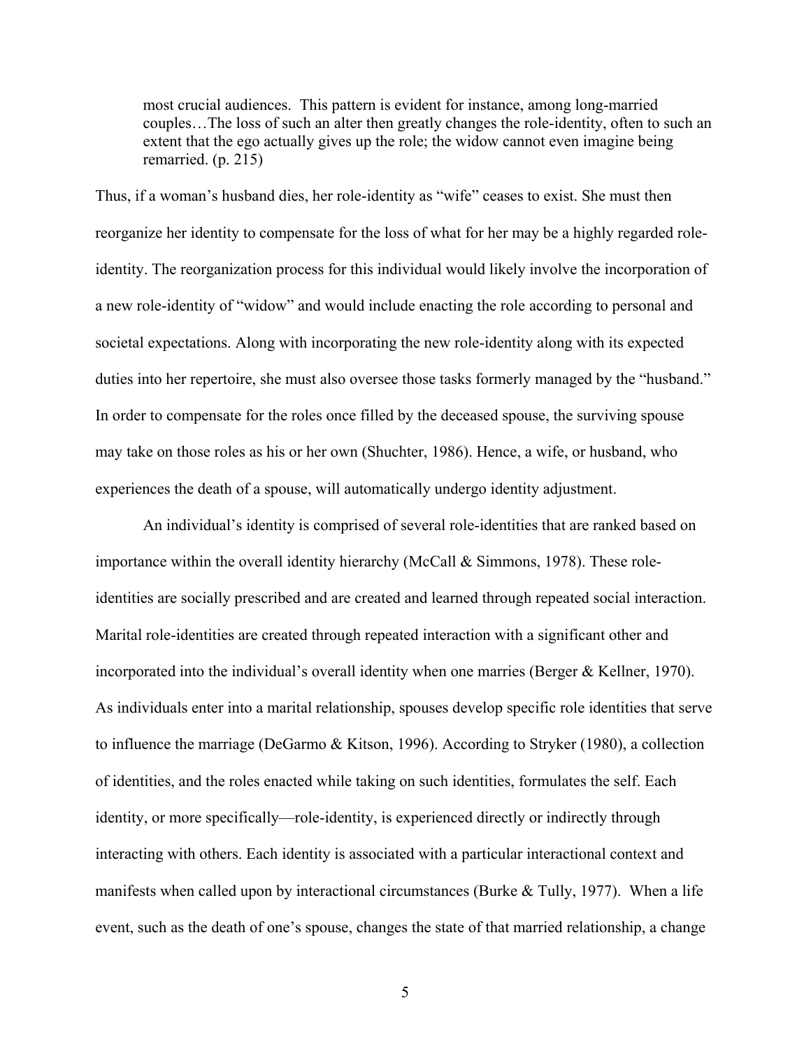> most crucial audiences. This pattern is evident for instance, among long-married couples…The loss of such an alter then greatly changes the role-identity, often to such an extent that the ego actually gives up the role; the widow cannot even imagine being remarried. (p. 215)

Thus, if a woman's husband dies, her role-identity as "wife" ceases to exist. She must then reorganize her identity to compensate for the loss of what for her may be a highly regarded role-identity. The reorganization process for this individual would likely involve the incorporation of a new role-identity of "widow" and would include enacting the role according to personal and societal expectations. Along with incorporating the new role-identity along with its expected duties into her repertoire, she must also oversee those tasks formerly managed by the "husband." In order to compensate for the roles once filled by the deceased spouse, the surviving spouse may take on those roles as his or her own (Shuchter, 1986). Hence, a wife, or husband, who experiences the death of a spouse, will automatically undergo identity adjustment.

An individual's identity is comprised of several role-identities that are ranked based on importance within the overall identity hierarchy (McCall & Simmons, 1978). These role-identities are socially prescribed and are created and learned through repeated social interaction. Marital role-identities are created through repeated interaction with a significant other and incorporated into the individual's overall identity when one marries (Berger & Kellner, 1970). As individuals enter into a marital relationship, spouses develop specific role identities that serve to influence the marriage (DeGarmo & Kitson, 1996). According to Stryker (1980), a collection of identities, and the roles enacted while taking on such identities, formulates the self. Each identity, or more specifically—role-identity, is experienced directly or indirectly through interacting with others. Each identity is associated with a particular interactional context and manifests when called upon by interactional circumstances (Burke & Tully, 1977). When a life event, such as the death of one's spouse, changes the state of that married relationship, a change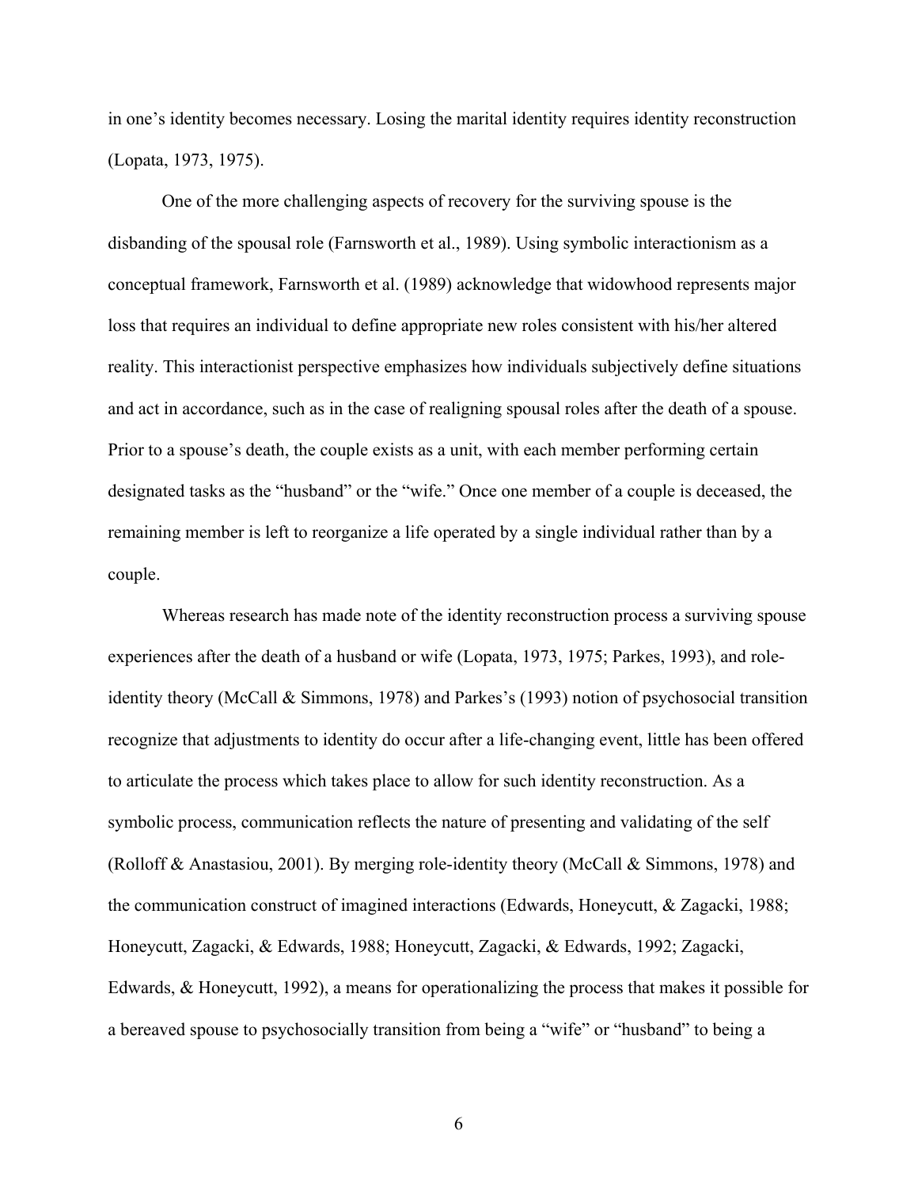in one's identity becomes necessary. Losing the marital identity requires identity reconstruction (Lopata, 1973, 1975).

One of the more challenging aspects of recovery for the surviving spouse is the disbanding of the spousal role (Farnsworth et al., 1989). Using symbolic interactionism as a conceptual framework, Farnsworth et al. (1989) acknowledge that widowhood represents major loss that requires an individual to define appropriate new roles consistent with his/her altered reality. This interactionist perspective emphasizes how individuals subjectively define situations and act in accordance, such as in the case of realigning spousal roles after the death of a spouse. Prior to a spouse's death, the couple exists as a unit, with each member performing certain designated tasks as the "husband" or the "wife." Once one member of a couple is deceased, the remaining member is left to reorganize a life operated by a single individual rather than by a couple.

Whereas research has made note of the identity reconstruction process a surviving spouse experiences after the death of a husband or wife (Lopata, 1973, 1975; Parkes, 1993), and role-identity theory (McCall & Simmons, 1978) and Parkes's (1993) notion of psychosocial transition recognize that adjustments to identity do occur after a life-changing event, little has been offered to articulate the process which takes place to allow for such identity reconstruction. As a symbolic process, communication reflects the nature of presenting and validating of the self (Rolloff & Anastasiou, 2001). By merging role-identity theory (McCall & Simmons, 1978) and the communication construct of imagined interactions (Edwards, Honeycutt, & Zagacki, 1988; Honeycutt, Zagacki, & Edwards, 1988; Honeycutt, Zagacki, & Edwards, 1992; Zagacki, Edwards, & Honeycutt, 1992), a means for operationalizing the process that makes it possible for a bereaved spouse to psychosocially transition from being a "wife" or "husband" to being a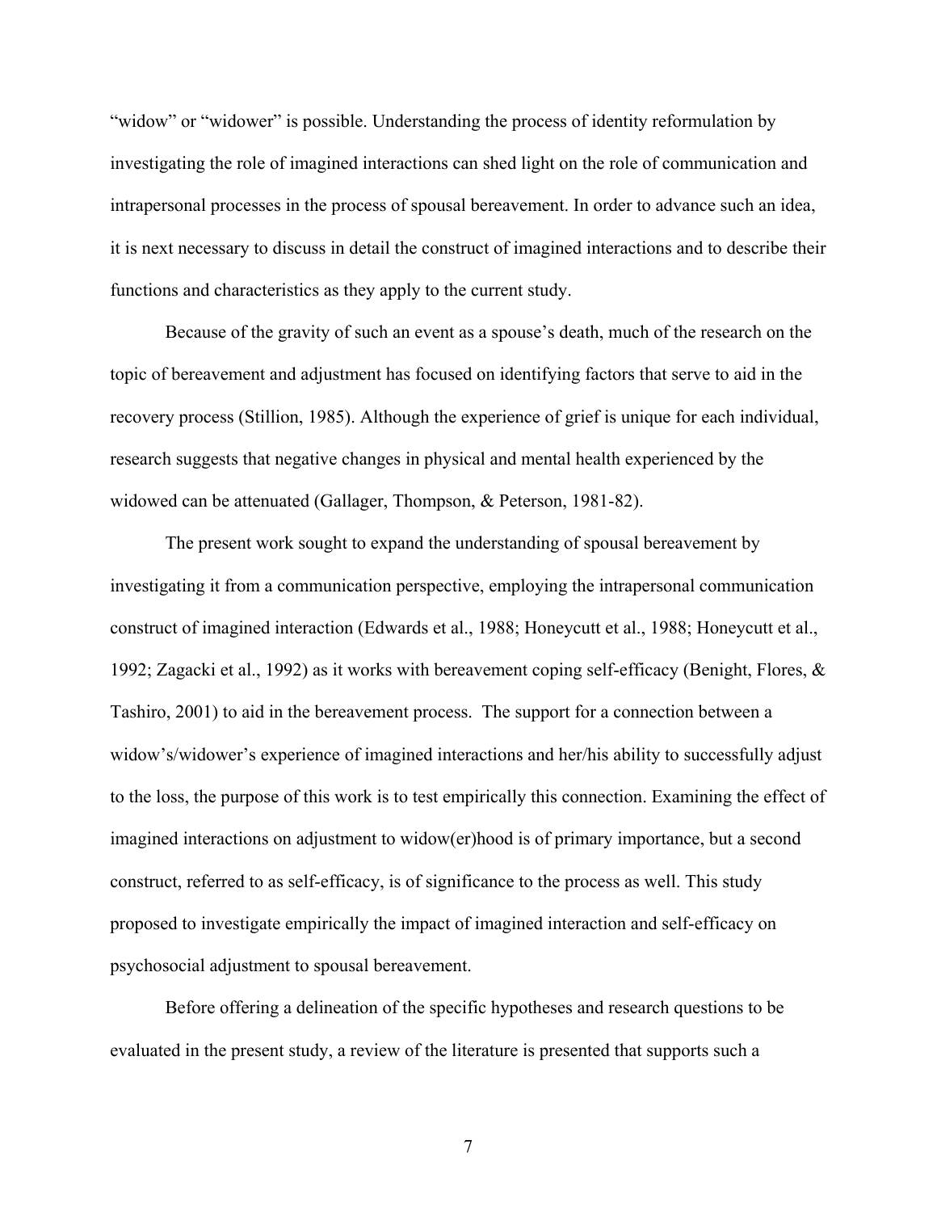"widow" or "widower" is possible. Understanding the process of identity reformulation by investigating the role of imagined interactions can shed light on the role of communication and intrapersonal processes in the process of spousal bereavement. In order to advance such an idea, it is next necessary to discuss in detail the construct of imagined interactions and to describe their functions and characteristics as they apply to the current study.

Because of the gravity of such an event as a spouse's death, much of the research on the topic of bereavement and adjustment has focused on identifying factors that serve to aid in the recovery process (Stillion, 1985). Although the experience of grief is unique for each individual, research suggests that negative changes in physical and mental health experienced by the widowed can be attenuated (Gallager, Thompson, & Peterson, 1981-82).

The present work sought to expand the understanding of spousal bereavement by investigating it from a communication perspective, employing the intrapersonal communication construct of imagined interaction (Edwards et al., 1988; Honeycutt et al., 1988; Honeycutt et al., 1992; Zagacki et al., 1992) as it works with bereavement coping self-efficacy (Benight, Flores, & Tashiro, 2001) to aid in the bereavement process. The support for a connection between a widow's/widower's experience of imagined interactions and her/his ability to successfully adjust to the loss, the purpose of this work is to test empirically this connection. Examining the effect of imagined interactions on adjustment to widow(er)hood is of primary importance, but a second construct, referred to as self-efficacy, is of significance to the process as well. This study proposed to investigate empirically the impact of imagined interaction and self-efficacy on psychosocial adjustment to spousal bereavement.

Before offering a delineation of the specific hypotheses and research questions to be evaluated in the present study, a review of the literature is presented that supports such a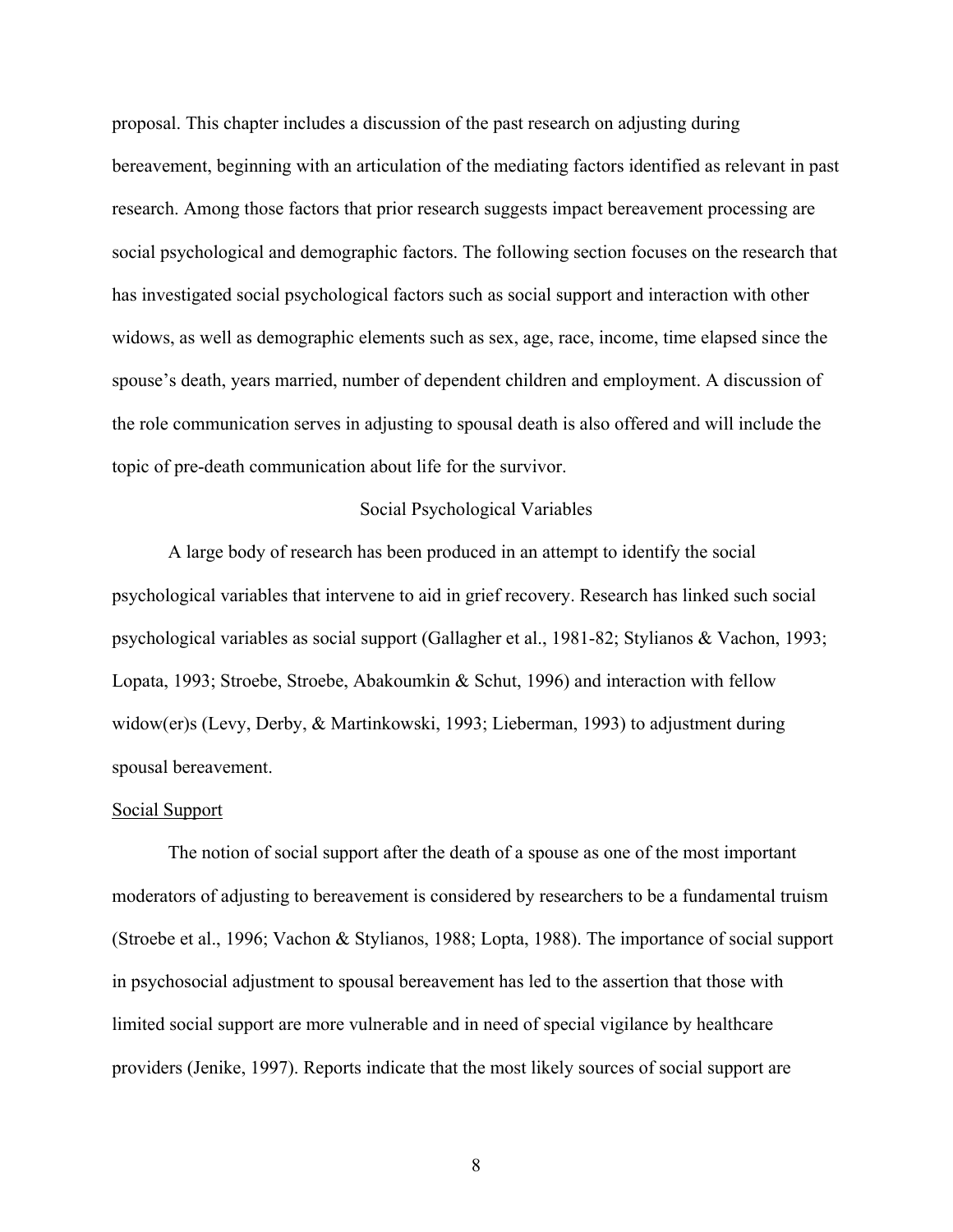proposal. This chapter includes a discussion of the past research on adjusting during bereavement, beginning with an articulation of the mediating factors identified as relevant in past research. Among those factors that prior research suggests impact bereavement processing are social psychological and demographic factors. The following section focuses on the research that has investigated social psychological factors such as social support and interaction with other widows, as well as demographic elements such as sex, age, race, income, time elapsed since the spouse's death, years married, number of dependent children and employment. A discussion of the role communication serves in adjusting to spousal death is also offered and will include the topic of pre-death communication about life for the survivor.

## Social Psychological Variables

A large body of research has been produced in an attempt to identify the social psychological variables that intervene to aid in grief recovery. Research has linked such social psychological variables as social support (Gallagher et al., 1981-82; Stylianos & Vachon, 1993; Lopata, 1993; Stroebe, Stroebe, Abakoumkin & Schut, 1996) and interaction with fellow widow(er)s (Levy, Derby, & Martinkowski, 1993; Lieberman, 1993) to adjustment during spousal bereavement.

### Social Support

The notion of social support after the death of a spouse as one of the most important moderators of adjusting to bereavement is considered by researchers to be a fundamental truism (Stroebe et al., 1996; Vachon & Stylianos, 1988; Lopta, 1988). The importance of social support in psychosocial adjustment to spousal bereavement has led to the assertion that those with limited social support are more vulnerable and in need of special vigilance by healthcare providers (Jenike, 1997). Reports indicate that the most likely sources of social support are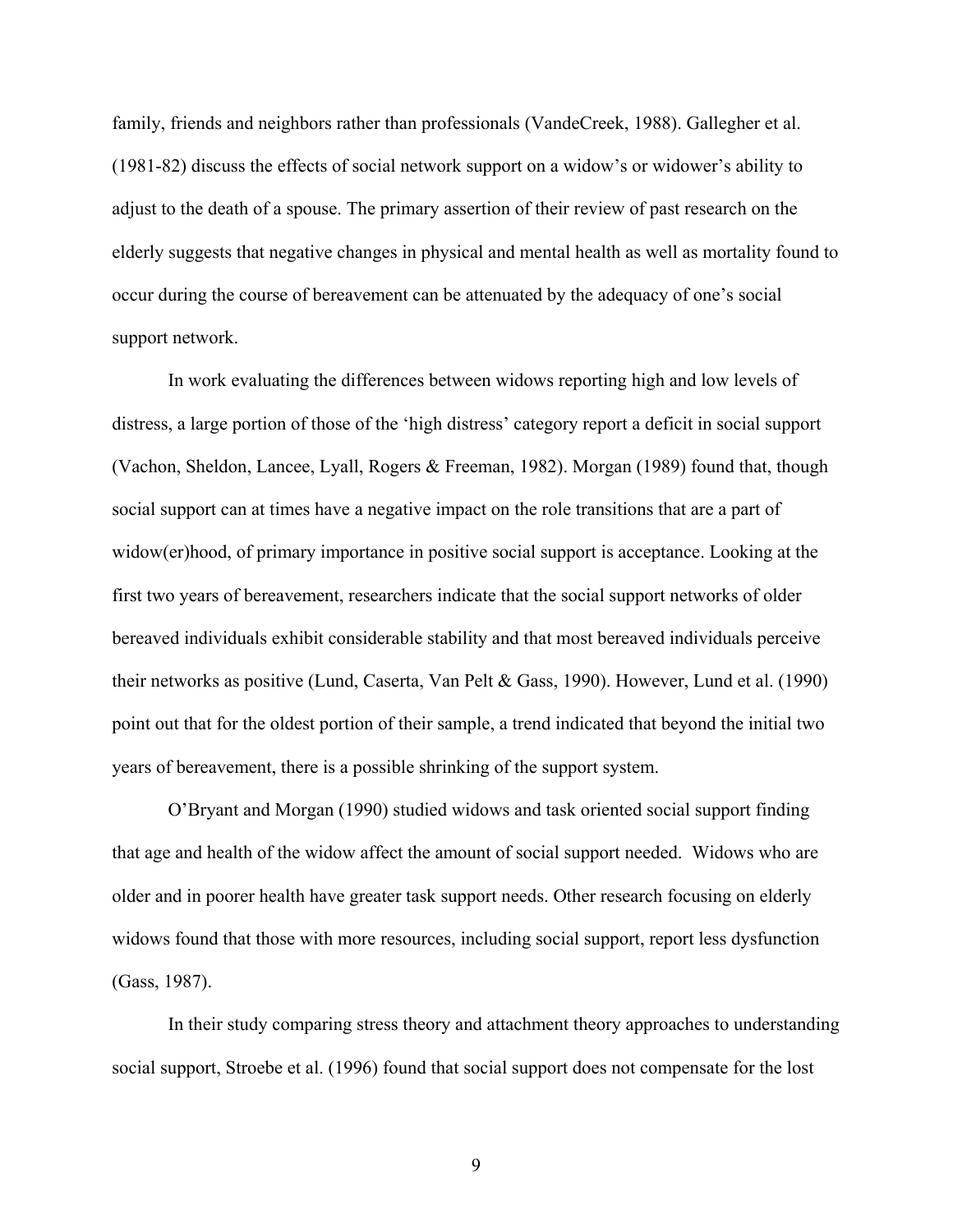family, friends and neighbors rather than professionals (VandeCreek, 1988). Gallegher et al. (1981-82) discuss the effects of social network support on a widow's or widower's ability to adjust to the death of a spouse. The primary assertion of their review of past research on the elderly suggests that negative changes in physical and mental health as well as mortality found to occur during the course of bereavement can be attenuated by the adequacy of one's social support network.

In work evaluating the differences between widows reporting high and low levels of distress, a large portion of those of the 'high distress' category report a deficit in social support (Vachon, Sheldon, Lancee, Lyall, Rogers & Freeman, 1982). Morgan (1989) found that, though social support can at times have a negative impact on the role transitions that are a part of widow(er)hood, of primary importance in positive social support is acceptance. Looking at the first two years of bereavement, researchers indicate that the social support networks of older bereaved individuals exhibit considerable stability and that most bereaved individuals perceive their networks as positive (Lund, Caserta, Van Pelt & Gass, 1990). However, Lund et al. (1990) point out that for the oldest portion of their sample, a trend indicated that beyond the initial two years of bereavement, there is a possible shrinking of the support system.

O'Bryant and Morgan (1990) studied widows and task oriented social support finding that age and health of the widow affect the amount of social support needed. Widows who are older and in poorer health have greater task support needs. Other research focusing on elderly widows found that those with more resources, including social support, report less dysfunction (Gass, 1987).

In their study comparing stress theory and attachment theory approaches to understanding social support, Stroebe et al. (1996) found that social support does not compensate for the lost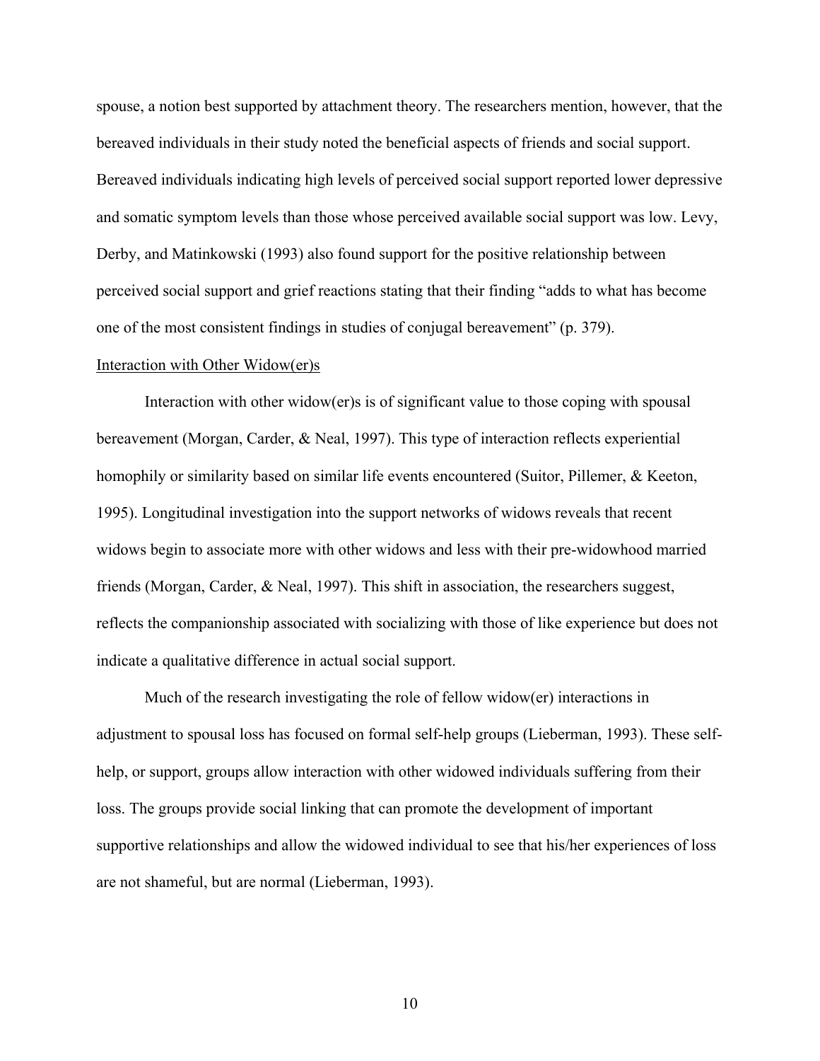spouse, a notion best supported by attachment theory. The researchers mention, however, that the bereaved individuals in their study noted the beneficial aspects of friends and social support. Bereaved individuals indicating high levels of perceived social support reported lower depressive and somatic symptom levels than those whose perceived available social support was low. Levy, Derby, and Matinkowski (1993) also found support for the positive relationship between perceived social support and grief reactions stating that their finding "adds to what has become one of the most consistent findings in studies of conjugal bereavement" (p. 379).

<u>Interaction with Other Widow(er)s</u>

Interaction with other widow(er)s is of significant value to those coping with spousal bereavement (Morgan, Carder, & Neal, 1997). This type of interaction reflects experiential homophily or similarity based on similar life events encountered (Suitor, Pillemer, & Keeton, 1995). Longitudinal investigation into the support networks of widows reveals that recent widows begin to associate more with other widows and less with their pre-widowhood married friends (Morgan, Carder, & Neal, 1997). This shift in association, the researchers suggest, reflects the companionship associated with socializing with those of like experience but does not indicate a qualitative difference in actual social support.

Much of the research investigating the role of fellow widow(er) interactions in adjustment to spousal loss has focused on formal self-help groups (Lieberman, 1993). These self-help, or support, groups allow interaction with other widowed individuals suffering from their loss. The groups provide social linking that can promote the development of important supportive relationships and allow the widowed individual to see that his/her experiences of loss are not shameful, but are normal (Lieberman, 1993).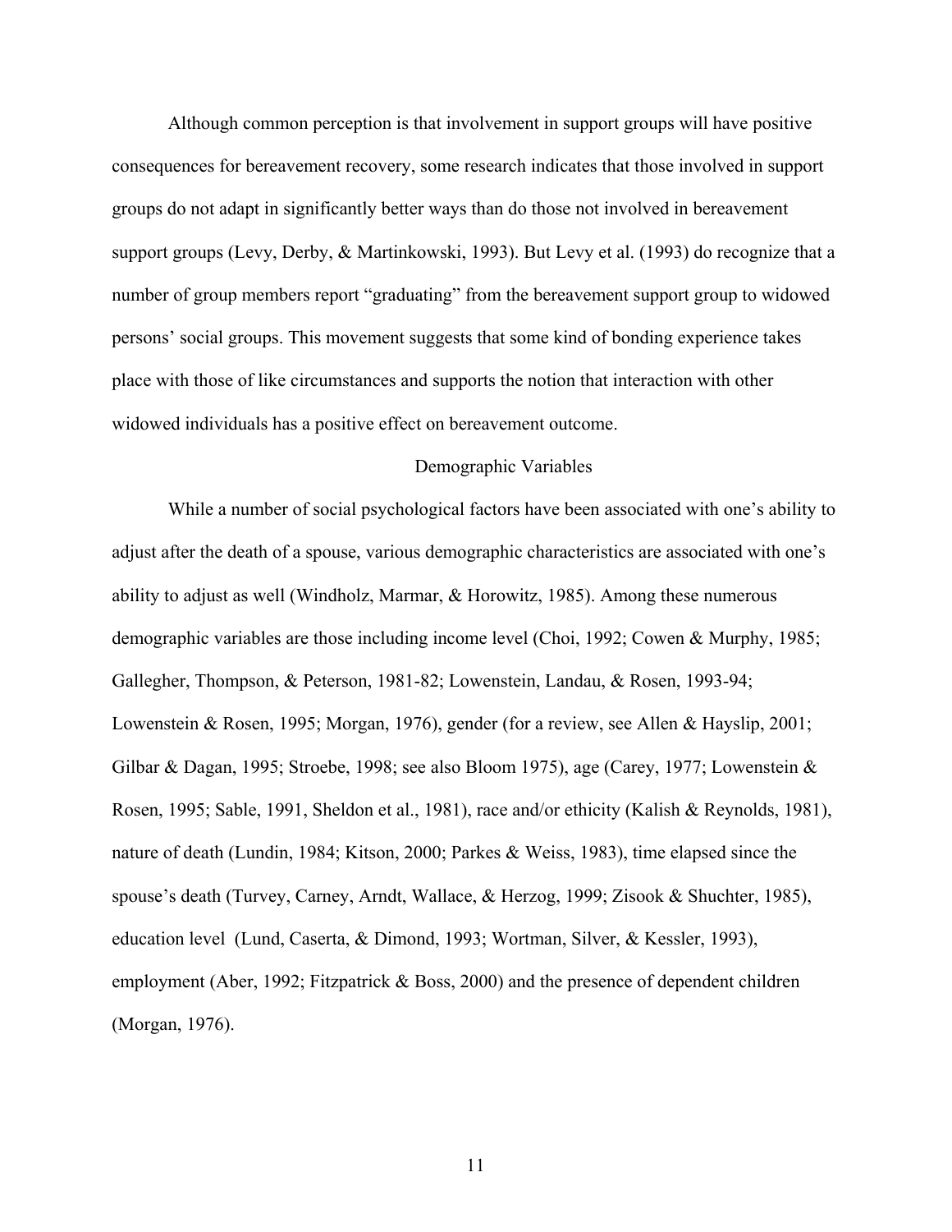Although common perception is that involvement in support groups will have positive consequences for bereavement recovery, some research indicates that those involved in support groups do not adapt in significantly better ways than do those not involved in bereavement support groups (Levy, Derby, & Martinkowski, 1993). But Levy et al. (1993) do recognize that a number of group members report "graduating" from the bereavement support group to widowed persons' social groups. This movement suggests that some kind of bonding experience takes place with those of like circumstances and supports the notion that interaction with other widowed individuals has a positive effect on bereavement outcome.

## Demographic Variables

While a number of social psychological factors have been associated with one's ability to adjust after the death of a spouse, various demographic characteristics are associated with one's ability to adjust as well (Windholz, Marmar, & Horowitz, 1985). Among these numerous demographic variables are those including income level (Choi, 1992; Cowen & Murphy, 1985; Gallegher, Thompson, & Peterson, 1981-82; Lowenstein, Landau, & Rosen, 1993-94; Lowenstein & Rosen, 1995; Morgan, 1976), gender (for a review, see Allen & Hayslip, 2001; Gilbar & Dagan, 1995; Stroebe, 1998; see also Bloom 1975), age (Carey, 1977; Lowenstein & Rosen, 1995; Sable, 1991, Sheldon et al., 1981), race and/or ethicity (Kalish & Reynolds, 1981), nature of death (Lundin, 1984; Kitson, 2000; Parkes & Weiss, 1983), time elapsed since the spouse's death (Turvey, Carney, Arndt, Wallace, & Herzog, 1999; Zisook & Shuchter, 1985), education level (Lund, Caserta, & Dimond, 1993; Wortman, Silver, & Kessler, 1993), employment (Aber, 1992; Fitzpatrick & Boss, 2000) and the presence of dependent children (Morgan, 1976).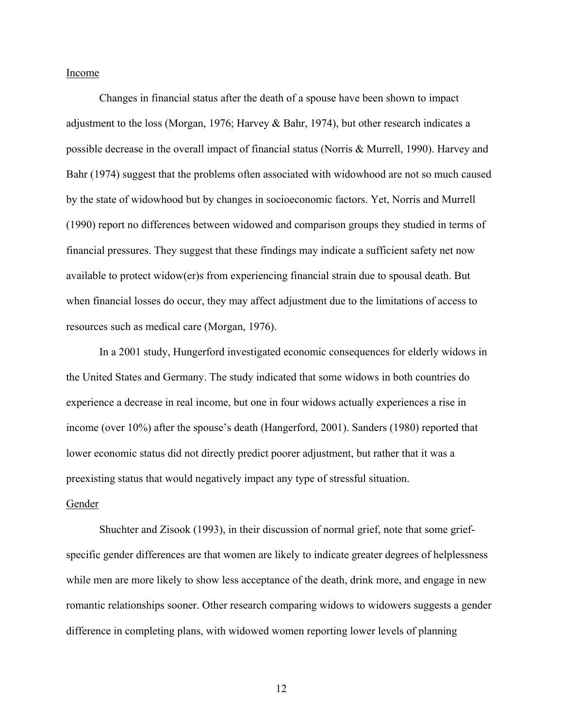Income

Changes in financial status after the death of a spouse have been shown to impact adjustment to the loss (Morgan, 1976; Harvey & Bahr, 1974), but other research indicates a possible decrease in the overall impact of financial status (Norris & Murrell, 1990). Harvey and Bahr (1974) suggest that the problems often associated with widowhood are not so much caused by the state of widowhood but by changes in socioeconomic factors. Yet, Norris and Murrell (1990) report no differences between widowed and comparison groups they studied in terms of financial pressures. They suggest that these findings may indicate a sufficient safety net now available to protect widow(er)s from experiencing financial strain due to spousal death. But when financial losses do occur, they may affect adjustment due to the limitations of access to resources such as medical care (Morgan, 1976).

In a 2001 study, Hungerford investigated economic consequences for elderly widows in the United States and Germany. The study indicated that some widows in both countries do experience a decrease in real income, but one in four widows actually experiences a rise in income (over 10%) after the spouse's death (Hangerford, 2001). Sanders (1980) reported that lower economic status did not directly predict poorer adjustment, but rather that it was a preexisting status that would negatively impact any type of stressful situation.

Gender

Shuchter and Zisook (1993), in their discussion of normal grief, note that some grief-specific gender differences are that women are likely to indicate greater degrees of helplessness while men are more likely to show less acceptance of the death, drink more, and engage in new romantic relationships sooner. Other research comparing widows to widowers suggests a gender difference in completing plans, with widowed women reporting lower levels of planning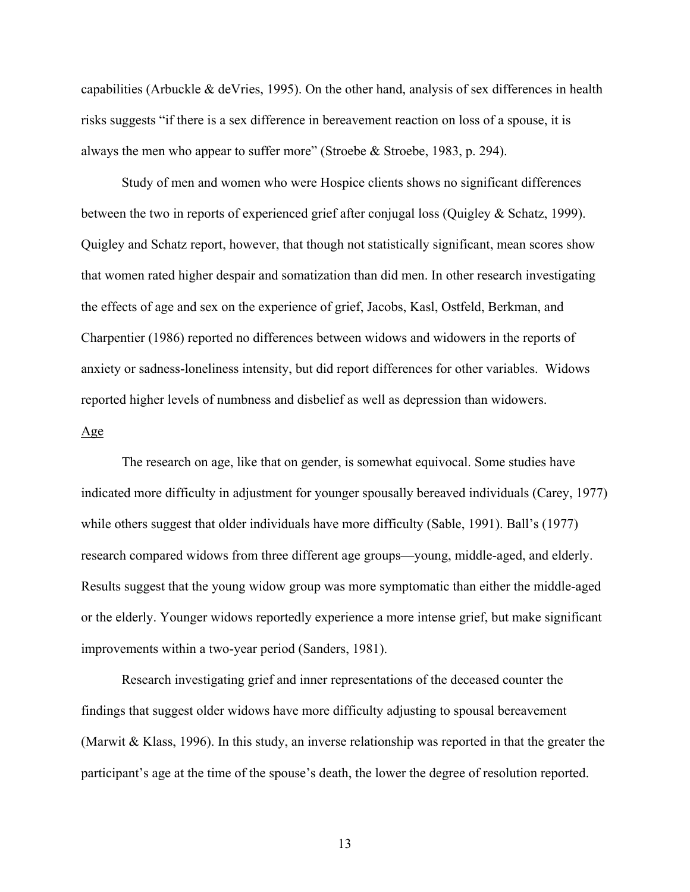capabilities (Arbuckle & deVries, 1995). On the other hand, analysis of sex differences in health risks suggests "if there is a sex difference in bereavement reaction on loss of a spouse, it is always the men who appear to suffer more" (Stroebe & Stroebe, 1983, p. 294).

Study of men and women who were Hospice clients shows no significant differences between the two in reports of experienced grief after conjugal loss (Quigley & Schatz, 1999). Quigley and Schatz report, however, that though not statistically significant, mean scores show that women rated higher despair and somatization than did men. In other research investigating the effects of age and sex on the experience of grief, Jacobs, Kasl, Ostfeld, Berkman, and Charpentier (1986) reported no differences between widows and widowers in the reports of anxiety or sadness-loneliness intensity, but did report differences for other variables. Widows reported higher levels of numbness and disbelief as well as depression than widowers.

## Age

The research on age, like that on gender, is somewhat equivocal. Some studies have indicated more difficulty in adjustment for younger spousally bereaved individuals (Carey, 1977) while others suggest that older individuals have more difficulty (Sable, 1991). Ball's (1977) research compared widows from three different age groups—young, middle-aged, and elderly. Results suggest that the young widow group was more symptomatic than either the middle-aged or the elderly. Younger widows reportedly experience a more intense grief, but make significant improvements within a two-year period (Sanders, 1981).

Research investigating grief and inner representations of the deceased counter the findings that suggest older widows have more difficulty adjusting to spousal bereavement (Marwit & Klass, 1996). In this study, an inverse relationship was reported in that the greater the participant's age at the time of the spouse's death, the lower the degree of resolution reported.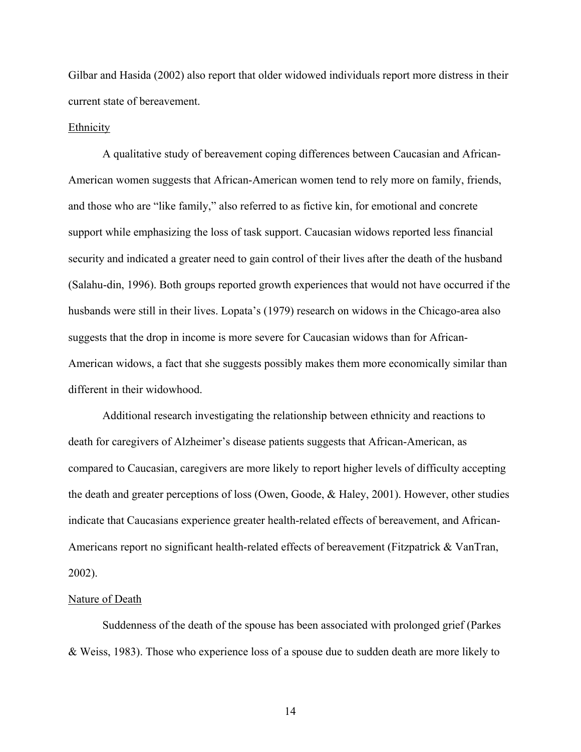Gilbar and Hasida (2002) also report that older widowed individuals report more distress in their current state of bereavement.

## Ethnicity

A qualitative study of bereavement coping differences between Caucasian and African-American women suggests that African-American women tend to rely more on family, friends, and those who are "like family," also referred to as fictive kin, for emotional and concrete support while emphasizing the loss of task support. Caucasian widows reported less financial security and indicated a greater need to gain control of their lives after the death of the husband (Salahu-din, 1996). Both groups reported growth experiences that would not have occurred if the husbands were still in their lives. Lopata's (1979) research on widows in the Chicago-area also suggests that the drop in income is more severe for Caucasian widows than for African-American widows, a fact that she suggests possibly makes them more economically similar than different in their widowhood.

Additional research investigating the relationship between ethnicity and reactions to death for caregivers of Alzheimer's disease patients suggests that African-American, as compared to Caucasian, caregivers are more likely to report higher levels of difficulty accepting the death and greater perceptions of loss (Owen, Goode, & Haley, 2001). However, other studies indicate that Caucasians experience greater health-related effects of bereavement, and African-Americans report no significant health-related effects of bereavement (Fitzpatrick & VanTran, 2002).

## Nature of Death

Suddenness of the death of the spouse has been associated with prolonged grief (Parkes & Weiss, 1983). Those who experience loss of a spouse due to sudden death are more likely to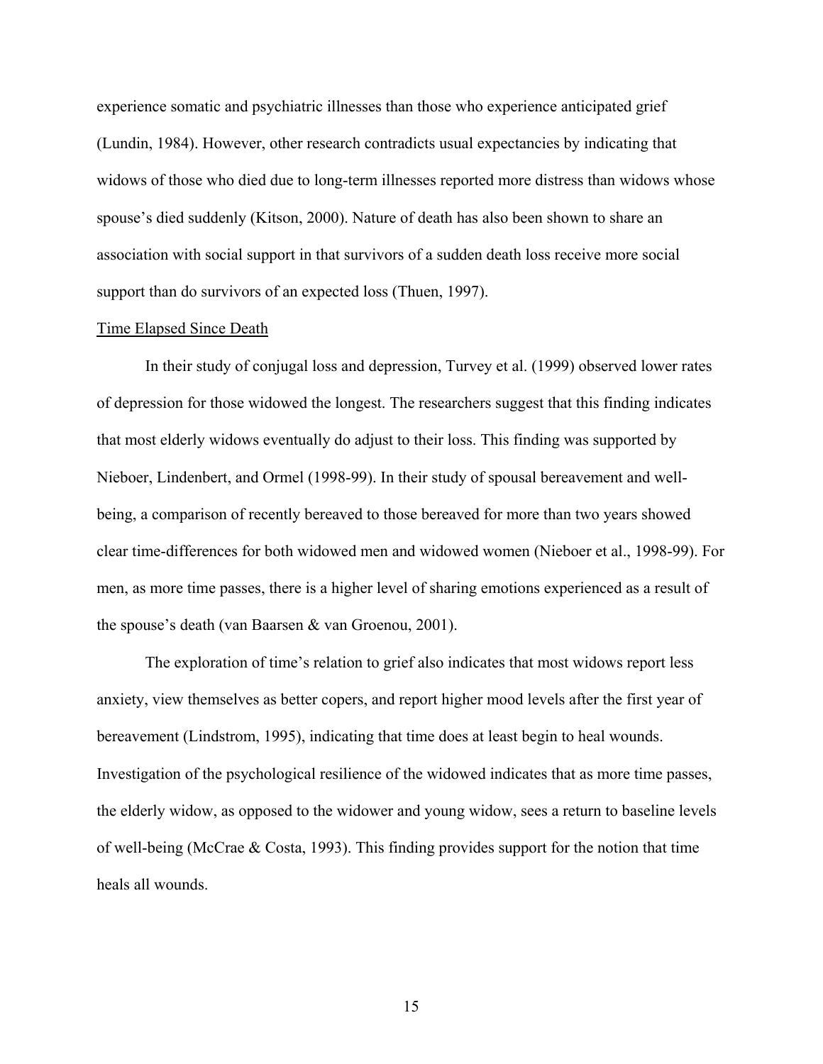experience somatic and psychiatric illnesses than those who experience anticipated grief (Lundin, 1984). However, other research contradicts usual expectancies by indicating that widows of those who died due to long-term illnesses reported more distress than widows whose spouse's died suddenly (Kitson, 2000). Nature of death has also been shown to share an association with social support in that survivors of a sudden death loss receive more social support than do survivors of an expected loss (Thuen, 1997).

<u>Time Elapsed Since Death</u>

In their study of conjugal loss and depression, Turvey et al. (1999) observed lower rates of depression for those widowed the longest. The researchers suggest that this finding indicates that most elderly widows eventually do adjust to their loss. This finding was supported by Nieboer, Lindenbert, and Ormel (1998-99). In their study of spousal bereavement and well-being, a comparison of recently bereaved to those bereaved for more than two years showed clear time-differences for both widowed men and widowed women (Nieboer et al., 1998-99). For men, as more time passes, there is a higher level of sharing emotions experienced as a result of the spouse's death (van Baarsen & van Groenou, 2001).

The exploration of time's relation to grief also indicates that most widows report less anxiety, view themselves as better copers, and report higher mood levels after the first year of bereavement (Lindstrom, 1995), indicating that time does at least begin to heal wounds. Investigation of the psychological resilience of the widowed indicates that as more time passes, the elderly widow, as opposed to the widower and young widow, sees a return to baseline levels of well-being (McCrae & Costa, 1993). This finding provides support for the notion that time heals all wounds.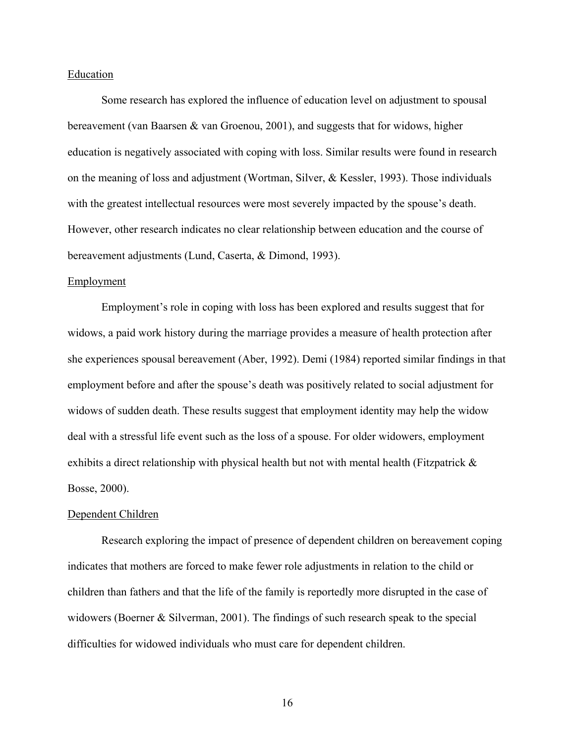Education

Some research has explored the influence of education level on adjustment to spousal bereavement (van Baarsen & van Groenou, 2001), and suggests that for widows, higher education is negatively associated with coping with loss. Similar results were found in research on the meaning of loss and adjustment (Wortman, Silver, & Kessler, 1993). Those individuals with the greatest intellectual resources were most severely impacted by the spouse's death. However, other research indicates no clear relationship between education and the course of bereavement adjustments (Lund, Caserta, & Dimond, 1993).

Employment

Employment's role in coping with loss has been explored and results suggest that for widows, a paid work history during the marriage provides a measure of health protection after she experiences spousal bereavement (Aber, 1992). Demi (1984) reported similar findings in that employment before and after the spouse's death was positively related to social adjustment for widows of sudden death. These results suggest that employment identity may help the widow deal with a stressful life event such as the loss of a spouse. For older widowers, employment exhibits a direct relationship with physical health but not with mental health (Fitzpatrick & Bosse, 2000).

Dependent Children

Research exploring the impact of presence of dependent children on bereavement coping indicates that mothers are forced to make fewer role adjustments in relation to the child or children than fathers and that the life of the family is reportedly more disrupted in the case of widowers (Boerner & Silverman, 2001). The findings of such research speak to the special difficulties for widowed individuals who must care for dependent children.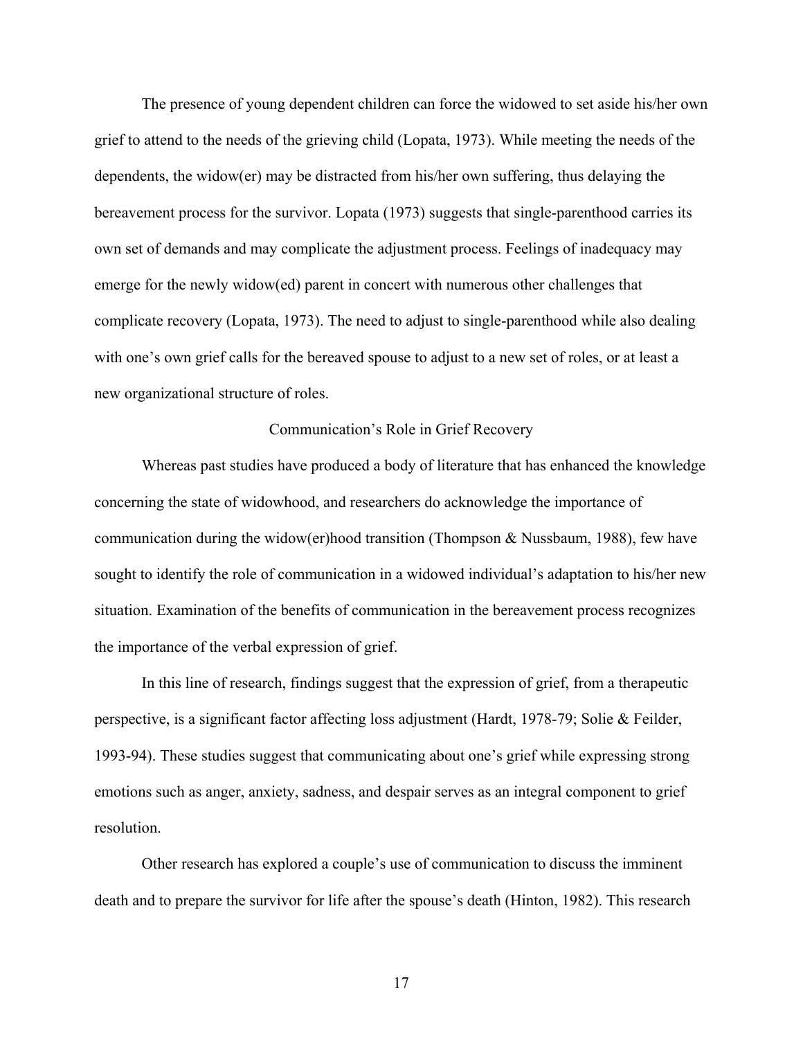The presence of young dependent children can force the widowed to set aside his/her own grief to attend to the needs of the grieving child (Lopata, 1973). While meeting the needs of the dependents, the widow(er) may be distracted from his/her own suffering, thus delaying the bereavement process for the survivor. Lopata (1973) suggests that single-parenthood carries its own set of demands and may complicate the adjustment process. Feelings of inadequacy may emerge for the newly widow(ed) parent in concert with numerous other challenges that complicate recovery (Lopata, 1973). The need to adjust to single-parenthood while also dealing with one's own grief calls for the bereaved spouse to adjust to a new set of roles, or at least a new organizational structure of roles.

## Communication's Role in Grief Recovery

Whereas past studies have produced a body of literature that has enhanced the knowledge concerning the state of widowhood, and researchers do acknowledge the importance of communication during the widow(er)hood transition (Thompson & Nussbaum, 1988), few have sought to identify the role of communication in a widowed individual's adaptation to his/her new situation. Examination of the benefits of communication in the bereavement process recognizes the importance of the verbal expression of grief.

In this line of research, findings suggest that the expression of grief, from a therapeutic perspective, is a significant factor affecting loss adjustment (Hardt, 1978-79; Solie & Feilder, 1993-94). These studies suggest that communicating about one's grief while expressing strong emotions such as anger, anxiety, sadness, and despair serves as an integral component to grief resolution.

Other research has explored a couple's use of communication to discuss the imminent death and to prepare the survivor for life after the spouse's death (Hinton, 1982). This research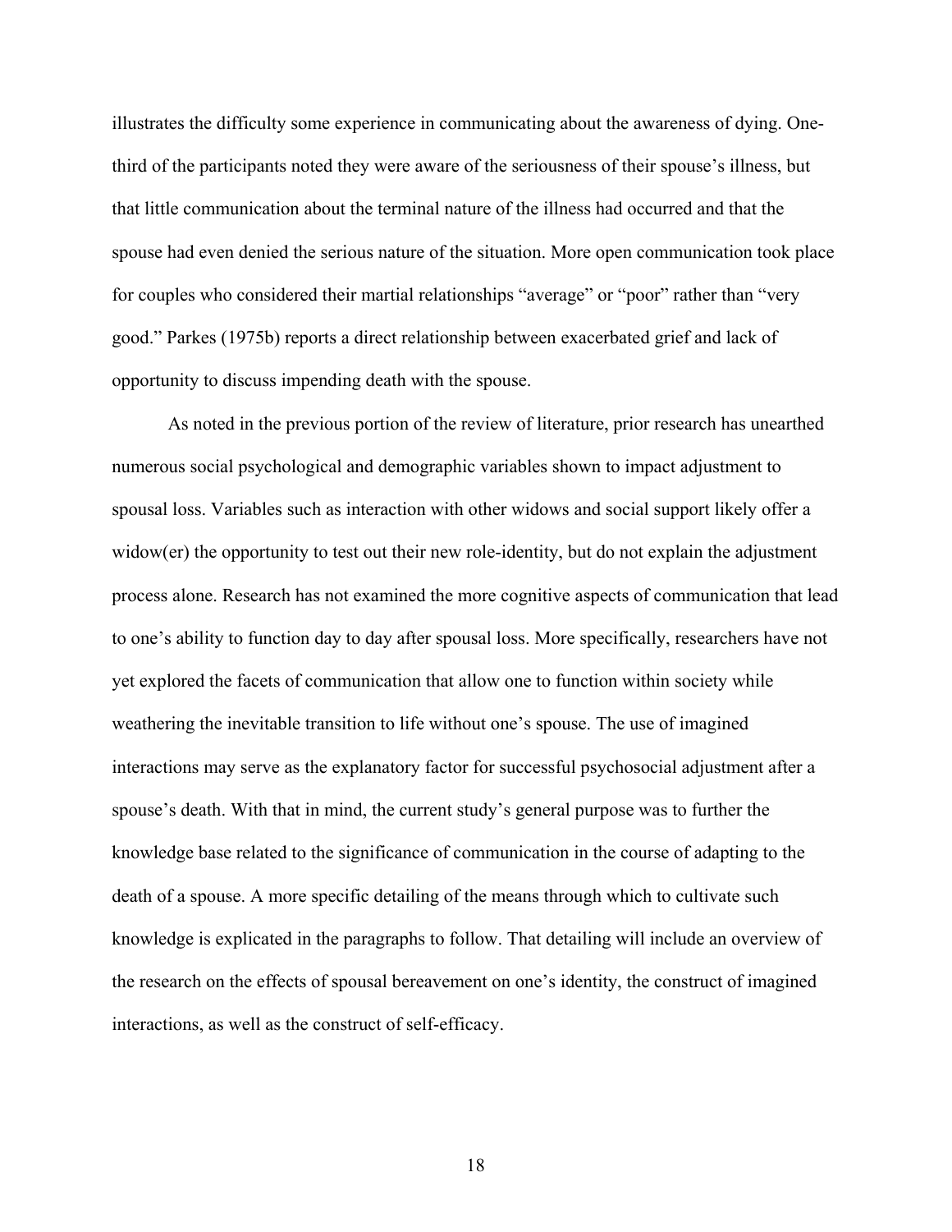illustrates the difficulty some experience in communicating about the awareness of dying. One-third of the participants noted they were aware of the seriousness of their spouse's illness, but that little communication about the terminal nature of the illness had occurred and that the spouse had even denied the serious nature of the situation. More open communication took place for couples who considered their martial relationships "average" or "poor" rather than "very good." Parkes (1975b) reports a direct relationship between exacerbated grief and lack of opportunity to discuss impending death with the spouse.

As noted in the previous portion of the review of literature, prior research has unearthed numerous social psychological and demographic variables shown to impact adjustment to spousal loss. Variables such as interaction with other widows and social support likely offer a widow(er) the opportunity to test out their new role-identity, but do not explain the adjustment process alone. Research has not examined the more cognitive aspects of communication that lead to one's ability to function day to day after spousal loss. More specifically, researchers have not yet explored the facets of communication that allow one to function within society while weathering the inevitable transition to life without one's spouse. The use of imagined interactions may serve as the explanatory factor for successful psychosocial adjustment after a spouse's death. With that in mind, the current study's general purpose was to further the knowledge base related to the significance of communication in the course of adapting to the death of a spouse. A more specific detailing of the means through which to cultivate such knowledge is explicated in the paragraphs to follow. That detailing will include an overview of the research on the effects of spousal bereavement on one's identity, the construct of imagined interactions, as well as the construct of self-efficacy.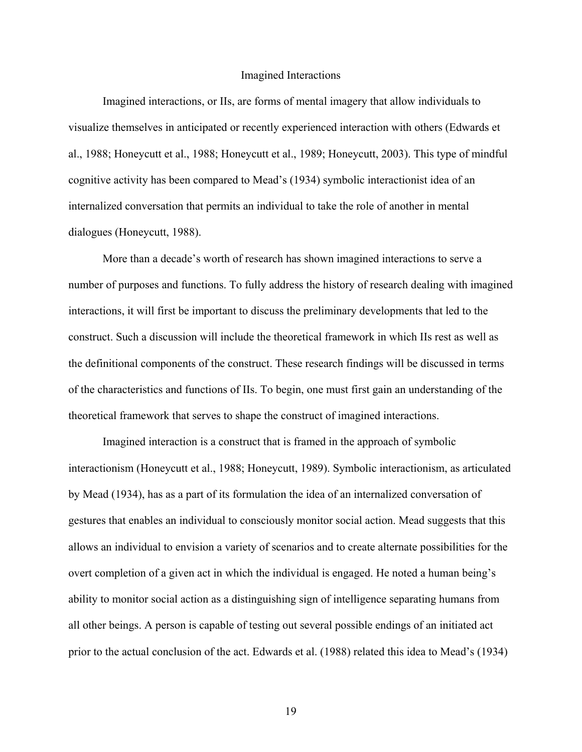## Imagined Interactions

Imagined interactions, or IIs, are forms of mental imagery that allow individuals to visualize themselves in anticipated or recently experienced interaction with others (Edwards et al., 1988; Honeycutt et al., 1988; Honeycutt et al., 1989; Honeycutt, 2003). This type of mindful cognitive activity has been compared to Mead's (1934) symbolic interactionist idea of an internalized conversation that permits an individual to take the role of another in mental dialogues (Honeycutt, 1988).

More than a decade's worth of research has shown imagined interactions to serve a number of purposes and functions. To fully address the history of research dealing with imagined interactions, it will first be important to discuss the preliminary developments that led to the construct. Such a discussion will include the theoretical framework in which IIs rest as well as the definitional components of the construct. These research findings will be discussed in terms of the characteristics and functions of IIs. To begin, one must first gain an understanding of the theoretical framework that serves to shape the construct of imagined interactions.

Imagined interaction is a construct that is framed in the approach of symbolic interactionism (Honeycutt et al., 1988; Honeycutt, 1989). Symbolic interactionism, as articulated by Mead (1934), has as a part of its formulation the idea of an internalized conversation of gestures that enables an individual to consciously monitor social action. Mead suggests that this allows an individual to envision a variety of scenarios and to create alternate possibilities for the overt completion of a given act in which the individual is engaged. He noted a human being's ability to monitor social action as a distinguishing sign of intelligence separating humans from all other beings. A person is capable of testing out several possible endings of an initiated act prior to the actual conclusion of the act. Edwards et al. (1988) related this idea to Mead's (1934)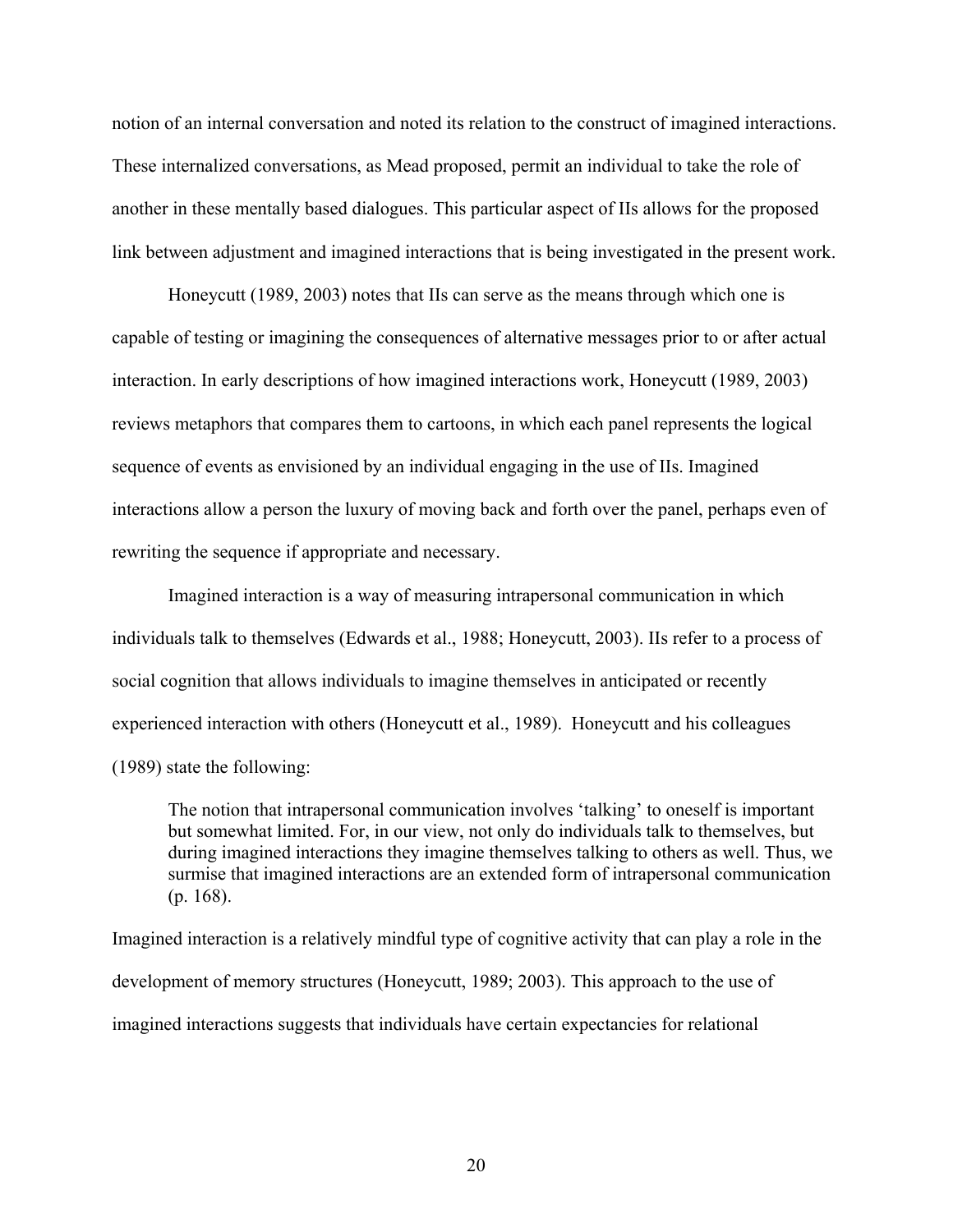notion of an internal conversation and noted its relation to the construct of imagined interactions. These internalized conversations, as Mead proposed, permit an individual to take the role of another in these mentally based dialogues. This particular aspect of IIs allows for the proposed link between adjustment and imagined interactions that is being investigated in the present work.

Honeycutt (1989, 2003) notes that IIs can serve as the means through which one is capable of testing or imagining the consequences of alternative messages prior to or after actual interaction. In early descriptions of how imagined interactions work, Honeycutt (1989, 2003) reviews metaphors that compares them to cartoons, in which each panel represents the logical sequence of events as envisioned by an individual engaging in the use of IIs. Imagined interactions allow a person the luxury of moving back and forth over the panel, perhaps even of rewriting the sequence if appropriate and necessary.

Imagined interaction is a way of measuring intrapersonal communication in which individuals talk to themselves (Edwards et al., 1988; Honeycutt, 2003). IIs refer to a process of social cognition that allows individuals to imagine themselves in anticipated or recently experienced interaction with others (Honeycutt et al., 1989). Honeycutt and his colleagues (1989) state the following:

> The notion that intrapersonal communication involves 'talking' to oneself is important but somewhat limited. For, in our view, not only do individuals talk to themselves, but during imagined interactions they imagine themselves talking to others as well. Thus, we surmise that imagined interactions are an extended form of intrapersonal communication (p. 168).

Imagined interaction is a relatively mindful type of cognitive activity that can play a role in the development of memory structures (Honeycutt, 1989; 2003). This approach to the use of imagined interactions suggests that individuals have certain expectancies for relational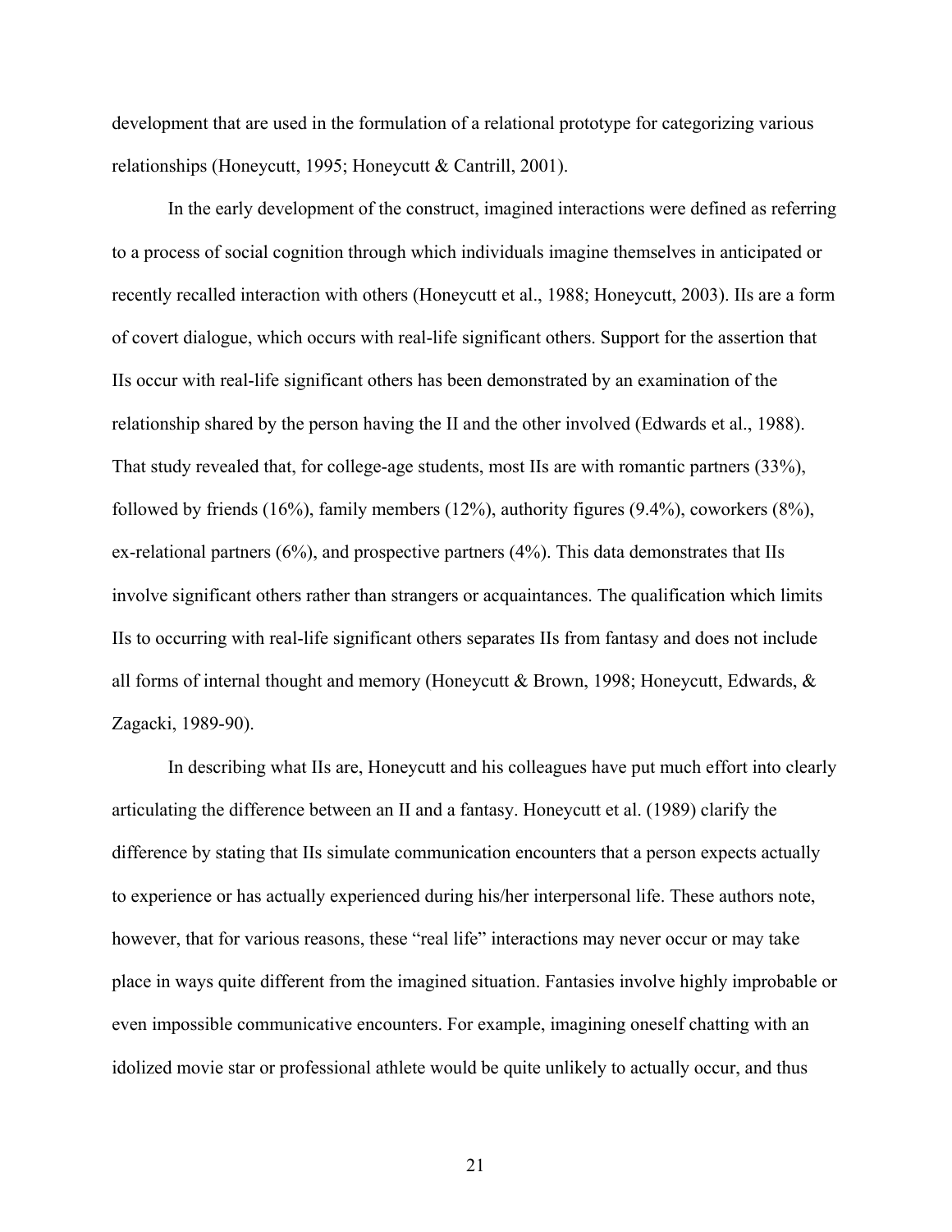development that are used in the formulation of a relational prototype for categorizing various relationships (Honeycutt, 1995; Honeycutt & Cantrill, 2001).

In the early development of the construct, imagined interactions were defined as referring to a process of social cognition through which individuals imagine themselves in anticipated or recently recalled interaction with others (Honeycutt et al., 1988; Honeycutt, 2003). IIs are a form of covert dialogue, which occurs with real-life significant others. Support for the assertion that IIs occur with real-life significant others has been demonstrated by an examination of the relationship shared by the person having the II and the other involved (Edwards et al., 1988). That study revealed that, for college-age students, most IIs are with romantic partners (33%), followed by friends (16%), family members (12%), authority figures (9.4%), coworkers (8%), ex-relational partners (6%), and prospective partners (4%). This data demonstrates that IIs involve significant others rather than strangers or acquaintances. The qualification which limits IIs to occurring with real-life significant others separates IIs from fantasy and does not include all forms of internal thought and memory (Honeycutt & Brown, 1998; Honeycutt, Edwards, & Zagacki, 1989-90).

In describing what IIs are, Honeycutt and his colleagues have put much effort into clearly articulating the difference between an II and a fantasy. Honeycutt et al. (1989) clarify the difference by stating that IIs simulate communication encounters that a person expects actually to experience or has actually experienced during his/her interpersonal life. These authors note, however, that for various reasons, these "real life" interactions may never occur or may take place in ways quite different from the imagined situation. Fantasies involve highly improbable or even impossible communicative encounters. For example, imagining oneself chatting with an idolized movie star or professional athlete would be quite unlikely to actually occur, and thus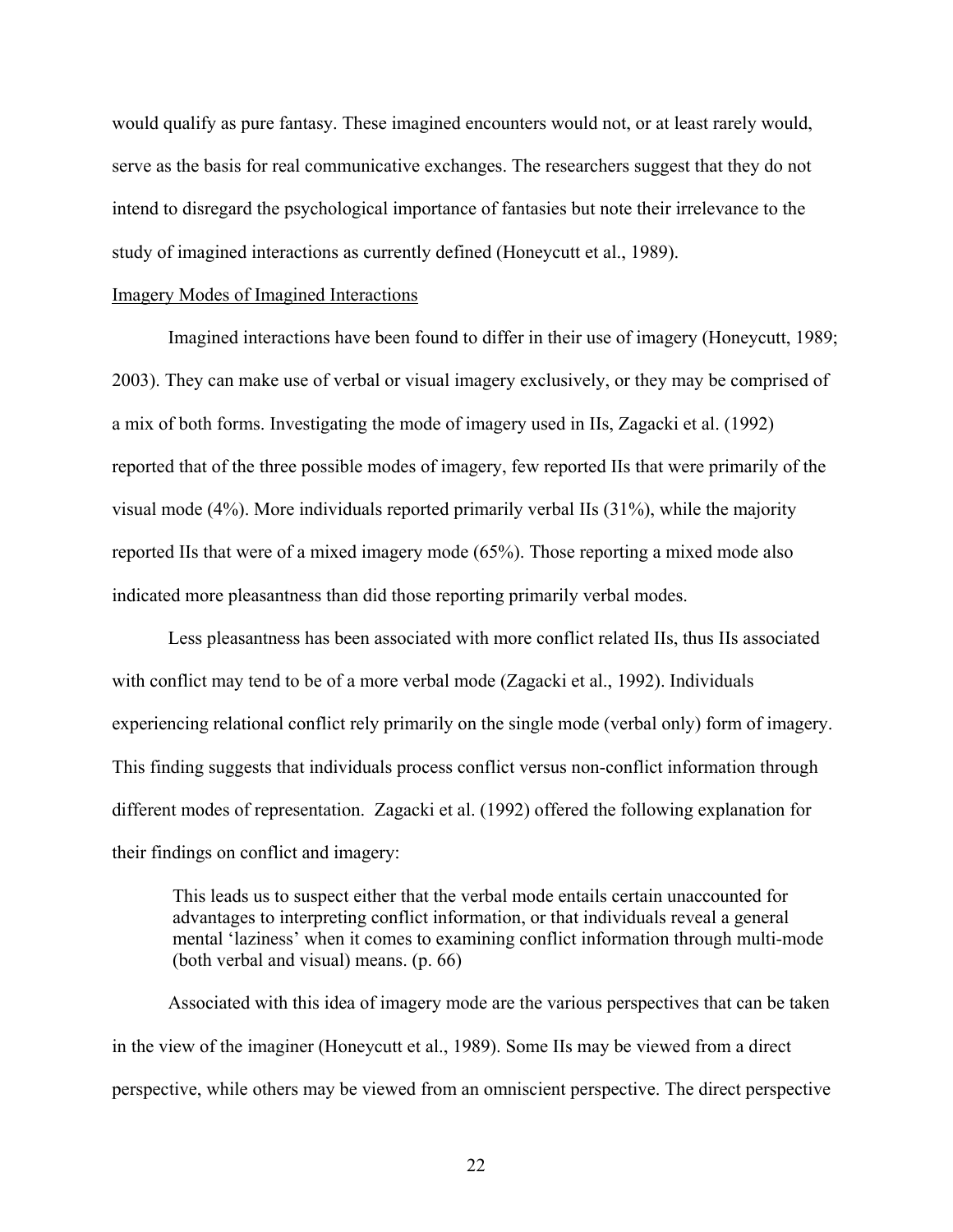would qualify as pure fantasy. These imagined encounters would not, or at least rarely would, serve as the basis for real communicative exchanges. The researchers suggest that they do not intend to disregard the psychological importance of fantasies but note their irrelevance to the study of imagined interactions as currently defined (Honeycutt et al., 1989).

## Imagery Modes of Imagined Interactions

Imagined interactions have been found to differ in their use of imagery (Honeycutt, 1989; 2003). They can make use of verbal or visual imagery exclusively, or they may be comprised of a mix of both forms. Investigating the mode of imagery used in IIs, Zagacki et al. (1992) reported that of the three possible modes of imagery, few reported IIs that were primarily of the visual mode (4%). More individuals reported primarily verbal IIs (31%), while the majority reported IIs that were of a mixed imagery mode (65%). Those reporting a mixed mode also indicated more pleasantness than did those reporting primarily verbal modes.

Less pleasantness has been associated with more conflict related IIs, thus IIs associated with conflict may tend to be of a more verbal mode (Zagacki et al., 1992). Individuals experiencing relational conflict rely primarily on the single mode (verbal only) form of imagery. This finding suggests that individuals process conflict versus non-conflict information through different modes of representation. Zagacki et al. (1992) offered the following explanation for their findings on conflict and imagery:

> This leads us to suspect either that the verbal mode entails certain unaccounted for advantages to interpreting conflict information, or that individuals reveal a general mental 'laziness' when it comes to examining conflict information through multi-mode (both verbal and visual) means. (p. 66)

Associated with this idea of imagery mode are the various perspectives that can be taken in the view of the imaginer (Honeycutt et al., 1989). Some IIs may be viewed from a direct perspective, while others may be viewed from an omniscient perspective. The direct perspective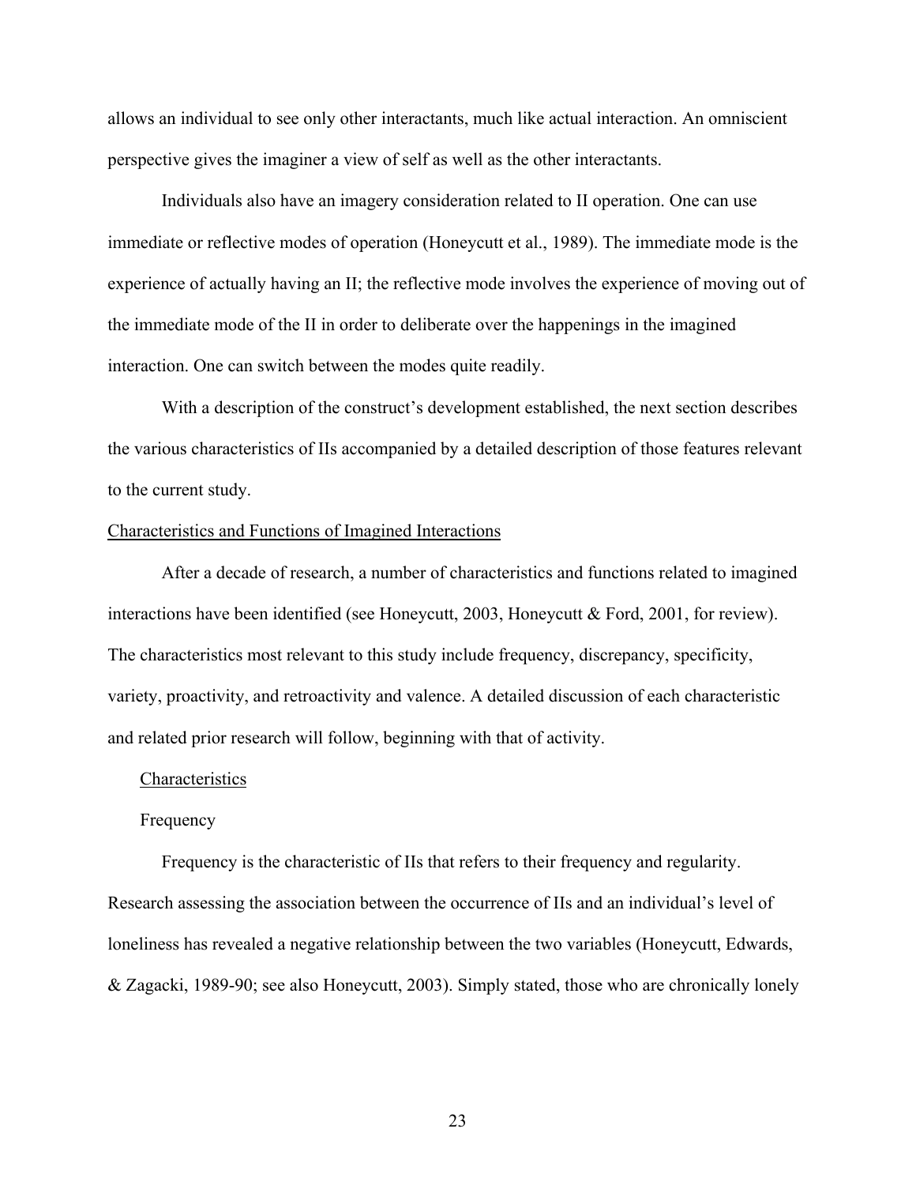allows an individual to see only other interactants, much like actual interaction. An omniscient perspective gives the imaginer a view of self as well as the other interactants.

Individuals also have an imagery consideration related to II operation. One can use immediate or reflective modes of operation (Honeycutt et al., 1989). The immediate mode is the experience of actually having an II; the reflective mode involves the experience of moving out of the immediate mode of the II in order to deliberate over the happenings in the imagined interaction. One can switch between the modes quite readily.

With a description of the construct's development established, the next section describes the various characteristics of IIs accompanied by a detailed description of those features relevant to the current study.

## Characteristics and Functions of Imagined Interactions

After a decade of research, a number of characteristics and functions related to imagined interactions have been identified (see Honeycutt, 2003, Honeycutt & Ford, 2001, for review). The characteristics most relevant to this study include frequency, discrepancy, specificity, variety, proactivity, and retroactivity and valence. A detailed discussion of each characteristic and related prior research will follow, beginning with that of activity.

### Characteristics

#### Frequency

Frequency is the characteristic of IIs that refers to their frequency and regularity. Research assessing the association between the occurrence of IIs and an individual's level of loneliness has revealed a negative relationship between the two variables (Honeycutt, Edwards, & Zagacki, 1989-90; see also Honeycutt, 2003). Simply stated, those who are chronically lonely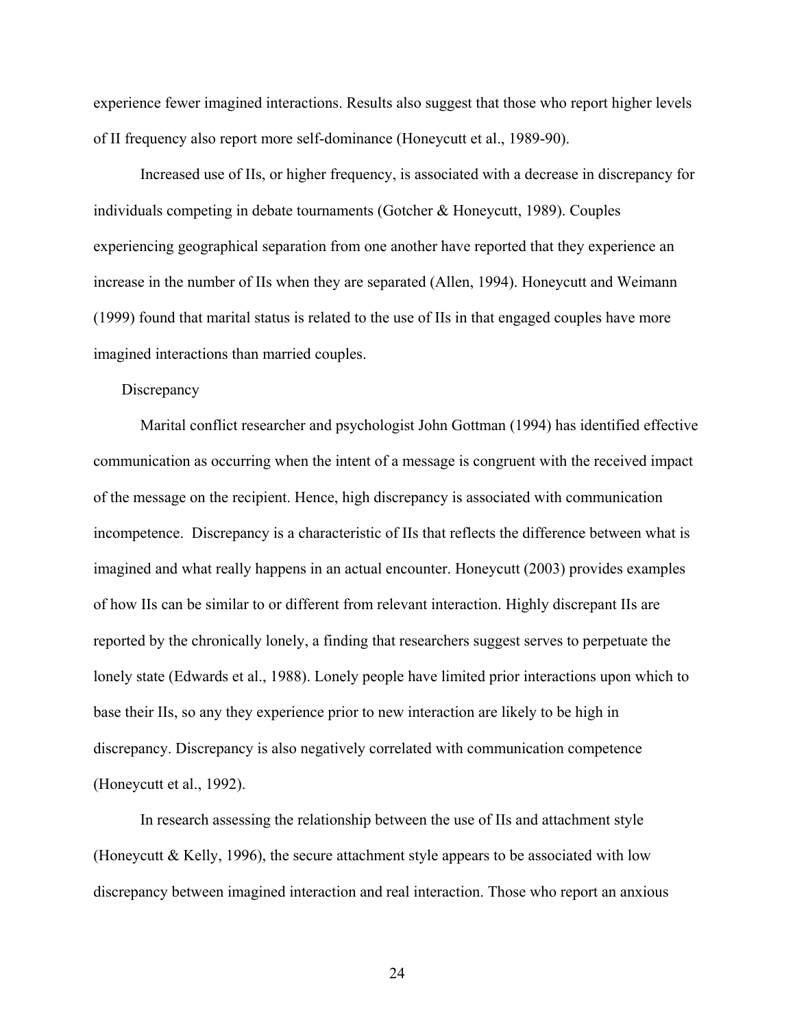experience fewer imagined interactions. Results also suggest that those who report higher levels of II frequency also report more self-dominance (Honeycutt et al., 1989-90).

Increased use of IIs, or higher frequency, is associated with a decrease in discrepancy for individuals competing in debate tournaments (Gotcher & Honeycutt, 1989). Couples experiencing geographical separation from one another have reported that they experience an increase in the number of IIs when they are separated (Allen, 1994). Honeycutt and Weimann (1999) found that marital status is related to the use of IIs in that engaged couples have more imagined interactions than married couples.

### Discrepancy

Marital conflict researcher and psychologist John Gottman (1994) has identified effective communication as occurring when the intent of a message is congruent with the received impact of the message on the recipient. Hence, high discrepancy is associated with communication incompetence. Discrepancy is a characteristic of IIs that reflects the difference between what is imagined and what really happens in an actual encounter. Honeycutt (2003) provides examples of how IIs can be similar to or different from relevant interaction. Highly discrepant IIs are reported by the chronically lonely, a finding that researchers suggest serves to perpetuate the lonely state (Edwards et al., 1988). Lonely people have limited prior interactions upon which to base their IIs, so any they experience prior to new interaction are likely to be high in discrepancy. Discrepancy is also negatively correlated with communication competence (Honeycutt et al., 1992).

In research assessing the relationship between the use of IIs and attachment style (Honeycutt & Kelly, 1996), the secure attachment style appears to be associated with low discrepancy between imagined interaction and real interaction. Those who report an anxious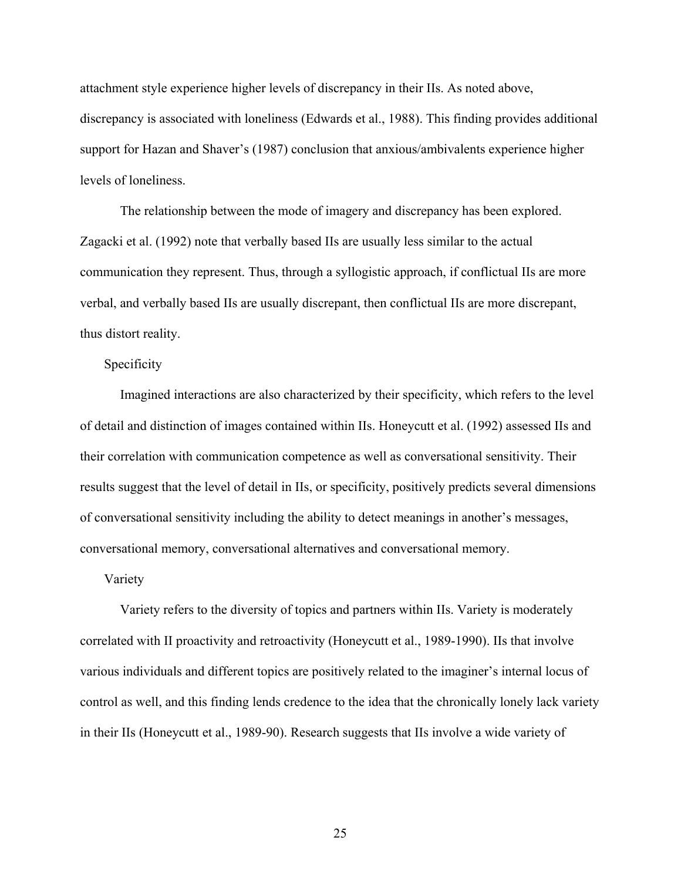attachment style experience higher levels of discrepancy in their IIs. As noted above, discrepancy is associated with loneliness (Edwards et al., 1988). This finding provides additional support for Hazan and Shaver's (1987) conclusion that anxious/ambivalents experience higher levels of loneliness.

The relationship between the mode of imagery and discrepancy has been explored. Zagacki et al. (1992) note that verbally based IIs are usually less similar to the actual communication they represent. Thus, through a syllogistic approach, if conflictual IIs are more verbal, and verbally based IIs are usually discrepant, then conflictual IIs are more discrepant, thus distort reality.

### Specificity

Imagined interactions are also characterized by their specificity, which refers to the level of detail and distinction of images contained within IIs. Honeycutt et al. (1992) assessed IIs and their correlation with communication competence as well as conversational sensitivity. Their results suggest that the level of detail in IIs, or specificity, positively predicts several dimensions of conversational sensitivity including the ability to detect meanings in another's messages, conversational memory, conversational alternatives and conversational memory.

### Variety

Variety refers to the diversity of topics and partners within IIs. Variety is moderately correlated with II proactivity and retroactivity (Honeycutt et al., 1989-1990). IIs that involve various individuals and different topics are positively related to the imaginer's internal locus of control as well, and this finding lends credence to the idea that the chronically lonely lack variety in their IIs (Honeycutt et al., 1989-90). Research suggests that IIs involve a wide variety of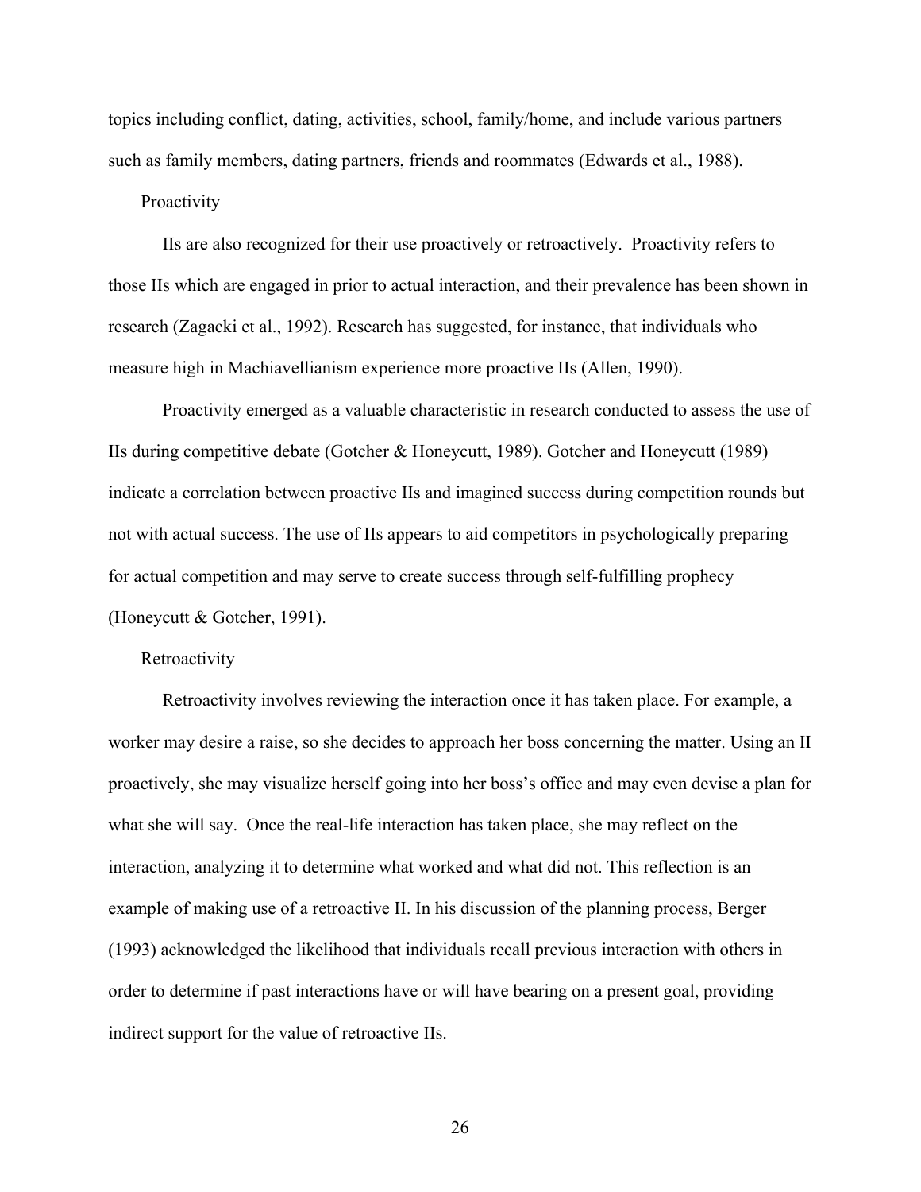topics including conflict, dating, activities, school, family/home, and include various partners such as family members, dating partners, friends and roommates (Edwards et al., 1988).

### Proactivity

IIs are also recognized for their use proactively or retroactively. Proactivity refers to those IIs which are engaged in prior to actual interaction, and their prevalence has been shown in research (Zagacki et al., 1992). Research has suggested, for instance, that individuals who measure high in Machiavellianism experience more proactive IIs (Allen, 1990).

Proactivity emerged as a valuable characteristic in research conducted to assess the use of IIs during competitive debate (Gotcher & Honeycutt, 1989). Gotcher and Honeycutt (1989) indicate a correlation between proactive IIs and imagined success during competition rounds but not with actual success. The use of IIs appears to aid competitors in psychologically preparing for actual competition and may serve to create success through self-fulfilling prophecy (Honeycutt & Gotcher, 1991).

### Retroactivity

Retroactivity involves reviewing the interaction once it has taken place. For example, a worker may desire a raise, so she decides to approach her boss concerning the matter. Using an II proactively, she may visualize herself going into her boss's office and may even devise a plan for what she will say. Once the real-life interaction has taken place, she may reflect on the interaction, analyzing it to determine what worked and what did not. This reflection is an example of making use of a retroactive II. In his discussion of the planning process, Berger (1993) acknowledged the likelihood that individuals recall previous interaction with others in order to determine if past interactions have or will have bearing on a present goal, providing indirect support for the value of retroactive IIs.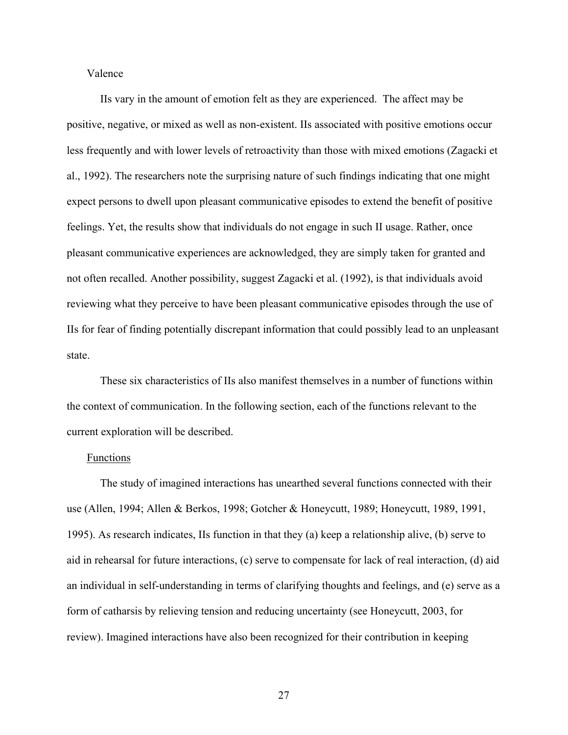Valence

IIs vary in the amount of emotion felt as they are experienced. The affect may be positive, negative, or mixed as well as non-existent. IIs associated with positive emotions occur less frequently and with lower levels of retroactivity than those with mixed emotions (Zagacki et al., 1992). The researchers note the surprising nature of such findings indicating that one might expect persons to dwell upon pleasant communicative episodes to extend the benefit of positive feelings. Yet, the results show that individuals do not engage in such II usage. Rather, once pleasant communicative experiences are acknowledged, they are simply taken for granted and not often recalled. Another possibility, suggest Zagacki et al. (1992), is that individuals avoid reviewing what they perceive to have been pleasant communicative episodes through the use of IIs for fear of finding potentially discrepant information that could possibly lead to an unpleasant state.

These six characteristics of IIs also manifest themselves in a number of functions within the context of communication. In the following section, each of the functions relevant to the current exploration will be described.

Functions

The study of imagined interactions has unearthed several functions connected with their use (Allen, 1994; Allen & Berkos, 1998; Gotcher & Honeycutt, 1989; Honeycutt, 1989, 1991, 1995). As research indicates, IIs function in that they (a) keep a relationship alive, (b) serve to aid in rehearsal for future interactions, (c) serve to compensate for lack of real interaction, (d) aid an individual in self-understanding in terms of clarifying thoughts and feelings, and (e) serve as a form of catharsis by relieving tension and reducing uncertainty (see Honeycutt, 2003, for review). Imagined interactions have also been recognized for their contribution in keeping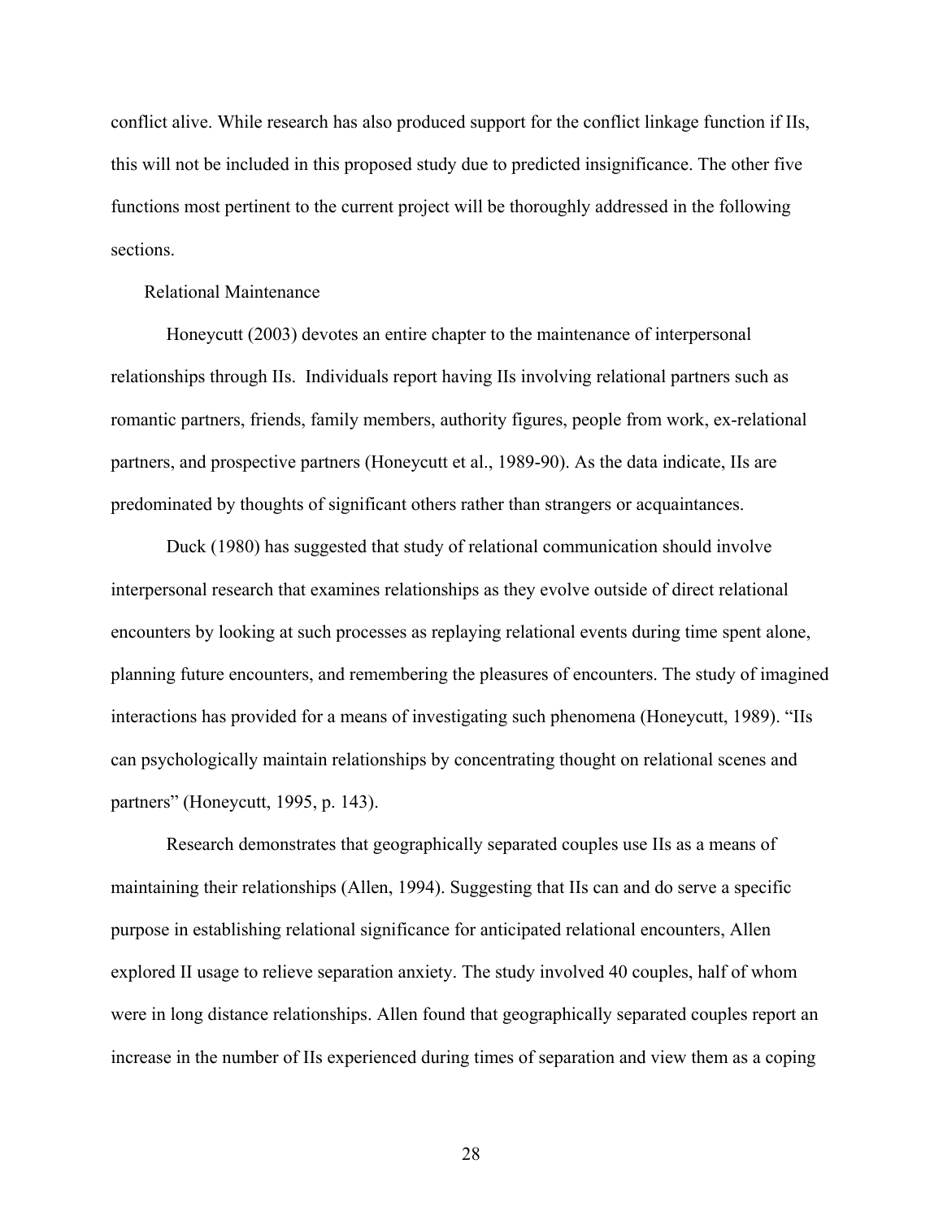conflict alive. While research has also produced support for the conflict linkage function if IIs, this will not be included in this proposed study due to predicted insignificance. The other five functions most pertinent to the current project will be thoroughly addressed in the following sections.

### Relational Maintenance

Honeycutt (2003) devotes an entire chapter to the maintenance of interpersonal relationships through IIs.  Individuals report having IIs involving relational partners such as romantic partners, friends, family members, authority figures, people from work, ex-relational partners, and prospective partners (Honeycutt et al., 1989-90). As the data indicate, IIs are predominated by thoughts of significant others rather than strangers or acquaintances.

Duck (1980) has suggested that study of relational communication should involve interpersonal research that examines relationships as they evolve outside of direct relational encounters by looking at such processes as replaying relational events during time spent alone, planning future encounters, and remembering the pleasures of encounters. The study of imagined interactions has provided for a means of investigating such phenomena (Honeycutt, 1989). "IIs can psychologically maintain relationships by concentrating thought on relational scenes and partners" (Honeycutt, 1995, p. 143).

Research demonstrates that geographically separated couples use IIs as a means of maintaining their relationships (Allen, 1994). Suggesting that IIs can and do serve a specific purpose in establishing relational significance for anticipated relational encounters, Allen explored II usage to relieve separation anxiety. The study involved 40 couples, half of whom were in long distance relationships. Allen found that geographically separated couples report an increase in the number of IIs experienced during times of separation and view them as a coping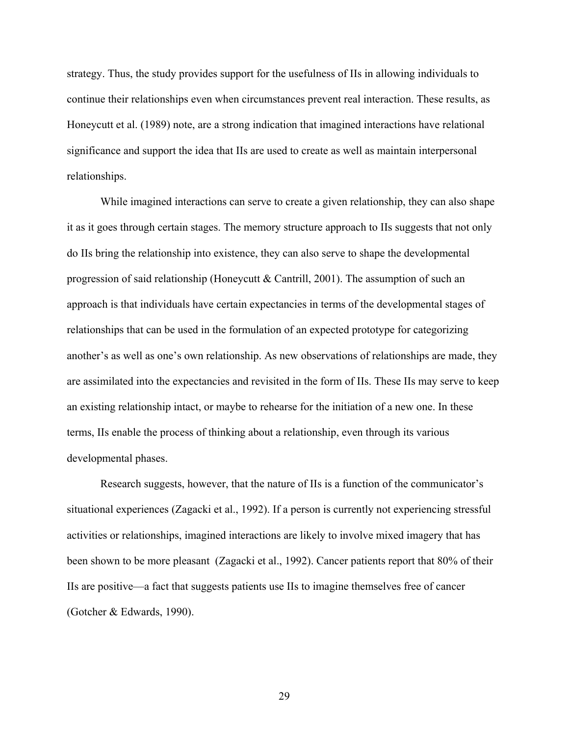strategy. Thus, the study provides support for the usefulness of IIs in allowing individuals to continue their relationships even when circumstances prevent real interaction. These results, as Honeycutt et al. (1989) note, are a strong indication that imagined interactions have relational significance and support the idea that IIs are used to create as well as maintain interpersonal relationships.

While imagined interactions can serve to create a given relationship, they can also shape it as it goes through certain stages. The memory structure approach to IIs suggests that not only do IIs bring the relationship into existence, they can also serve to shape the developmental progression of said relationship (Honeycutt & Cantrill, 2001). The assumption of such an approach is that individuals have certain expectancies in terms of the developmental stages of relationships that can be used in the formulation of an expected prototype for categorizing another's as well as one's own relationship. As new observations of relationships are made, they are assimilated into the expectancies and revisited in the form of IIs. These IIs may serve to keep an existing relationship intact, or maybe to rehearse for the initiation of a new one. In these terms, IIs enable the process of thinking about a relationship, even through its various developmental phases.

Research suggests, however, that the nature of IIs is a function of the communicator's situational experiences (Zagacki et al., 1992). If a person is currently not experiencing stressful activities or relationships, imagined interactions are likely to involve mixed imagery that has been shown to be more pleasant (Zagacki et al., 1992). Cancer patients report that 80% of their IIs are positive—a fact that suggests patients use IIs to imagine themselves free of cancer (Gotcher & Edwards, 1990).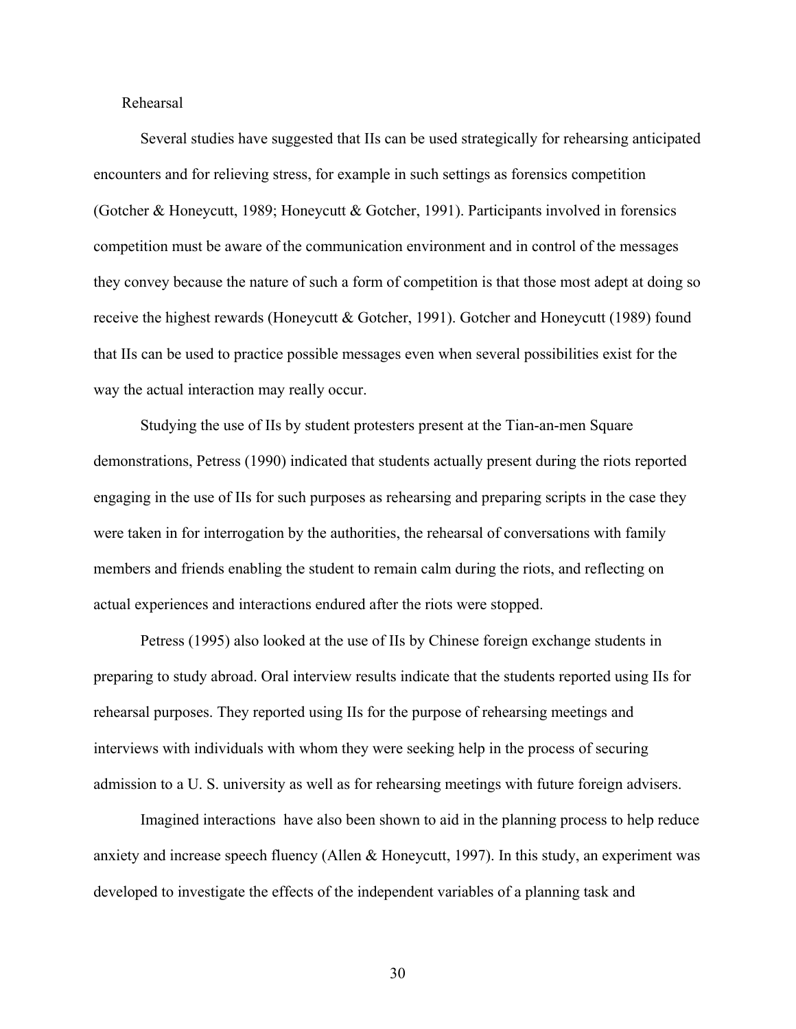### Rehearsal

Several studies have suggested that IIs can be used strategically for rehearsing anticipated encounters and for relieving stress, for example in such settings as forensics competition (Gotcher & Honeycutt, 1989; Honeycutt & Gotcher, 1991). Participants involved in forensics competition must be aware of the communication environment and in control of the messages they convey because the nature of such a form of competition is that those most adept at doing so receive the highest rewards (Honeycutt & Gotcher, 1991). Gotcher and Honeycutt (1989) found that IIs can be used to practice possible messages even when several possibilities exist for the way the actual interaction may really occur.

Studying the use of IIs by student protesters present at the Tian-an-men Square demonstrations, Petress (1990) indicated that students actually present during the riots reported engaging in the use of IIs for such purposes as rehearsing and preparing scripts in the case they were taken in for interrogation by the authorities, the rehearsal of conversations with family members and friends enabling the student to remain calm during the riots, and reflecting on actual experiences and interactions endured after the riots were stopped.

Petress (1995) also looked at the use of IIs by Chinese foreign exchange students in preparing to study abroad. Oral interview results indicate that the students reported using IIs for rehearsal purposes. They reported using IIs for the purpose of rehearsing meetings and interviews with individuals with whom they were seeking help in the process of securing admission to a U. S. university as well as for rehearsing meetings with future foreign advisers.

Imagined interactions have also been shown to aid in the planning process to help reduce anxiety and increase speech fluency (Allen & Honeycutt, 1997). In this study, an experiment was developed to investigate the effects of the independent variables of a planning task and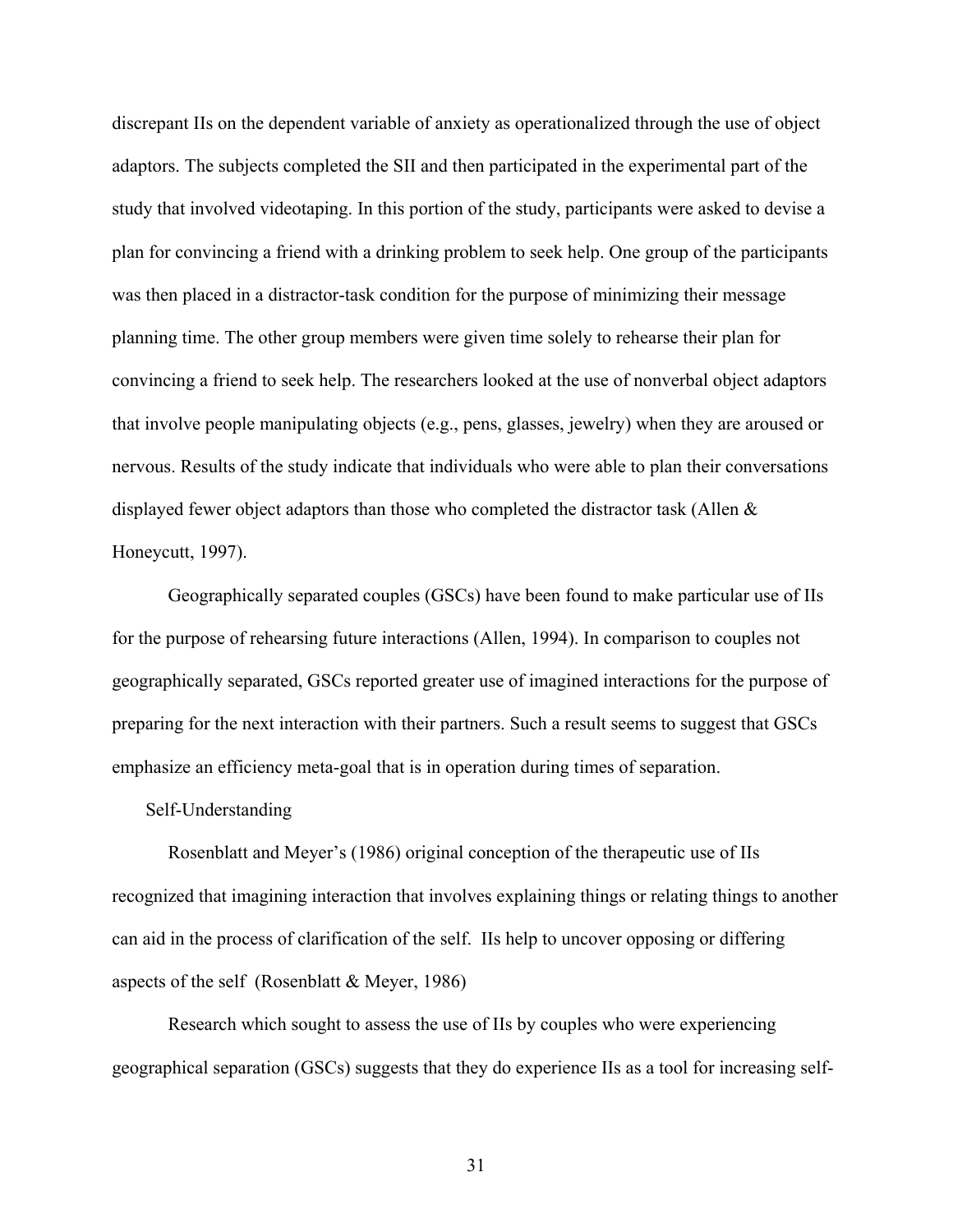discrepant IIs on the dependent variable of anxiety as operationalized through the use of object adaptors. The subjects completed the SII and then participated in the experimental part of the study that involved videotaping. In this portion of the study, participants were asked to devise a plan for convincing a friend with a drinking problem to seek help. One group of the participants was then placed in a distractor-task condition for the purpose of minimizing their message planning time. The other group members were given time solely to rehearse their plan for convincing a friend to seek help. The researchers looked at the use of nonverbal object adaptors that involve people manipulating objects (e.g., pens, glasses, jewelry) when they are aroused or nervous. Results of the study indicate that individuals who were able to plan their conversations displayed fewer object adaptors than those who completed the distractor task (Allen & Honeycutt, 1997).

Geographically separated couples (GSCs) have been found to make particular use of IIs for the purpose of rehearsing future interactions (Allen, 1994). In comparison to couples not geographically separated, GSCs reported greater use of imagined interactions for the purpose of preparing for the next interaction with their partners. Such a result seems to suggest that GSCs emphasize an efficiency meta-goal that is in operation during times of separation.

### Self-Understanding

Rosenblatt and Meyer's (1986) original conception of the therapeutic use of IIs recognized that imagining interaction that involves explaining things or relating things to another can aid in the process of clarification of the self. IIs help to uncover opposing or differing aspects of the self (Rosenblatt & Meyer, 1986)

Research which sought to assess the use of IIs by couples who were experiencing geographical separation (GSCs) suggests that they do experience IIs as a tool for increasing self-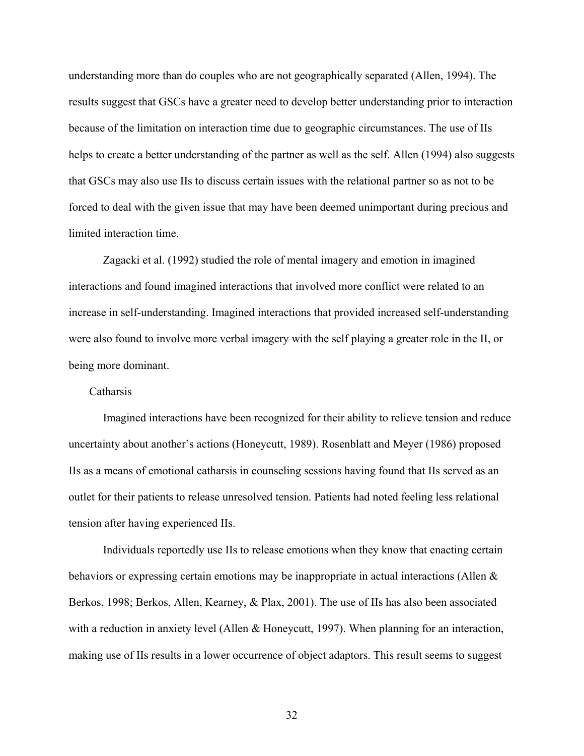understanding more than do couples who are not geographically separated (Allen, 1994). The results suggest that GSCs have a greater need to develop better understanding prior to interaction because of the limitation on interaction time due to geographic circumstances. The use of IIs helps to create a better understanding of the partner as well as the self. Allen (1994) also suggests that GSCs may also use IIs to discuss certain issues with the relational partner so as not to be forced to deal with the given issue that may have been deemed unimportant during precious and limited interaction time.

Zagacki et al. (1992) studied the role of mental imagery and emotion in imagined interactions and found imagined interactions that involved more conflict were related to an increase in self-understanding. Imagined interactions that provided increased self-understanding were also found to involve more verbal imagery with the self playing a greater role in the II, or being more dominant.

### Catharsis

Imagined interactions have been recognized for their ability to relieve tension and reduce uncertainty about another's actions (Honeycutt, 1989). Rosenblatt and Meyer (1986) proposed IIs as a means of emotional catharsis in counseling sessions having found that IIs served as an outlet for their patients to release unresolved tension. Patients had noted feeling less relational tension after having experienced IIs.

Individuals reportedly use IIs to release emotions when they know that enacting certain behaviors or expressing certain emotions may be inappropriate in actual interactions (Allen & Berkos, 1998; Berkos, Allen, Kearney, & Plax, 2001). The use of IIs has also been associated with a reduction in anxiety level (Allen & Honeycutt, 1997). When planning for an interaction, making use of IIs results in a lower occurrence of object adaptors. This result seems to suggest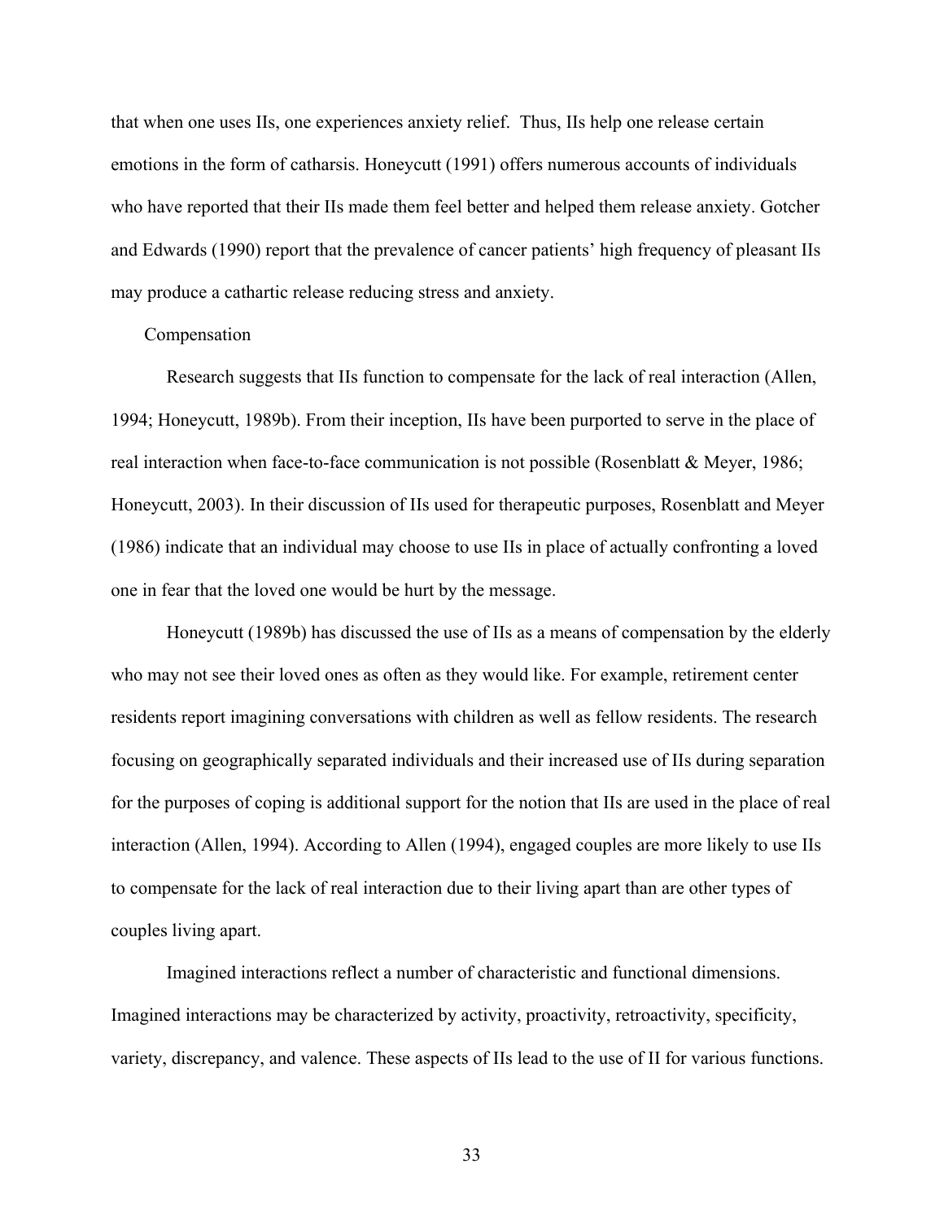that when one uses IIs, one experiences anxiety relief. Thus, IIs help one release certain emotions in the form of catharsis. Honeycutt (1991) offers numerous accounts of individuals who have reported that their IIs made them feel better and helped them release anxiety. Gotcher and Edwards (1990) report that the prevalence of cancer patients' high frequency of pleasant IIs may produce a cathartic release reducing stress and anxiety.

### Compensation

Research suggests that IIs function to compensate for the lack of real interaction (Allen, 1994; Honeycutt, 1989b). From their inception, IIs have been purported to serve in the place of real interaction when face-to-face communication is not possible (Rosenblatt & Meyer, 1986; Honeycutt, 2003). In their discussion of IIs used for therapeutic purposes, Rosenblatt and Meyer (1986) indicate that an individual may choose to use IIs in place of actually confronting a loved one in fear that the loved one would be hurt by the message.

Honeycutt (1989b) has discussed the use of IIs as a means of compensation by the elderly who may not see their loved ones as often as they would like. For example, retirement center residents report imagining conversations with children as well as fellow residents. The research focusing on geographically separated individuals and their increased use of IIs during separation for the purposes of coping is additional support for the notion that IIs are used in the place of real interaction (Allen, 1994). According to Allen (1994), engaged couples are more likely to use IIs to compensate for the lack of real interaction due to their living apart than are other types of couples living apart.

Imagined interactions reflect a number of characteristic and functional dimensions. Imagined interactions may be characterized by activity, proactivity, retroactivity, specificity, variety, discrepancy, and valence. These aspects of IIs lead to the use of II for various functions.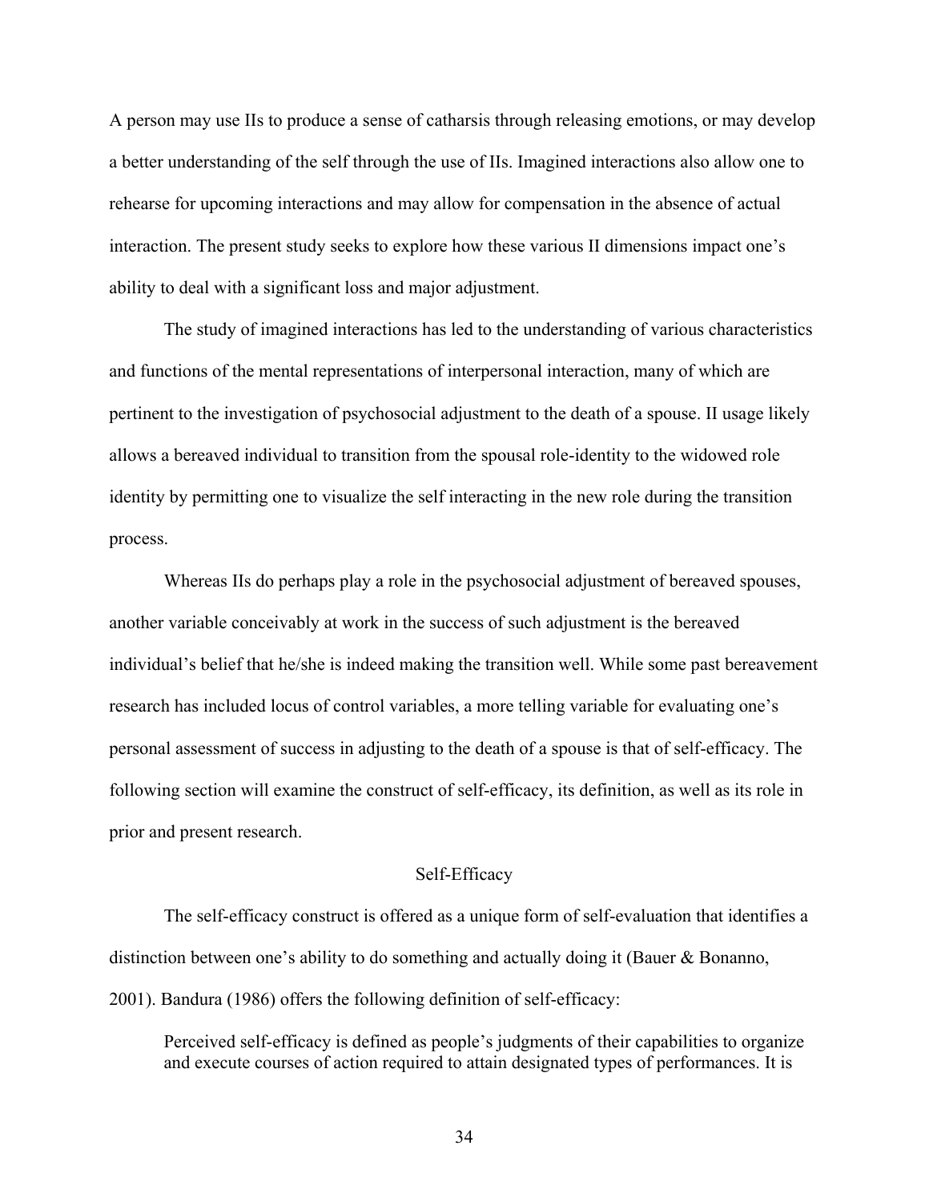A person may use IIs to produce a sense of catharsis through releasing emotions, or may develop a better understanding of the self through the use of IIs. Imagined interactions also allow one to rehearse for upcoming interactions and may allow for compensation in the absence of actual interaction. The present study seeks to explore how these various II dimensions impact one's ability to deal with a significant loss and major adjustment.

The study of imagined interactions has led to the understanding of various characteristics and functions of the mental representations of interpersonal interaction, many of which are pertinent to the investigation of psychosocial adjustment to the death of a spouse. II usage likely allows a bereaved individual to transition from the spousal role-identity to the widowed role identity by permitting one to visualize the self interacting in the new role during the transition process.

Whereas IIs do perhaps play a role in the psychosocial adjustment of bereaved spouses, another variable conceivably at work in the success of such adjustment is the bereaved individual's belief that he/she is indeed making the transition well. While some past bereavement research has included locus of control variables, a more telling variable for evaluating one's personal assessment of success in adjusting to the death of a spouse is that of self-efficacy. The following section will examine the construct of self-efficacy, its definition, as well as its role in prior and present research.

## Self-Efficacy

The self-efficacy construct is offered as a unique form of self-evaluation that identifies a distinction between one's ability to do something and actually doing it (Bauer & Bonanno, 2001). Bandura (1986) offers the following definition of self-efficacy:

> Perceived self-efficacy is defined as people's judgments of their capabilities to organize and execute courses of action required to attain designated types of performances. It is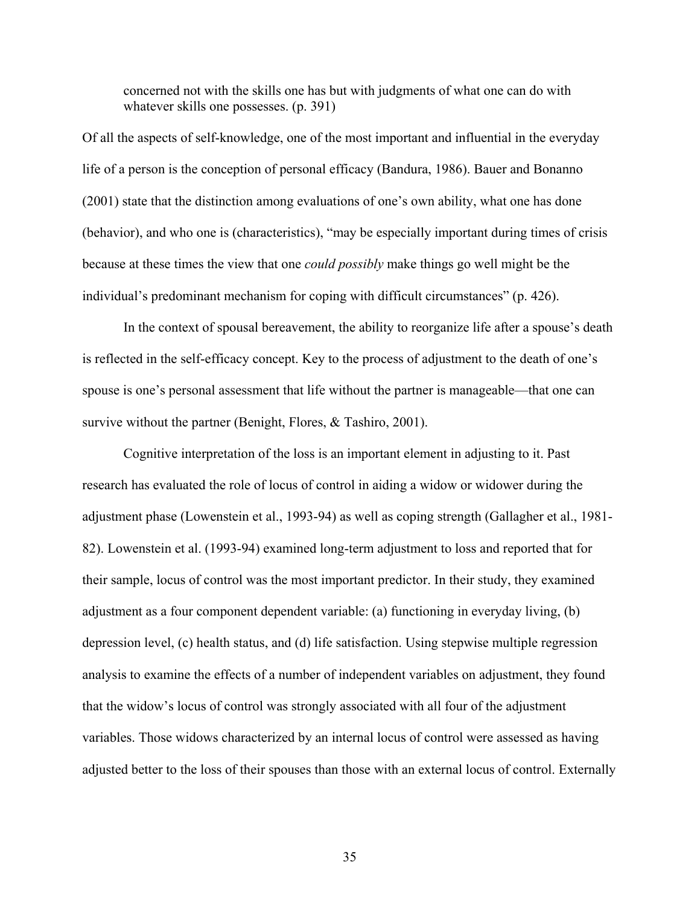> concerned not with the skills one has but with judgments of what one can do with whatever skills one possesses. (p. 391)

Of all the aspects of self-knowledge, one of the most important and influential in the everyday life of a person is the conception of personal efficacy (Bandura, 1986). Bauer and Bonanno (2001) state that the distinction among evaluations of one's own ability, what one has done (behavior), and who one is (characteristics), "may be especially important during times of crisis because at these times the view that one *could possibly* make things go well might be the individual's predominant mechanism for coping with difficult circumstances" (p. 426).

In the context of spousal bereavement, the ability to reorganize life after a spouse's death is reflected in the self-efficacy concept. Key to the process of adjustment to the death of one's spouse is one's personal assessment that life without the partner is manageable—that one can survive without the partner (Benight, Flores, & Tashiro, 2001).

Cognitive interpretation of the loss is an important element in adjusting to it. Past research has evaluated the role of locus of control in aiding a widow or widower during the adjustment phase (Lowenstein et al., 1993-94) as well as coping strength (Gallagher et al., 1981-82). Lowenstein et al. (1993-94) examined long-term adjustment to loss and reported that for their sample, locus of control was the most important predictor. In their study, they examined adjustment as a four component dependent variable: (a) functioning in everyday living, (b) depression level, (c) health status, and (d) life satisfaction. Using stepwise multiple regression analysis to examine the effects of a number of independent variables on adjustment, they found that the widow's locus of control was strongly associated with all four of the adjustment variables. Those widows characterized by an internal locus of control were assessed as having adjusted better to the loss of their spouses than those with an external locus of control. Externally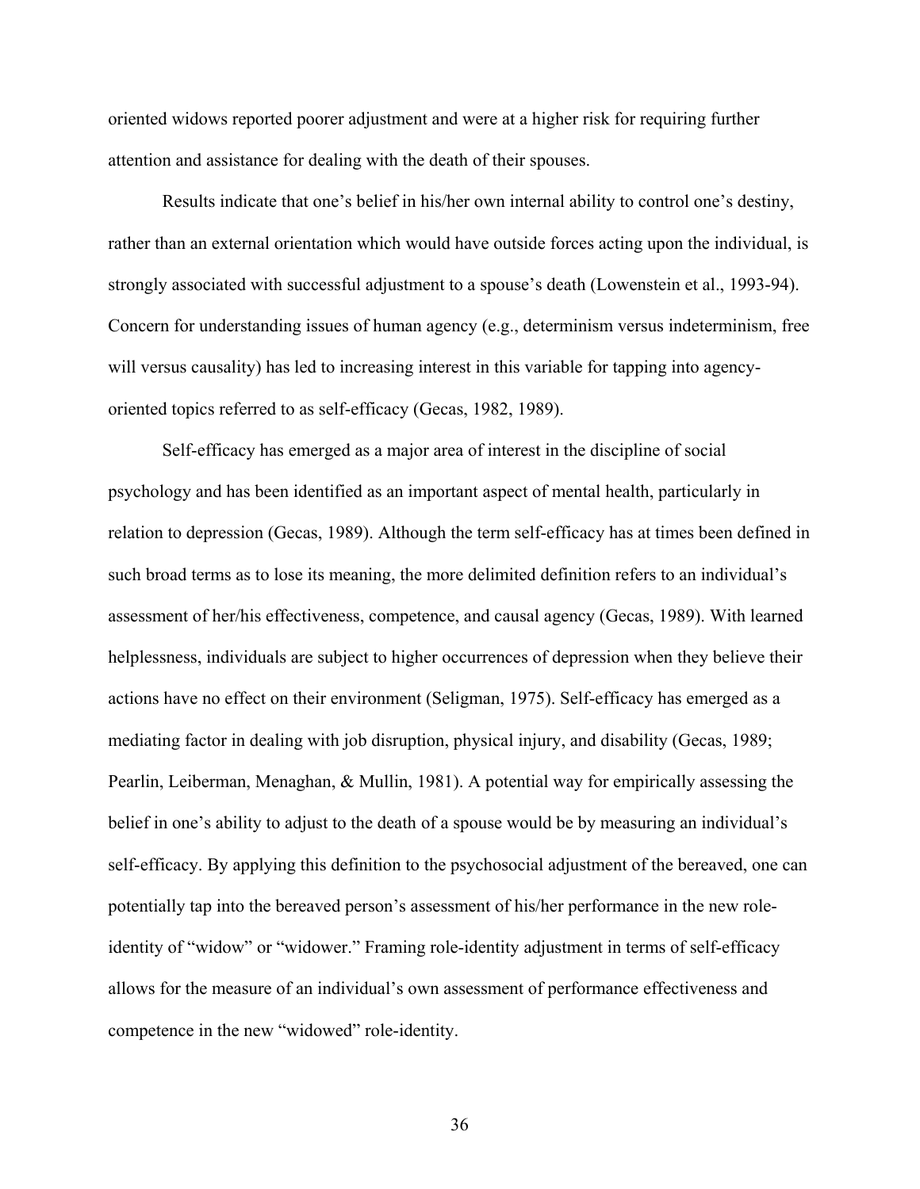oriented widows reported poorer adjustment and were at a higher risk for requiring further attention and assistance for dealing with the death of their spouses.

Results indicate that one's belief in his/her own internal ability to control one's destiny, rather than an external orientation which would have outside forces acting upon the individual, is strongly associated with successful adjustment to a spouse's death (Lowenstein et al., 1993-94). Concern for understanding issues of human agency (e.g., determinism versus indeterminism, free will versus causality) has led to increasing interest in this variable for tapping into agency-oriented topics referred to as self-efficacy (Gecas, 1982, 1989).

Self-efficacy has emerged as a major area of interest in the discipline of social psychology and has been identified as an important aspect of mental health, particularly in relation to depression (Gecas, 1989). Although the term self-efficacy has at times been defined in such broad terms as to lose its meaning, the more delimited definition refers to an individual's assessment of her/his effectiveness, competence, and causal agency (Gecas, 1989). With learned helplessness, individuals are subject to higher occurrences of depression when they believe their actions have no effect on their environment (Seligman, 1975). Self-efficacy has emerged as a mediating factor in dealing with job disruption, physical injury, and disability (Gecas, 1989; Pearlin, Leiberman, Menaghan, & Mullin, 1981). A potential way for empirically assessing the belief in one's ability to adjust to the death of a spouse would be by measuring an individual's self-efficacy. By applying this definition to the psychosocial adjustment of the bereaved, one can potentially tap into the bereaved person's assessment of his/her performance in the new role-identity of "widow" or "widower." Framing role-identity adjustment in terms of self-efficacy allows for the measure of an individual's own assessment of performance effectiveness and competence in the new "widowed" role-identity.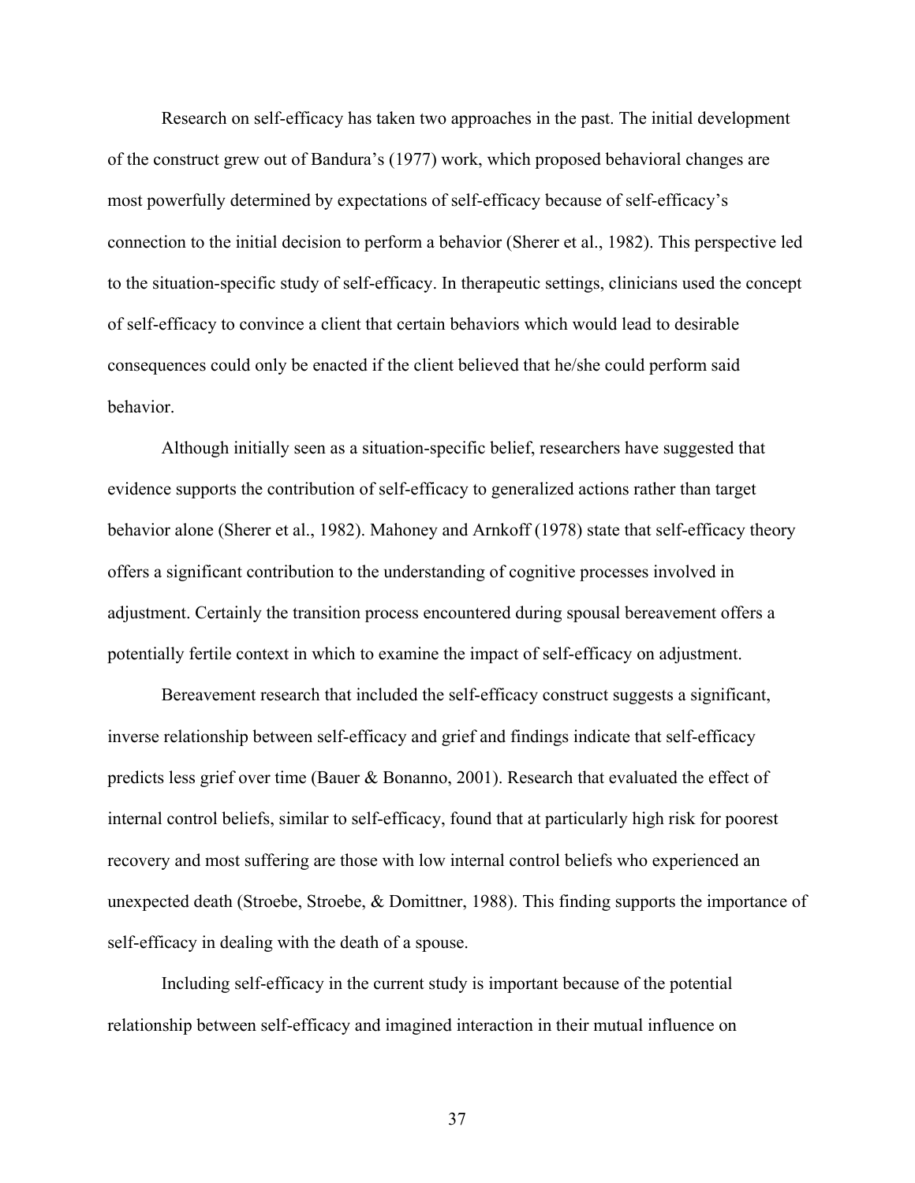Research on self-efficacy has taken two approaches in the past. The initial development of the construct grew out of Bandura's (1977) work, which proposed behavioral changes are most powerfully determined by expectations of self-efficacy because of self-efficacy's connection to the initial decision to perform a behavior (Sherer et al., 1982). This perspective led to the situation-specific study of self-efficacy. In therapeutic settings, clinicians used the concept of self-efficacy to convince a client that certain behaviors which would lead to desirable consequences could only be enacted if the client believed that he/she could perform said behavior.

Although initially seen as a situation-specific belief, researchers have suggested that evidence supports the contribution of self-efficacy to generalized actions rather than target behavior alone (Sherer et al., 1982). Mahoney and Arnkoff (1978) state that self-efficacy theory offers a significant contribution to the understanding of cognitive processes involved in adjustment. Certainly the transition process encountered during spousal bereavement offers a potentially fertile context in which to examine the impact of self-efficacy on adjustment.

Bereavement research that included the self-efficacy construct suggests a significant, inverse relationship between self-efficacy and grief and findings indicate that self-efficacy predicts less grief over time (Bauer & Bonanno, 2001). Research that evaluated the effect of internal control beliefs, similar to self-efficacy, found that at particularly high risk for poorest recovery and most suffering are those with low internal control beliefs who experienced an unexpected death (Stroebe, Stroebe, & Domittner, 1988). This finding supports the importance of self-efficacy in dealing with the death of a spouse.

Including self-efficacy in the current study is important because of the potential relationship between self-efficacy and imagined interaction in their mutual influence on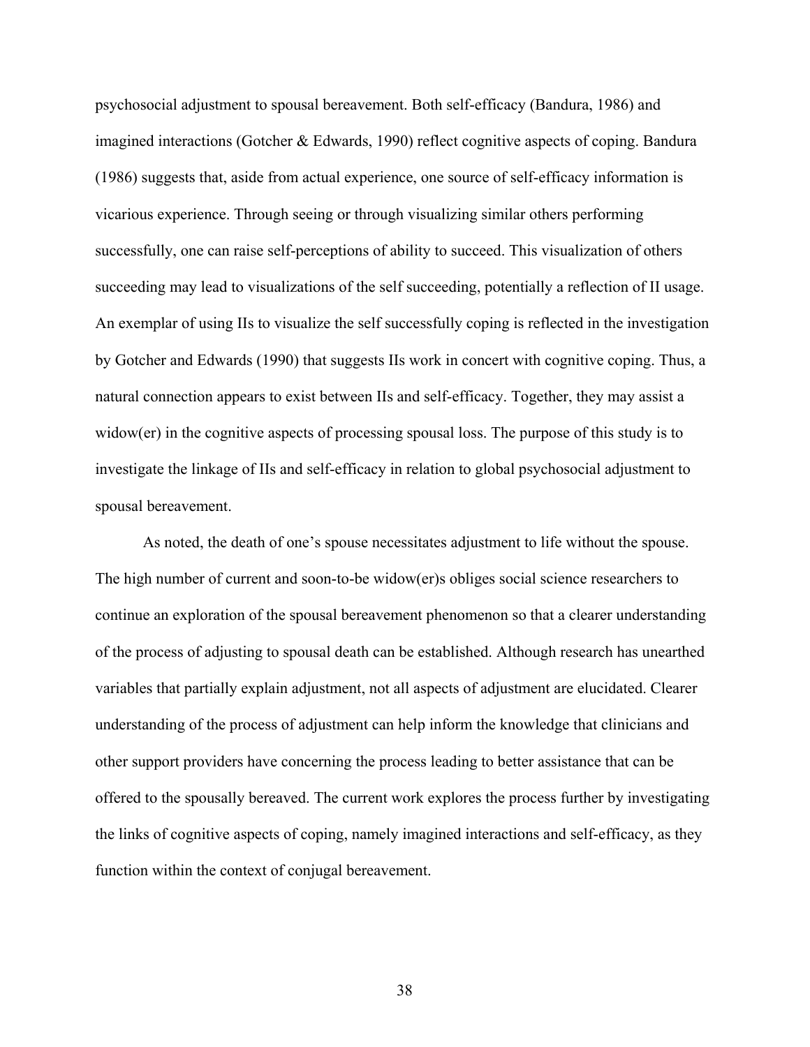psychosocial adjustment to spousal bereavement. Both self-efficacy (Bandura, 1986) and imagined interactions (Gotcher & Edwards, 1990) reflect cognitive aspects of coping. Bandura (1986) suggests that, aside from actual experience, one source of self-efficacy information is vicarious experience. Through seeing or through visualizing similar others performing successfully, one can raise self-perceptions of ability to succeed. This visualization of others succeeding may lead to visualizations of the self succeeding, potentially a reflection of II usage. An exemplar of using IIs to visualize the self successfully coping is reflected in the investigation by Gotcher and Edwards (1990) that suggests IIs work in concert with cognitive coping. Thus, a natural connection appears to exist between IIs and self-efficacy. Together, they may assist a widow(er) in the cognitive aspects of processing spousal loss. The purpose of this study is to investigate the linkage of IIs and self-efficacy in relation to global psychosocial adjustment to spousal bereavement.

As noted, the death of one's spouse necessitates adjustment to life without the spouse. The high number of current and soon-to-be widow(er)s obliges social science researchers to continue an exploration of the spousal bereavement phenomenon so that a clearer understanding of the process of adjusting to spousal death can be established. Although research has unearthed variables that partially explain adjustment, not all aspects of adjustment are elucidated. Clearer understanding of the process of adjustment can help inform the knowledge that clinicians and other support providers have concerning the process leading to better assistance that can be offered to the spousally bereaved. The current work explores the process further by investigating the links of cognitive aspects of coping, namely imagined interactions and self-efficacy, as they function within the context of conjugal bereavement.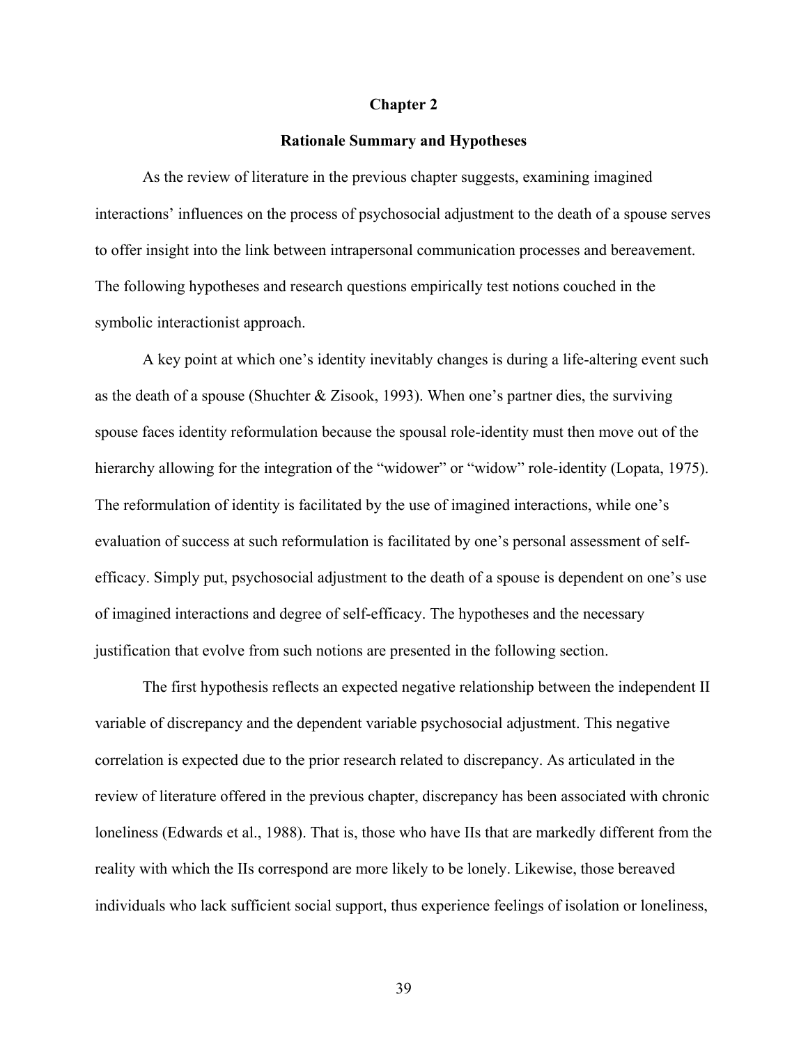# Chapter 2

## Rationale Summary and Hypotheses

As the review of literature in the previous chapter suggests, examining imagined interactions' influences on the process of psychosocial adjustment to the death of a spouse serves to offer insight into the link between intrapersonal communication processes and bereavement. The following hypotheses and research questions empirically test notions couched in the symbolic interactionist approach.

A key point at which one's identity inevitably changes is during a life-altering event such as the death of a spouse (Shuchter & Zisook, 1993). When one's partner dies, the surviving spouse faces identity reformulation because the spousal role-identity must then move out of the hierarchy allowing for the integration of the "widower" or "widow" role-identity (Lopata, 1975). The reformulation of identity is facilitated by the use of imagined interactions, while one's evaluation of success at such reformulation is facilitated by one's personal assessment of self-efficacy. Simply put, psychosocial adjustment to the death of a spouse is dependent on one's use of imagined interactions and degree of self-efficacy. The hypotheses and the necessary justification that evolve from such notions are presented in the following section.

The first hypothesis reflects an expected negative relationship between the independent II variable of discrepancy and the dependent variable psychosocial adjustment. This negative correlation is expected due to the prior research related to discrepancy. As articulated in the review of literature offered in the previous chapter, discrepancy has been associated with chronic loneliness (Edwards et al., 1988). That is, those who have IIs that are markedly different from the reality with which the IIs correspond are more likely to be lonely. Likewise, those bereaved individuals who lack sufficient social support, thus experience feelings of isolation or loneliness,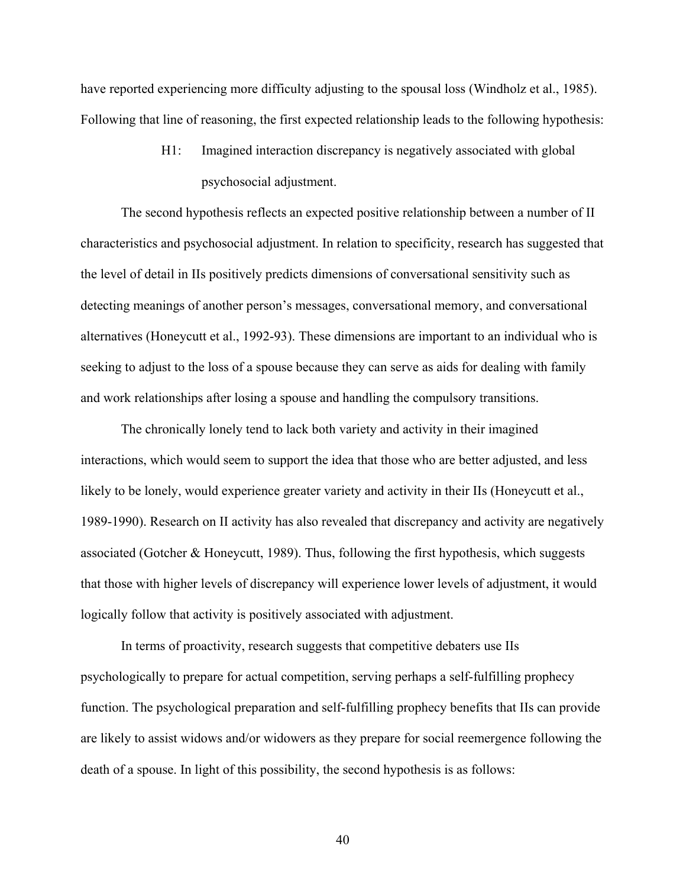have reported experiencing more difficulty adjusting to the spousal loss (Windholz et al., 1985). Following that line of reasoning, the first expected relationship leads to the following hypothesis:

> H1: Imagined interaction discrepancy is negatively associated with global psychosocial adjustment.

The second hypothesis reflects an expected positive relationship between a number of II characteristics and psychosocial adjustment. In relation to specificity, research has suggested that the level of detail in IIs positively predicts dimensions of conversational sensitivity such as detecting meanings of another person's messages, conversational memory, and conversational alternatives (Honeycutt et al., 1992-93). These dimensions are important to an individual who is seeking to adjust to the loss of a spouse because they can serve as aids for dealing with family and work relationships after losing a spouse and handling the compulsory transitions.

The chronically lonely tend to lack both variety and activity in their imagined interactions, which would seem to support the idea that those who are better adjusted, and less likely to be lonely, would experience greater variety and activity in their IIs (Honeycutt et al., 1989-1990). Research on II activity has also revealed that discrepancy and activity are negatively associated (Gotcher & Honeycutt, 1989). Thus, following the first hypothesis, which suggests that those with higher levels of discrepancy will experience lower levels of adjustment, it would logically follow that activity is positively associated with adjustment.

In terms of proactivity, research suggests that competitive debaters use IIs psychologically to prepare for actual competition, serving perhaps a self-fulfilling prophecy function. The psychological preparation and self-fulfilling prophecy benefits that IIs can provide are likely to assist widows and/or widowers as they prepare for social reemergence following the death of a spouse. In light of this possibility, the second hypothesis is as follows: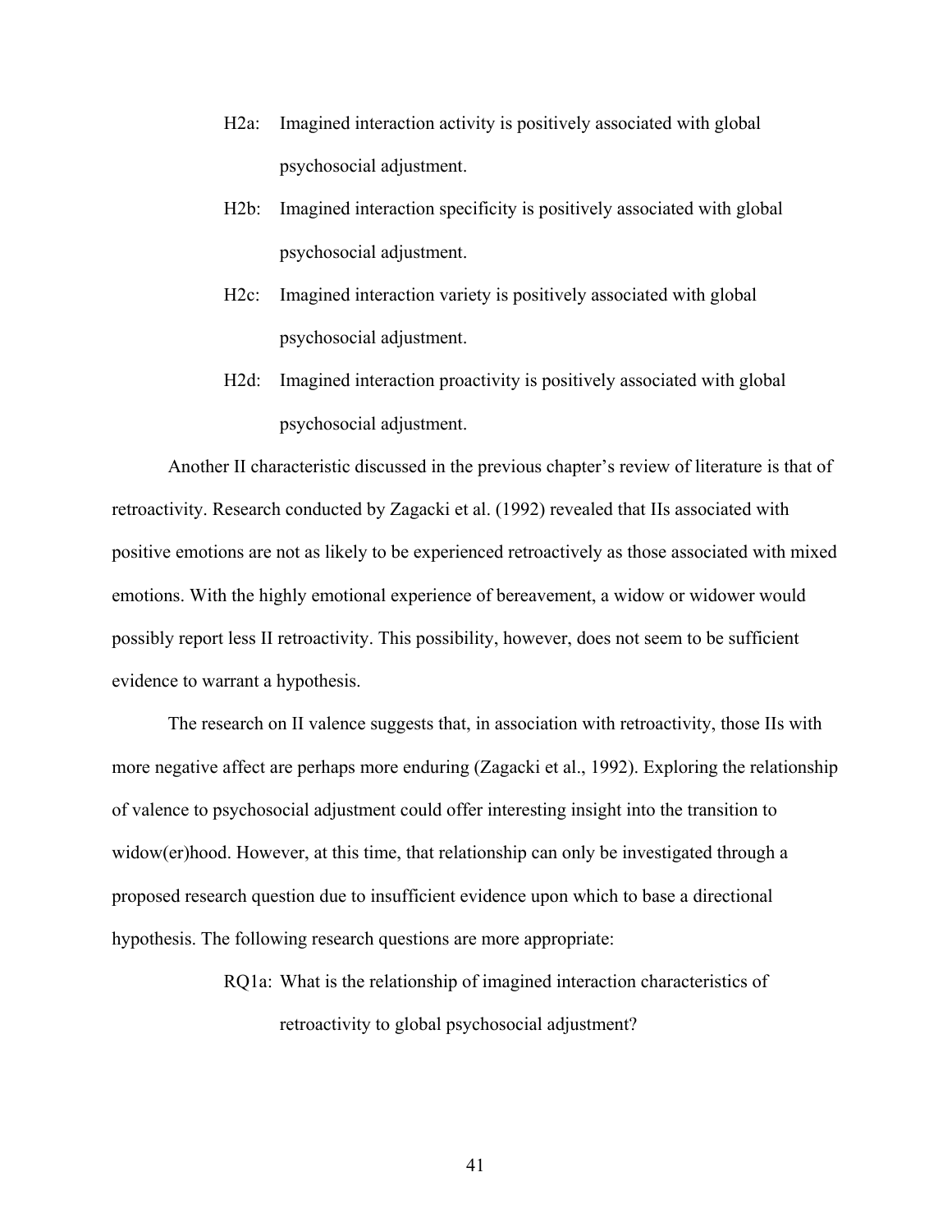H2a: Imagined interaction activity is positively associated with global psychosocial adjustment.

H2b: Imagined interaction specificity is positively associated with global psychosocial adjustment.

H2c: Imagined interaction variety is positively associated with global psychosocial adjustment.

H2d: Imagined interaction proactivity is positively associated with global psychosocial adjustment.

Another II characteristic discussed in the previous chapter's review of literature is that of retroactivity. Research conducted by Zagacki et al. (1992) revealed that IIs associated with positive emotions are not as likely to be experienced retroactively as those associated with mixed emotions. With the highly emotional experience of bereavement, a widow or widower would possibly report less II retroactivity. This possibility, however, does not seem to be sufficient evidence to warrant a hypothesis.

The research on II valence suggests that, in association with retroactivity, those IIs with more negative affect are perhaps more enduring (Zagacki et al., 1992). Exploring the relationship of valence to psychosocial adjustment could offer interesting insight into the transition to widow(er)hood. However, at this time, that relationship can only be investigated through a proposed research question due to insufficient evidence upon which to base a directional hypothesis. The following research questions are more appropriate:

RQ1a: What is the relationship of imagined interaction characteristics of retroactivity to global psychosocial adjustment?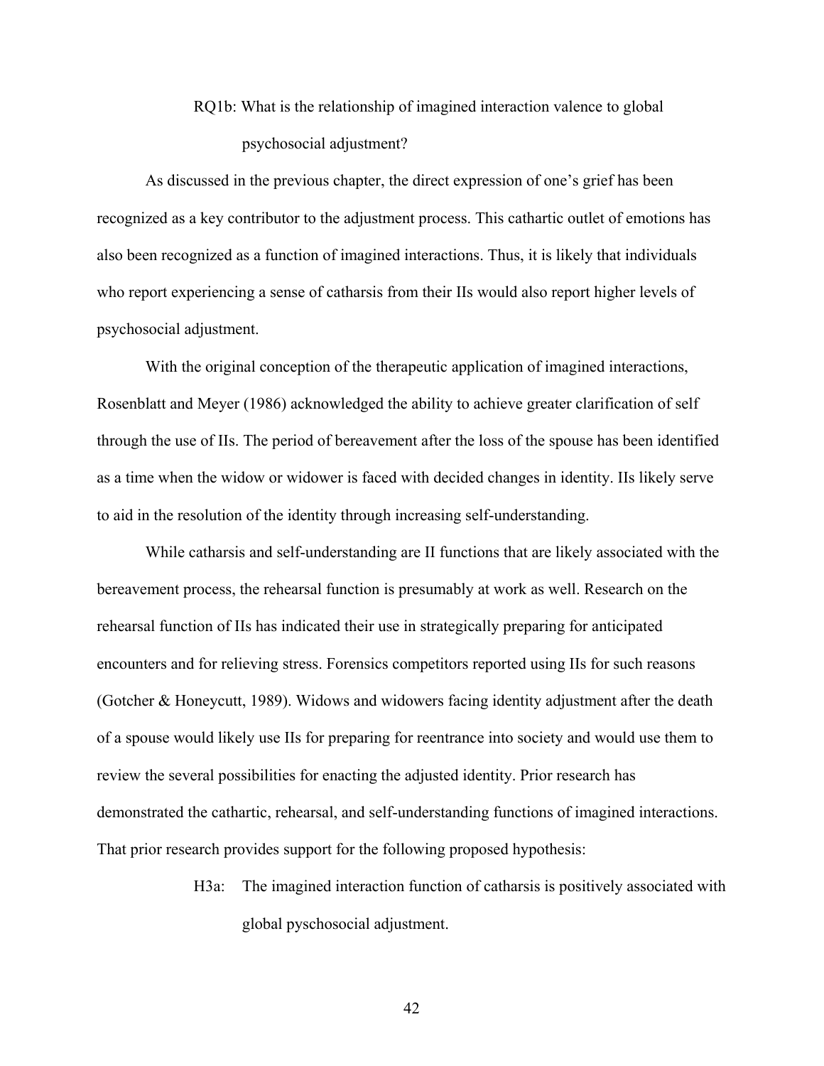RQ1b: What is the relationship of imagined interaction valence to global psychosocial adjustment?

As discussed in the previous chapter, the direct expression of one's grief has been recognized as a key contributor to the adjustment process. This cathartic outlet of emotions has also been recognized as a function of imagined interactions. Thus, it is likely that individuals who report experiencing a sense of catharsis from their IIs would also report higher levels of psychosocial adjustment.

With the original conception of the therapeutic application of imagined interactions, Rosenblatt and Meyer (1986) acknowledged the ability to achieve greater clarification of self through the use of IIs. The period of bereavement after the loss of the spouse has been identified as a time when the widow or widower is faced with decided changes in identity. IIs likely serve to aid in the resolution of the identity through increasing self-understanding.

While catharsis and self-understanding are II functions that are likely associated with the bereavement process, the rehearsal function is presumably at work as well. Research on the rehearsal function of IIs has indicated their use in strategically preparing for anticipated encounters and for relieving stress. Forensics competitors reported using IIs for such reasons (Gotcher & Honeycutt, 1989). Widows and widowers facing identity adjustment after the death of a spouse would likely use IIs for preparing for reentrance into society and would use them to review the several possibilities for enacting the adjusted identity. Prior research has demonstrated the cathartic, rehearsal, and self-understanding functions of imagined interactions. That prior research provides support for the following proposed hypothesis:

H3a: The imagined interaction function of catharsis is positively associated with global pyschosocial adjustment.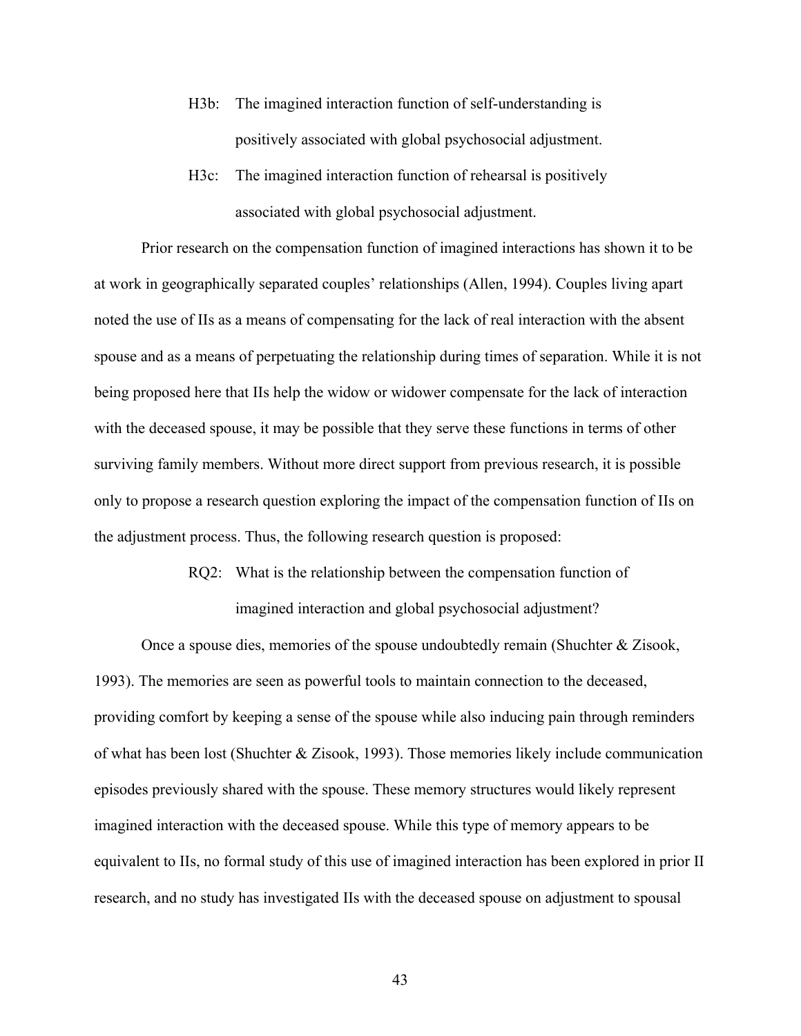H3b: The imagined interaction function of self-understanding is positively associated with global psychosocial adjustment.

H3c: The imagined interaction function of rehearsal is positively associated with global psychosocial adjustment.

Prior research on the compensation function of imagined interactions has shown it to be at work in geographically separated couples' relationships (Allen, 1994). Couples living apart noted the use of IIs as a means of compensating for the lack of real interaction with the absent spouse and as a means of perpetuating the relationship during times of separation. While it is not being proposed here that IIs help the widow or widower compensate for the lack of interaction with the deceased spouse, it may be possible that they serve these functions in terms of other surviving family members. Without more direct support from previous research, it is possible only to propose a research question exploring the impact of the compensation function of IIs on the adjustment process. Thus, the following research question is proposed:

RQ2: What is the relationship between the compensation function of imagined interaction and global psychosocial adjustment?

Once a spouse dies, memories of the spouse undoubtedly remain (Shuchter & Zisook, 1993). The memories are seen as powerful tools to maintain connection to the deceased, providing comfort by keeping a sense of the spouse while also inducing pain through reminders of what has been lost (Shuchter & Zisook, 1993). Those memories likely include communication episodes previously shared with the spouse. These memory structures would likely represent imagined interaction with the deceased spouse. While this type of memory appears to be equivalent to IIs, no formal study of this use of imagined interaction has been explored in prior II research, and no study has investigated IIs with the deceased spouse on adjustment to spousal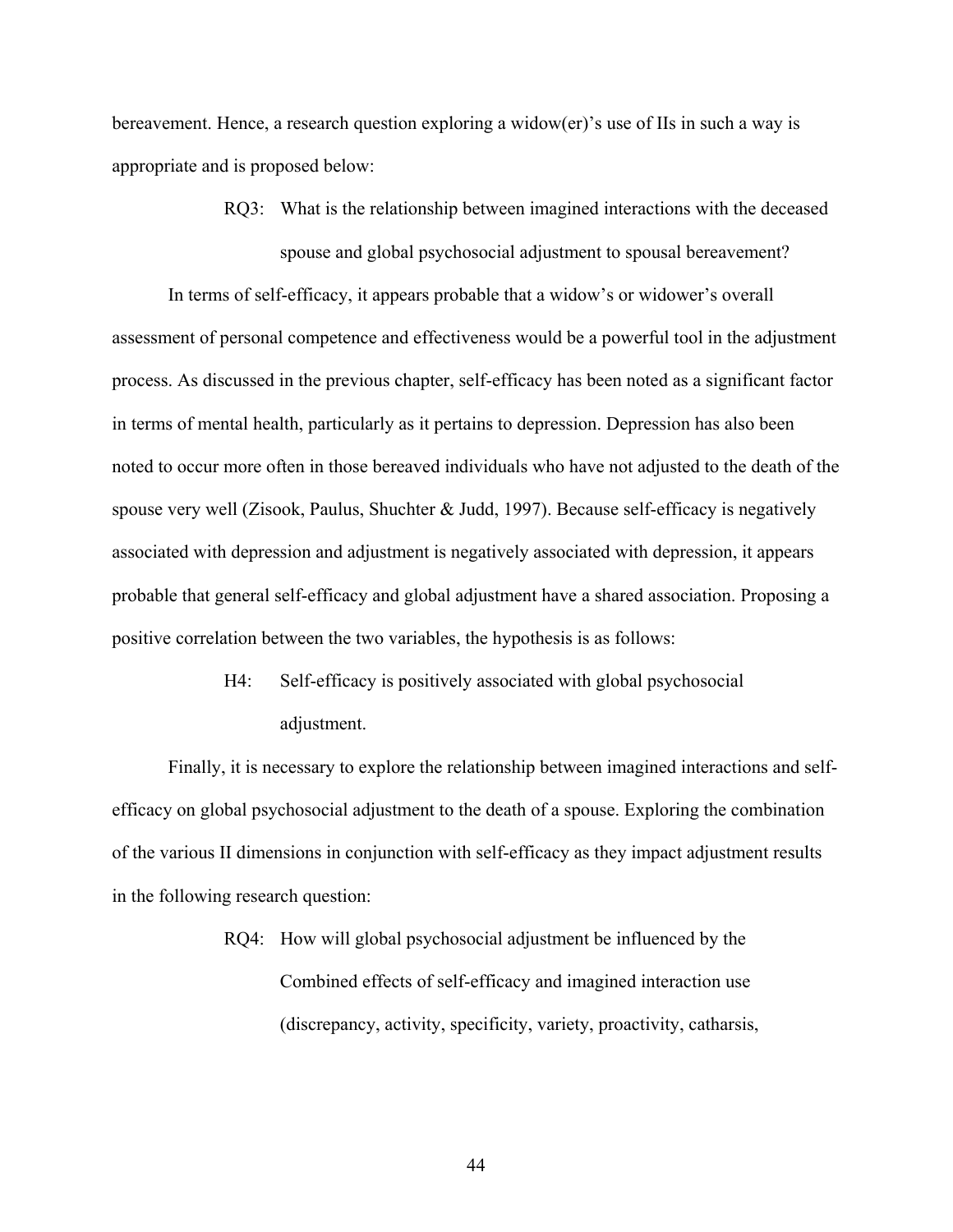bereavement. Hence, a research question exploring a widow(er)'s use of IIs in such a way is appropriate and is proposed below:

> RQ3: What is the relationship between imagined interactions with the deceased spouse and global psychosocial adjustment to spousal bereavement?

In terms of self-efficacy, it appears probable that a widow's or widower's overall assessment of personal competence and effectiveness would be a powerful tool in the adjustment process. As discussed in the previous chapter, self-efficacy has been noted as a significant factor in terms of mental health, particularly as it pertains to depression. Depression has also been noted to occur more often in those bereaved individuals who have not adjusted to the death of the spouse very well (Zisook, Paulus, Shuchter & Judd, 1997). Because self-efficacy is negatively associated with depression and adjustment is negatively associated with depression, it appears probable that general self-efficacy and global adjustment have a shared association. Proposing a positive correlation between the two variables, the hypothesis is as follows:

> H4: Self-efficacy is positively associated with global psychosocial adjustment.

Finally, it is necessary to explore the relationship between imagined interactions and self-efficacy on global psychosocial adjustment to the death of a spouse. Exploring the combination of the various II dimensions in conjunction with self-efficacy as they impact adjustment results in the following research question:

> RQ4: How will global psychosocial adjustment be influenced by the Combined effects of self-efficacy and imagined interaction use (discrepancy, activity, specificity, variety, proactivity, catharsis,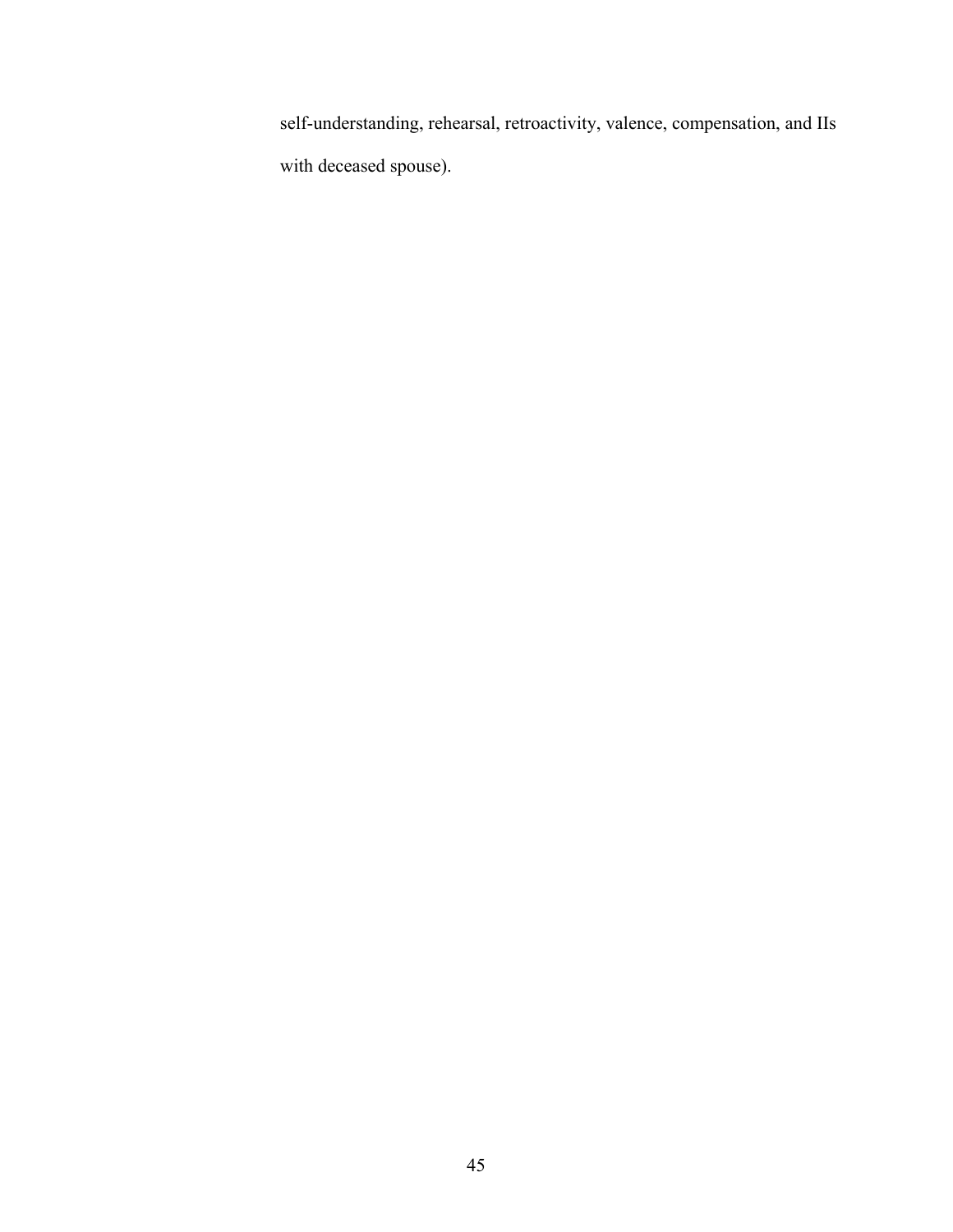self-understanding, rehearsal, retroactivity, valence, compensation, and IIs with deceased spouse).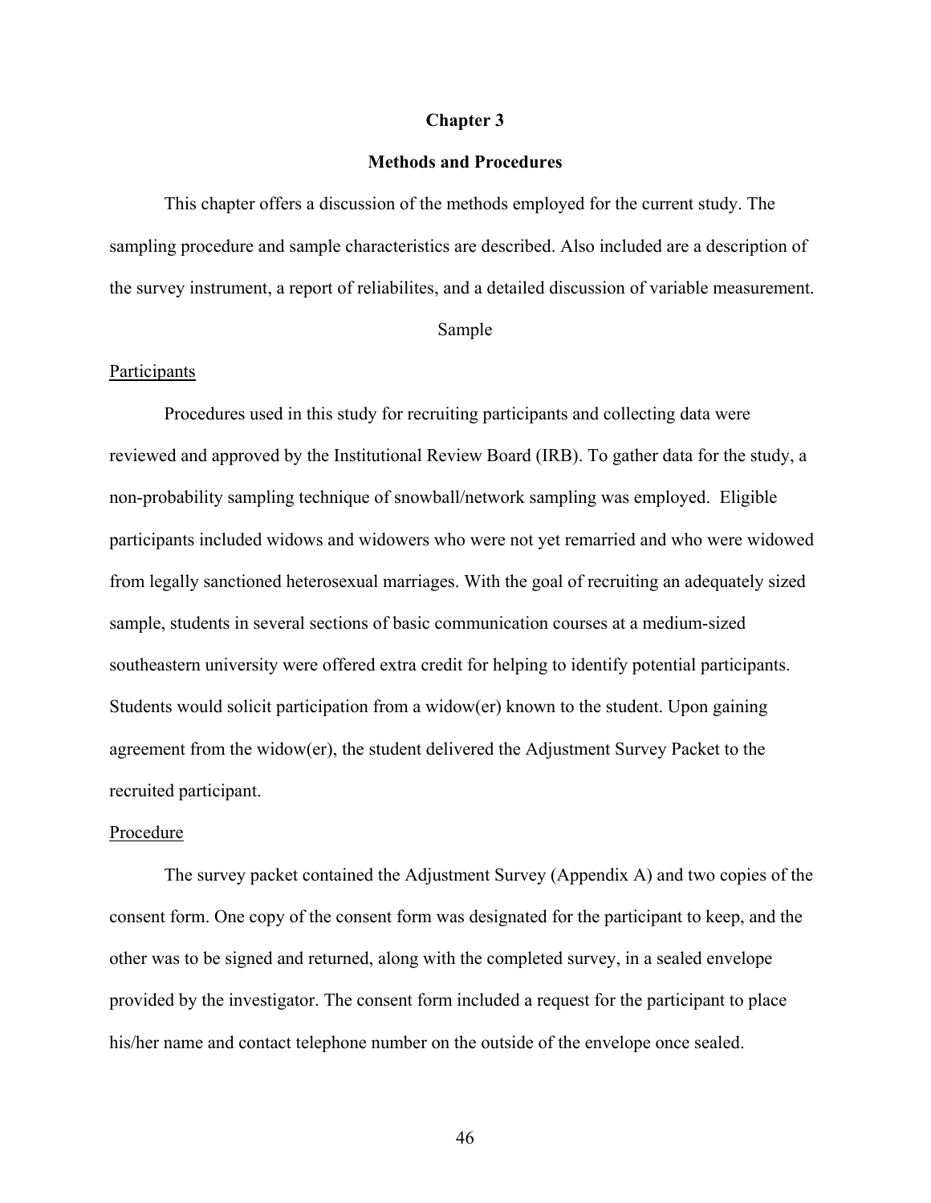# Chapter 3

## Methods and Procedures

This chapter offers a discussion of the methods employed for the current study. The sampling procedure and sample characteristics are described. Also included are a description of the survey instrument, a report of reliabilites, and a detailed discussion of variable measurement.

### Sample

#### Participants

Procedures used in this study for recruiting participants and collecting data were reviewed and approved by the Institutional Review Board (IRB). To gather data for the study, a non-probability sampling technique of snowball/network sampling was employed. Eligible participants included widows and widowers who were not yet remarried and who were widowed from legally sanctioned heterosexual marriages. With the goal of recruiting an adequately sized sample, students in several sections of basic communication courses at a medium-sized southeastern university were offered extra credit for helping to identify potential participants. Students would solicit participation from a widow(er) known to the student. Upon gaining agreement from the widow(er), the student delivered the Adjustment Survey Packet to the recruited participant.

#### Procedure

The survey packet contained the Adjustment Survey (Appendix A) and two copies of the consent form. One copy of the consent form was designated for the participant to keep, and the other was to be signed and returned, along with the completed survey, in a sealed envelope provided by the investigator. The consent form included a request for the participant to place his/her name and contact telephone number on the outside of the envelope once sealed.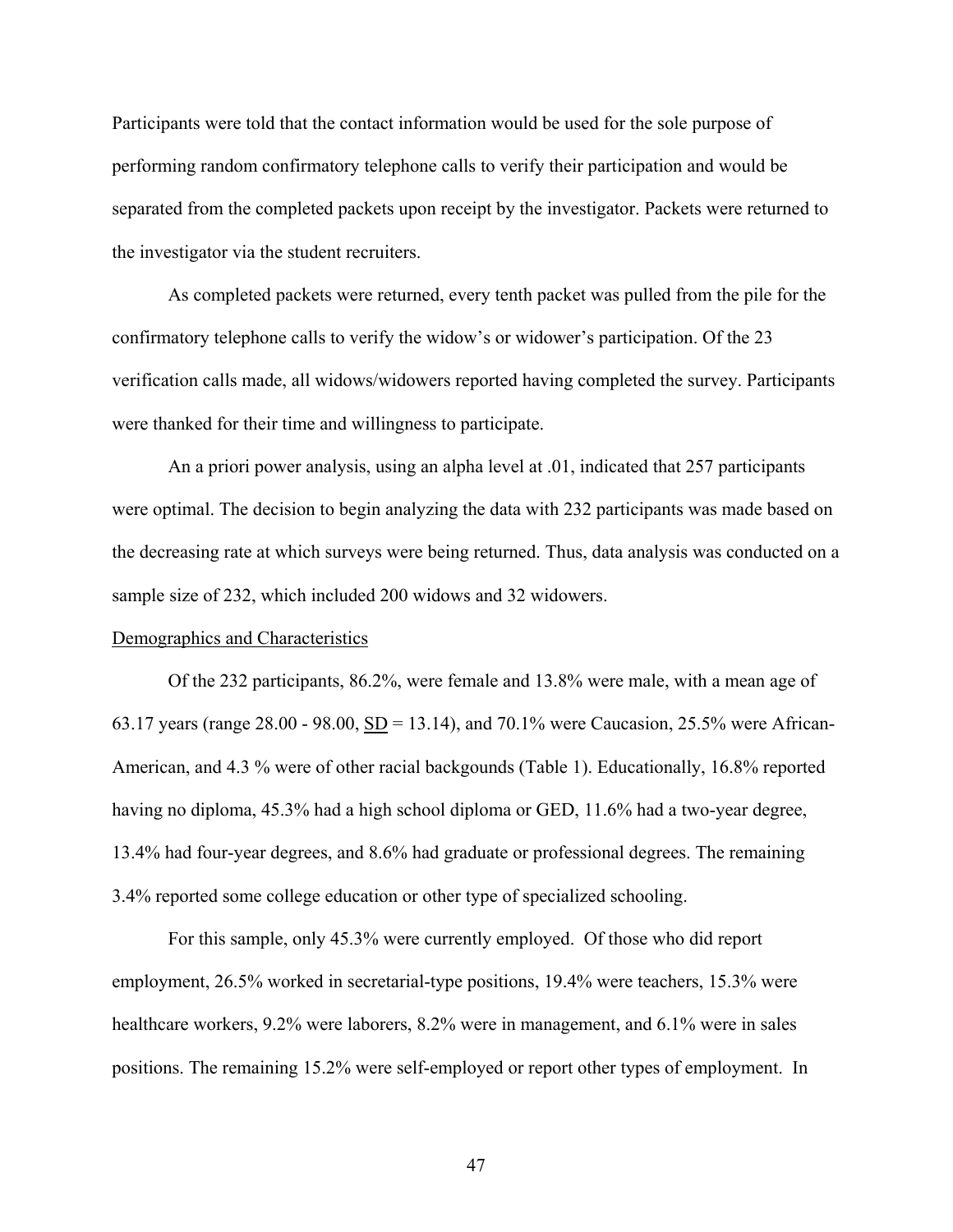Participants were told that the contact information would be used for the sole purpose of performing random confirmatory telephone calls to verify their participation and would be separated from the completed packets upon receipt by the investigator. Packets were returned to the investigator via the student recruiters.

As completed packets were returned, every tenth packet was pulled from the pile for the confirmatory telephone calls to verify the widow's or widower's participation. Of the 23 verification calls made, all widows/widowers reported having completed the survey. Participants were thanked for their time and willingness to participate.

An a priori power analysis, using an alpha level at .01, indicated that 257 participants were optimal. The decision to begin analyzing the data with 232 participants was made based on the decreasing rate at which surveys were being returned. Thus, data analysis was conducted on a sample size of 232, which included 200 widows and 32 widowers.

Demographics and Characteristics

Of the 232 participants, 86.2%, were female and 13.8% were male, with a mean age of 63.17 years (range 28.00 - 98.00, SD = 13.14), and 70.1% were Caucasion, 25.5% were African-American, and 4.3 % were of other racial backgounds (Table 1). Educationally, 16.8% reported having no diploma, 45.3% had a high school diploma or GED, 11.6% had a two-year degree, 13.4% had four-year degrees, and 8.6% had graduate or professional degrees. The remaining 3.4% reported some college education or other type of specialized schooling.

For this sample, only 45.3% were currently employed. Of those who did report employment, 26.5% worked in secretarial-type positions, 19.4% were teachers, 15.3% were healthcare workers, 9.2% were laborers, 8.2% were in management, and 6.1% were in sales positions. The remaining 15.2% were self-employed or report other types of employment. In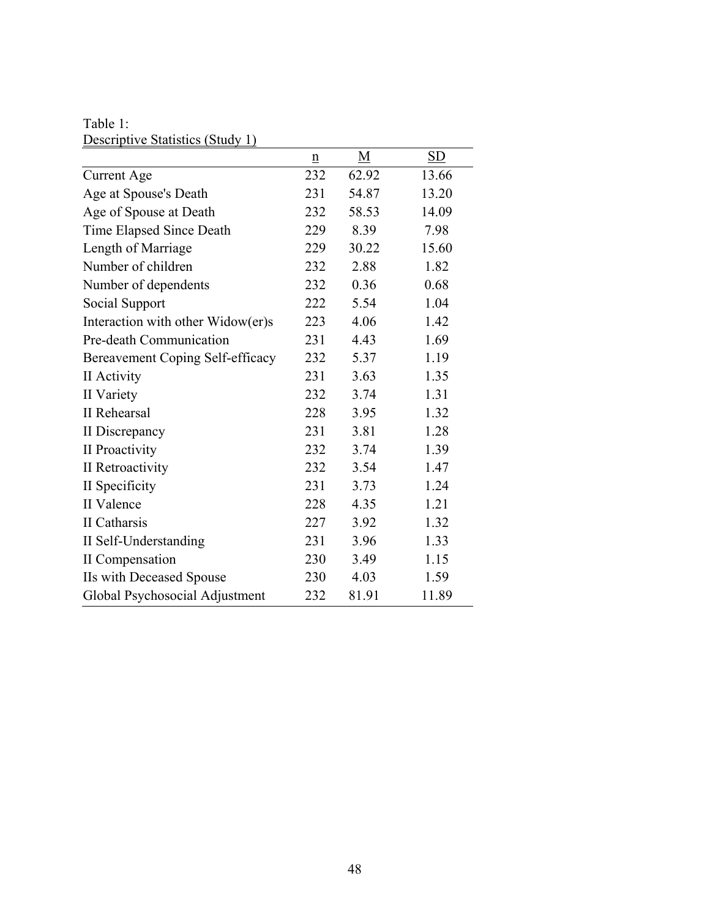Table 1:
Descriptive Statistics (Study 1)

| | n | M | SD |
|---|---|---|---|
| Current Age | 232 | 62.92 | 13.66 |
| Age at Spouse's Death | 231 | 54.87 | 13.20 |
| Age of Spouse at Death | 232 | 58.53 | 14.09 |
| Time Elapsed Since Death | 229 | 8.39 | 7.98 |
| Length of Marriage | 229 | 30.22 | 15.60 |
| Number of children | 232 | 2.88 | 1.82 |
| Number of dependents | 232 | 0.36 | 0.68 |
| Social Support | 222 | 5.54 | 1.04 |
| Interaction with other Widow(er)s | 223 | 4.06 | 1.42 |
| Pre-death Communication | 231 | 4.43 | 1.69 |
| Bereavement Coping Self-efficacy | 232 | 5.37 | 1.19 |
| II Activity | 231 | 3.63 | 1.35 |
| II Variety | 232 | 3.74 | 1.31 |
| II Rehearsal | 228 | 3.95 | 1.32 |
| II Discrepancy | 231 | 3.81 | 1.28 |
| II Proactivity | 232 | 3.74 | 1.39 |
| II Retroactivity | 232 | 3.54 | 1.47 |
| II Specificity | 231 | 3.73 | 1.24 |
| II Valence | 228 | 4.35 | 1.21 |
| II Catharsis | 227 | 3.92 | 1.32 |
| II Self-Understanding | 231 | 3.96 | 1.33 |
| II Compensation | 230 | 3.49 | 1.15 |
| IIs with Deceased Spouse | 230 | 4.03 | 1.59 |
| Global Psychosocial Adjustment | 232 | 81.91 | 11.89 |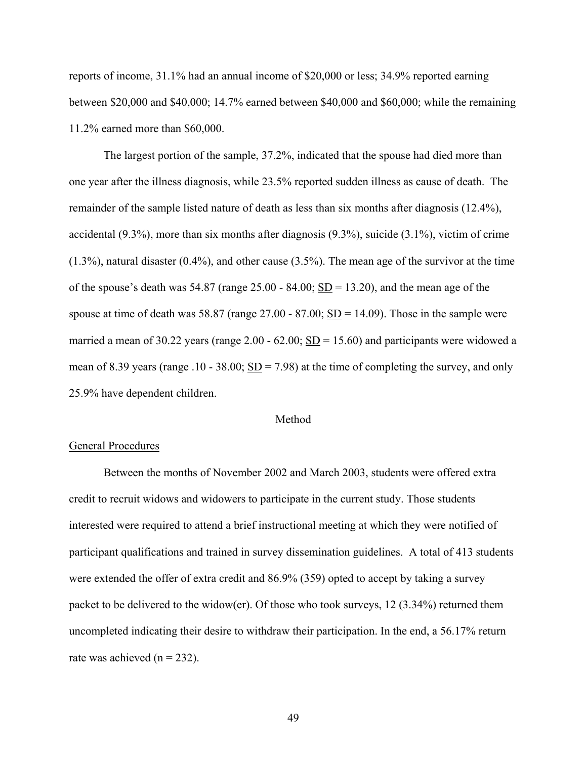reports of income, 31.1% had an annual income of $20,000 or less; 34.9% reported earning between $20,000 and $40,000; 14.7% earned between $40,000 and $60,000; while the remaining 11.2% earned more than $60,000.

The largest portion of the sample, 37.2%, indicated that the spouse had died more than one year after the illness diagnosis, while 23.5% reported sudden illness as cause of death. The remainder of the sample listed nature of death as less than six months after diagnosis (12.4%), accidental (9.3%), more than six months after diagnosis (9.3%), suicide (3.1%), victim of crime (1.3%), natural disaster (0.4%), and other cause (3.5%). The mean age of the survivor at the time of the spouse's death was 54.87 (range 25.00 - 84.00; SD = 13.20), and the mean age of the spouse at time of death was 58.87 (range 27.00 - 87.00; SD = 14.09). Those in the sample were married a mean of 30.22 years (range 2.00 - 62.00; SD = 15.60) and participants were widowed a mean of 8.39 years (range .10 - 38.00; SD = 7.98) at the time of completing the survey, and only 25.9% have dependent children.

## Method

### General Procedures

Between the months of November 2002 and March 2003, students were offered extra credit to recruit widows and widowers to participate in the current study. Those students interested were required to attend a brief instructional meeting at which they were notified of participant qualifications and trained in survey dissemination guidelines. A total of 413 students were extended the offer of extra credit and 86.9% (359) opted to accept by taking a survey packet to be delivered to the widow(er). Of those who took surveys, 12 (3.34%) returned them uncompleted indicating their desire to withdraw their participation. In the end, a 56.17% return rate was achieved (n = 232).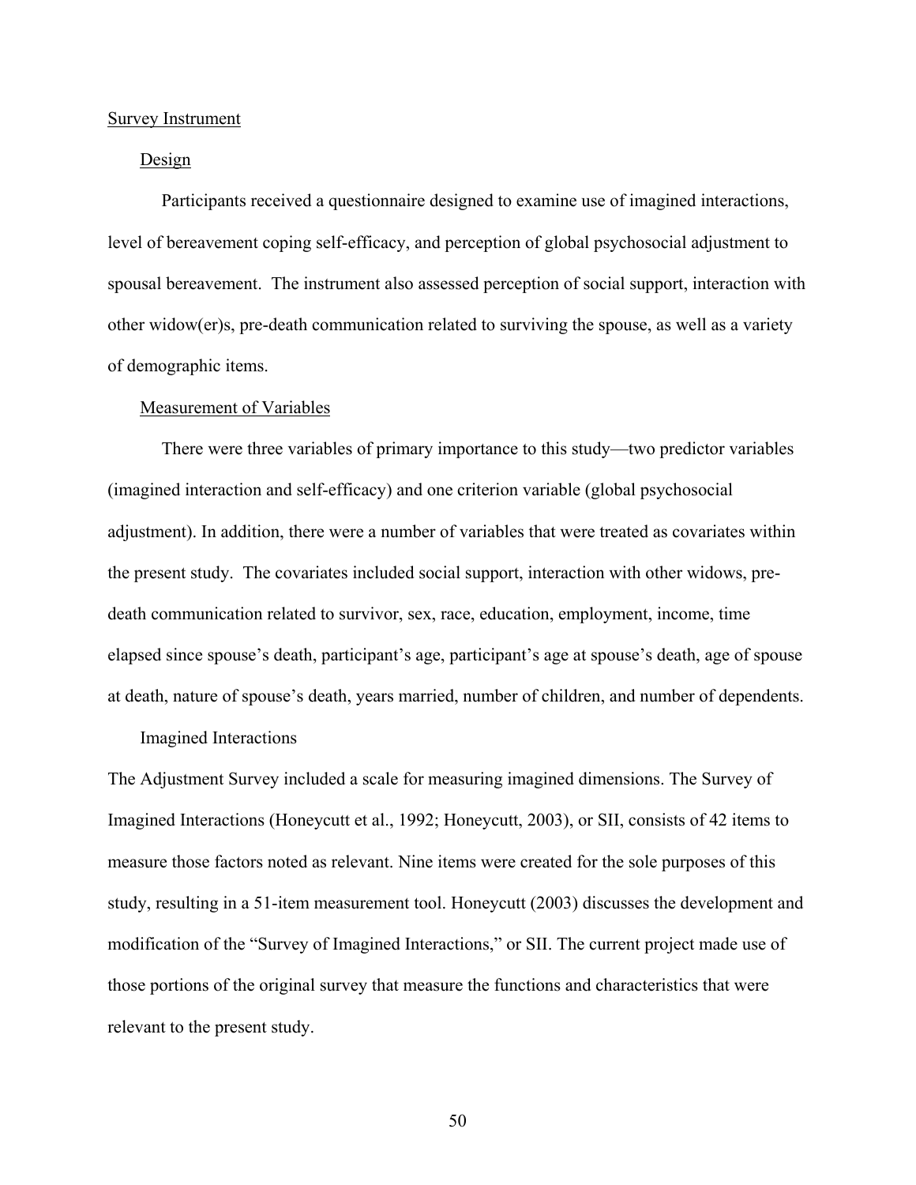## Survey Instrument

### Design

Participants received a questionnaire designed to examine use of imagined interactions, level of bereavement coping self-efficacy, and perception of global psychosocial adjustment to spousal bereavement. The instrument also assessed perception of social support, interaction with other widow(er)s, pre-death communication related to surviving the spouse, as well as a variety of demographic items.

### Measurement of Variables

There were three variables of primary importance to this study—two predictor variables (imagined interaction and self-efficacy) and one criterion variable (global psychosocial adjustment). In addition, there were a number of variables that were treated as covariates within the present study. The covariates included social support, interaction with other widows, pre-death communication related to survivor, sex, race, education, employment, income, time elapsed since spouse's death, participant's age, participant's age at spouse's death, age of spouse at death, nature of spouse's death, years married, number of children, and number of dependents.

#### Imagined Interactions

The Adjustment Survey included a scale for measuring imagined dimensions. The Survey of Imagined Interactions (Honeycutt et al., 1992; Honeycutt, 2003), or SII, consists of 42 items to measure those factors noted as relevant. Nine items were created for the sole purposes of this study, resulting in a 51-item measurement tool. Honeycutt (2003) discusses the development and modification of the "Survey of Imagined Interactions," or SII. The current project made use of those portions of the original survey that measure the functions and characteristics that were relevant to the present study.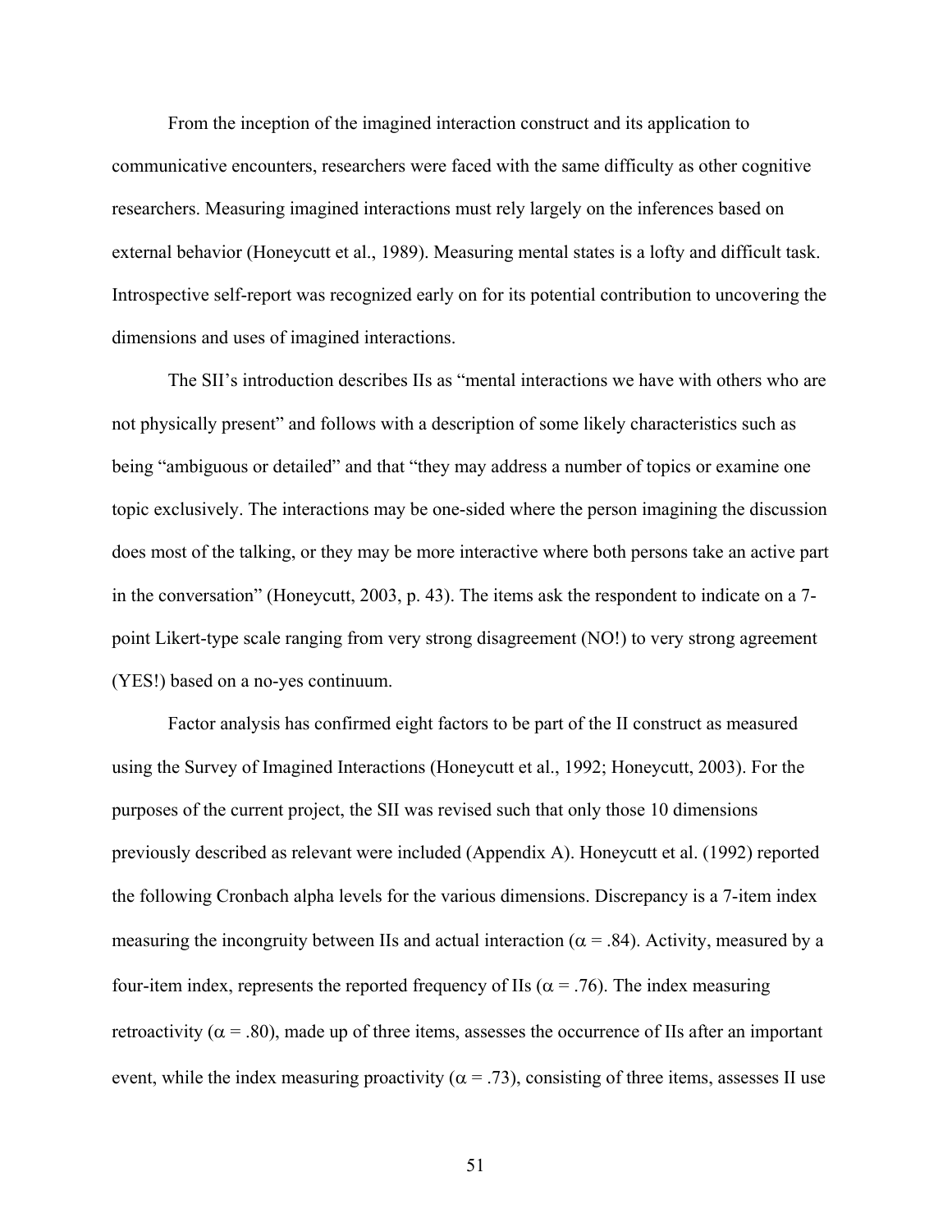From the inception of the imagined interaction construct and its application to communicative encounters, researchers were faced with the same difficulty as other cognitive researchers. Measuring imagined interactions must rely largely on the inferences based on external behavior (Honeycutt et al., 1989). Measuring mental states is a lofty and difficult task. Introspective self-report was recognized early on for its potential contribution to uncovering the dimensions and uses of imagined interactions.

The SII's introduction describes IIs as "mental interactions we have with others who are not physically present" and follows with a description of some likely characteristics such as being "ambiguous or detailed" and that "they may address a number of topics or examine one topic exclusively. The interactions may be one-sided where the person imagining the discussion does most of the talking, or they may be more interactive where both persons take an active part in the conversation" (Honeycutt, 2003, p. 43). The items ask the respondent to indicate on a 7-point Likert-type scale ranging from very strong disagreement (NO!) to very strong agreement (YES!) based on a no-yes continuum.

Factor analysis has confirmed eight factors to be part of the II construct as measured using the Survey of Imagined Interactions (Honeycutt et al., 1992; Honeycutt, 2003). For the purposes of the current project, the SII was revised such that only those 10 dimensions previously described as relevant were included (Appendix A). Honeycutt et al. (1992) reported the following Cronbach alpha levels for the various dimensions. Discrepancy is a 7-item index measuring the incongruity between IIs and actual interaction ($\alpha = .84$). Activity, measured by a four-item index, represents the reported frequency of IIs ($\alpha = .76$). The index measuring retroactivity ($\alpha = .80$), made up of three items, assesses the occurrence of IIs after an important event, while the index measuring proactivity ($\alpha = .73$), consisting of three items, assesses II use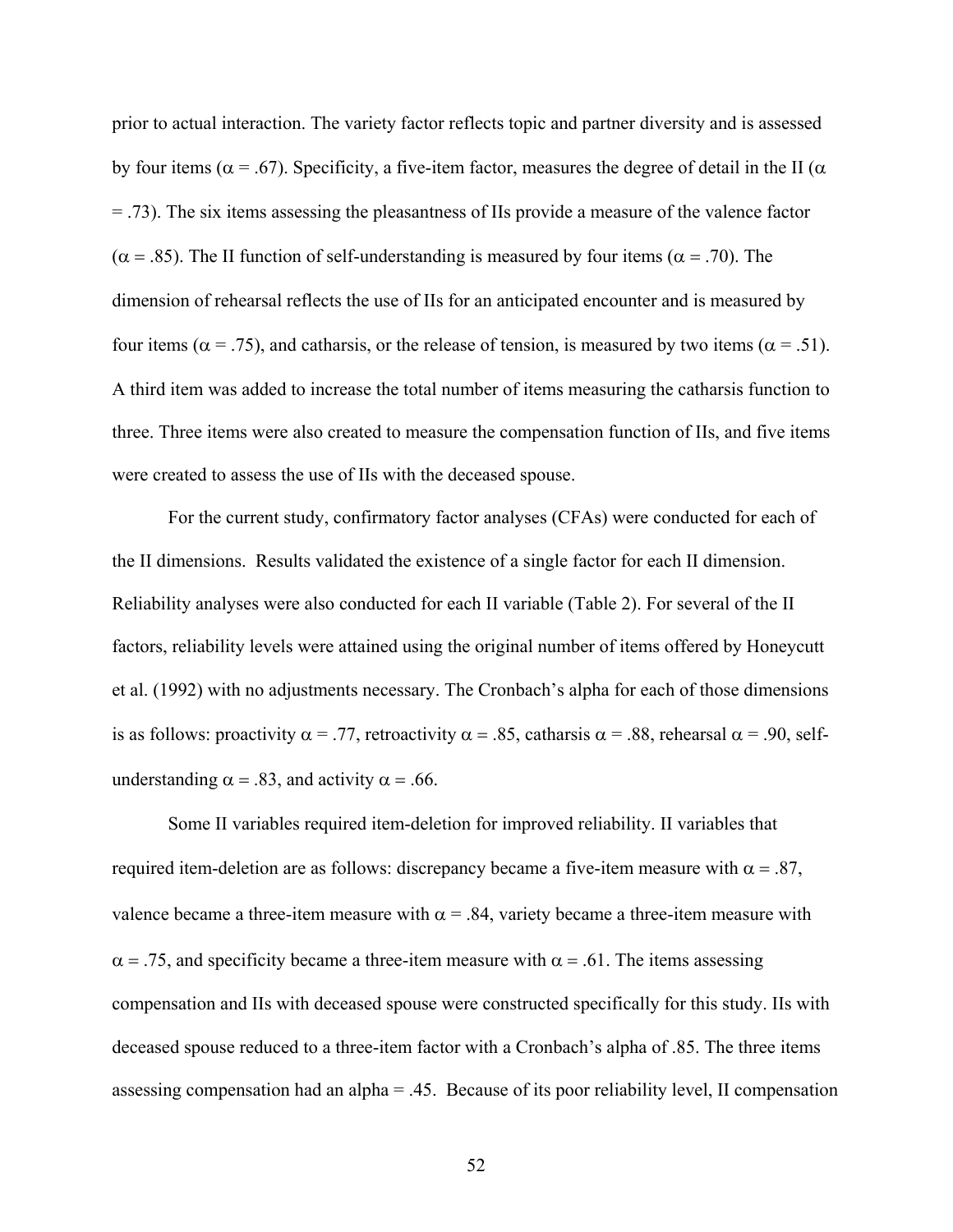prior to actual interaction. The variety factor reflects topic and partner diversity and is assessed by four items ($\alpha = .67$). Specificity, a five-item factor, measures the degree of detail in the II ($\alpha = .73$). The six items assessing the pleasantness of IIs provide a measure of the valence factor ($\alpha = .85$). The II function of self-understanding is measured by four items ($\alpha = .70$). The dimension of rehearsal reflects the use of IIs for an anticipated encounter and is measured by four items ($\alpha = .75$), and catharsis, or the release of tension, is measured by two items ($\alpha = .51$). A third item was added to increase the total number of items measuring the catharsis function to three. Three items were also created to measure the compensation function of IIs, and five items were created to assess the use of IIs with the deceased spouse.

For the current study, confirmatory factor analyses (CFAs) were conducted for each of the II dimensions. Results validated the existence of a single factor for each II dimension. Reliability analyses were also conducted for each II variable (Table 2). For several of the II factors, reliability levels were attained using the original number of items offered by Honeycutt et al. (1992) with no adjustments necessary. The Cronbach's alpha for each of those dimensions is as follows: proactivity $\alpha = .77$, retroactivity $\alpha = .85$, catharsis $\alpha = .88$, rehearsal $\alpha = .90$, self-understanding $\alpha = .83$, and activity $\alpha = .66$.

Some II variables required item-deletion for improved reliability. II variables that required item-deletion are as follows: discrepancy became a five-item measure with $\alpha = .87$, valence became a three-item measure with $\alpha = .84$, variety became a three-item measure with $\alpha = .75$, and specificity became a three-item measure with $\alpha = .61$. The items assessing compensation and IIs with deceased spouse were constructed specifically for this study. IIs with deceased spouse reduced to a three-item factor with a Cronbach's alpha of .85. The three items assessing compensation had an alpha = .45. Because of its poor reliability level, II compensation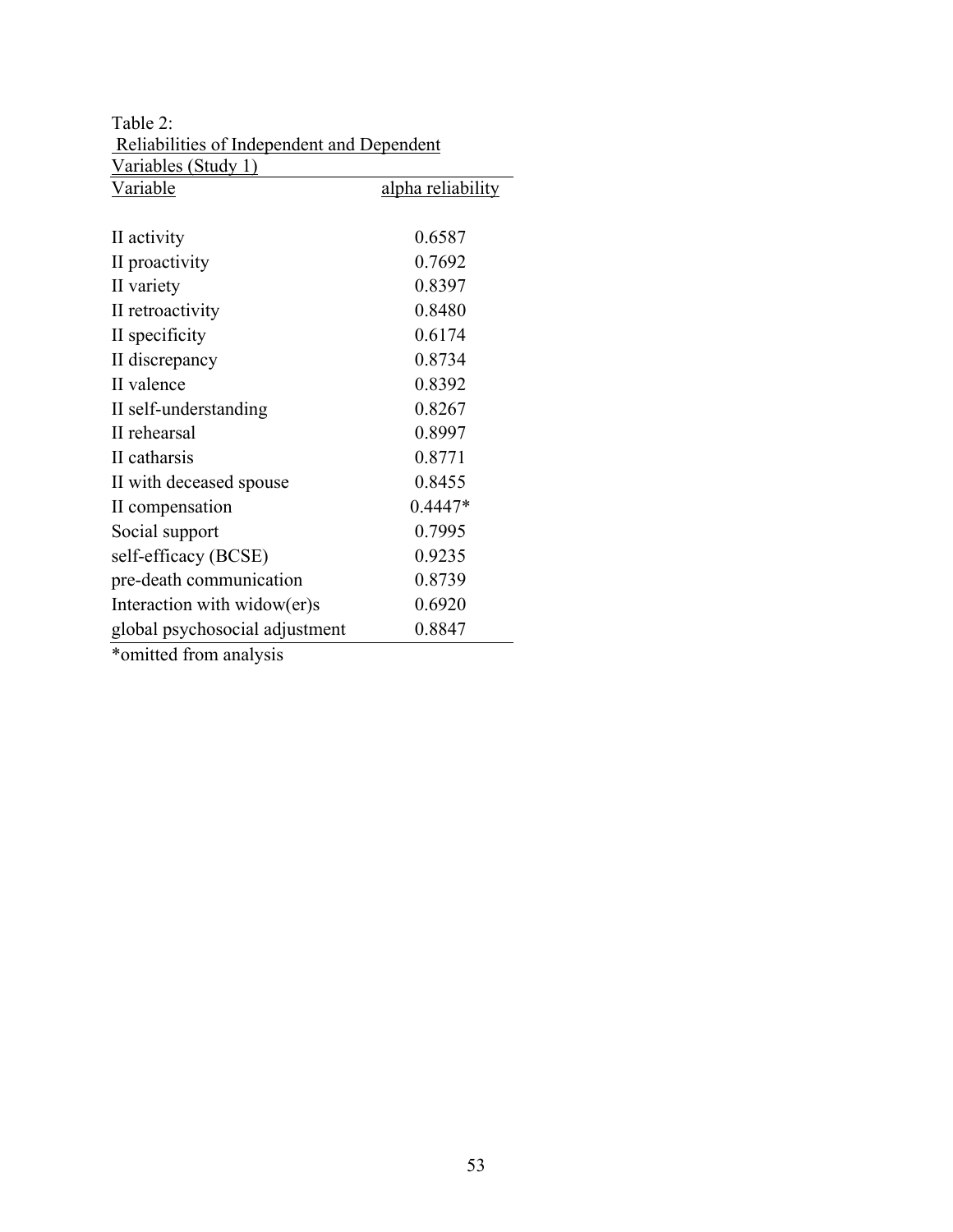Table 2:
Reliabilities of Independent and Dependent Variables (Study 1)

| Variable | alpha reliability |
|---|---|
| II activity | 0.6587 |
| II proactivity | 0.7692 |
| II variety | 0.8397 |
| II retroactivity | 0.8480 |
| II specificity | 0.6174 |
| II discrepancy | 0.8734 |
| II valence | 0.8392 |
| II self-understanding | 0.8267 |
| II rehearsal | 0.8997 |
| II catharsis | 0.8771 |
| II with deceased spouse | 0.8455 |
| II compensation | 0.4447* |
| Social support | 0.7995 |
| self-efficacy (BCSE) | 0.9235 |
| pre-death communication | 0.8739 |
| Interaction with widow(er)s | 0.6920 |
| global psychosocial adjustment | 0.8847 |

*omitted from analysis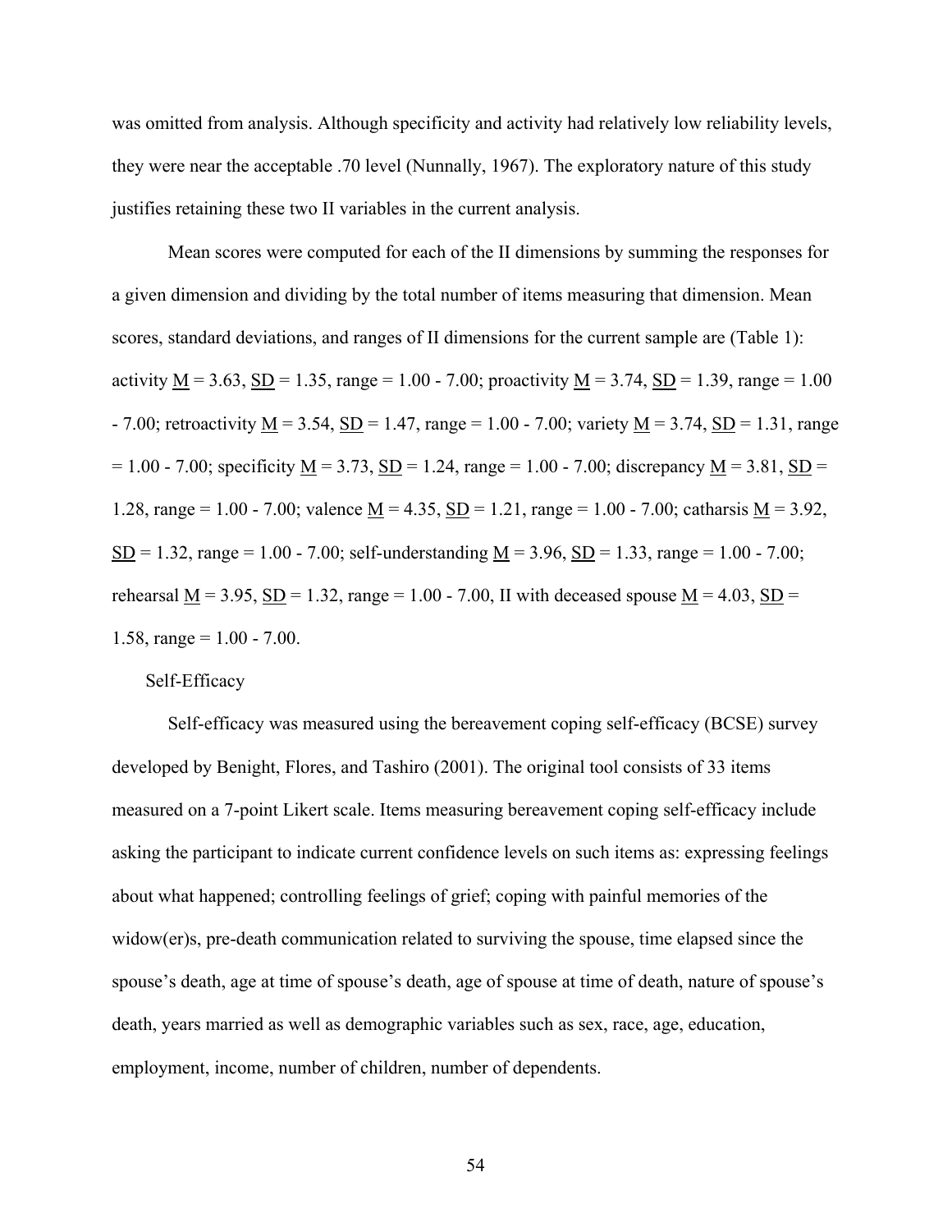was omitted from analysis. Although specificity and activity had relatively low reliability levels, they were near the acceptable .70 level (Nunnally, 1967). The exploratory nature of this study justifies retaining these two II variables in the current analysis.

Mean scores were computed for each of the II dimensions by summing the responses for a given dimension and dividing by the total number of items measuring that dimension. Mean scores, standard deviations, and ranges of II dimensions for the current sample are (Table 1): activity M = 3.63, SD = 1.35, range = 1.00 - 7.00; proactivity M = 3.74, SD = 1.39, range = 1.00 - 7.00; retroactivity M = 3.54, SD = 1.47, range = 1.00 - 7.00; variety M = 3.74, SD = 1.31, range = 1.00 - 7.00; specificity M = 3.73, SD = 1.24, range = 1.00 - 7.00; discrepancy M = 3.81, SD = 1.28, range = 1.00 - 7.00; valence M = 4.35, SD = 1.21, range = 1.00 - 7.00; catharsis M = 3.92, SD = 1.32, range = 1.00 - 7.00; self-understanding M = 3.96, SD = 1.33, range = 1.00 - 7.00; rehearsal M = 3.95, SD = 1.32, range = 1.00 - 7.00, II with deceased spouse M = 4.03, SD = 1.58, range = 1.00 - 7.00.

### Self-Efficacy

Self-efficacy was measured using the bereavement coping self-efficacy (BCSE) survey developed by Benight, Flores, and Tashiro (2001). The original tool consists of 33 items measured on a 7-point Likert scale. Items measuring bereavement coping self-efficacy include asking the participant to indicate current confidence levels on such items as: expressing feelings about what happened; controlling feelings of grief; coping with painful memories of the widow(er)s, pre-death communication related to surviving the spouse, time elapsed since the spouse's death, age at time of spouse's death, age of spouse at time of death, nature of spouse's death, years married as well as demographic variables such as sex, race, age, education, employment, income, number of children, number of dependents.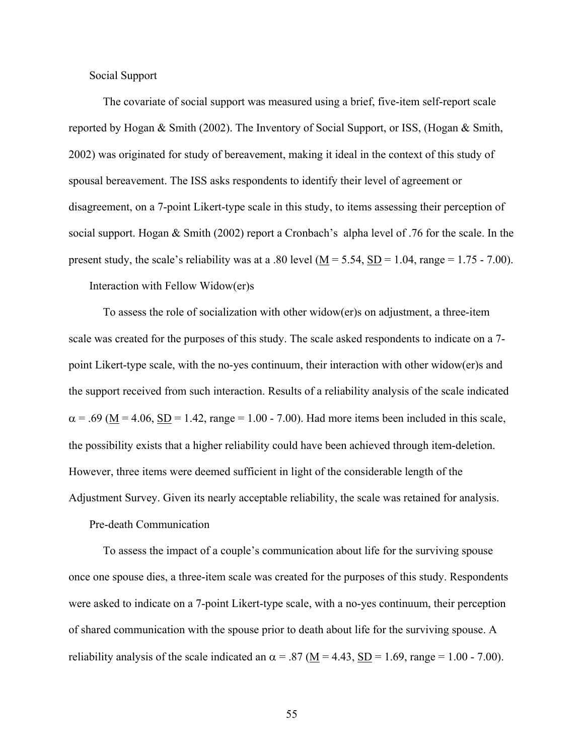### Social Support

The covariate of social support was measured using a brief, five-item self-report scale reported by Hogan & Smith (2002). The Inventory of Social Support, or ISS, (Hogan & Smith, 2002) was originated for study of bereavement, making it ideal in the context of this study of spousal bereavement. The ISS asks respondents to identify their level of agreement or disagreement, on a 7-point Likert-type scale in this study, to items assessing their perception of social support. Hogan & Smith (2002) report a Cronbach's alpha level of .76 for the scale. In the present study, the scale's reliability was at a .80 level ($\underline{M}$ = 5.54, $\underline{SD}$ = 1.04, range = 1.75 - 7.00).

### Interaction with Fellow Widow(er)s

To assess the role of socialization with other widow(er)s on adjustment, a three-item scale was created for the purposes of this study. The scale asked respondents to indicate on a 7-point Likert-type scale, with the no-yes continuum, their interaction with other widow(er)s and the support received from such interaction. Results of a reliability analysis of the scale indicated $\alpha = .69$ ($\underline{M}$ = 4.06, $\underline{SD}$ = 1.42, range = 1.00 - 7.00). Had more items been included in this scale, the possibility exists that a higher reliability could have been achieved through item-deletion. However, three items were deemed sufficient in light of the considerable length of the Adjustment Survey. Given its nearly acceptable reliability, the scale was retained for analysis.

### Pre-death Communication

To assess the impact of a couple's communication about life for the surviving spouse once one spouse dies, a three-item scale was created for the purposes of this study. Respondents were asked to indicate on a 7-point Likert-type scale, with a no-yes continuum, their perception of shared communication with the spouse prior to death about life for the surviving spouse. A reliability analysis of the scale indicated an $\alpha = .87$ ($\underline{M}$ = 4.43, $\underline{SD}$ = 1.69, range = 1.00 - 7.00).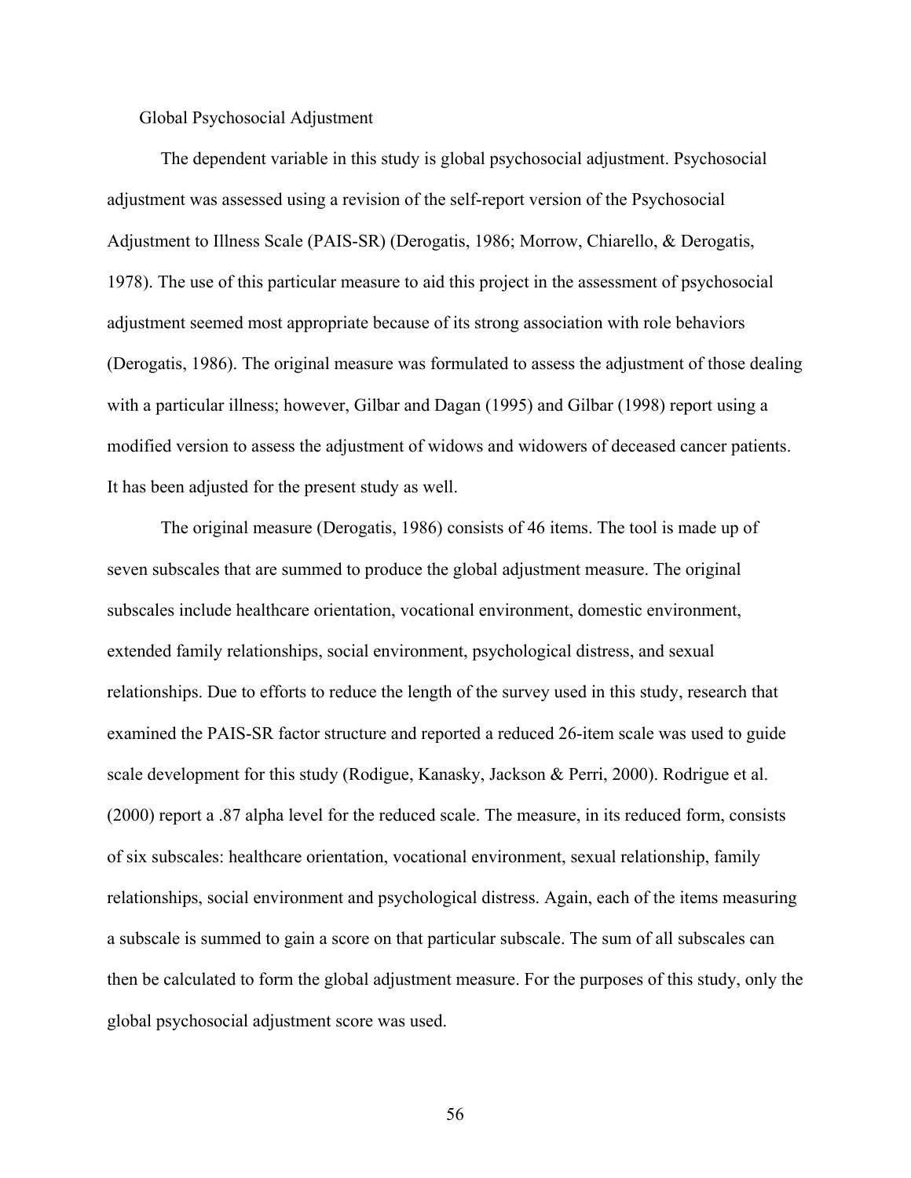### Global Psychosocial Adjustment

The dependent variable in this study is global psychosocial adjustment. Psychosocial adjustment was assessed using a revision of the self-report version of the Psychosocial Adjustment to Illness Scale (PAIS-SR) (Derogatis, 1986; Morrow, Chiarello, & Derogatis, 1978). The use of this particular measure to aid this project in the assessment of psychosocial adjustment seemed most appropriate because of its strong association with role behaviors (Derogatis, 1986). The original measure was formulated to assess the adjustment of those dealing with a particular illness; however, Gilbar and Dagan (1995) and Gilbar (1998) report using a modified version to assess the adjustment of widows and widowers of deceased cancer patients. It has been adjusted for the present study as well.

The original measure (Derogatis, 1986) consists of 46 items. The tool is made up of seven subscales that are summed to produce the global adjustment measure. The original subscales include healthcare orientation, vocational environment, domestic environment, extended family relationships, social environment, psychological distress, and sexual relationships. Due to efforts to reduce the length of the survey used in this study, research that examined the PAIS-SR factor structure and reported a reduced 26-item scale was used to guide scale development for this study (Rodigue, Kanasky, Jackson & Perri, 2000). Rodrigue et al. (2000) report a .87 alpha level for the reduced scale. The measure, in its reduced form, consists of six subscales: healthcare orientation, vocational environment, sexual relationship, family relationships, social environment and psychological distress. Again, each of the items measuring a subscale is summed to gain a score on that particular subscale. The sum of all subscales can then be calculated to form the global adjustment measure. For the purposes of this study, only the global psychosocial adjustment score was used.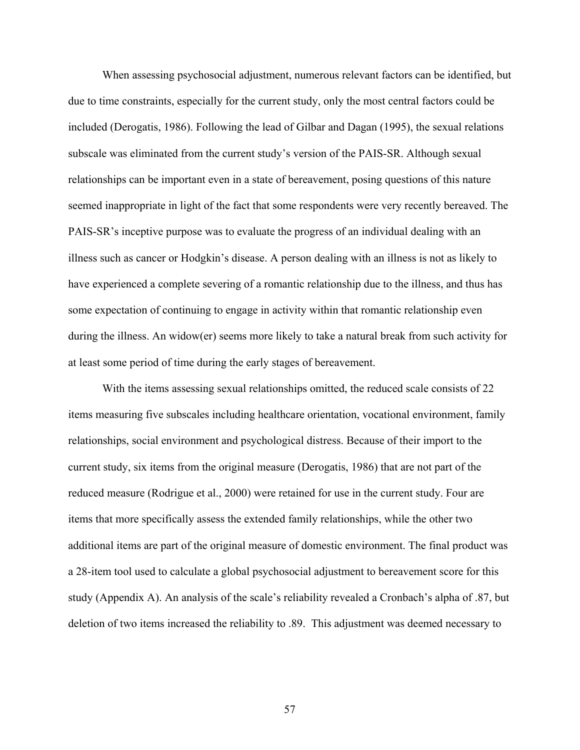When assessing psychosocial adjustment, numerous relevant factors can be identified, but due to time constraints, especially for the current study, only the most central factors could be included (Derogatis, 1986). Following the lead of Gilbar and Dagan (1995), the sexual relations subscale was eliminated from the current study's version of the PAIS-SR. Although sexual relationships can be important even in a state of bereavement, posing questions of this nature seemed inappropriate in light of the fact that some respondents were very recently bereaved. The PAIS-SR's inceptive purpose was to evaluate the progress of an individual dealing with an illness such as cancer or Hodgkin's disease. A person dealing with an illness is not as likely to have experienced a complete severing of a romantic relationship due to the illness, and thus has some expectation of continuing to engage in activity within that romantic relationship even during the illness. An widow(er) seems more likely to take a natural break from such activity for at least some period of time during the early stages of bereavement.

With the items assessing sexual relationships omitted, the reduced scale consists of 22 items measuring five subscales including healthcare orientation, vocational environment, family relationships, social environment and psychological distress. Because of their import to the current study, six items from the original measure (Derogatis, 1986) that are not part of the reduced measure (Rodrigue et al., 2000) were retained for use in the current study. Four are items that more specifically assess the extended family relationships, while the other two additional items are part of the original measure of domestic environment. The final product was a 28-item tool used to calculate a global psychosocial adjustment to bereavement score for this study (Appendix A). An analysis of the scale's reliability revealed a Cronbach's alpha of .87, but deletion of two items increased the reliability to .89. This adjustment was deemed necessary to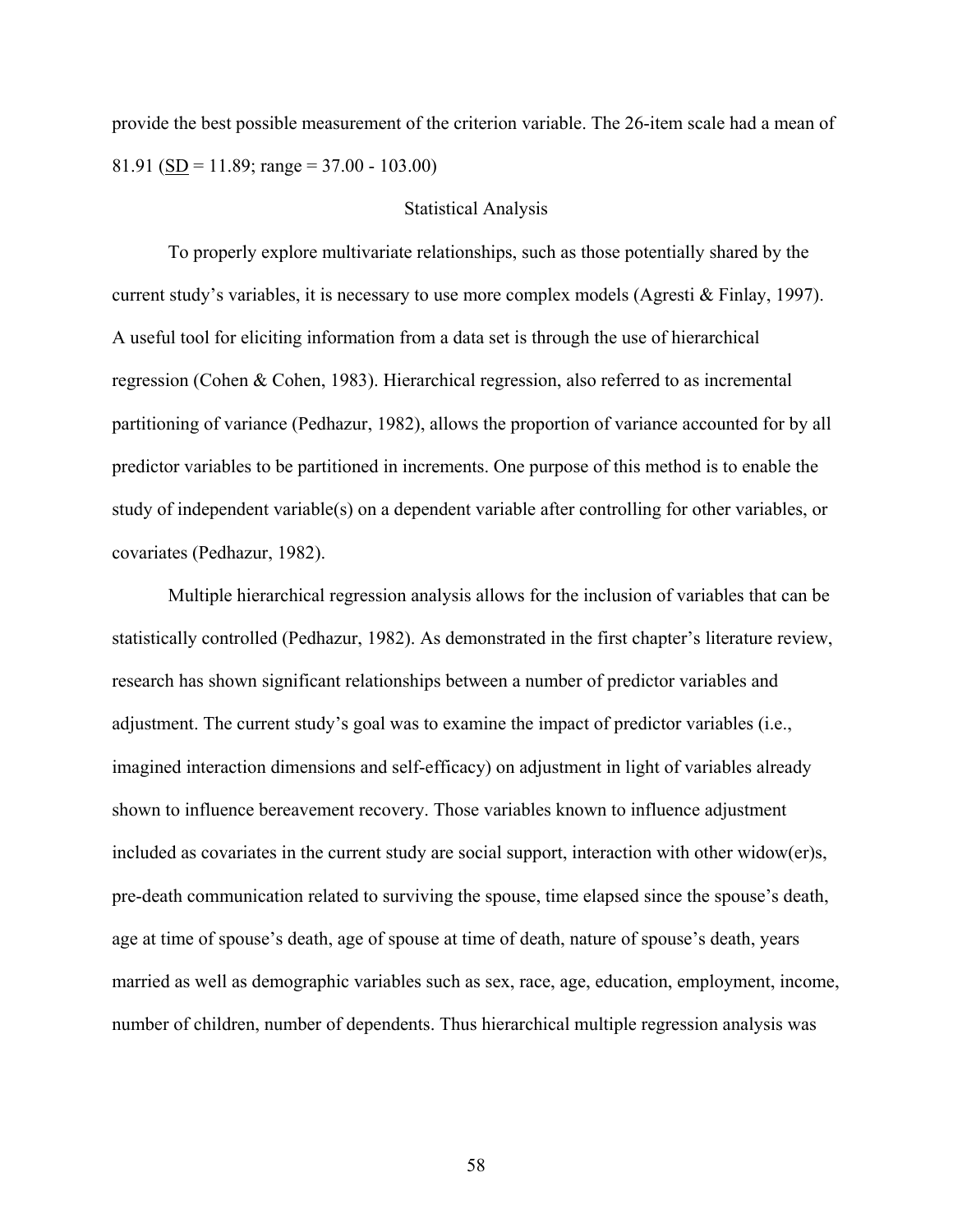provide the best possible measurement of the criterion variable. The 26-item scale had a mean of 81.91 (SD = 11.89; range = 37.00 - 103.00)

## Statistical Analysis

To properly explore multivariate relationships, such as those potentially shared by the current study's variables, it is necessary to use more complex models (Agresti & Finlay, 1997). A useful tool for eliciting information from a data set is through the use of hierarchical regression (Cohen & Cohen, 1983). Hierarchical regression, also referred to as incremental partitioning of variance (Pedhazur, 1982), allows the proportion of variance accounted for by all predictor variables to be partitioned in increments. One purpose of this method is to enable the study of independent variable(s) on a dependent variable after controlling for other variables, or covariates (Pedhazur, 1982).

Multiple hierarchical regression analysis allows for the inclusion of variables that can be statistically controlled (Pedhazur, 1982). As demonstrated in the first chapter's literature review, research has shown significant relationships between a number of predictor variables and adjustment. The current study's goal was to examine the impact of predictor variables (i.e., imagined interaction dimensions and self-efficacy) on adjustment in light of variables already shown to influence bereavement recovery. Those variables known to influence adjustment included as covariates in the current study are social support, interaction with other widow(er)s, pre-death communication related to surviving the spouse, time elapsed since the spouse's death, age at time of spouse's death, age of spouse at time of death, nature of spouse's death, years married as well as demographic variables such as sex, race, age, education, employment, income, number of children, number of dependents. Thus hierarchical multiple regression analysis was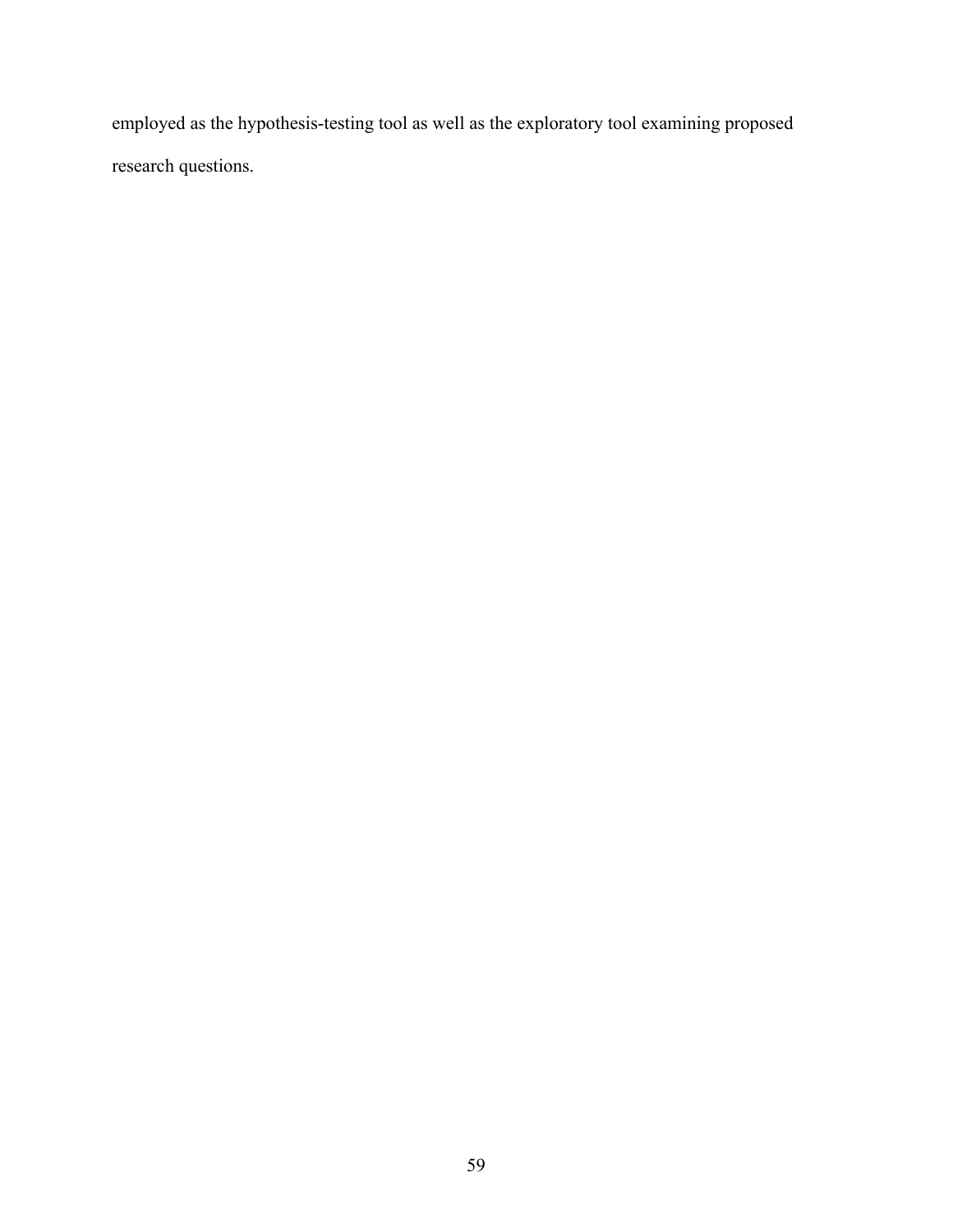employed as the hypothesis-testing tool as well as the exploratory tool examining proposed research questions.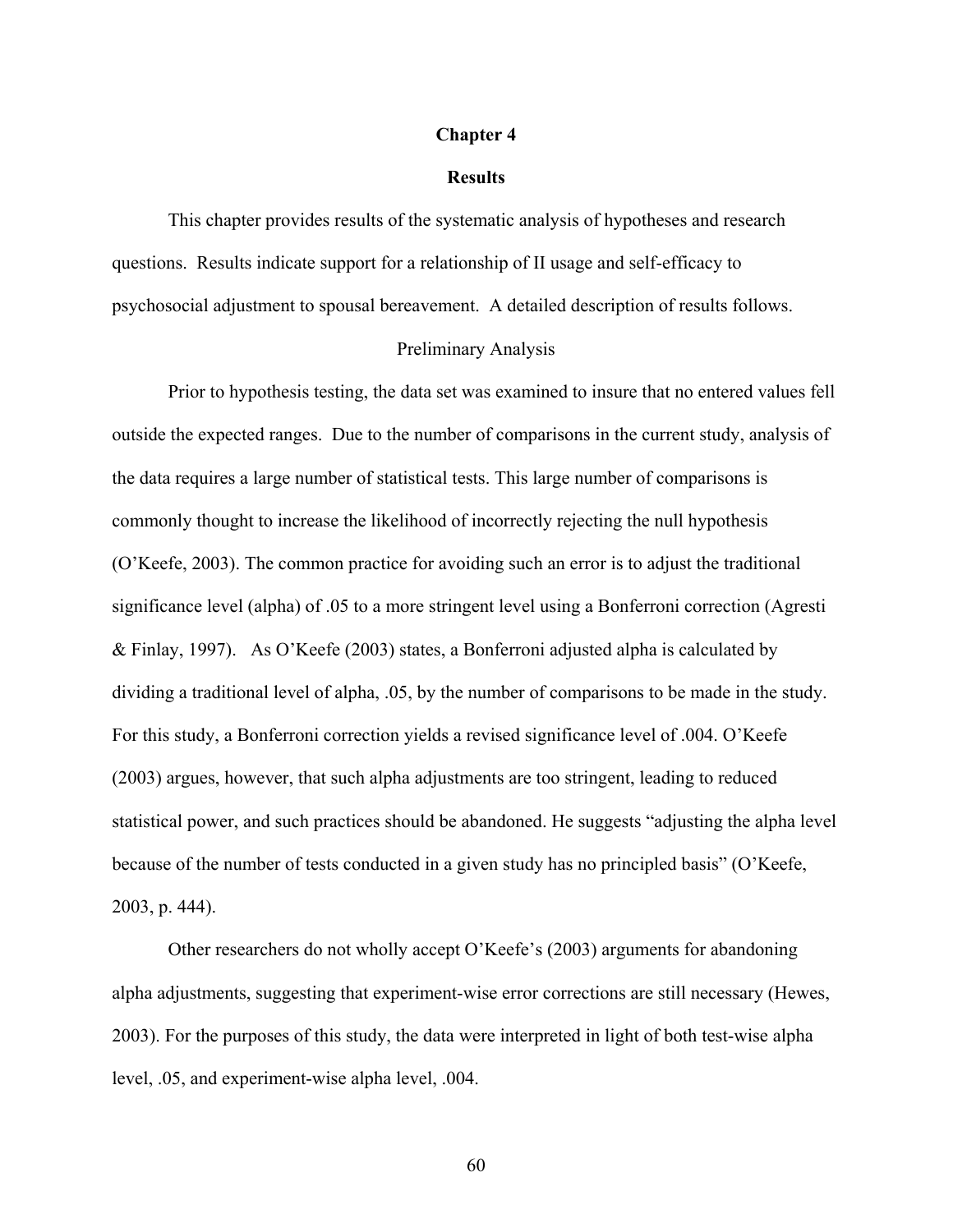# Chapter 4

## Results

This chapter provides results of the systematic analysis of hypotheses and research questions. Results indicate support for a relationship of II usage and self-efficacy to psychosocial adjustment to spousal bereavement. A detailed description of results follows.

### Preliminary Analysis

Prior to hypothesis testing, the data set was examined to insure that no entered values fell outside the expected ranges. Due to the number of comparisons in the current study, analysis of the data requires a large number of statistical tests. This large number of comparisons is commonly thought to increase the likelihood of incorrectly rejecting the null hypothesis (O'Keefe, 2003). The common practice for avoiding such an error is to adjust the traditional significance level (alpha) of .05 to a more stringent level using a Bonferroni correction (Agresti & Finlay, 1997). As O'Keefe (2003) states, a Bonferroni adjusted alpha is calculated by dividing a traditional level of alpha, .05, by the number of comparisons to be made in the study. For this study, a Bonferroni correction yields a revised significance level of .004. O'Keefe (2003) argues, however, that such alpha adjustments are too stringent, leading to reduced statistical power, and such practices should be abandoned. He suggests "adjusting the alpha level because of the number of tests conducted in a given study has no principled basis" (O'Keefe, 2003, p. 444).

Other researchers do not wholly accept O'Keefe's (2003) arguments for abandoning alpha adjustments, suggesting that experiment-wise error corrections are still necessary (Hewes, 2003). For the purposes of this study, the data were interpreted in light of both test-wise alpha level, .05, and experiment-wise alpha level, .004.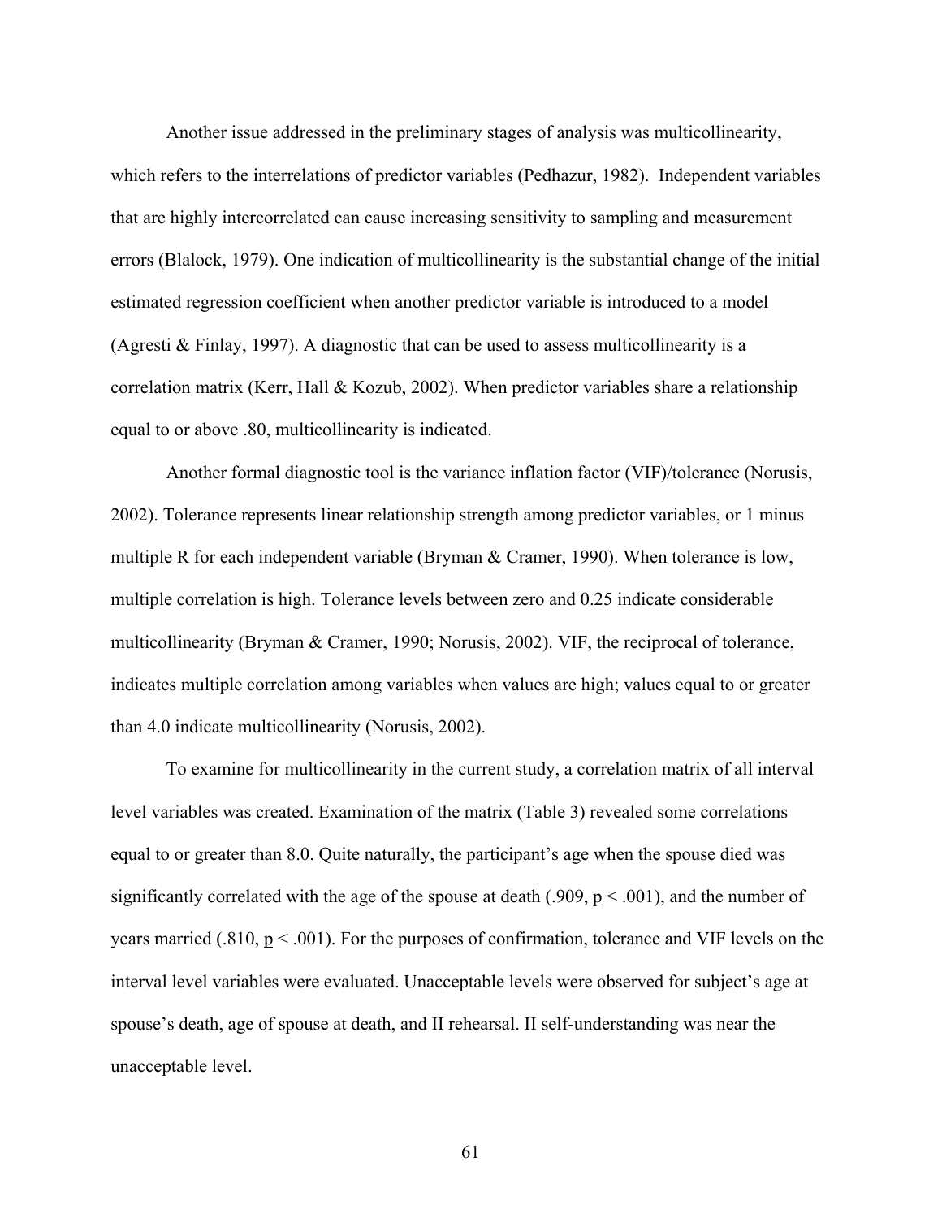Another issue addressed in the preliminary stages of analysis was multicollinearity, which refers to the interrelations of predictor variables (Pedhazur, 1982). Independent variables that are highly intercorrelated can cause increasing sensitivity to sampling and measurement errors (Blalock, 1979). One indication of multicollinearity is the substantial change of the initial estimated regression coefficient when another predictor variable is introduced to a model (Agresti & Finlay, 1997). A diagnostic that can be used to assess multicollinearity is a correlation matrix (Kerr, Hall & Kozub, 2002). When predictor variables share a relationship equal to or above .80, multicollinearity is indicated.

Another formal diagnostic tool is the variance inflation factor (VIF)/tolerance (Norusis, 2002). Tolerance represents linear relationship strength among predictor variables, or 1 minus multiple R for each independent variable (Bryman & Cramer, 1990). When tolerance is low, multiple correlation is high. Tolerance levels between zero and 0.25 indicate considerable multicollinearity (Bryman & Cramer, 1990; Norusis, 2002). VIF, the reciprocal of tolerance, indicates multiple correlation among variables when values are high; values equal to or greater than 4.0 indicate multicollinearity (Norusis, 2002).

To examine for multicollinearity in the current study, a correlation matrix of all interval level variables was created. Examination of the matrix (Table 3) revealed some correlations equal to or greater than 8.0. Quite naturally, the participant's age when the spouse died was significantly correlated with the age of the spouse at death (.909, $p < .001$), and the number of years married (.810, $p < .001$). For the purposes of confirmation, tolerance and VIF levels on the interval level variables were evaluated. Unacceptable levels were observed for subject's age at spouse's death, age of spouse at death, and II rehearsal. II self-understanding was near the unacceptable level.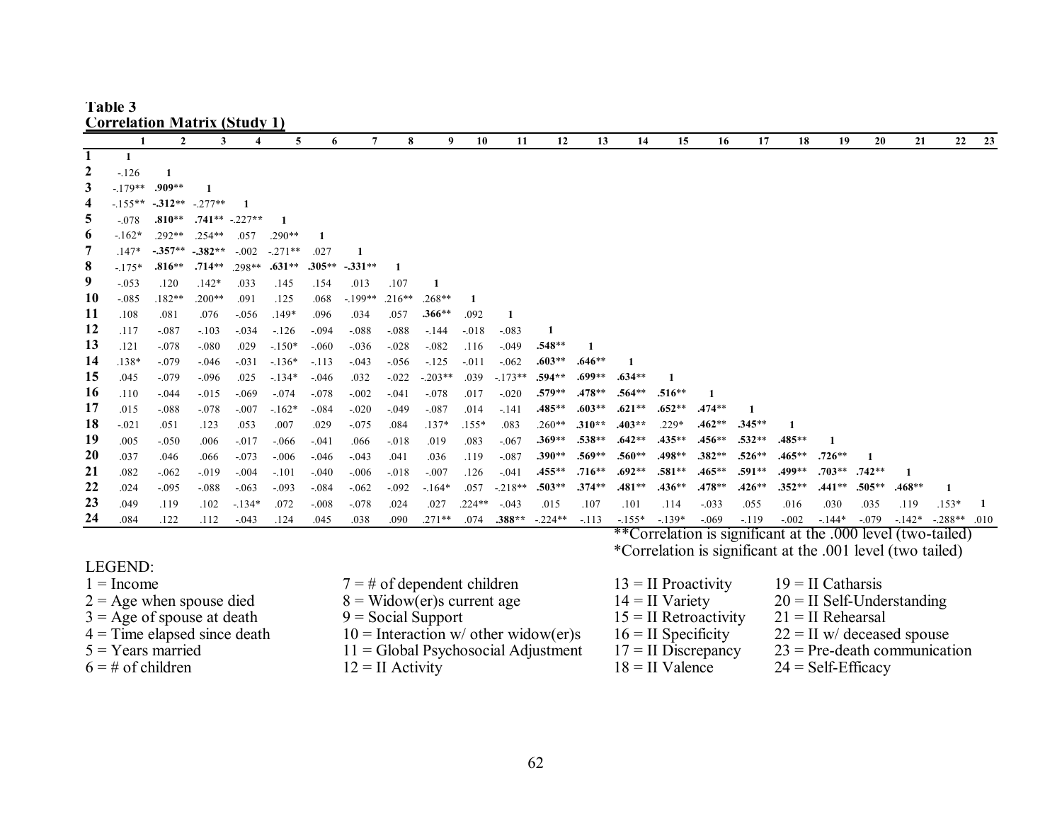**Table 3**
**Correlation Matrix (Study 1)**

| | 1 | 2 | 3 | 4 | 5 | 6 | 7 | 8 | 9 | 10 | 11 | 12 | 13 | 14 | 15 | 16 | 17 | 18 | 19 | 20 | 21 | 22 | 23 |
|---|---|---|---|---|---|---|---|---|---|---|---|---|---|---|---|---|---|---|---|---|---|---|---|
| **1** | 1 | | | | | | | | | | | | | | | | | | | | | | |
| **2** | -.126 | 1 | | | | | | | | | | | | | | | | | | | | | |
| **3** | -.179** | **.909**** | 1 | | | | | | | | | | | | | | | | | | | | |
| **4** | -.155** | **-.312**** | -.277** | 1 | | | | | | | | | | | | | | | | | | | |
| **5** | -.078 | **.810**** | **.741**** | -.227** | 1 | | | | | | | | | | | | | | | | | | |
| **6** | -.162* | .292** | .254** | .057 | .290** | 1 | | | | | | | | | | | | | | | | | |
| **7** | .147* | **-.357**** | **-.382**** | -.002 | -.271** | .027 | 1 | | | | | | | | | | | | | | | | |
| **8** | -.175* | **.816**** | **.714**** | .298** | **.631**** | **.305**** | **-.331**** | 1 | | | | | | | | | | | | | | | |
| **9** | -.053 | .120 | .142* | .033 | .145 | .154 | .013 | .107 | 1 | | | | | | | | | | | | | | |
| **10** | -.085 | .182** | .200** | .091 | .125 | .068 | -.199** | .216** | .268** | 1 | | | | | | | | | | | | | |
| **11** | .108 | .081 | .076 | -.056 | .149* | .096 | .034 | .057 | **.366**** | .092 | 1 | | | | | | | | | | | | |
| **12** | .117 | -.087 | -.103 | -.034 | -.126 | -.094 | -.088 | -.088 | -.144 | -.018 | -.083 | 1 | | | | | | | | | | | |
| **13** | .121 | -.078 | -.080 | .029 | -.150* | -.060 | -.036 | -.028 | -.082 | .116 | -.049 | **.548**** | 1 | | | | | | | | | | |
| **14** | .138* | -.079 | -.046 | -.031 | -.136* | -.113 | -.043 | -.056 | -.125 | -.011 | -.062 | **.603**** | **.646**** | 1 | | | | | | | | | |
| **15** | .045 | -.079 | -.096 | .025 | -.134* | -.046 | .032 | -.022 | -.203** | .039 | -.173** | **.594**** | **.699**** | **.634**** | 1 | | | | | | | | |
| **16** | .110 | -.044 | -.015 | -.069 | -.074 | -.078 | -.002 | -.041 | -.078 | .017 | -.020 | **.579**** | **.478**** | **.564**** | **.516**** | 1 | | | | | | | |
| **17** | .015 | -.088 | -.078 | -.007 | -.162* | -.084 | -.020 | -.049 | -.087 | .014 | -.141 | **.485**** | **.603**** | **.621**** | **.652**** | **.474**** | 1 | | | | | | |
| **18** | -.021 | .051 | .123 | .053 | .007 | .029 | -.075 | .084 | .137* | .155* | .083 | .260** | **.310**** | **.403**** | .229* | **.462**** | **.345**** | 1 | | | | | |
| **19** | .005 | -.050 | .006 | -.017 | -.066 | -.041 | .066 | -.018 | .019 | .083 | -.067 | **.369**** | **.538**** | **.642**** | **.435**** | **.456**** | **.532**** | **.485**** | 1 | | | | |
| **20** | .037 | .046 | .066 | -.073 | -.006 | -.046 | -.043 | .041 | .036 | .119 | -.087 | **.390**** | **.569**** | **.560**** | **.498**** | **.382**** | **.526**** | **.465**** | **.726**** | 1 | | | |
| **21** | .082 | -.062 | -.019 | -.004 | -.101 | -.040 | -.006 | -.018 | -.007 | .126 | -.041 | **.455**** | **.716**** | **.692**** | **.581**** | **.465**** | **.591**** | **.499**** | **.703**** | **.742**** | 1 | | |
| **22** | .024 | -.095 | -.088 | -.063 | -.093 | -.084 | -.062 | -.092 | -.164* | .057 | -.218** | **.503**** | **.374**** | **.481**** | **.436**** | **.478**** | **.426**** | **.352**** | **.441**** | **.505**** | **.468**** | 1 | |
| **23** | .049 | .119 | .102 | -.134* | .072 | -.008 | -.078 | .024 | .027 | .224** | -.043 | .015 | .107 | .101 | .114 | -.033 | .055 | .016 | .030 | .035 | .119 | .153* | 1 |
| **24** | .084 | .122 | .112 | -.043 | .124 | .045 | .038 | .090 | .271** | .074 | **.388**** | -.224** | -.113 | -.155* | -.139* | -.069 | -.119 | -.002 | -.144* | -.079 | -.142* | -.288** | .010 |

**Correlation is significant at the .000 level (two-tailed)
*Correlation is significant at the .001 level (two tailed)

LEGEND:

1 = Income
2 = Age when spouse died
3 = Age of spouse at death
4 = Time elapsed since death
5 = Years married
6 = # of children
7 = # of dependent children
8 = Widow(er)s current age
9 = Social Support
10 = Interaction w/ other widow(er)s
11 = Global Psychosocial Adjustment
12 = II Activity
13 = II Proactivity
14 = II Variety
15 = II Retroactivity
16 = II Specificity
17 = II Discrepancy
18 = II Valence
19 = II Catharsis
20 = II Self-Understanding
21 = II Rehearsal
22 = II w/ deceased spouse
23 = Pre-death communication
24 = Self-Efficacy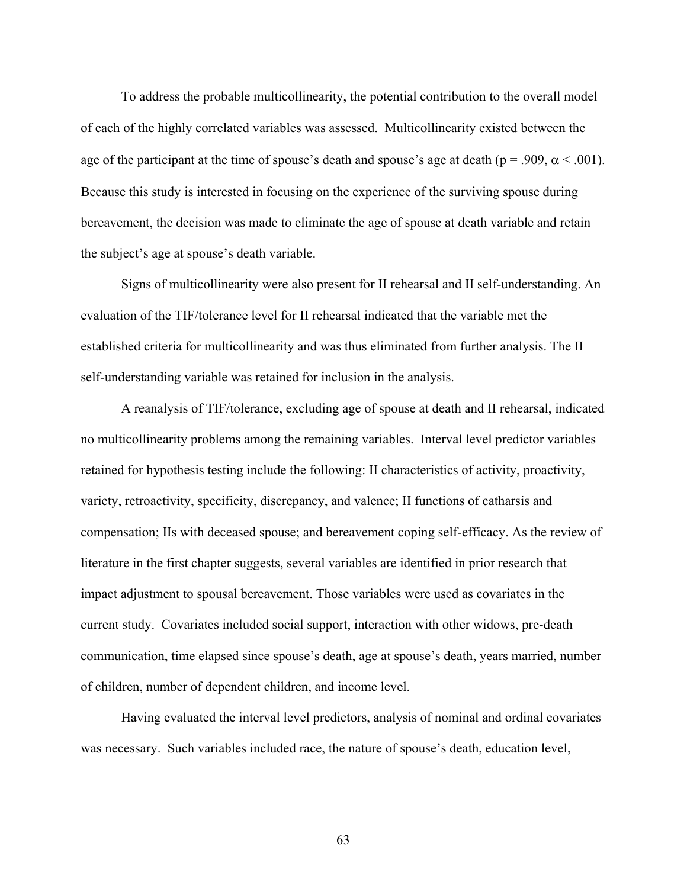To address the probable multicollinearity, the potential contribution to the overall model of each of the highly correlated variables was assessed. Multicollinearity existed between the age of the participant at the time of spouse's death and spouse's age at death ($p = .909$, $\alpha < .001$). Because this study is interested in focusing on the experience of the surviving spouse during bereavement, the decision was made to eliminate the age of spouse at death variable and retain the subject's age at spouse's death variable.

Signs of multicollinearity were also present for II rehearsal and II self-understanding. An evaluation of the TIF/tolerance level for II rehearsal indicated that the variable met the established criteria for multicollinearity and was thus eliminated from further analysis. The II self-understanding variable was retained for inclusion in the analysis.

A reanalysis of TIF/tolerance, excluding age of spouse at death and II rehearsal, indicated no multicollinearity problems among the remaining variables. Interval level predictor variables retained for hypothesis testing include the following: II characteristics of activity, proactivity, variety, retroactivity, specificity, discrepancy, and valence; II functions of catharsis and compensation; IIs with deceased spouse; and bereavement coping self-efficacy. As the review of literature in the first chapter suggests, several variables are identified in prior research that impact adjustment to spousal bereavement. Those variables were used as covariates in the current study. Covariates included social support, interaction with other widows, pre-death communication, time elapsed since spouse's death, age at spouse's death, years married, number of children, number of dependent children, and income level.

Having evaluated the interval level predictors, analysis of nominal and ordinal covariates was necessary. Such variables included race, the nature of spouse's death, education level,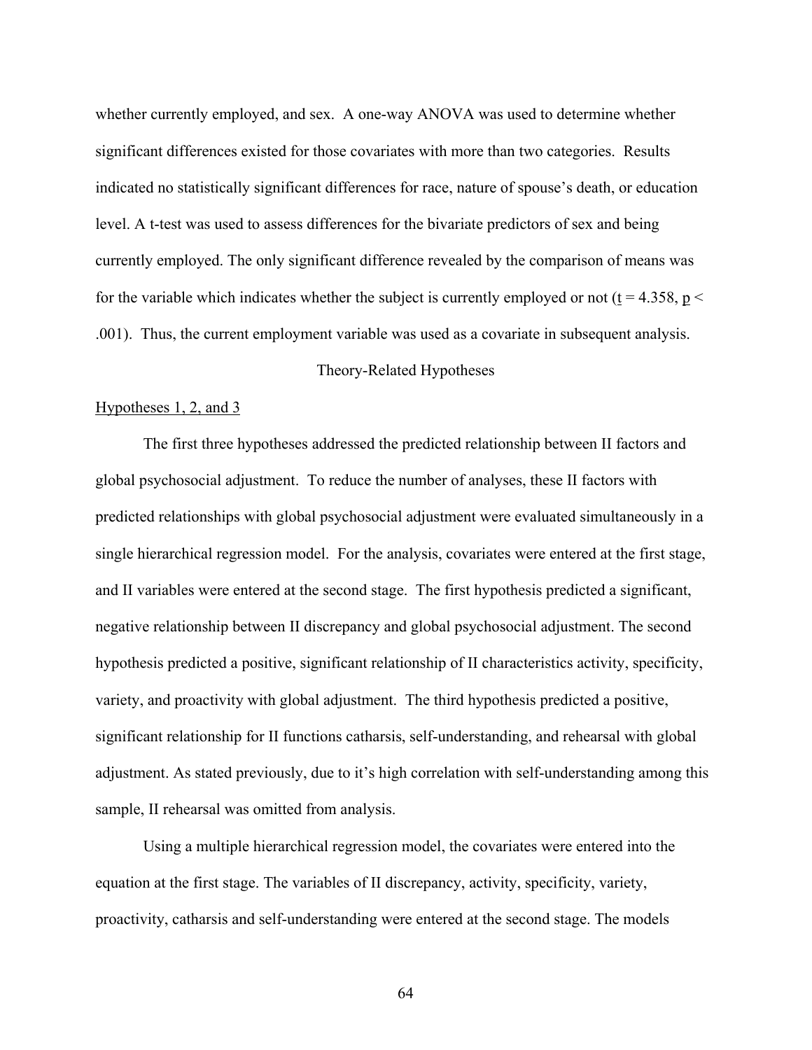whether currently employed, and sex. A one-way ANOVA was used to determine whether significant differences existed for those covariates with more than two categories. Results indicated no statistically significant differences for race, nature of spouse's death, or education level. A t-test was used to assess differences for the bivariate predictors of sex and being currently employed. The only significant difference revealed by the comparison of means was for the variable which indicates whether the subject is currently employed or not ($t = 4.358$, $p < .001$). Thus, the current employment variable was used as a covariate in subsequent analysis.

## Theory-Related Hypotheses

### Hypotheses 1, 2, and 3

The first three hypotheses addressed the predicted relationship between II factors and global psychosocial adjustment. To reduce the number of analyses, these II factors with predicted relationships with global psychosocial adjustment were evaluated simultaneously in a single hierarchical regression model. For the analysis, covariates were entered at the first stage, and II variables were entered at the second stage. The first hypothesis predicted a significant, negative relationship between II discrepancy and global psychosocial adjustment. The second hypothesis predicted a positive, significant relationship of II characteristics activity, specificity, variety, and proactivity with global adjustment. The third hypothesis predicted a positive, significant relationship for II functions catharsis, self-understanding, and rehearsal with global adjustment. As stated previously, due to it's high correlation with self-understanding among this sample, II rehearsal was omitted from analysis.

Using a multiple hierarchical regression model, the covariates were entered into the equation at the first stage. The variables of II discrepancy, activity, specificity, variety, proactivity, catharsis and self-understanding were entered at the second stage. The models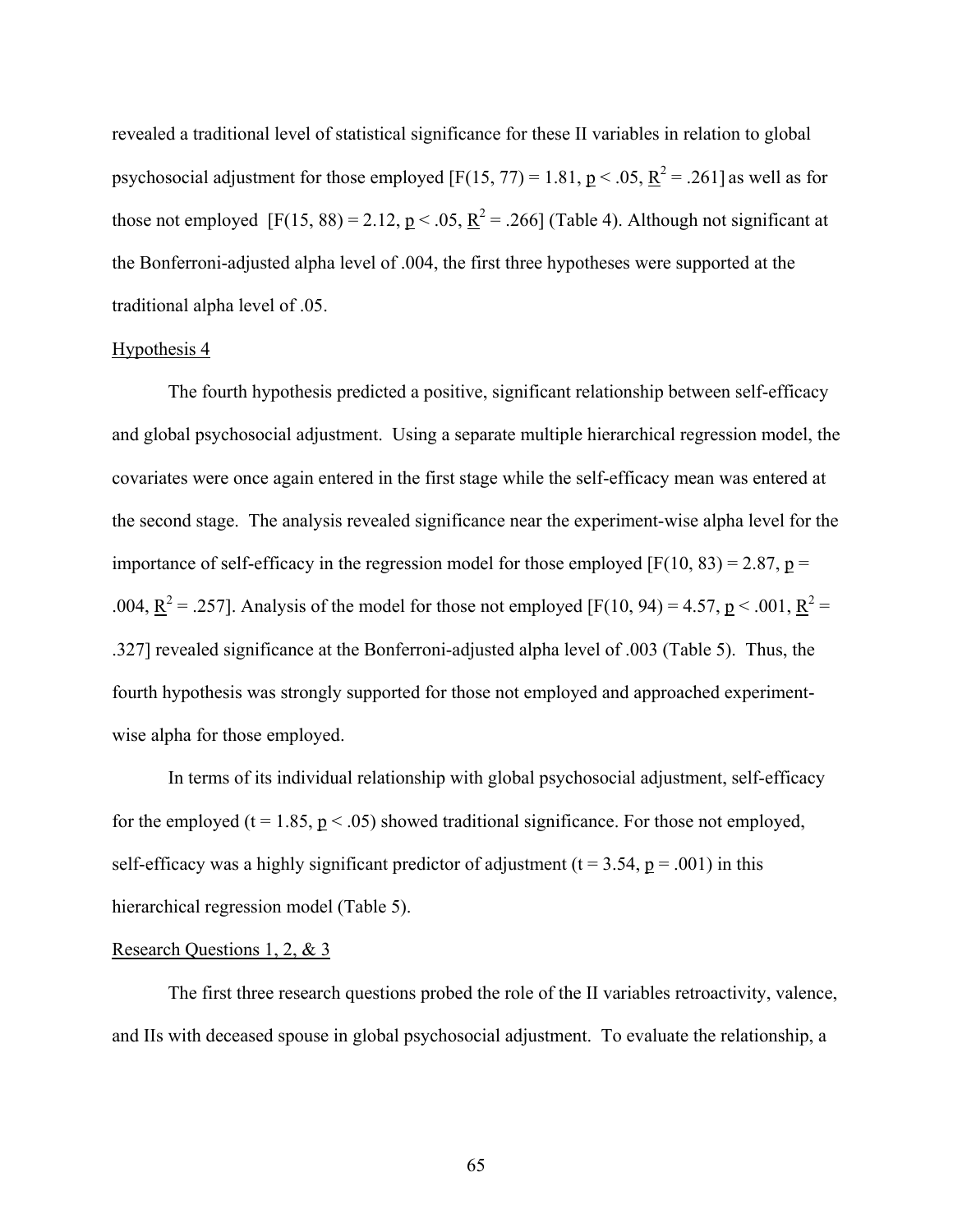revealed a traditional level of statistical significance for these II variables in relation to global psychosocial adjustment for those employed [$F(15, 77) = 1.81$, $p < .05$, $R^2 = .261$] as well as for those not employed [$F(15, 88) = 2.12$, $p < .05$, $R^2 = .266$] (Table 4). Although not significant at the Bonferroni-adjusted alpha level of .004, the first three hypotheses were supported at the traditional alpha level of .05.

Hypothesis 4

The fourth hypothesis predicted a positive, significant relationship between self-efficacy and global psychosocial adjustment. Using a separate multiple hierarchical regression model, the covariates were once again entered in the first stage while the self-efficacy mean was entered at the second stage. The analysis revealed significance near the experiment-wise alpha level for the importance of self-efficacy in the regression model for those employed [$F(10, 83) = 2.87$, $p = .004$, $R^2 = .257$]. Analysis of the model for those not employed [$F(10, 94) = 4.57$, $p < .001$, $R^2 = .327$] revealed significance at the Bonferroni-adjusted alpha level of .003 (Table 5). Thus, the fourth hypothesis was strongly supported for those not employed and approached experiment-wise alpha for those employed.

In terms of its individual relationship with global psychosocial adjustment, self-efficacy for the employed ($t = 1.85$, $p < .05$) showed traditional significance. For those not employed, self-efficacy was a highly significant predictor of adjustment ($t = 3.54$, $p = .001$) in this hierarchical regression model (Table 5).

Research Questions 1, 2, & 3

The first three research questions probed the role of the II variables retroactivity, valence, and IIs with deceased spouse in global psychosocial adjustment. To evaluate the relationship, a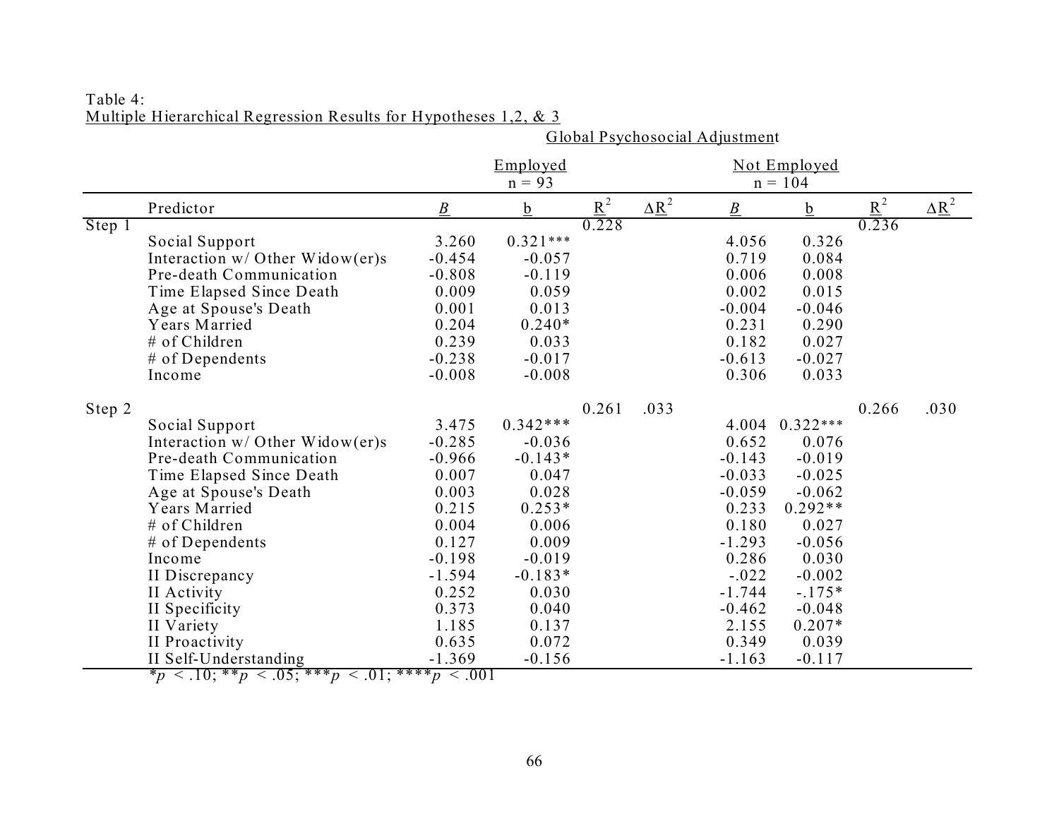Table 4:
Multiple Hierarchical Regression Results for Hypotheses 1,2, & 3

| | | Global Psychosocial Adjustment | | | | | | | |
|---|---|---|---|---|---|---|---|---|---|
| | | Employed n = 93 | | | | Not Employed n = 104 | | | |
| | Predictor | *B* | b | $R^2$ | $\Delta R^2$ | *B* | b | $R^2$ | $\Delta R^2$ |
| Step 1 | | | | 0.228 | | | | 0.236 | |
| | Social Support | 3.260 | 0.321*** | | | 4.056 | 0.326 | | |
| | Interaction w/ Other Widow(er)s | -0.454 | -0.057 | | | 0.719 | 0.084 | | |
| | Pre-death Communication | -0.808 | -0.119 | | | 0.006 | 0.008 | | |
| | Time Elapsed Since Death | 0.009 | 0.059 | | | 0.002 | 0.015 | | |
| | Age at Spouse's Death | 0.001 | 0.013 | | | -0.004 | -0.046 | | |
| | Years Married | 0.204 | 0.240* | | | 0.231 | 0.290 | | |
| | # of Children | 0.239 | 0.033 | | | 0.182 | 0.027 | | |
| | # of Dependents | -0.238 | -0.017 | | | -0.613 | -0.027 | | |
| | Income | -0.008 | -0.008 | | | 0.306 | 0.033 | | |
| Step 2 | | | | 0.261 | .033 | | | 0.266 | .030 |
| | Social Support | 3.475 | 0.342*** | | | 4.004 | 0.322*** | | |
| | Interaction w/ Other Widow(er)s | -0.285 | -0.036 | | | 0.652 | 0.076 | | |
| | Pre-death Communication | -0.966 | -0.143* | | | -0.143 | -0.019 | | |
| | Time Elapsed Since Death | 0.007 | 0.047 | | | -0.033 | -0.025 | | |
| | Age at Spouse's Death | 0.003 | 0.028 | | | -0.059 | -0.062 | | |
| | Years Married | 0.215 | 0.253* | | | 0.233 | 0.292** | | |
| | # of Children | 0.004 | 0.006 | | | 0.180 | 0.027 | | |
| | # of Dependents | 0.127 | 0.009 | | | -1.293 | -0.056 | | |
| | Income | -0.198 | -0.019 | | | 0.286 | 0.030 | | |
| | II Discrepancy | -1.594 | -0.183* | | | -.022 | -0.002 | | |
| | II Activity | 0.252 | 0.030 | | | -1.744 | -.175* | | |
| | II Specificity | 0.373 | 0.040 | | | -0.462 | -0.048 | | |
| | II Variety | 1.185 | 0.137 | | | 2.155 | 0.207* | | |
| | II Proactivity | 0.635 | 0.072 | | | 0.349 | 0.039 | | |
| | II Self-Understanding | -1.369 | -0.156 | | | -1.163 | -0.117 | | |

*$p < .10$; **$p < .05$; ***$p < .01$; ****$p < .001$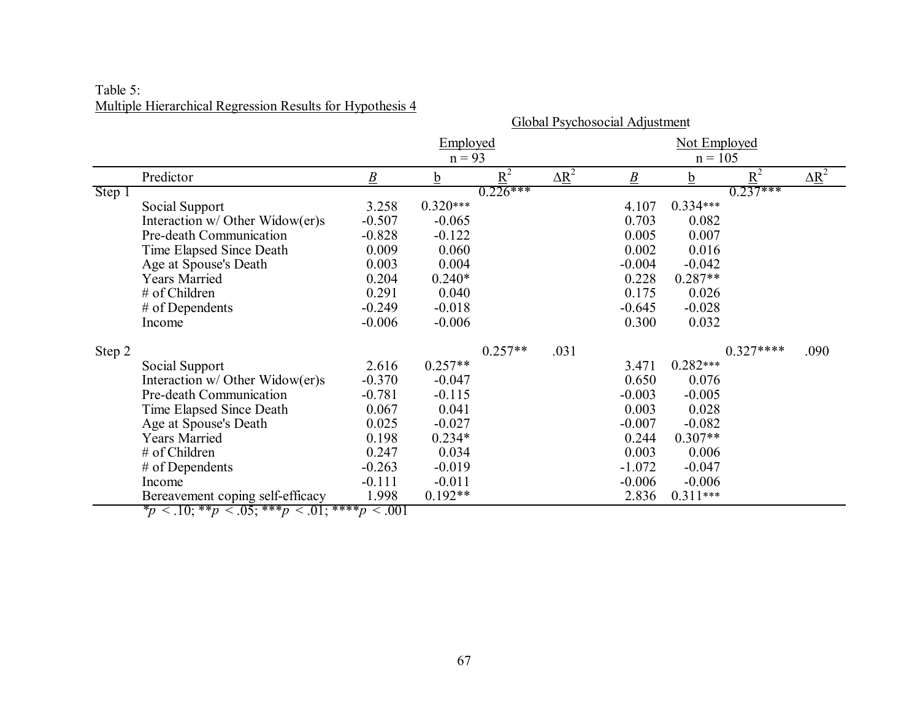Table 5:
Multiple Hierarchical Regression Results for Hypothesis 4

| | Predictor | Global Psychosocial Adjustment | | | | | | | |
|---|---|---|---|---|---|---|---|---|---|
| | | Employed n = 93 | | | | Not Employed n = 105 | | | |
| | | *B* | b | $R^2$ | $\Delta R^2$ | *B* | b | $R^2$ | $\Delta R^2$ |
| Step 1 | | | | 0.226*** | | | | 0.237*** | |
| | Social Support | 3.258 | 0.320*** | | | 4.107 | 0.334*** | | |
| | Interaction w/ Other Widow(er)s | -0.507 | -0.065 | | | 0.703 | 0.082 | | |
| | Pre-death Communication | -0.828 | -0.122 | | | 0.005 | 0.007 | | |
| | Time Elapsed Since Death | 0.009 | 0.060 | | | 0.002 | 0.016 | | |
| | Age at Spouse's Death | 0.003 | 0.004 | | | -0.004 | -0.042 | | |
| | Years Married | 0.204 | 0.240* | | | 0.228 | 0.287** | | |
| | # of Children | 0.291 | 0.040 | | | 0.175 | 0.026 | | |
| | # of Dependents | -0.249 | -0.018 | | | -0.645 | -0.028 | | |
| | Income | -0.006 | -0.006 | | | 0.300 | 0.032 | | |
| Step 2 | | | | 0.257** | .031 | | | 0.327**** | .090 |
| | Social Support | 2.616 | 0.257** | | | 3.471 | 0.282*** | | |
| | Interaction w/ Other Widow(er)s | -0.370 | -0.047 | | | 0.650 | 0.076 | | |
| | Pre-death Communication | -0.781 | -0.115 | | | -0.003 | -0.005 | | |
| | Time Elapsed Since Death | 0.067 | 0.041 | | | 0.003 | 0.028 | | |
| | Age at Spouse's Death | 0.025 | -0.027 | | | -0.007 | -0.082 | | |
| | Years Married | 0.198 | 0.234* | | | 0.244 | 0.307** | | |
| | # of Children | 0.247 | 0.034 | | | 0.003 | 0.006 | | |
| | # of Dependents | -0.263 | -0.019 | | | -1.072 | -0.047 | | |
| | Income | -0.111 | -0.011 | | | -0.006 | -0.006 | | |
| | Bereavement coping self-efficacy | 1.998 | 0.192** | | | 2.836 | 0.311*** | | |

*$p < .10$; **$p < .05$; ***$p < .01$; ****$p < .001$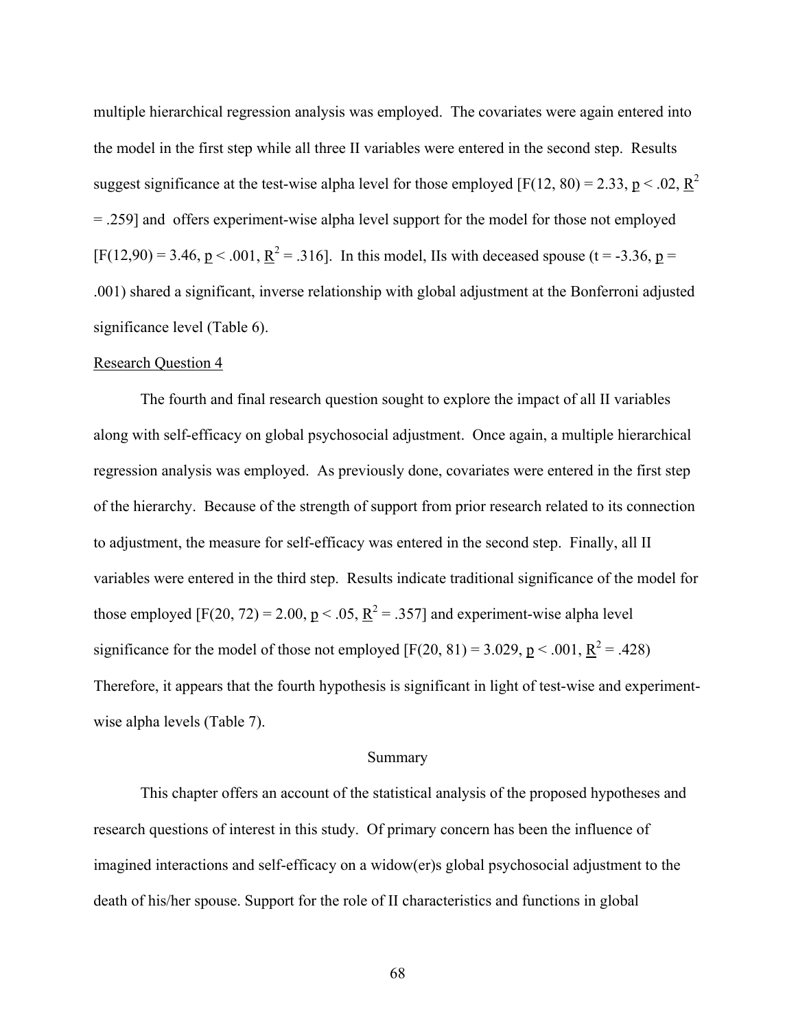multiple hierarchical regression analysis was employed. The covariates were again entered into the model in the first step while all three II variables were entered in the second step. Results suggest significance at the test-wise alpha level for those employed [$F(12, 80) = 2.33$, $p < .02$, $R^2 = .259$] and offers experiment-wise alpha level support for the model for those not employed [$F(12,90) = 3.46$, $p < .001$, $R^2 = .316$]. In this model, IIs with deceased spouse ($t = -3.36$, $p = .001$) shared a significant, inverse relationship with global adjustment at the Bonferroni adjusted significance level (Table 6).

Research Question 4

The fourth and final research question sought to explore the impact of all II variables along with self-efficacy on global psychosocial adjustment. Once again, a multiple hierarchical regression analysis was employed. As previously done, covariates were entered in the first step of the hierarchy. Because of the strength of support from prior research related to its connection to adjustment, the measure for self-efficacy was entered in the second step. Finally, all II variables were entered in the third step. Results indicate traditional significance of the model for those employed [$F(20, 72) = 2.00$, $p < .05$, $R^2 = .357$] and experiment-wise alpha level significance for the model of those not employed [$F(20, 81) = 3.029$, $p < .001$, $R^2 = .428$) Therefore, it appears that the fourth hypothesis is significant in light of test-wise and experiment-wise alpha levels (Table 7).

## Summary

This chapter offers an account of the statistical analysis of the proposed hypotheses and research questions of interest in this study. Of primary concern has been the influence of imagined interactions and self-efficacy on a widow(er)s global psychosocial adjustment to the death of his/her spouse. Support for the role of II characteristics and functions in global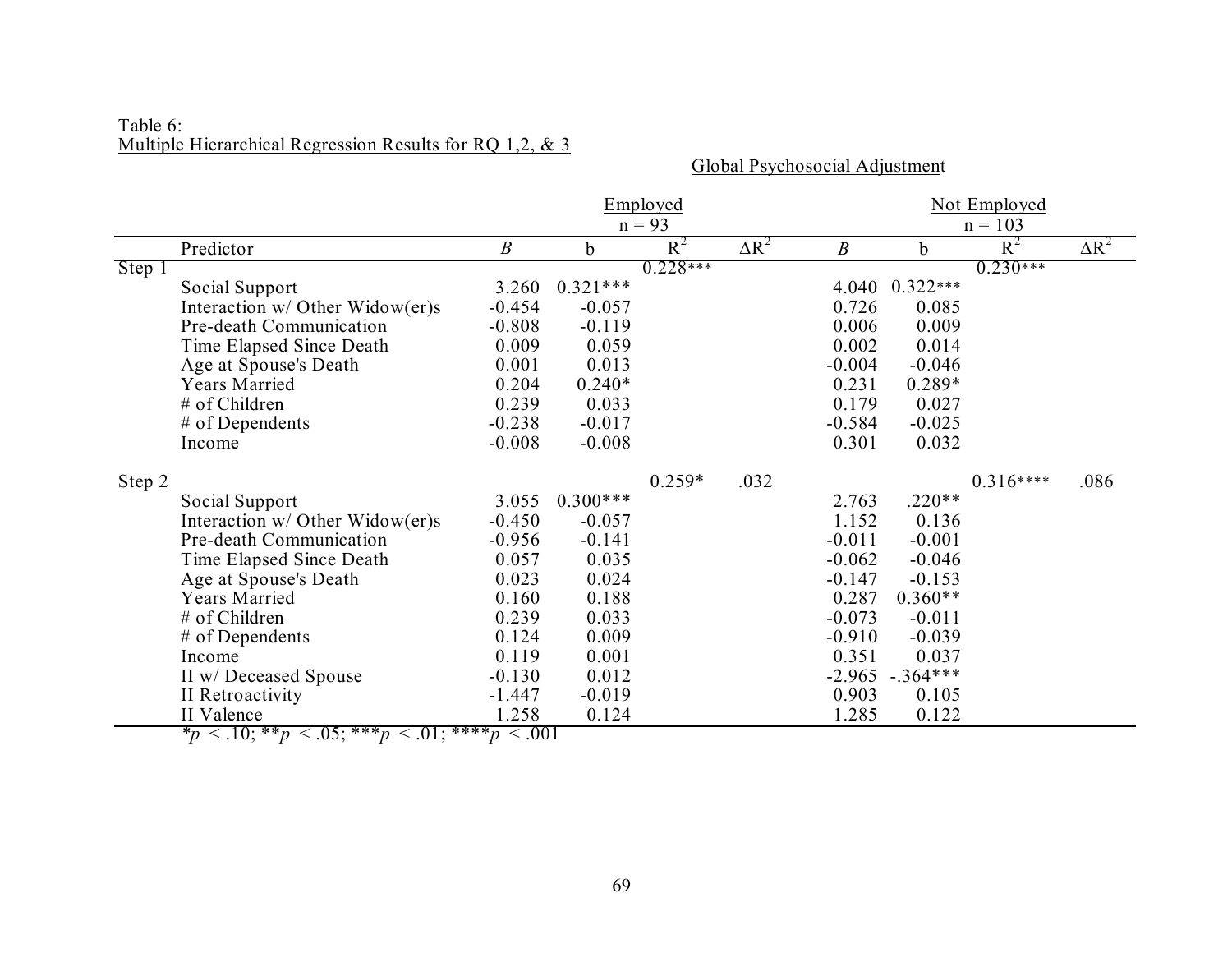Table 6:
Multiple Hierarchical Regression Results for RQ 1,2, & 3

Global Psychosocial Adjustment

| | Predictor | Employed n = 93 | | | | Not Employed n = 103 | | | |
|---|---|---|---|---|---|---|---|---|---|
| | | *B* | b | $R^2$ | $\Delta R^2$ | *B* | b | $R^2$ | $\Delta R^2$ |
| Step 1 | | | | 0.228*** | | | | 0.230*** | |
| | Social Support | 3.260 | 0.321*** | | | 4.040 | 0.322*** | | |
| | Interaction w/ Other Widow(er)s | -0.454 | -0.057 | | | 0.726 | 0.085 | | |
| | Pre-death Communication | -0.808 | -0.119 | | | 0.006 | 0.009 | | |
| | Time Elapsed Since Death | 0.009 | 0.059 | | | 0.002 | 0.014 | | |
| | Age at Spouse's Death | 0.001 | 0.013 | | | -0.004 | -0.046 | | |
| | Years Married | 0.204 | 0.240* | | | 0.231 | 0.289* | | |
| | # of Children | 0.239 | 0.033 | | | 0.179 | 0.027 | | |
| | # of Dependents | -0.238 | -0.017 | | | -0.584 | -0.025 | | |
| | Income | -0.008 | -0.008 | | | 0.301 | 0.032 | | |
| Step 2 | | | | 0.259* | .032 | | | 0.316**** | .086 |
| | Social Support | 3.055 | 0.300*** | | | 2.763 | .220** | | |
| | Interaction w/ Other Widow(er)s | -0.450 | -0.057 | | | 1.152 | 0.136 | | |
| | Pre-death Communication | -0.956 | -0.141 | | | -0.011 | -0.001 | | |
| | Time Elapsed Since Death | 0.057 | 0.035 | | | -0.062 | -0.046 | | |
| | Age at Spouse's Death | 0.023 | 0.024 | | | -0.147 | -0.153 | | |
| | Years Married | 0.160 | 0.188 | | | 0.287 | 0.360** | | |
| | # of Children | 0.239 | 0.033 | | | -0.073 | -0.011 | | |
| | # of Dependents | 0.124 | 0.009 | | | -0.910 | -0.039 | | |
| | Income | 0.119 | 0.001 | | | 0.351 | 0.037 | | |
| | II w/ Deceased Spouse | -0.130 | 0.012 | | | -2.965 | -.364*** | | |
| | II Retroactivity | -1.447 | -0.019 | | | 0.903 | 0.105 | | |
| | II Valence | 1.258 | 0.124 | | | 1.285 | 0.122 | | |

*$p < .10$; **$p < .05$; ***$p < .01$; ****$p < .001$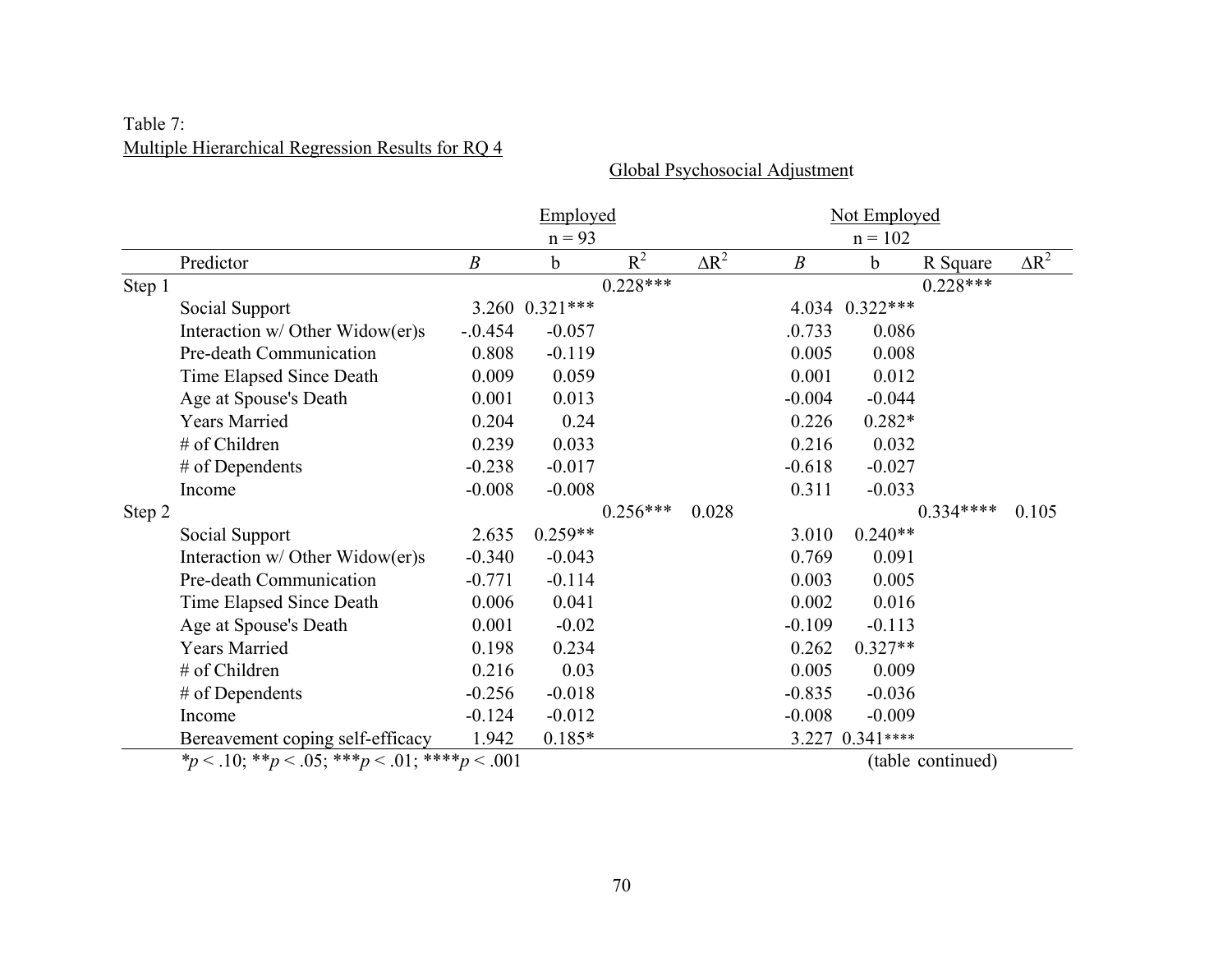Table 7:
Multiple Hierarchical Regression Results for RQ 4

Global Psychosocial Adjustment

| | | Employed | | | | Not Employed | | | |
|---|---|---|---|---|---|---|---|---|---|
| | | n = 93 | | | | n = 102 | | | |
| | Predictor | *B* | b | $R^2$ | $\Delta R^2$ | *B* | b | R Square | $\Delta R^2$ |
| Step 1 | | | | 0.228*** | | | | 0.228*** | |
| | Social Support | 3.260 | 0.321*** | | | 4.034 | 0.322*** | | |
| | Interaction w/ Other Widow(er)s | -.0.454 | -0.057 | | | .0.733 | 0.086 | | |
| | Pre-death Communication | 0.808 | -0.119 | | | 0.005 | 0.008 | | |
| | Time Elapsed Since Death | 0.009 | 0.059 | | | 0.001 | 0.012 | | |
| | Age at Spouse's Death | 0.001 | 0.013 | | | -0.004 | -0.044 | | |
| | Years Married | 0.204 | 0.24 | | | 0.226 | 0.282* | | |
| | # of Children | 0.239 | 0.033 | | | 0.216 | 0.032 | | |
| | # of Dependents | -0.238 | -0.017 | | | -0.618 | -0.027 | | |
| | Income | -0.008 | -0.008 | | | 0.311 | -0.033 | | |
| Step 2 | | | | 0.256*** | 0.028 | | | 0.334**** | 0.105 |
| | Social Support | 2.635 | 0.259** | | | 3.010 | 0.240** | | |
| | Interaction w/ Other Widow(er)s | -0.340 | -0.043 | | | 0.769 | 0.091 | | |
| | Pre-death Communication | -0.771 | -0.114 | | | 0.003 | 0.005 | | |
| | Time Elapsed Since Death | 0.006 | 0.041 | | | 0.002 | 0.016 | | |
| | Age at Spouse's Death | 0.001 | -0.02 | | | -0.109 | -0.113 | | |
| | Years Married | 0.198 | 0.234 | | | 0.262 | 0.327** | | |
| | # of Children | 0.216 | 0.03 | | | 0.005 | 0.009 | | |
| | # of Dependents | -0.256 | -0.018 | | | -0.835 | -0.036 | | |
| | Income | -0.124 | -0.012 | | | -0.008 | -0.009 | | |
| | Bereavement coping self-efficacy | 1.942 | 0.185* | | | 3.227 | 0.341**** | | |

*$p < .10$; **$p < .05$; ***$p < .01$; ****$p < .001$

(table continued)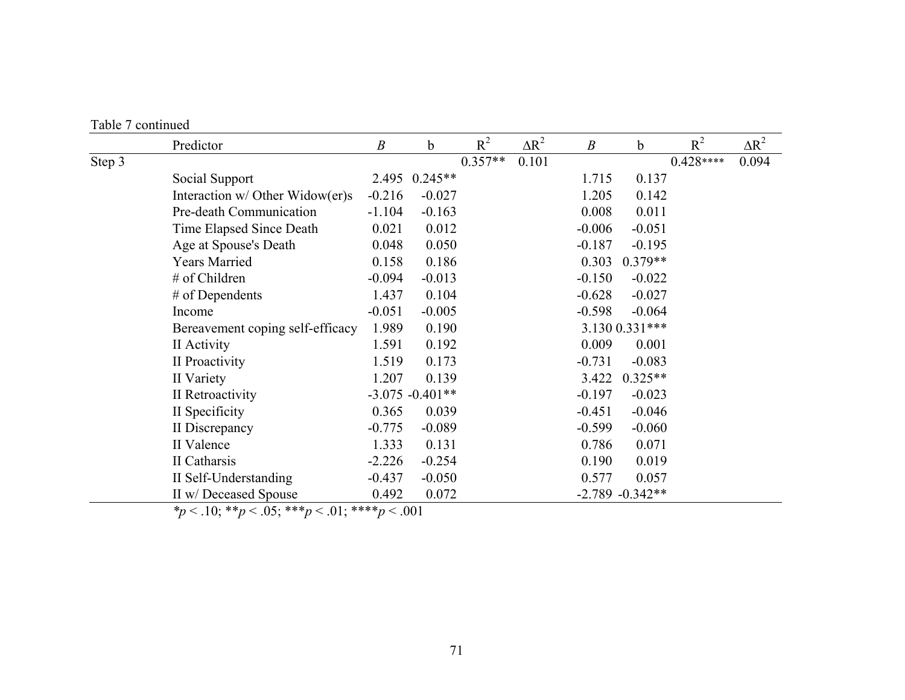Table 7 continued

| | Predictor | *B* | b | $R^2$ | $\Delta R^2$ | *B* | b | $R^2$ | $\Delta R^2$ |
|---|---|---|---|---|---|---|---|---|---|
| Step 3 | | | | 0.357** | 0.101 | | | 0.428**** | 0.094 |
| | Social Support | 2.495 | 0.245** | | | 1.715 | 0.137 | | |
| | Interaction w/ Other Widow(er)s | -0.216 | -0.027 | | | 1.205 | 0.142 | | |
| | Pre-death Communication | -1.104 | -0.163 | | | 0.008 | 0.011 | | |
| | Time Elapsed Since Death | 0.021 | 0.012 | | | -0.006 | -0.051 | | |
| | Age at Spouse's Death | 0.048 | 0.050 | | | -0.187 | -0.195 | | |
| | Years Married | 0.158 | 0.186 | | | 0.303 | 0.379** | | |
| | # of Children | -0.094 | -0.013 | | | -0.150 | -0.022 | | |
| | # of Dependents | 1.437 | 0.104 | | | -0.628 | -0.027 | | |
| | Income | -0.051 | -0.005 | | | -0.598 | -0.064 | | |
| | Bereavement coping self-efficacy | 1.989 | 0.190 | | | 3.130 | 0.331*** | | |
| | II Activity | 1.591 | 0.192 | | | 0.009 | 0.001 | | |
| | II Proactivity | 1.519 | 0.173 | | | -0.731 | -0.083 | | |
| | II Variety | 1.207 | 0.139 | | | 3.422 | 0.325** | | |
| | II Retroactivity | -3.075 | -0.401** | | | -0.197 | -0.023 | | |
| | II Specificity | 0.365 | 0.039 | | | -0.451 | -0.046 | | |
| | II Discrepancy | -0.775 | -0.089 | | | -0.599 | -0.060 | | |
| | II Valence | 1.333 | 0.131 | | | 0.786 | 0.071 | | |
| | II Catharsis | -2.226 | -0.254 | | | 0.190 | 0.019 | | |
| | II Self-Understanding | -0.437 | -0.050 | | | 0.577 | 0.057 | | |
| | II w/ Deceased Spouse | 0.492 | 0.072 | | | -2.789 | -0.342** | | |

*$p < .10$; **$p < .05$; ***$p < .01$; ****$p < .001$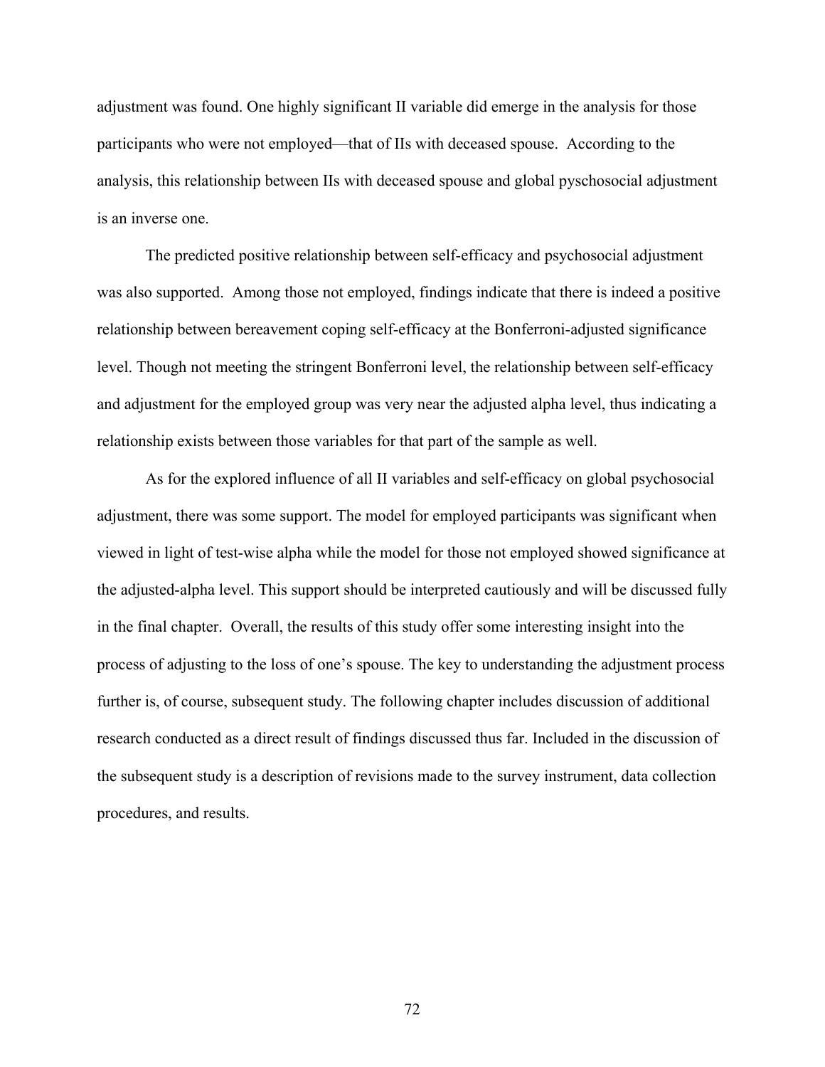adjustment was found. One highly significant II variable did emerge in the analysis for those participants who were not employed—that of IIs with deceased spouse. According to the analysis, this relationship between IIs with deceased spouse and global pyschosocial adjustment is an inverse one.

The predicted positive relationship between self-efficacy and psychosocial adjustment was also supported. Among those not employed, findings indicate that there is indeed a positive relationship between bereavement coping self-efficacy at the Bonferroni-adjusted significance level. Though not meeting the stringent Bonferroni level, the relationship between self-efficacy and adjustment for the employed group was very near the adjusted alpha level, thus indicating a relationship exists between those variables for that part of the sample as well.

As for the explored influence of all II variables and self-efficacy on global psychosocial adjustment, there was some support. The model for employed participants was significant when viewed in light of test-wise alpha while the model for those not employed showed significance at the adjusted-alpha level. This support should be interpreted cautiously and will be discussed fully in the final chapter. Overall, the results of this study offer some interesting insight into the process of adjusting to the loss of one's spouse. The key to understanding the adjustment process further is, of course, subsequent study. The following chapter includes discussion of additional research conducted as a direct result of findings discussed thus far. Included in the discussion of the subsequent study is a description of revisions made to the survey instrument, data collection procedures, and results.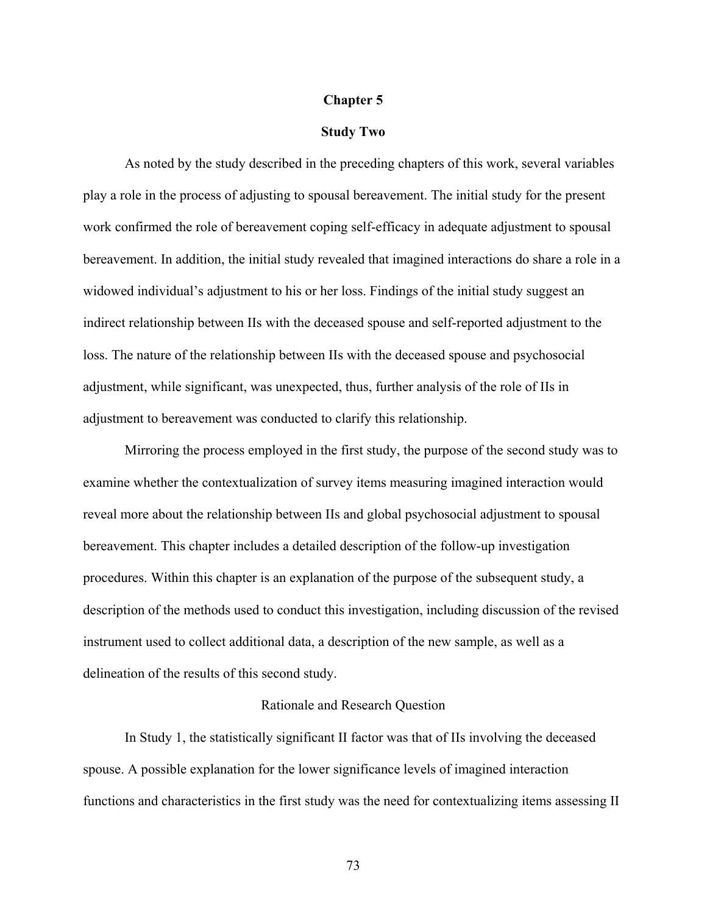# Chapter 5

## Study Two

As noted by the study described in the preceding chapters of this work, several variables play a role in the process of adjusting to spousal bereavement. The initial study for the present work confirmed the role of bereavement coping self-efficacy in adequate adjustment to spousal bereavement. In addition, the initial study revealed that imagined interactions do share a role in a widowed individual's adjustment to his or her loss. Findings of the initial study suggest an indirect relationship between IIs with the deceased spouse and self-reported adjustment to the loss. The nature of the relationship between IIs with the deceased spouse and psychosocial adjustment, while significant, was unexpected, thus, further analysis of the role of IIs in adjustment to bereavement was conducted to clarify this relationship.

Mirroring the process employed in the first study, the purpose of the second study was to examine whether the contextualization of survey items measuring imagined interaction would reveal more about the relationship between IIs and global psychosocial adjustment to spousal bereavement. This chapter includes a detailed description of the follow-up investigation procedures. Within this chapter is an explanation of the purpose of the subsequent study, a description of the methods used to conduct this investigation, including discussion of the revised instrument used to collect additional data, a description of the new sample, as well as a delineation of the results of this second study.

### Rationale and Research Question

In Study 1, the statistically significant II factor was that of IIs involving the deceased spouse. A possible explanation for the lower significance levels of imagined interaction functions and characteristics in the first study was the need for contextualizing items assessing II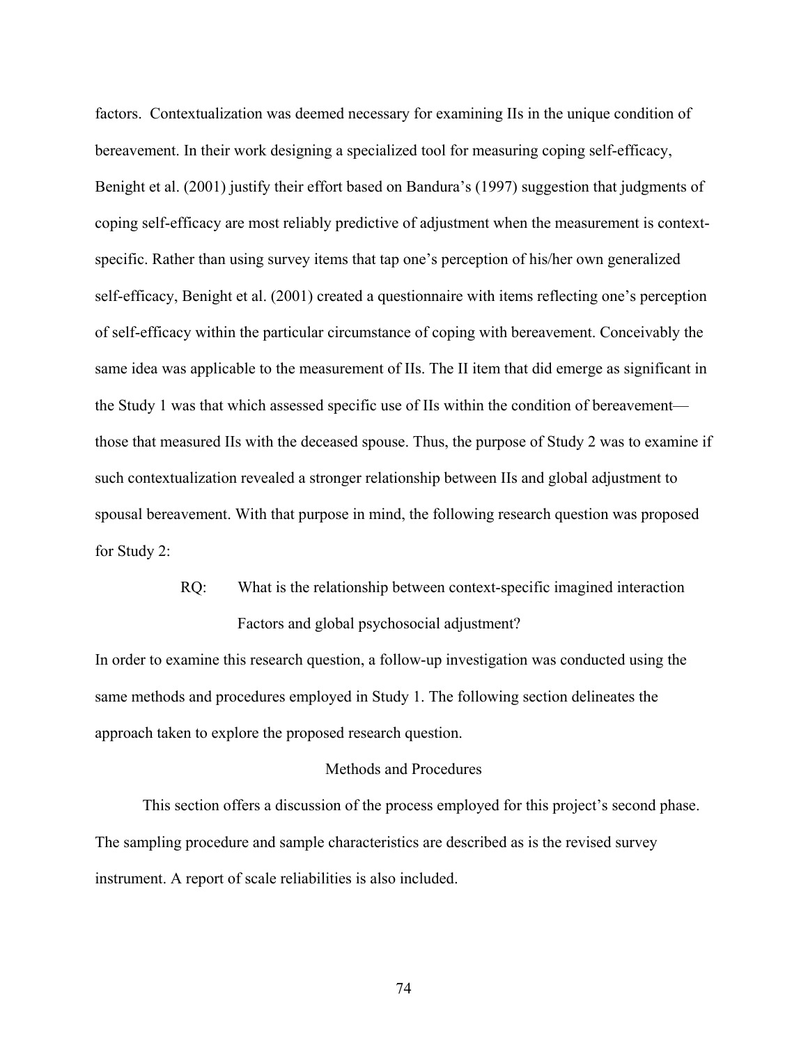factors. Contextualization was deemed necessary for examining IIs in the unique condition of bereavement. In their work designing a specialized tool for measuring coping self-efficacy, Benight et al. (2001) justify their effort based on Bandura's (1997) suggestion that judgments of coping self-efficacy are most reliably predictive of adjustment when the measurement is context-specific. Rather than using survey items that tap one's perception of his/her own generalized self-efficacy, Benight et al. (2001) created a questionnaire with items reflecting one's perception of self-efficacy within the particular circumstance of coping with bereavement. Conceivably the same idea was applicable to the measurement of IIs. The II item that did emerge as significant in the Study 1 was that which assessed specific use of IIs within the condition of bereavement—those that measured IIs with the deceased spouse. Thus, the purpose of Study 2 was to examine if such contextualization revealed a stronger relationship between IIs and global adjustment to spousal bereavement. With that purpose in mind, the following research question was proposed for Study 2:

> RQ: What is the relationship between context-specific imagined interaction Factors and global psychosocial adjustment?

In order to examine this research question, a follow-up investigation was conducted using the same methods and procedures employed in Study 1. The following section delineates the approach taken to explore the proposed research question.

## Methods and Procedures

This section offers a discussion of the process employed for this project's second phase. The sampling procedure and sample characteristics are described as is the revised survey instrument. A report of scale reliabilities is also included.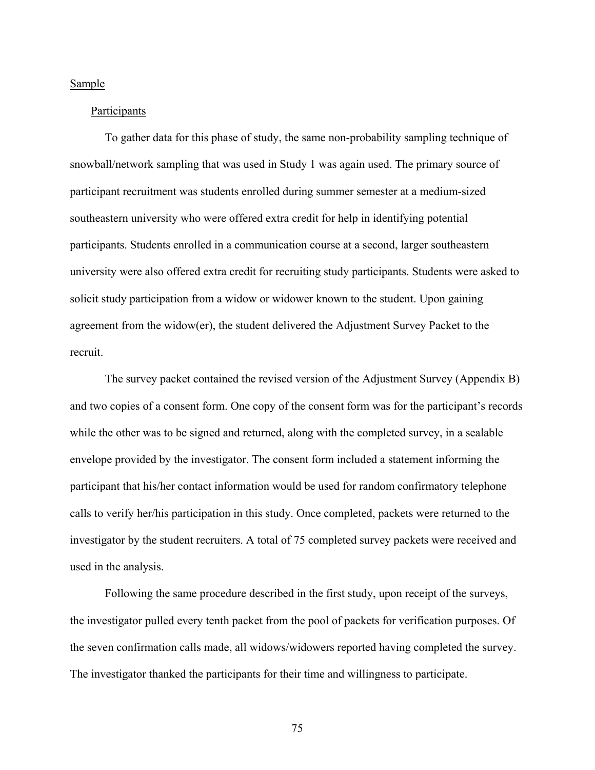## Sample

### Participants

To gather data for this phase of study, the same non-probability sampling technique of snowball/network sampling that was used in Study 1 was again used. The primary source of participant recruitment was students enrolled during summer semester at a medium-sized southeastern university who were offered extra credit for help in identifying potential participants. Students enrolled in a communication course at a second, larger southeastern university were also offered extra credit for recruiting study participants. Students were asked to solicit study participation from a widow or widower known to the student. Upon gaining agreement from the widow(er), the student delivered the Adjustment Survey Packet to the recruit.

The survey packet contained the revised version of the Adjustment Survey (Appendix B) and two copies of a consent form. One copy of the consent form was for the participant's records while the other was to be signed and returned, along with the completed survey, in a sealable envelope provided by the investigator. The consent form included a statement informing the participant that his/her contact information would be used for random confirmatory telephone calls to verify her/his participation in this study. Once completed, packets were returned to the investigator by the student recruiters. A total of 75 completed survey packets were received and used in the analysis.

Following the same procedure described in the first study, upon receipt of the surveys, the investigator pulled every tenth packet from the pool of packets for verification purposes. Of the seven confirmation calls made, all widows/widowers reported having completed the survey. The investigator thanked the participants for their time and willingness to participate.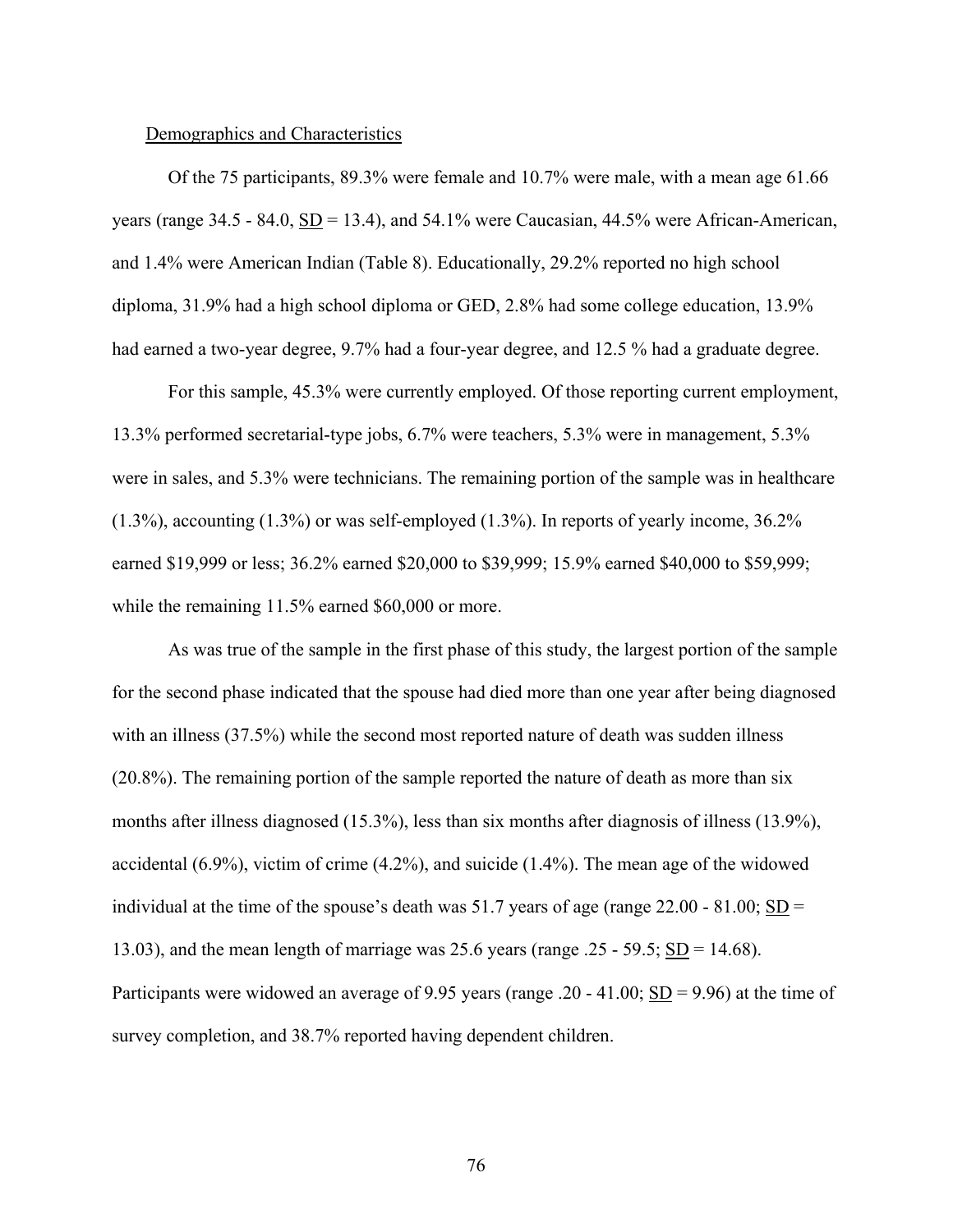Demographics and Characteristics

Of the 75 participants, 89.3% were female and 10.7% were male, with a mean age 61.66 years (range 34.5 - 84.0, SD = 13.4), and 54.1% were Caucasian, 44.5% were African-American, and 1.4% were American Indian (Table 8). Educationally, 29.2% reported no high school diploma, 31.9% had a high school diploma or GED, 2.8% had some college education, 13.9% had earned a two-year degree, 9.7% had a four-year degree, and 12.5 % had a graduate degree.

For this sample, 45.3% were currently employed. Of those reporting current employment, 13.3% performed secretarial-type jobs, 6.7% were teachers, 5.3% were in management, 5.3% were in sales, and 5.3% were technicians. The remaining portion of the sample was in healthcare (1.3%), accounting (1.3%) or was self-employed (1.3%). In reports of yearly income, 36.2% earned $19,999 or less; 36.2% earned $20,000 to $39,999; 15.9% earned $40,000 to $59,999; while the remaining 11.5% earned $60,000 or more.

As was true of the sample in the first phase of this study, the largest portion of the sample for the second phase indicated that the spouse had died more than one year after being diagnosed with an illness (37.5%) while the second most reported nature of death was sudden illness (20.8%). The remaining portion of the sample reported the nature of death as more than six months after illness diagnosed (15.3%), less than six months after diagnosis of illness (13.9%), accidental (6.9%), victim of crime (4.2%), and suicide (1.4%). The mean age of the widowed individual at the time of the spouse's death was 51.7 years of age (range 22.00 - 81.00; SD = 13.03), and the mean length of marriage was 25.6 years (range .25 - 59.5; SD = 14.68). Participants were widowed an average of 9.95 years (range .20 - 41.00; SD = 9.96) at the time of survey completion, and 38.7% reported having dependent children.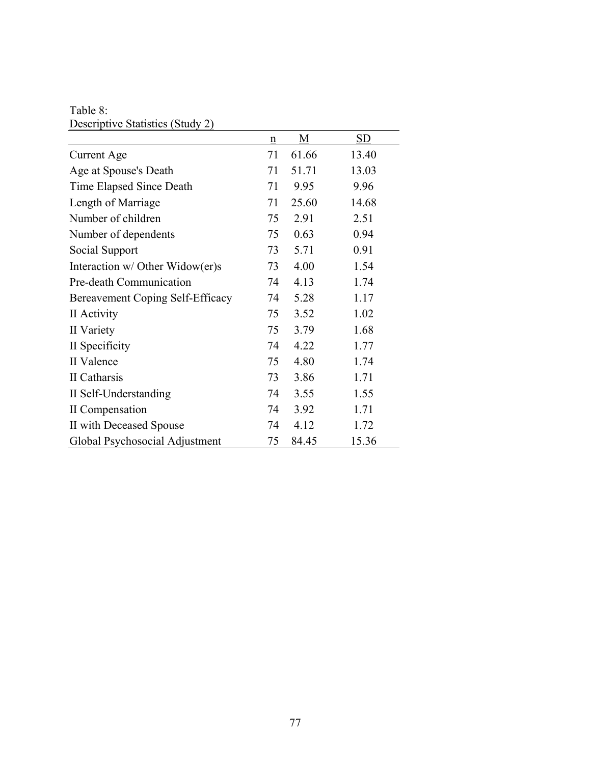Table 8:
Descriptive Statistics (Study 2)

| | n | M | SD |
|---|---|---|---|
| Current Age | 71 | 61.66 | 13.40 |
| Age at Spouse's Death | 71 | 51.71 | 13.03 |
| Time Elapsed Since Death | 71 | 9.95 | 9.96 |
| Length of Marriage | 71 | 25.60 | 14.68 |
| Number of children | 75 | 2.91 | 2.51 |
| Number of dependents | 75 | 0.63 | 0.94 |
| Social Support | 73 | 5.71 | 0.91 |
| Interaction w/ Other Widow(er)s | 73 | 4.00 | 1.54 |
| Pre-death Communication | 74 | 4.13 | 1.74 |
| Bereavement Coping Self-Efficacy | 74 | 5.28 | 1.17 |
| II Activity | 75 | 3.52 | 1.02 |
| II Variety | 75 | 3.79 | 1.68 |
| II Specificity | 74 | 4.22 | 1.77 |
| II Valence | 75 | 4.80 | 1.74 |
| II Catharsis | 73 | 3.86 | 1.71 |
| II Self-Understanding | 74 | 3.55 | 1.55 |
| II Compensation | 74 | 3.92 | 1.71 |
| II with Deceased Spouse | 74 | 4.12 | 1.72 |
| Global Psychosocial Adjustment | 75 | 84.45 | 15.36 |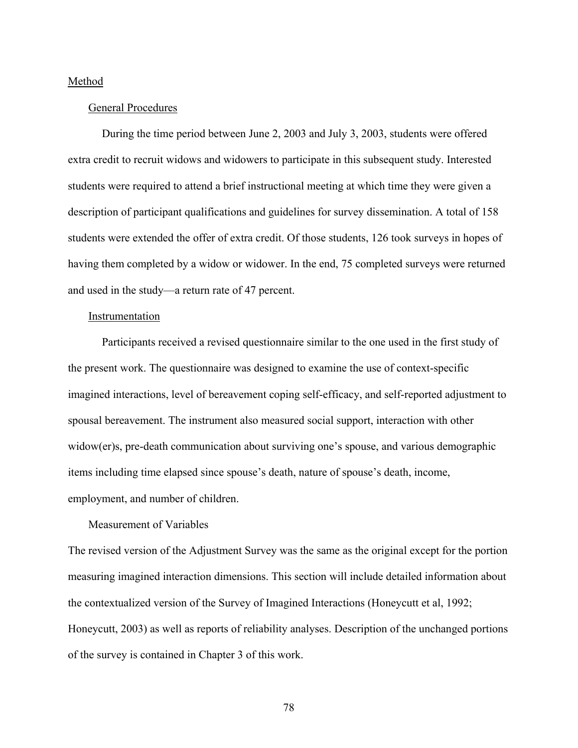## Method

### General Procedures

During the time period between June 2, 2003 and July 3, 2003, students were offered extra credit to recruit widows and widowers to participate in this subsequent study. Interested students were required to attend a brief instructional meeting at which time they were given a description of participant qualifications and guidelines for survey dissemination. A total of 158 students were extended the offer of extra credit. Of those students, 126 took surveys in hopes of having them completed by a widow or widower. In the end, 75 completed surveys were returned and used in the study—a return rate of 47 percent.

### Instrumentation

Participants received a revised questionnaire similar to the one used in the first study of the present work. The questionnaire was designed to examine the use of context-specific imagined interactions, level of bereavement coping self-efficacy, and self-reported adjustment to spousal bereavement. The instrument also measured social support, interaction with other widow(er)s, pre-death communication about surviving one's spouse, and various demographic items including time elapsed since spouse's death, nature of spouse's death, income, employment, and number of children.

### Measurement of Variables

The revised version of the Adjustment Survey was the same as the original except for the portion measuring imagined interaction dimensions. This section will include detailed information about the contextualized version of the Survey of Imagined Interactions (Honeycutt et al, 1992; Honeycutt, 2003) as well as reports of reliability analyses. Description of the unchanged portions of the survey is contained in Chapter 3 of this work.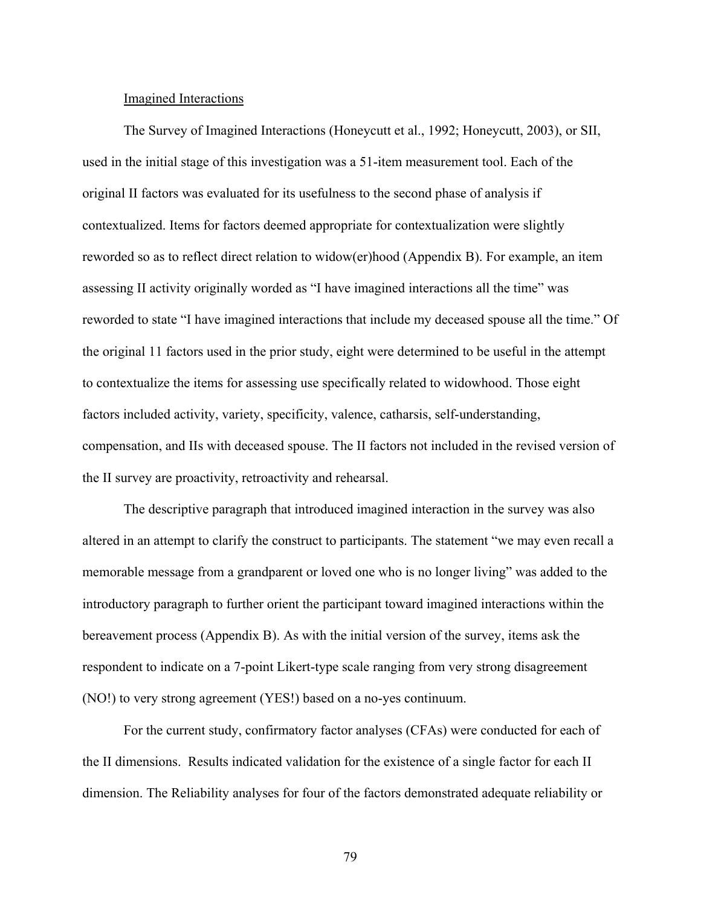Imagined Interactions

The Survey of Imagined Interactions (Honeycutt et al., 1992; Honeycutt, 2003), or SII, used in the initial stage of this investigation was a 51-item measurement tool. Each of the original II factors was evaluated for its usefulness to the second phase of analysis if contextualized. Items for factors deemed appropriate for contextualization were slightly reworded so as to reflect direct relation to widow(er)hood (Appendix B). For example, an item assessing II activity originally worded as "I have imagined interactions all the time" was reworded to state "I have imagined interactions that include my deceased spouse all the time." Of the original 11 factors used in the prior study, eight were determined to be useful in the attempt to contextualize the items for assessing use specifically related to widowhood. Those eight factors included activity, variety, specificity, valence, catharsis, self-understanding, compensation, and IIs with deceased spouse. The II factors not included in the revised version of the II survey are proactivity, retroactivity and rehearsal.

The descriptive paragraph that introduced imagined interaction in the survey was also altered in an attempt to clarify the construct to participants. The statement "we may even recall a memorable message from a grandparent or loved one who is no longer living" was added to the introductory paragraph to further orient the participant toward imagined interactions within the bereavement process (Appendix B). As with the initial version of the survey, items ask the respondent to indicate on a 7-point Likert-type scale ranging from very strong disagreement (NO!) to very strong agreement (YES!) based on a no-yes continuum.

For the current study, confirmatory factor analyses (CFAs) were conducted for each of the II dimensions. Results indicated validation for the existence of a single factor for each II dimension. The Reliability analyses for four of the factors demonstrated adequate reliability or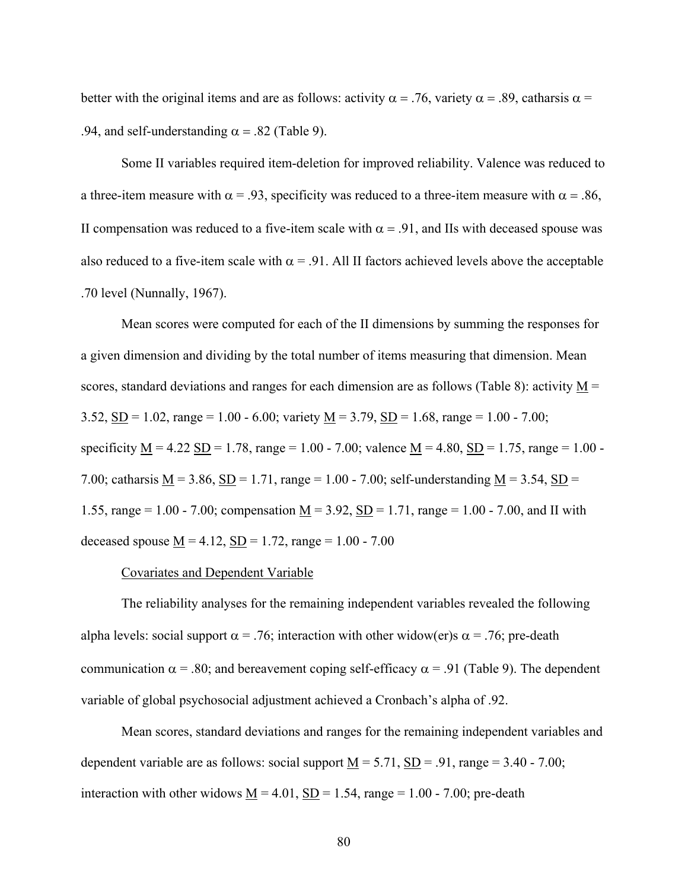better with the original items and are as follows: activity $\alpha = .76$, variety $\alpha = .89$, catharsis $\alpha = .94$, and self-understanding $\alpha = .82$ (Table 9).

Some II variables required item-deletion for improved reliability. Valence was reduced to a three-item measure with $\alpha = .93$, specificity was reduced to a three-item measure with $\alpha = .86$, II compensation was reduced to a five-item scale with $\alpha = .91$, and IIs with deceased spouse was also reduced to a five-item scale with $\alpha = .91$. All II factors achieved levels above the acceptable .70 level (Nunnally, 1967).

Mean scores were computed for each of the II dimensions by summing the responses for a given dimension and dividing by the total number of items measuring that dimension. Mean scores, standard deviations and ranges for each dimension are as follows (Table 8): activity $\underline{M}$ = 3.52, $\underline{SD}$ = 1.02, range = 1.00 - 6.00; variety $\underline{M}$ = 3.79, $\underline{SD}$ = 1.68, range = 1.00 - 7.00; specificity $\underline{M}$ = 4.22 $\underline{SD}$ = 1.78, range = 1.00 - 7.00; valence $\underline{M}$ = 4.80, $\underline{SD}$ = 1.75, range = 1.00 - 7.00; catharsis $\underline{M}$ = 3.86, $\underline{SD}$ = 1.71, range = 1.00 - 7.00; self-understanding $\underline{M}$ = 3.54, $\underline{SD}$ = 1.55, range = 1.00 - 7.00; compensation $\underline{M}$ = 3.92, $\underline{SD}$ = 1.71, range = 1.00 - 7.00, and II with deceased spouse $\underline{M}$ = 4.12, $\underline{SD}$ = 1.72, range = 1.00 - 7.00

Covariates and Dependent Variable

The reliability analyses for the remaining independent variables revealed the following alpha levels: social support $\alpha = .76$; interaction with other widow(er)s $\alpha = .76$; pre-death communication $\alpha = .80$; and bereavement coping self-efficacy $\alpha = .91$ (Table 9). The dependent variable of global psychosocial adjustment achieved a Cronbach's alpha of .92.

Mean scores, standard deviations and ranges for the remaining independent variables and dependent variable are as follows: social support $\underline{M}$ = 5.71, $\underline{SD}$ = .91, range = 3.40 - 7.00; interaction with other widows $\underline{M}$ = 4.01, $\underline{SD}$ = 1.54, range = 1.00 - 7.00; pre-death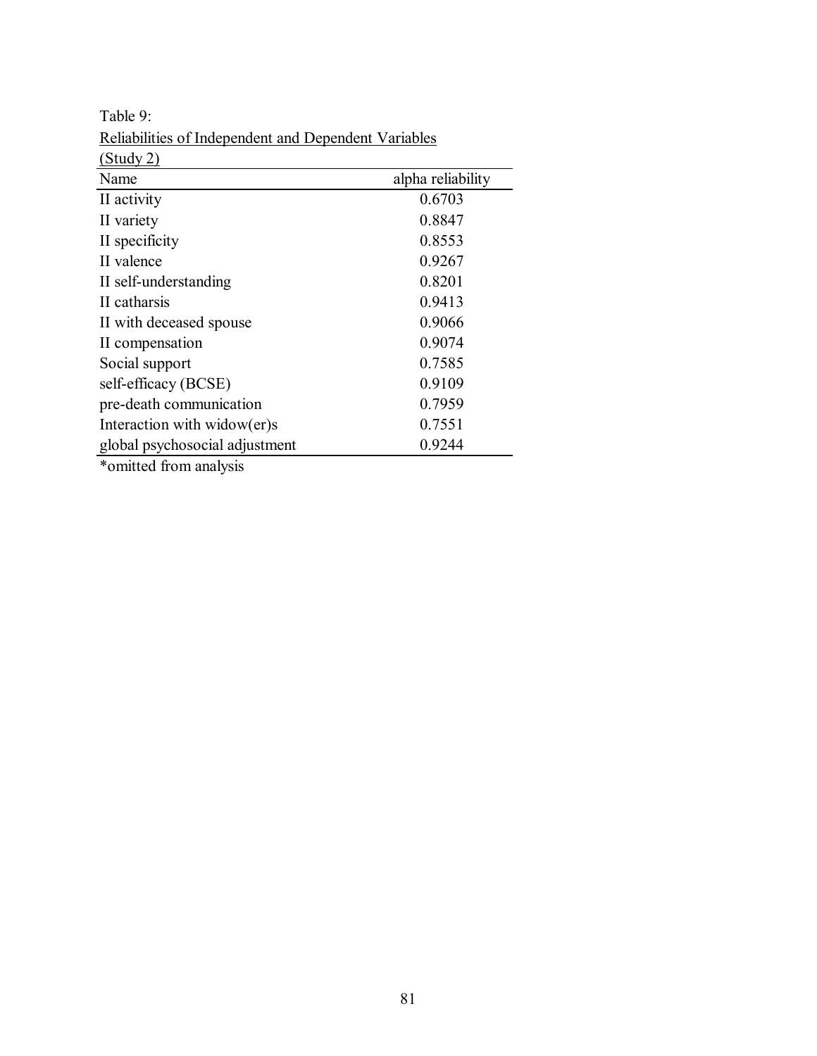Table 9:
Reliabilities of Independent and Dependent Variables
(Study 2)

| Name | alpha reliability |
|---|---|
| II activity | 0.6703 |
| II variety | 0.8847 |
| II specificity | 0.8553 |
| II valence | 0.9267 |
| II self-understanding | 0.8201 |
| II catharsis | 0.9413 |
| II with deceased spouse | 0.9066 |
| II compensation | 0.9074 |
| Social support | 0.7585 |
| self-efficacy (BCSE) | 0.9109 |
| pre-death communication | 0.7959 |
| Interaction with widow(er)s | 0.7551 |
| global psychosocial adjustment | 0.9244 |

*omitted from analysis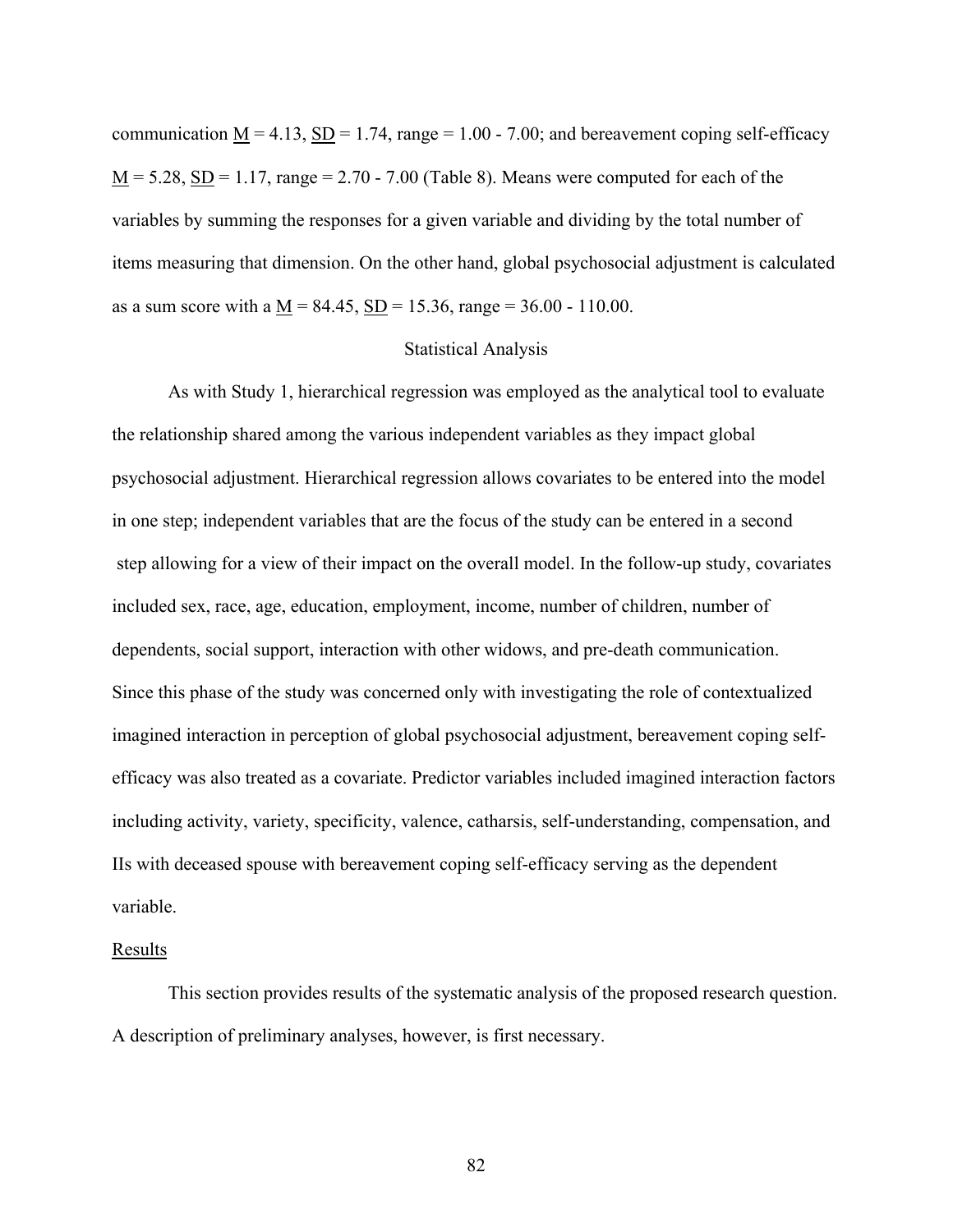communication M = 4.13, SD = 1.74, range = 1.00 - 7.00; and bereavement coping self-efficacy M = 5.28, SD = 1.17, range = 2.70 - 7.00 (Table 8). Means were computed for each of the variables by summing the responses for a given variable and dividing by the total number of items measuring that dimension. On the other hand, global psychosocial adjustment is calculated as a sum score with a M = 84.45, SD = 15.36, range = 36.00 - 110.00.

## Statistical Analysis

As with Study 1, hierarchical regression was employed as the analytical tool to evaluate the relationship shared among the various independent variables as they impact global psychosocial adjustment. Hierarchical regression allows covariates to be entered into the model in one step; independent variables that are the focus of the study can be entered in a second step allowing for a view of their impact on the overall model. In the follow-up study, covariates included sex, race, age, education, employment, income, number of children, number of dependents, social support, interaction with other widows, and pre-death communication. Since this phase of the study was concerned only with investigating the role of contextualized imagined interaction in perception of global psychosocial adjustment, bereavement coping self-efficacy was also treated as a covariate. Predictor variables included imagined interaction factors including activity, variety, specificity, valence, catharsis, self-understanding, compensation, and IIs with deceased spouse with bereavement coping self-efficacy serving as the dependent variable.

## Results

This section provides results of the systematic analysis of the proposed research question. A description of preliminary analyses, however, is first necessary.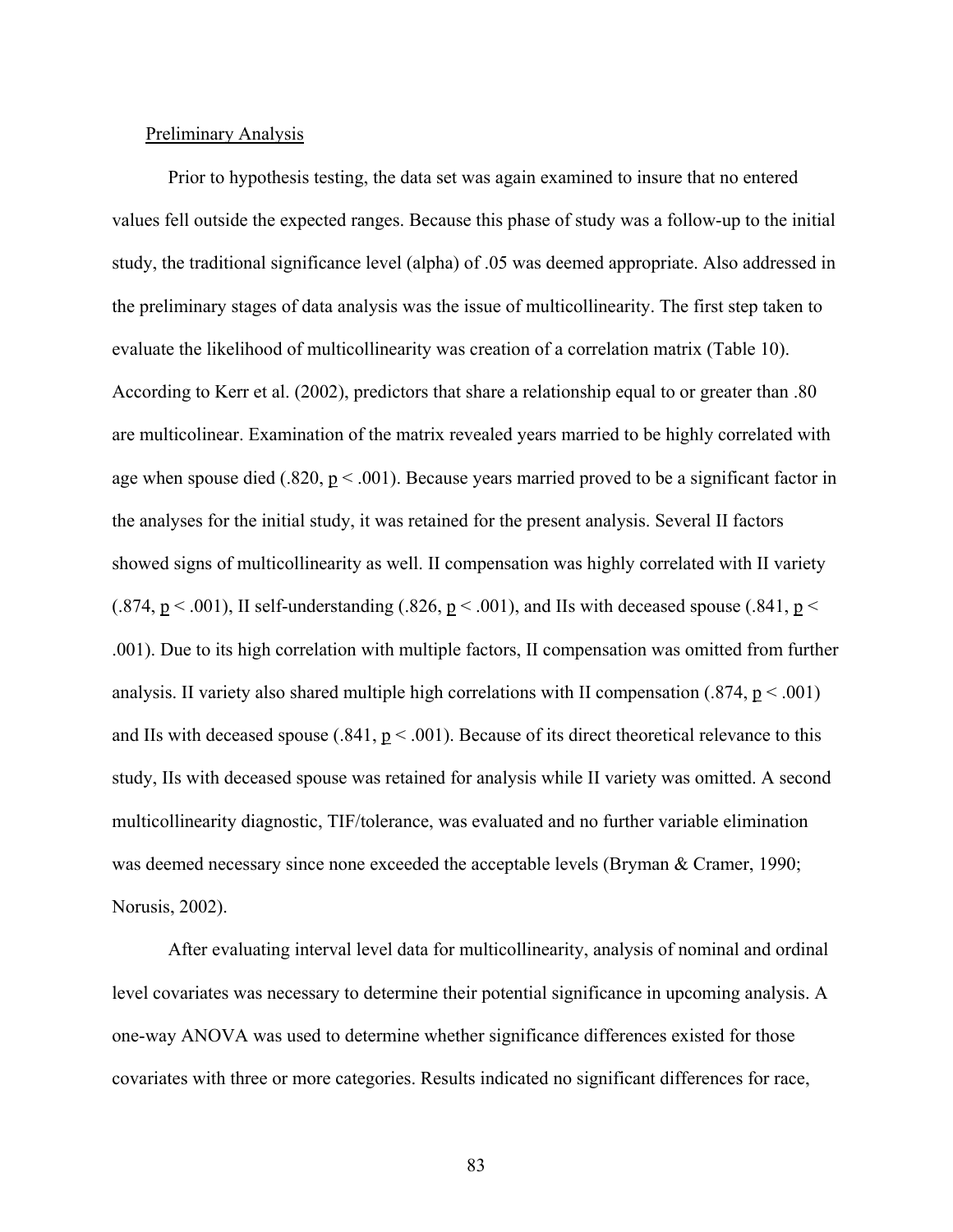Preliminary Analysis

Prior to hypothesis testing, the data set was again examined to insure that no entered values fell outside the expected ranges. Because this phase of study was a follow-up to the initial study, the traditional significance level (alpha) of .05 was deemed appropriate. Also addressed in the preliminary stages of data analysis was the issue of multicollinearity. The first step taken to evaluate the likelihood of multicollinearity was creation of a correlation matrix (Table 10). According to Kerr et al. (2002), predictors that share a relationship equal to or greater than .80 are multicolinear. Examination of the matrix revealed years married to be highly correlated with age when spouse died (.820, $p < .001$). Because years married proved to be a significant factor in the analyses for the initial study, it was retained for the present analysis. Several II factors showed signs of multicollinearity as well. II compensation was highly correlated with II variety (.874, $p < .001$), II self-understanding (.826, $p < .001$), and IIs with deceased spouse (.841, $p < .001$). Due to its high correlation with multiple factors, II compensation was omitted from further analysis. II variety also shared multiple high correlations with II compensation (.874, $p < .001$) and IIs with deceased spouse (.841, $p < .001$). Because of its direct theoretical relevance to this study, IIs with deceased spouse was retained for analysis while II variety was omitted. A second multicollinearity diagnostic, TIF/tolerance, was evaluated and no further variable elimination was deemed necessary since none exceeded the acceptable levels (Bryman & Cramer, 1990; Norusis, 2002).

After evaluating interval level data for multicollinearity, analysis of nominal and ordinal level covariates was necessary to determine their potential significance in upcoming analysis. A one-way ANOVA was used to determine whether significance differences existed for those covariates with three or more categories. Results indicated no significant differences for race,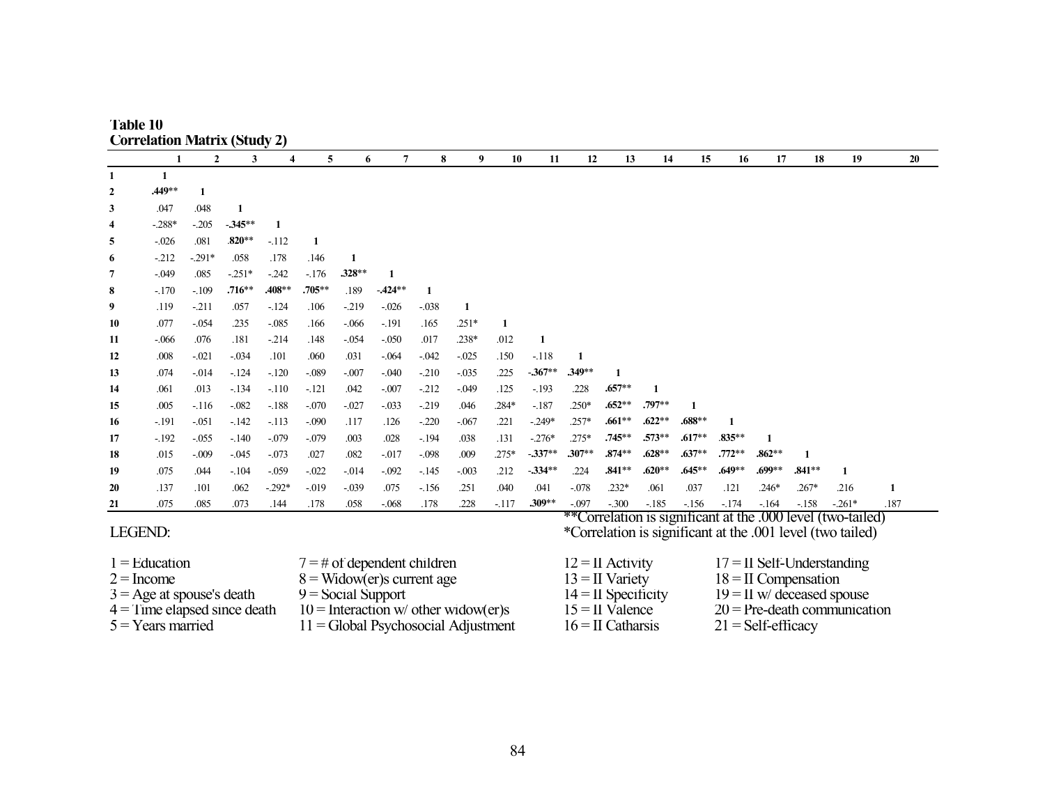**Table 10**
**Correlation Matrix (Study 2)**

| | 1 | 2 | 3 | 4 | 5 | 6 | 7 | 8 | 9 | 10 | 11 | 12 | 13 | 14 | 15 | 16 | 17 | 18 | 19 | 20 |
|---|---|---|---|---|---|---|---|---|---|---|---|---|---|---|---|---|---|---|---|---|
| **1** | **1** | | | | | | | | | | | | | | | | | | | |
| **2** | **.449**** | **1** | | | | | | | | | | | | | | | | | | |
| **3** | .047 | .048 | **1** | | | | | | | | | | | | | | | | | |
| **4** | -.288* | -.205 | **-.345**** | **1** | | | | | | | | | | | | | | | | |
| **5** | -.026 | .081 | **.820**** | -.112 | **1** | | | | | | | | | | | | | | | |
| **6** | -.212 | -.291* | .058 | .178 | .146 | **1** | | | | | | | | | | | | | | |
| **7** | -.049 | .085 | -.251* | -.242 | -.176 | **.328**** | **1** | | | | | | | | | | | | | |
| **8** | -.170 | -.109 | **.716**** | **.408**** | **.705**** | .189 | **-.424**** | **1** | | | | | | | | | | | | |
| **9** | .119 | -.211 | .057 | -.124 | .106 | -.219 | -.026 | -.038 | **1** | | | | | | | | | | | |
| **10** | .077 | -.054 | .235 | -.085 | .166 | -.066 | -.191 | .165 | .251* | **1** | | | | | | | | | | |
| **11** | -.066 | .076 | .181 | -.214 | .148 | -.054 | -.050 | .017 | .238* | .012 | **1** | | | | | | | | | |
| **12** | .008 | -.021 | -.034 | .101 | .060 | .031 | -.064 | -.042 | -.025 | .150 | -.118 | **1** | | | | | | | | |
| **13** | .074 | -.014 | -.124 | -.120 | -.089 | -.007 | -.040 | -.210 | -.035 | .225 | **-.367**** | **.349**** | **1** | | | | | | | |
| **14** | .061 | .013 | -.134 | -.110 | -.121 | .042 | -.007 | -.212 | -.049 | .125 | -.193 | .228 | **.657**** | **1** | | | | | | |
| **15** | .005 | -.116 | -.082 | -.188 | -.070 | -.027 | -.033 | -.219 | .046 | .284* | -.187 | .250* | **.652**** | **.797**** | **1** | | | | | |
| **16** | -.191 | -.051 | -.142 | -.113 | -.090 | .117 | .126 | -.220 | -.067 | .221 | -.249* | .257* | **.661**** | **.622**** | **.688**** | **1** | | | | |
| **17** | -.192 | -.055 | -.140 | -.079 | -.079 | .003 | .028 | -.194 | .038 | .131 | -.276* | .275* | **.745**** | **.573**** | **.617**** | **.835**** | **1** | | | |
| **18** | .015 | -.009 | -.045 | -.073 | .027 | .082 | -.017 | -.098 | .009 | .275* | **-.337**** | **.307**** | **.874**** | **.628**** | **.637**** | **.772**** | **.862**** | **1** | | |
| **19** | .075 | .044 | -.104 | -.059 | -.022 | -.014 | -.092 | -.145 | -.003 | .212 | **-.334**** | .224 | **.841**** | **.620**** | **.645**** | **.649**** | **.699**** | **.841**** | **1** | |
| **20** | .137 | .101 | .062 | -.292* | -.019 | -.039 | .075 | -.156 | .251 | .040 | .041 | -.078 | .232* | .061 | .037 | .121 | .246* | .267* | .216 | **1** |
| **21** | .075 | .085 | .073 | .144 | .178 | .058 | -.068 | .178 | .228 | -.117 | **.309**** | -.097 | -.300 | -.185 | -.156 | -.174 | -.164 | -.158 | -.261* | .187 |

**Correlation is significant at the .000 level (two-tailed)
*Correlation is significant at the .001 level (two tailed)

LEGEND:

1 = Education
2 = Income
3 = Age at spouse's death
4 = Time elapsed since death
5 = Years married
7 = # of dependent children
8 = Widow(er)s current age
9 = Social Support
10 = Interaction w/ other widow(er)s
11 = Global Psychosocial Adjustment
12 = II Activity
13 = II Variety
14 = II Specificity
15 = II Valence
16 = II Catharsis
17 = II Self-Understanding
18 = II Compensation
19 = II w/ deceased spouse
20 = Pre-death communication
21 = Self-efficacy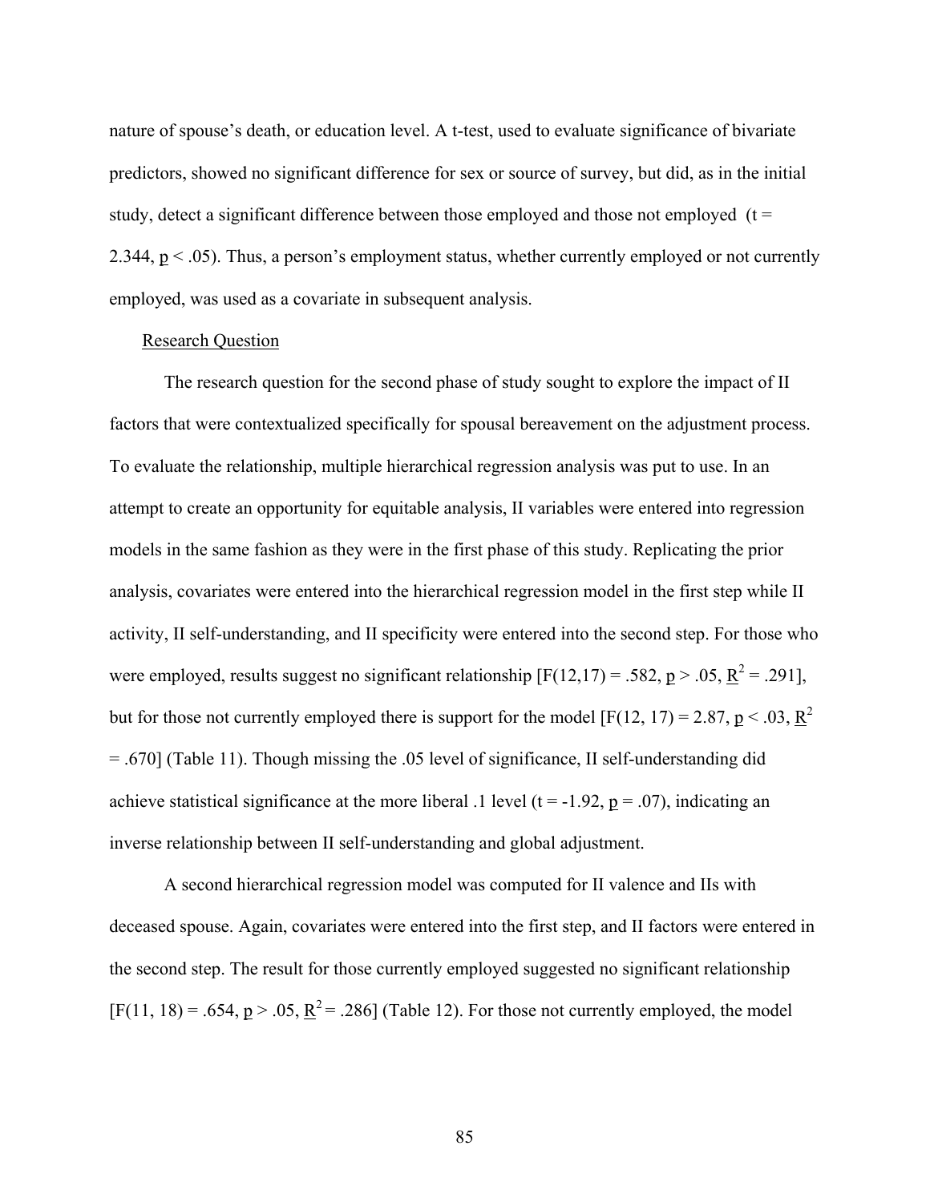nature of spouse's death, or education level. A t-test, used to evaluate significance of bivariate predictors, showed no significant difference for sex or source of survey, but did, as in the initial study, detect a significant difference between those employed and those not employed ($t = 2.344$, $p < .05$). Thus, a person's employment status, whether currently employed or not currently employed, was used as a covariate in subsequent analysis.

## Research Question

The research question for the second phase of study sought to explore the impact of II factors that were contextualized specifically for spousal bereavement on the adjustment process. To evaluate the relationship, multiple hierarchical regression analysis was put to use. In an attempt to create an opportunity for equitable analysis, II variables were entered into regression models in the same fashion as they were in the first phase of this study. Replicating the prior analysis, covariates were entered into the hierarchical regression model in the first step while II activity, II self-understanding, and II specificity were entered into the second step. For those who were employed, results suggest no significant relationship [$F(12,17) = .582$, $p > .05$, $R^2 = .291$], but for those not currently employed there is support for the model [$F(12, 17) = 2.87$, $p < .03$, $R^2 = .670$] (Table 11). Though missing the .05 level of significance, II self-understanding did achieve statistical significance at the more liberal .1 level ($t = -1.92$, $p = .07$), indicating an inverse relationship between II self-understanding and global adjustment.

A second hierarchical regression model was computed for II valence and IIs with deceased spouse. Again, covariates were entered into the first step, and II factors were entered in the second step. The result for those currently employed suggested no significant relationship [$F(11, 18) = .654$, $p > .05$, $R^2 = .286$] (Table 12). For those not currently employed, the model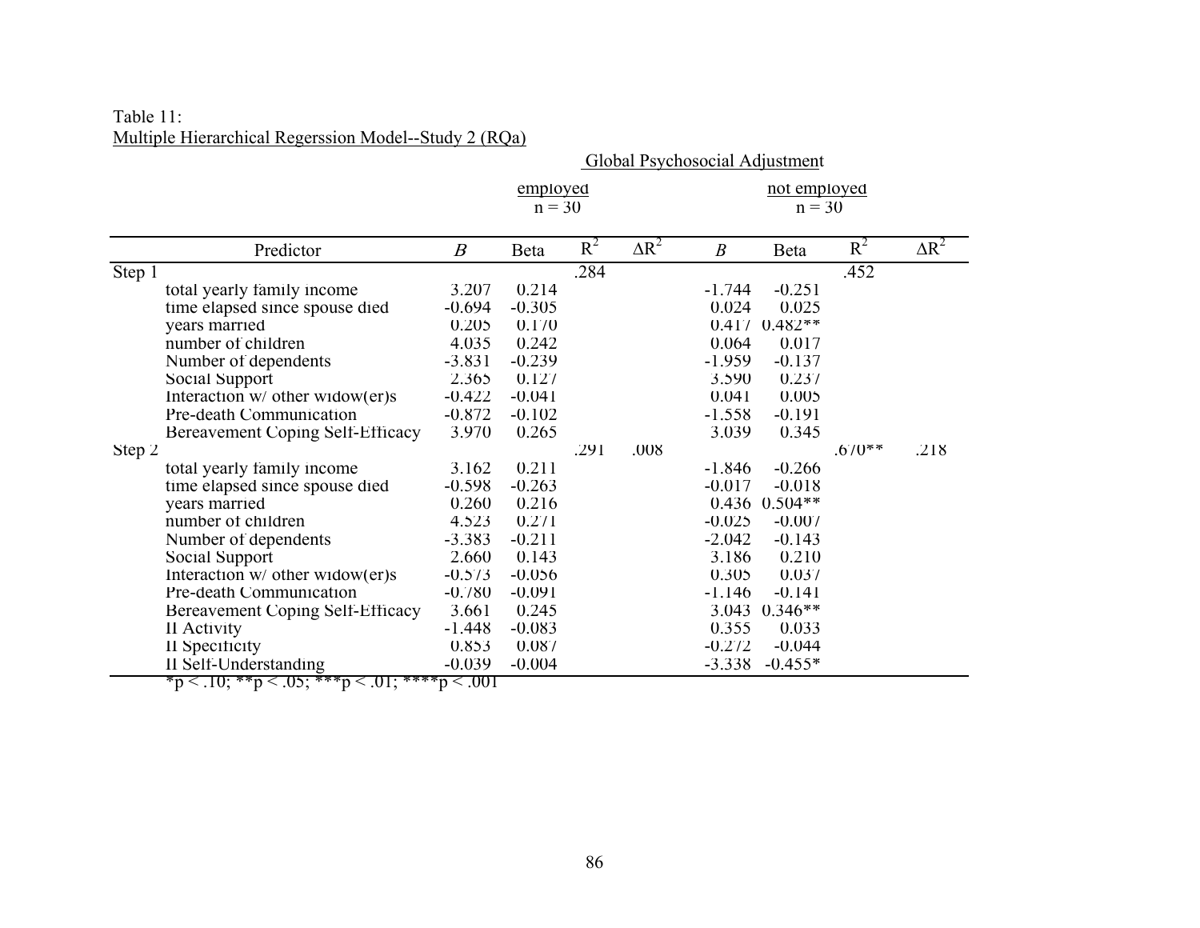Table 11:
Multiple Hierarchical Regerssion Model--Study 2 (RQa)

| | Global Psychosocial Adjustment | | | | | | | |
|---|---|---|---|---|---|---|---|---|
| | employed n = 30 | | | | not employed n = 30 | | | |
| Predictor | *B* | Beta | $R^2$ | $\Delta R^2$ | *B* | Beta | $R^2$ | $\Delta R^2$ |
| Step 1 | | | .284 | | | | .452 | |
| total yearly family income | 3.207 | 0.214 | | | -1.744 | -0.251 | | |
| time elapsed since spouse died | -0.694 | -0.305 | | | 0.024 | 0.025 | | |
| years married | 0.205 | 0.170 | | | 0.417 | 0.482** | | |
| number of children | 4.035 | 0.242 | | | 0.064 | 0.017 | | |
| Number of dependents | -3.831 | -0.239 | | | -1.959 | -0.137 | | |
| Social Support | 2.365 | 0.127 | | | 3.590 | 0.237 | | |
| Interaction w/ other widow(er)s | -0.422 | -0.041 | | | 0.041 | 0.005 | | |
| Pre-death Communication | -0.872 | -0.102 | | | -1.558 | -0.191 | | |
| Bereavement Coping Self-Efficacy | 3.970 | 0.265 | | | 3.039 | 0.345 | | |
| Step 2 | | | .291 | .008 | | | .670** | .218 |
| total yearly family income | 3.162 | 0.211 | | | -1.846 | -0.266 | | |
| time elapsed since spouse died | -0.598 | -0.263 | | | -0.017 | -0.018 | | |
| years married | 0.260 | 0.216 | | | 0.436 | 0.504** | | |
| number of children | 4.523 | 0.271 | | | -0.025 | -0.007 | | |
| Number of dependents | -3.383 | -0.211 | | | -2.042 | -0.143 | | |
| Social Support | 2.660 | 0.143 | | | 3.186 | 0.210 | | |
| Interaction w/ other widow(er)s | -0.573 | -0.056 | | | 0.305 | 0.037 | | |
| Pre-death Communication | -0.780 | -0.091 | | | -1.146 | -0.141 | | |
| Bereavement Coping Self-Efficacy | 3.661 | 0.245 | | | 3.043 | 0.346** | | |
| II Activity | -1.448 | -0.083 | | | 0.355 | 0.033 | | |
| II Specificity | 0.853 | 0.087 | | | -0.272 | -0.044 | | |
| II Self-Understanding | -0.039 | -0.004 | | | -3.338 | -0.455* | | |

*p < .10; **p < .05; ***p < .01; ****p < .001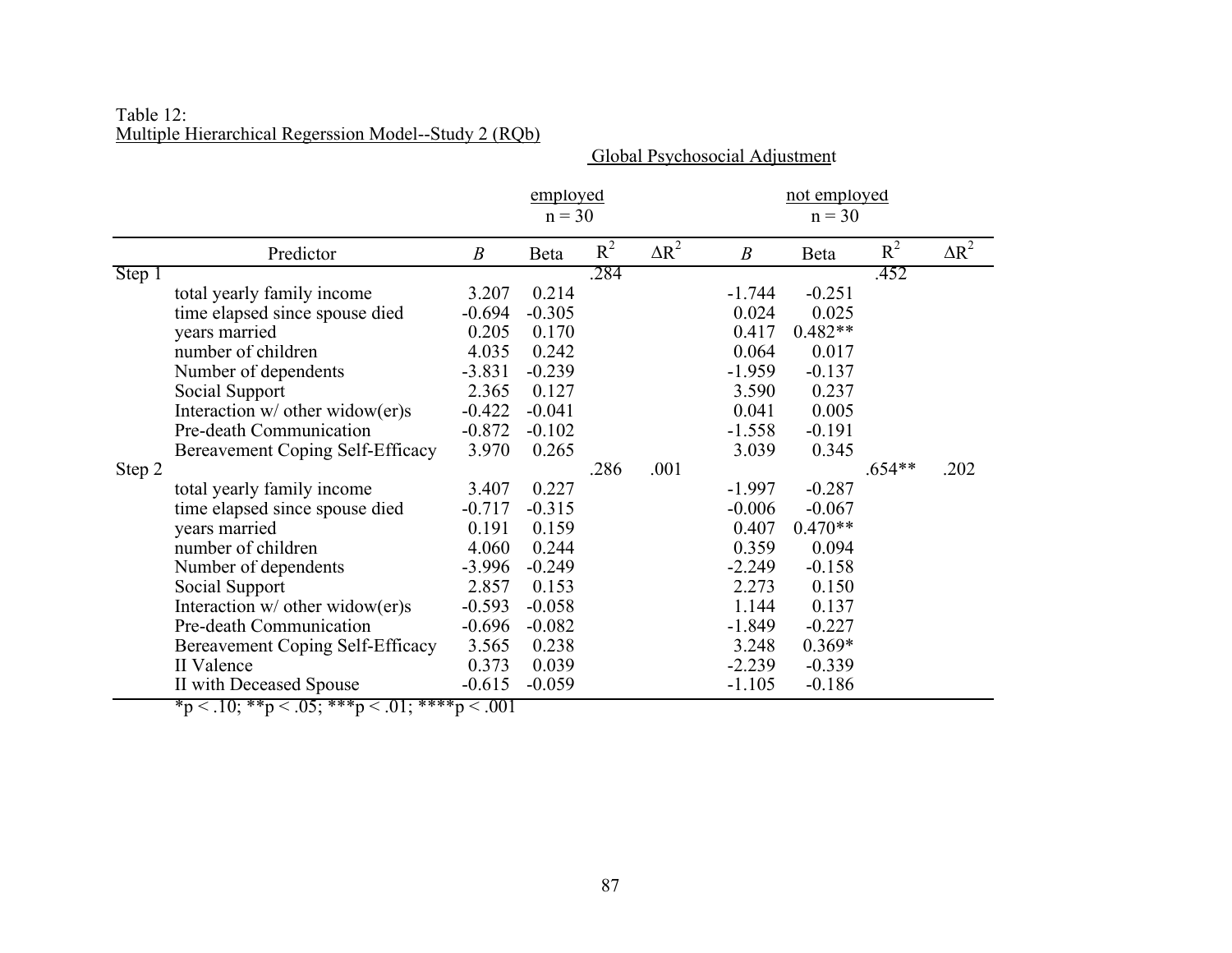Table 12:
Multiple Hierarchical Regerssion Model--Study 2 (RQb)

| | Global Psychosocial Adjustment | | | | | | | | |
|---|---|---|---|---|---|---|---|---|---|
| | employed n = 30 | | | | not employed n = 30 | | | | |
| Predictor | *B* | Beta | $R^2$ | $\Delta R^2$ | *B* | Beta | $R^2$ | $\Delta R^2$ | |
| Step 1 | | | .284 | | | | .452 | | |
| total yearly family income | 3.207 | 0.214 | | | -1.744 | -0.251 | | | |
| time elapsed since spouse died | -0.694 | -0.305 | | | 0.024 | 0.025 | | | |
| years married | 0.205 | 0.170 | | | 0.417 | 0.482** | | | |
| number of children | 4.035 | 0.242 | | | 0.064 | 0.017 | | | |
| Number of dependents | -3.831 | -0.239 | | | -1.959 | -0.137 | | | |
| Social Support | 2.365 | 0.127 | | | 3.590 | 0.237 | | | |
| Interaction w/ other widow(er)s | -0.422 | -0.041 | | | 0.041 | 0.005 | | | |
| Pre-death Communication | -0.872 | -0.102 | | | -1.558 | -0.191 | | | |
| Bereavement Coping Self-Efficacy | 3.970 | 0.265 | | | 3.039 | 0.345 | | | |
| Step 2 | | | .286 | .001 | | | .654** | .202 | |
| total yearly family income | 3.407 | 0.227 | | | -1.997 | -0.287 | | | |
| time elapsed since spouse died | -0.717 | -0.315 | | | -0.006 | -0.067 | | | |
| years married | 0.191 | 0.159 | | | 0.407 | 0.470** | | | |
| number of children | 4.060 | 0.244 | | | 0.359 | 0.094 | | | |
| Number of dependents | -3.996 | -0.249 | | | -2.249 | -0.158 | | | |
| Social Support | 2.857 | 0.153 | | | 2.273 | 0.150 | | | |
| Interaction w/ other widow(er)s | -0.593 | -0.058 | | | 1.144 | 0.137 | | | |
| Pre-death Communication | -0.696 | -0.082 | | | -1.849 | -0.227 | | | |
| Bereavement Coping Self-Efficacy | 3.565 | 0.238 | | | 3.248 | 0.369* | | | |
| II Valence | 0.373 | 0.039 | | | -2.239 | -0.339 | | | |
| II with Deceased Spouse | -0.615 | -0.059 | | | -1.105 | -0.186 | | | |

*p < .10; **p < .05; ***p < .01; ****p < .001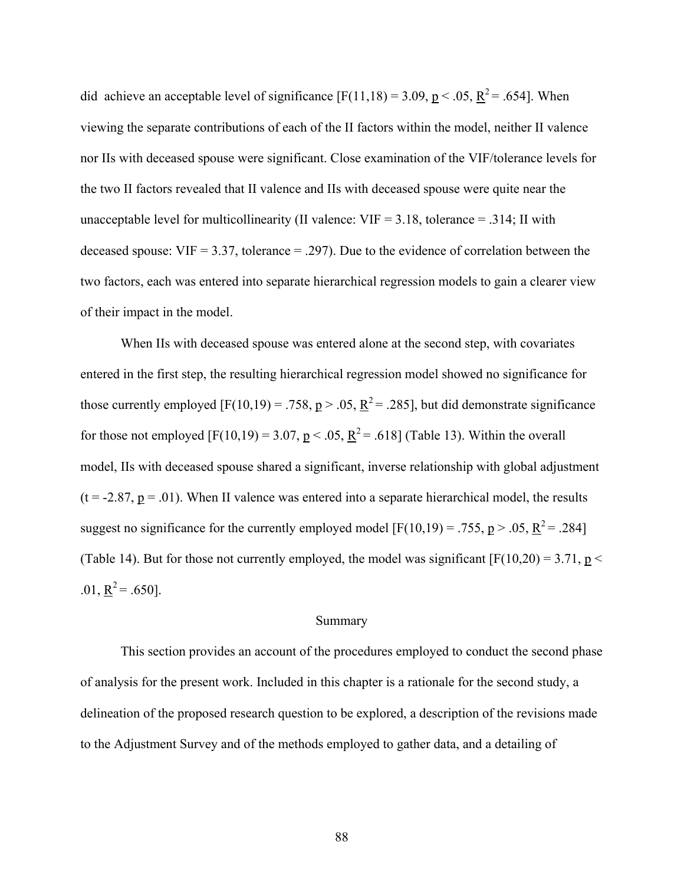did achieve an acceptable level of significance [$F(11,18) = 3.09$, $p < .05$, $R^2 = .654$]. When viewing the separate contributions of each of the II factors within the model, neither II valence nor IIs with deceased spouse were significant. Close examination of the VIF/tolerance levels for the two II factors revealed that II valence and IIs with deceased spouse were quite near the unacceptable level for multicollinearity (II valence: VIF = 3.18, tolerance = .314; II with deceased spouse: VIF = 3.37, tolerance = .297). Due to the evidence of correlation between the two factors, each was entered into separate hierarchical regression models to gain a clearer view of their impact in the model.

When IIs with deceased spouse was entered alone at the second step, with covariates entered in the first step, the resulting hierarchical regression model showed no significance for those currently employed [$F(10,19) = .758$, $p > .05$, $R^2 = .285$], but did demonstrate significance for those not employed [$F(10,19) = 3.07$, $p < .05$, $R^2 = .618$] (Table 13). Within the overall model, IIs with deceased spouse shared a significant, inverse relationship with global adjustment ($t = -2.87$, $p = .01$). When II valence was entered into a separate hierarchical model, the results suggest no significance for the currently employed model [$F(10,19) = .755$, $p > .05$, $R^2 = .284$] (Table 14). But for those not currently employed, the model was significant [$F(10,20) = 3.71$, $p < .01$, $R^2 = .650$].

## Summary

This section provides an account of the procedures employed to conduct the second phase of analysis for the present work. Included in this chapter is a rationale for the second study, a delineation of the proposed research question to be explored, a description of the revisions made to the Adjustment Survey and of the methods employed to gather data, and a detailing of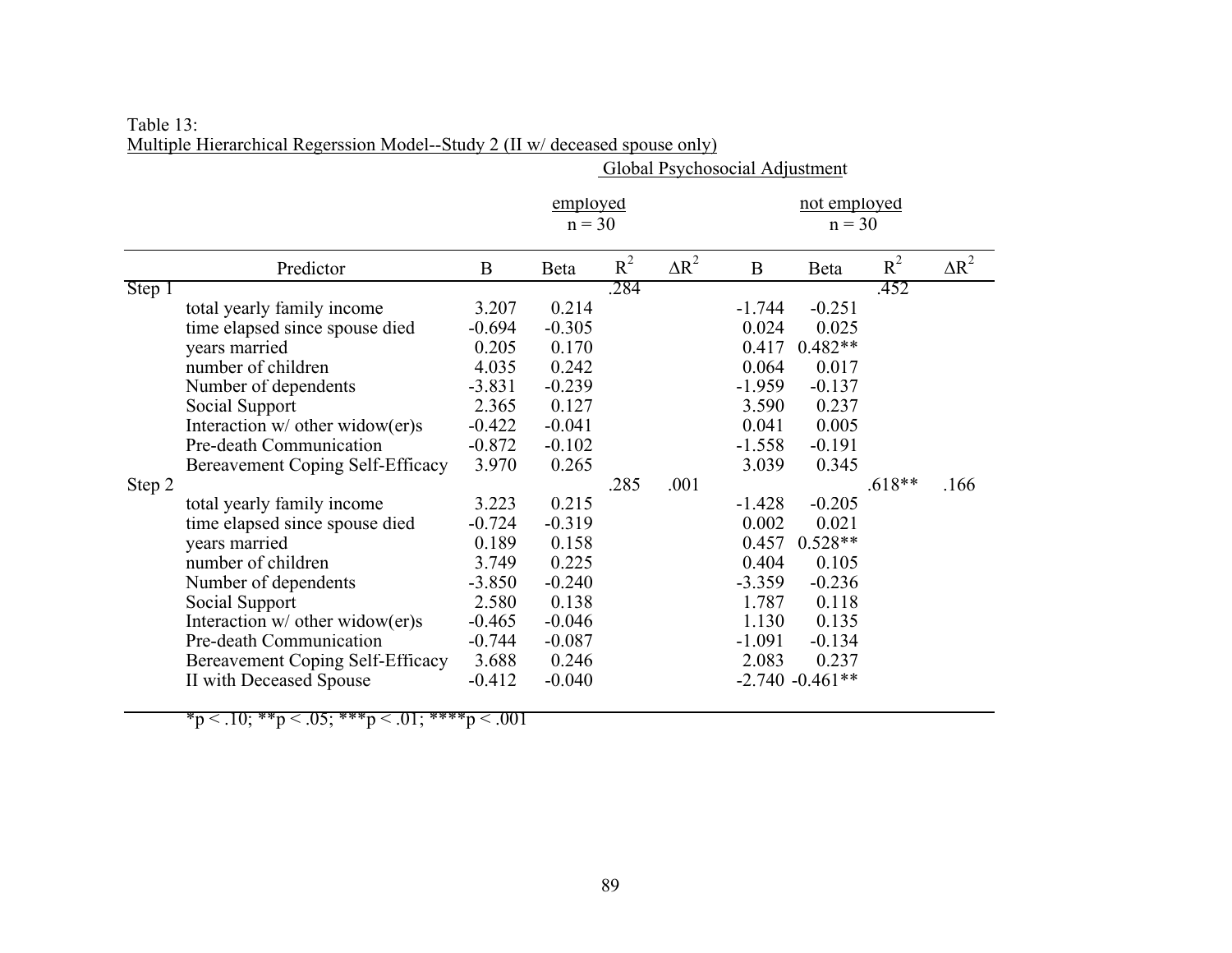Table 13:
Multiple Hierarchical Regerssion Model--Study 2 (II w/ deceased spouse only)

| | | Global Psychosocial Adjustment | | | | | | | |
|---|---|---|---|---|---|---|---|---|---|
| | | employed n = 30 | | | | not employed n = 30 | | | |
| | Predictor | B | Beta | $R^2$ | $\Delta R^2$ | B | Beta | $R^2$ | $\Delta R^2$ |
| Step 1 | | | | .284 | | | | .452 | |
| | total yearly family income | 3.207 | 0.214 | | | -1.744 | -0.251 | | |
| | time elapsed since spouse died | -0.694 | -0.305 | | | 0.024 | 0.025 | | |
| | years married | 0.205 | 0.170 | | | 0.417 | 0.482** | | |
| | number of children | 4.035 | 0.242 | | | 0.064 | 0.017 | | |
| | Number of dependents | -3.831 | -0.239 | | | -1.959 | -0.137 | | |
| | Social Support | 2.365 | 0.127 | | | 3.590 | 0.237 | | |
| | Interaction w/ other widow(er)s | -0.422 | -0.041 | | | 0.041 | 0.005 | | |
| | Pre-death Communication | -0.872 | -0.102 | | | -1.558 | -0.191 | | |
| | Bereavement Coping Self-Efficacy | 3.970 | 0.265 | | | 3.039 | 0.345 | | |
| Step 2 | | | | .285 | .001 | | | .618** | .166 |
| | total yearly family income | 3.223 | 0.215 | | | -1.428 | -0.205 | | |
| | time elapsed since spouse died | -0.724 | -0.319 | | | 0.002 | 0.021 | | |
| | years married | 0.189 | 0.158 | | | 0.457 | 0.528** | | |
| | number of children | 3.749 | 0.225 | | | 0.404 | 0.105 | | |
| | Number of dependents | -3.850 | -0.240 | | | -3.359 | -0.236 | | |
| | Social Support | 2.580 | 0.138 | | | 1.787 | 0.118 | | |
| | Interaction w/ other widow(er)s | -0.465 | -0.046 | | | 1.130 | 0.135 | | |
| | Pre-death Communication | -0.744 | -0.087 | | | -1.091 | -0.134 | | |
| | Bereavement Coping Self-Efficacy | 3.688 | 0.246 | | | 2.083 | 0.237 | | |
| | II with Deceased Spouse | -0.412 | -0.040 | | | -2.740 | -0.461** | | |

*p < .10; **p < .05; ***p < .01; ****p < .001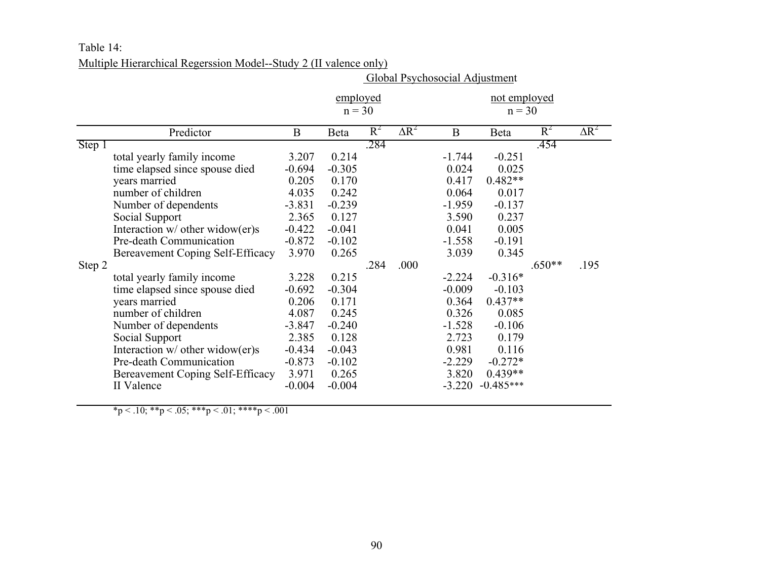Table 14:

Multiple Hierarchical Regerssion Model--Study 2 (II valence only)

| | Global Psychosocial Adjustment | | | | | | | |
|---|---|---|---|---|---|---|---|---|
| | employed n = 30 | | | | not employed n = 30 | | | |
| Predictor | B | Beta | $R^2$ | $\Delta R^2$ | B | Beta | $R^2$ | $\Delta R^2$ |
| Step 1 | | | .284 | | | | .454 | |
| total yearly family income | 3.207 | 0.214 | | | -1.744 | -0.251 | | |
| time elapsed since spouse died | -0.694 | -0.305 | | | 0.024 | 0.025 | | |
| years married | 0.205 | 0.170 | | | 0.417 | 0.482** | | |
| number of children | 4.035 | 0.242 | | | 0.064 | 0.017 | | |
| Number of dependents | -3.831 | -0.239 | | | -1.959 | -0.137 | | |
| Social Support | 2.365 | 0.127 | | | 3.590 | 0.237 | | |
| Interaction w/ other widow(er)s | -0.422 | -0.041 | | | 0.041 | 0.005 | | |
| Pre-death Communication | -0.872 | -0.102 | | | -1.558 | -0.191 | | |
| Bereavement Coping Self-Efficacy | 3.970 | 0.265 | | | 3.039 | 0.345 | | |
| Step 2 | | | .284 | .000 | | | .650** | .195 |
| total yearly family income | 3.228 | 0.215 | | | -2.224 | -0.316* | | |
| time elapsed since spouse died | -0.692 | -0.304 | | | -0.009 | -0.103 | | |
| years married | 0.206 | 0.171 | | | 0.364 | 0.437** | | |
| number of children | 4.087 | 0.245 | | | 0.326 | 0.085 | | |
| Number of dependents | -3.847 | -0.240 | | | -1.528 | -0.106 | | |
| Social Support | 2.385 | 0.128 | | | 2.723 | 0.179 | | |
| Interaction w/ other widow(er)s | -0.434 | -0.043 | | | 0.981 | 0.116 | | |
| Pre-death Communication | -0.873 | -0.102 | | | -2.229 | -0.272* | | |
| Bereavement Coping Self-Efficacy | 3.971 | 0.265 | | | 3.820 | 0.439** | | |
| II Valence | -0.004 | -0.004 | | | -3.220 | -0.485*** | | |

*p < .10; **p < .05; ***p < .01; ****p < .001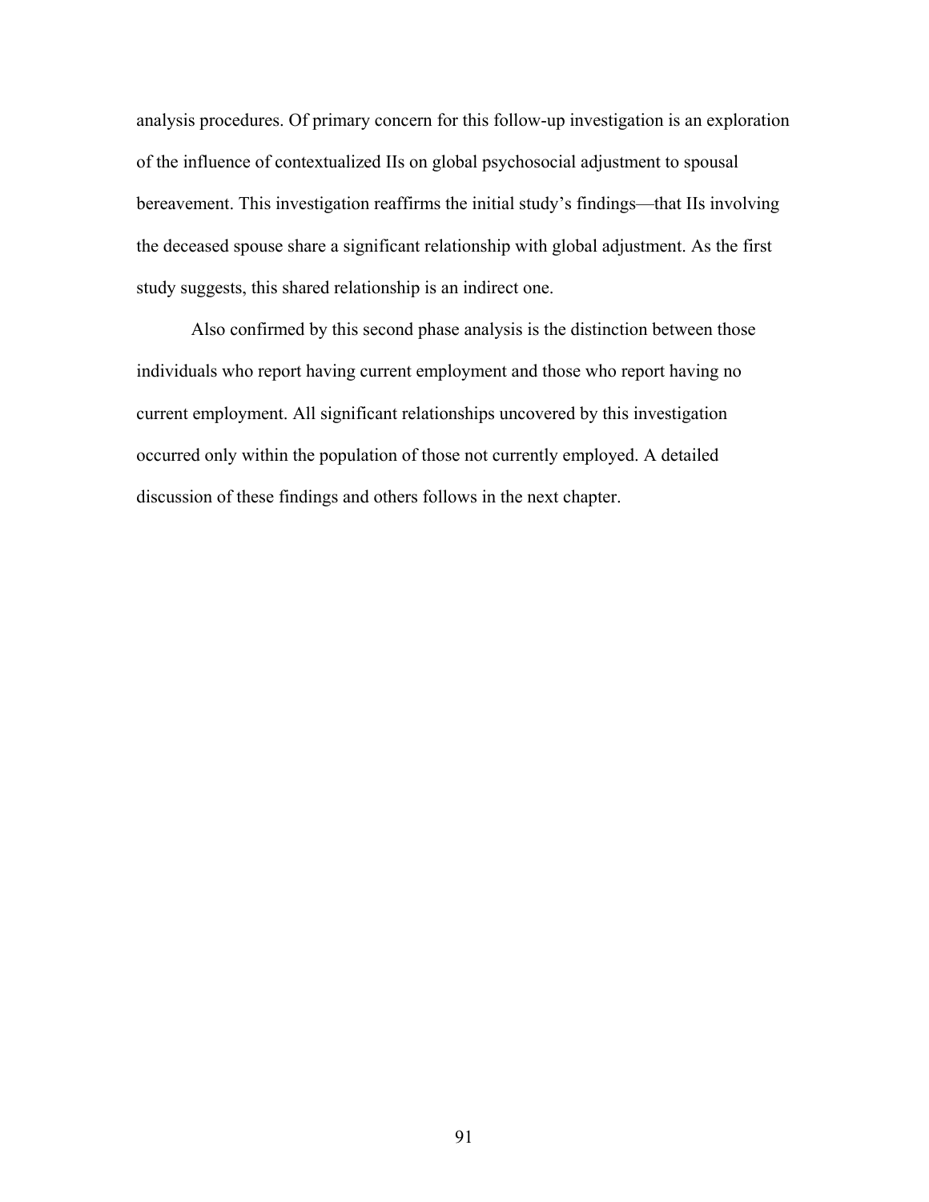analysis procedures. Of primary concern for this follow-up investigation is an exploration of the influence of contextualized IIs on global psychosocial adjustment to spousal bereavement. This investigation reaffirms the initial study's findings—that IIs involving the deceased spouse share a significant relationship with global adjustment. As the first study suggests, this shared relationship is an indirect one.

Also confirmed by this second phase analysis is the distinction between those individuals who report having current employment and those who report having no current employment. All significant relationships uncovered by this investigation occurred only within the population of those not currently employed. A detailed discussion of these findings and others follows in the next chapter.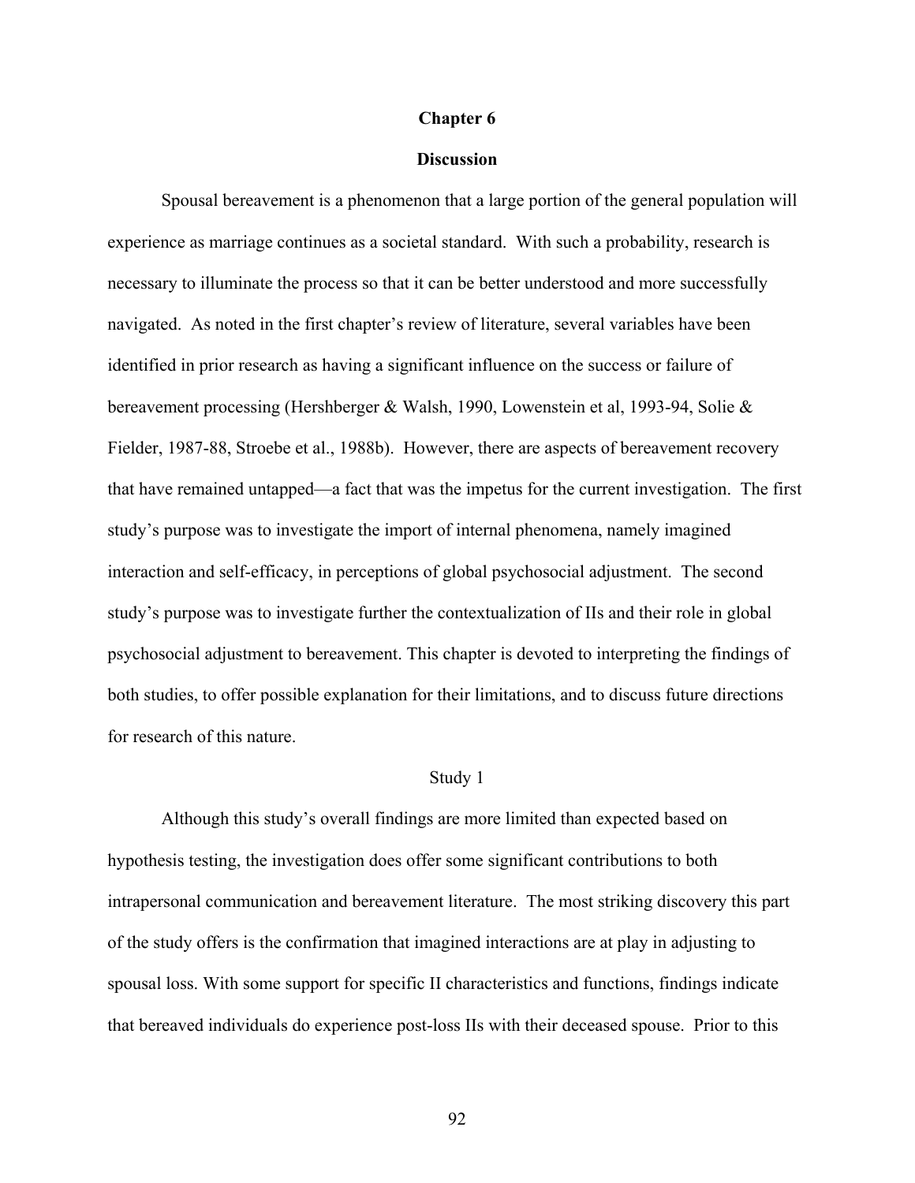# Chapter 6

## Discussion

Spousal bereavement is a phenomenon that a large portion of the general population will experience as marriage continues as a societal standard. With such a probability, research is necessary to illuminate the process so that it can be better understood and more successfully navigated. As noted in the first chapter's review of literature, several variables have been identified in prior research as having a significant influence on the success or failure of bereavement processing (Hershberger & Walsh, 1990, Lowenstein et al, 1993-94, Solie & Fielder, 1987-88, Stroebe et al., 1988b). However, there are aspects of bereavement recovery that have remained untapped—a fact that was the impetus for the current investigation. The first study's purpose was to investigate the import of internal phenomena, namely imagined interaction and self-efficacy, in perceptions of global psychosocial adjustment. The second study's purpose was to investigate further the contextualization of IIs and their role in global psychosocial adjustment to bereavement. This chapter is devoted to interpreting the findings of both studies, to offer possible explanation for their limitations, and to discuss future directions for research of this nature.

### Study 1

Although this study's overall findings are more limited than expected based on hypothesis testing, the investigation does offer some significant contributions to both intrapersonal communication and bereavement literature. The most striking discovery this part of the study offers is the confirmation that imagined interactions are at play in adjusting to spousal loss. With some support for specific II characteristics and functions, findings indicate that bereaved individuals do experience post-loss IIs with their deceased spouse. Prior to this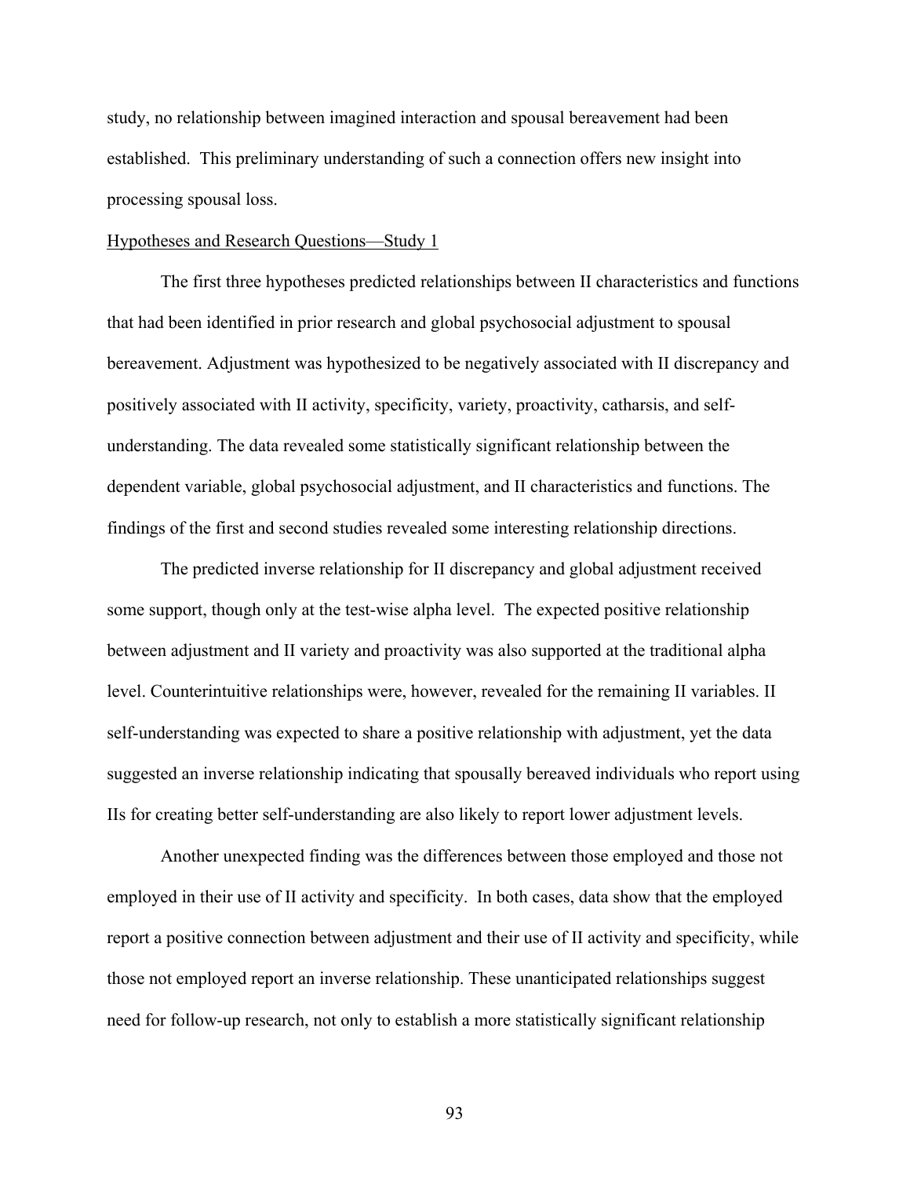study, no relationship between imagined interaction and spousal bereavement had been established. This preliminary understanding of such a connection offers new insight into processing spousal loss.

Hypotheses and Research Questions—Study 1

The first three hypotheses predicted relationships between II characteristics and functions that had been identified in prior research and global psychosocial adjustment to spousal bereavement. Adjustment was hypothesized to be negatively associated with II discrepancy and positively associated with II activity, specificity, variety, proactivity, catharsis, and self-understanding. The data revealed some statistically significant relationship between the dependent variable, global psychosocial adjustment, and II characteristics and functions. The findings of the first and second studies revealed some interesting relationship directions.

The predicted inverse relationship for II discrepancy and global adjustment received some support, though only at the test-wise alpha level. The expected positive relationship between adjustment and II variety and proactivity was also supported at the traditional alpha level. Counterintuitive relationships were, however, revealed for the remaining II variables. II self-understanding was expected to share a positive relationship with adjustment, yet the data suggested an inverse relationship indicating that spousally bereaved individuals who report using IIs for creating better self-understanding are also likely to report lower adjustment levels.

Another unexpected finding was the differences between those employed and those not employed in their use of II activity and specificity. In both cases, data show that the employed report a positive connection between adjustment and their use of II activity and specificity, while those not employed report an inverse relationship. These unanticipated relationships suggest need for follow-up research, not only to establish a more statistically significant relationship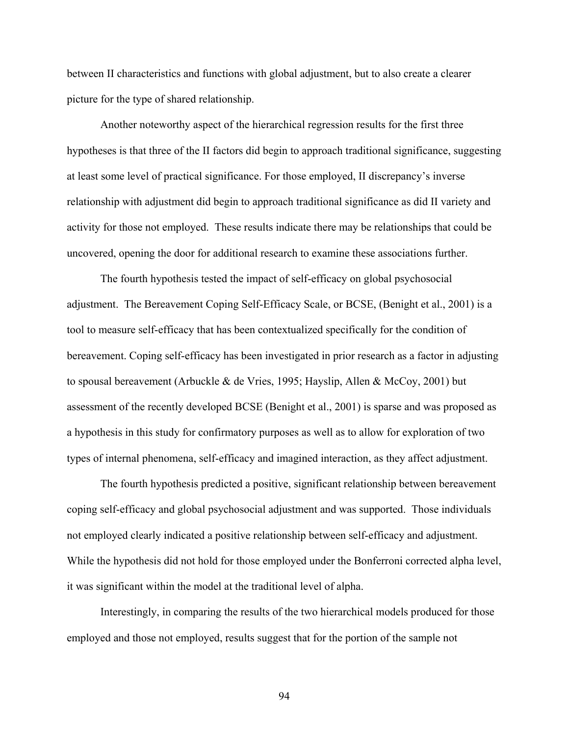between II characteristics and functions with global adjustment, but to also create a clearer picture for the type of shared relationship.

Another noteworthy aspect of the hierarchical regression results for the first three hypotheses is that three of the II factors did begin to approach traditional significance, suggesting at least some level of practical significance. For those employed, II discrepancy's inverse relationship with adjustment did begin to approach traditional significance as did II variety and activity for those not employed. These results indicate there may be relationships that could be uncovered, opening the door for additional research to examine these associations further.

The fourth hypothesis tested the impact of self-efficacy on global psychosocial adjustment. The Bereavement Coping Self-Efficacy Scale, or BCSE, (Benight et al., 2001) is a tool to measure self-efficacy that has been contextualized specifically for the condition of bereavement. Coping self-efficacy has been investigated in prior research as a factor in adjusting to spousal bereavement (Arbuckle & de Vries, 1995; Hayslip, Allen & McCoy, 2001) but assessment of the recently developed BCSE (Benight et al., 2001) is sparse and was proposed as a hypothesis in this study for confirmatory purposes as well as to allow for exploration of two types of internal phenomena, self-efficacy and imagined interaction, as they affect adjustment.

The fourth hypothesis predicted a positive, significant relationship between bereavement coping self-efficacy and global psychosocial adjustment and was supported. Those individuals not employed clearly indicated a positive relationship between self-efficacy and adjustment. While the hypothesis did not hold for those employed under the Bonferroni corrected alpha level, it was significant within the model at the traditional level of alpha.

Interestingly, in comparing the results of the two hierarchical models produced for those employed and those not employed, results suggest that for the portion of the sample not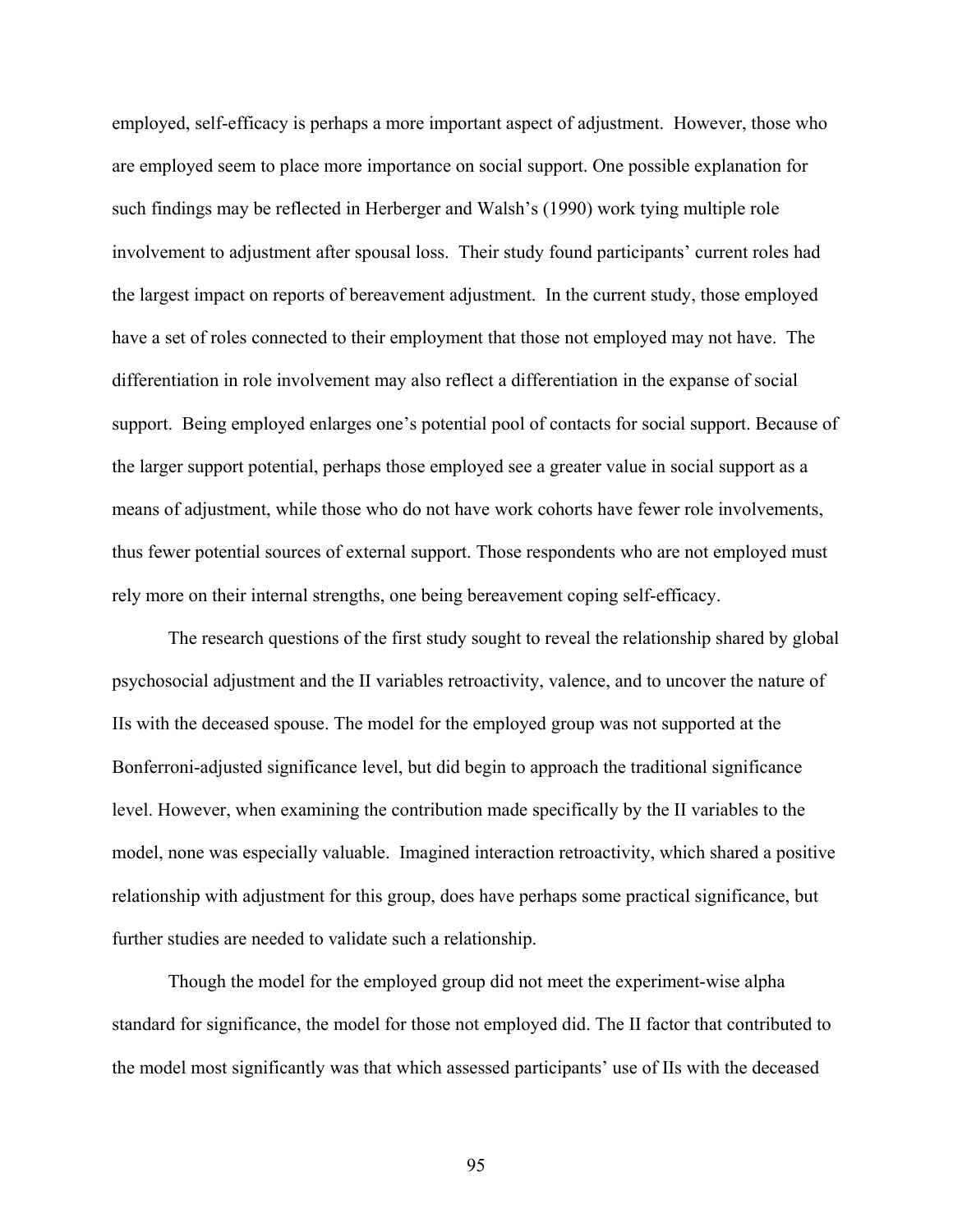employed, self-efficacy is perhaps a more important aspect of adjustment. However, those who are employed seem to place more importance on social support. One possible explanation for such findings may be reflected in Herberger and Walsh's (1990) work tying multiple role involvement to adjustment after spousal loss. Their study found participants' current roles had the largest impact on reports of bereavement adjustment. In the current study, those employed have a set of roles connected to their employment that those not employed may not have. The differentiation in role involvement may also reflect a differentiation in the expanse of social support. Being employed enlarges one's potential pool of contacts for social support. Because of the larger support potential, perhaps those employed see a greater value in social support as a means of adjustment, while those who do not have work cohorts have fewer role involvements, thus fewer potential sources of external support. Those respondents who are not employed must rely more on their internal strengths, one being bereavement coping self-efficacy.

The research questions of the first study sought to reveal the relationship shared by global psychosocial adjustment and the II variables retroactivity, valence, and to uncover the nature of IIs with the deceased spouse. The model for the employed group was not supported at the Bonferroni-adjusted significance level, but did begin to approach the traditional significance level. However, when examining the contribution made specifically by the II variables to the model, none was especially valuable. Imagined interaction retroactivity, which shared a positive relationship with adjustment for this group, does have perhaps some practical significance, but further studies are needed to validate such a relationship.

Though the model for the employed group did not meet the experiment-wise alpha standard for significance, the model for those not employed did. The II factor that contributed to the model most significantly was that which assessed participants' use of IIs with the deceased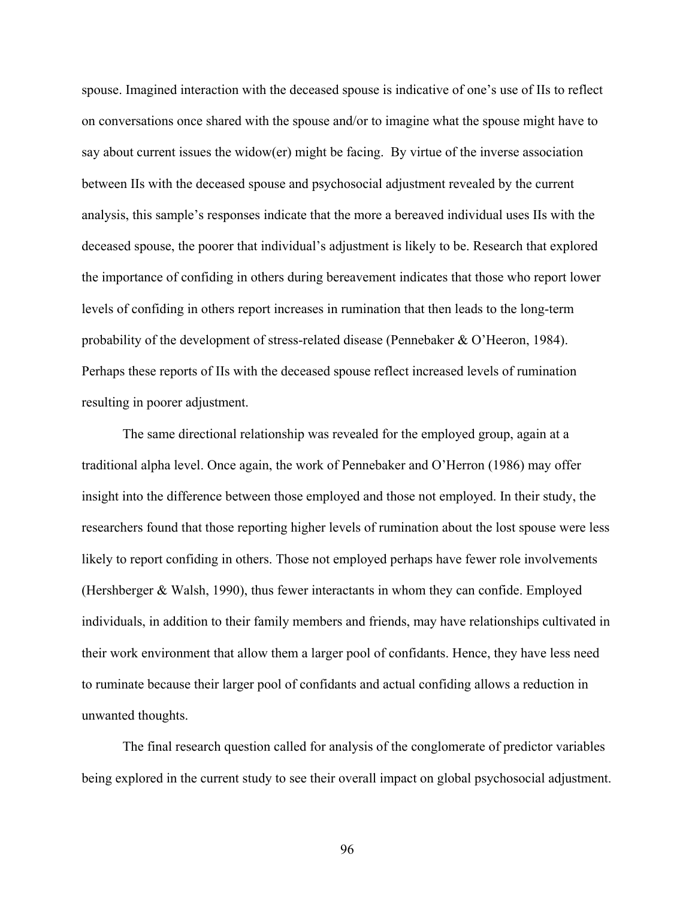spouse. Imagined interaction with the deceased spouse is indicative of one's use of IIs to reflect on conversations once shared with the spouse and/or to imagine what the spouse might have to say about current issues the widow(er) might be facing. By virtue of the inverse association between IIs with the deceased spouse and psychosocial adjustment revealed by the current analysis, this sample's responses indicate that the more a bereaved individual uses IIs with the deceased spouse, the poorer that individual's adjustment is likely to be. Research that explored the importance of confiding in others during bereavement indicates that those who report lower levels of confiding in others report increases in rumination that then leads to the long-term probability of the development of stress-related disease (Pennebaker & O'Heeron, 1984). Perhaps these reports of IIs with the deceased spouse reflect increased levels of rumination resulting in poorer adjustment.

The same directional relationship was revealed for the employed group, again at a traditional alpha level. Once again, the work of Pennebaker and O'Herron (1986) may offer insight into the difference between those employed and those not employed. In their study, the researchers found that those reporting higher levels of rumination about the lost spouse were less likely to report confiding in others. Those not employed perhaps have fewer role involvements (Hershberger & Walsh, 1990), thus fewer interactants in whom they can confide. Employed individuals, in addition to their family members and friends, may have relationships cultivated in their work environment that allow them a larger pool of confidants. Hence, they have less need to ruminate because their larger pool of confidants and actual confiding allows a reduction in unwanted thoughts.

The final research question called for analysis of the conglomerate of predictor variables being explored in the current study to see their overall impact on global psychosocial adjustment.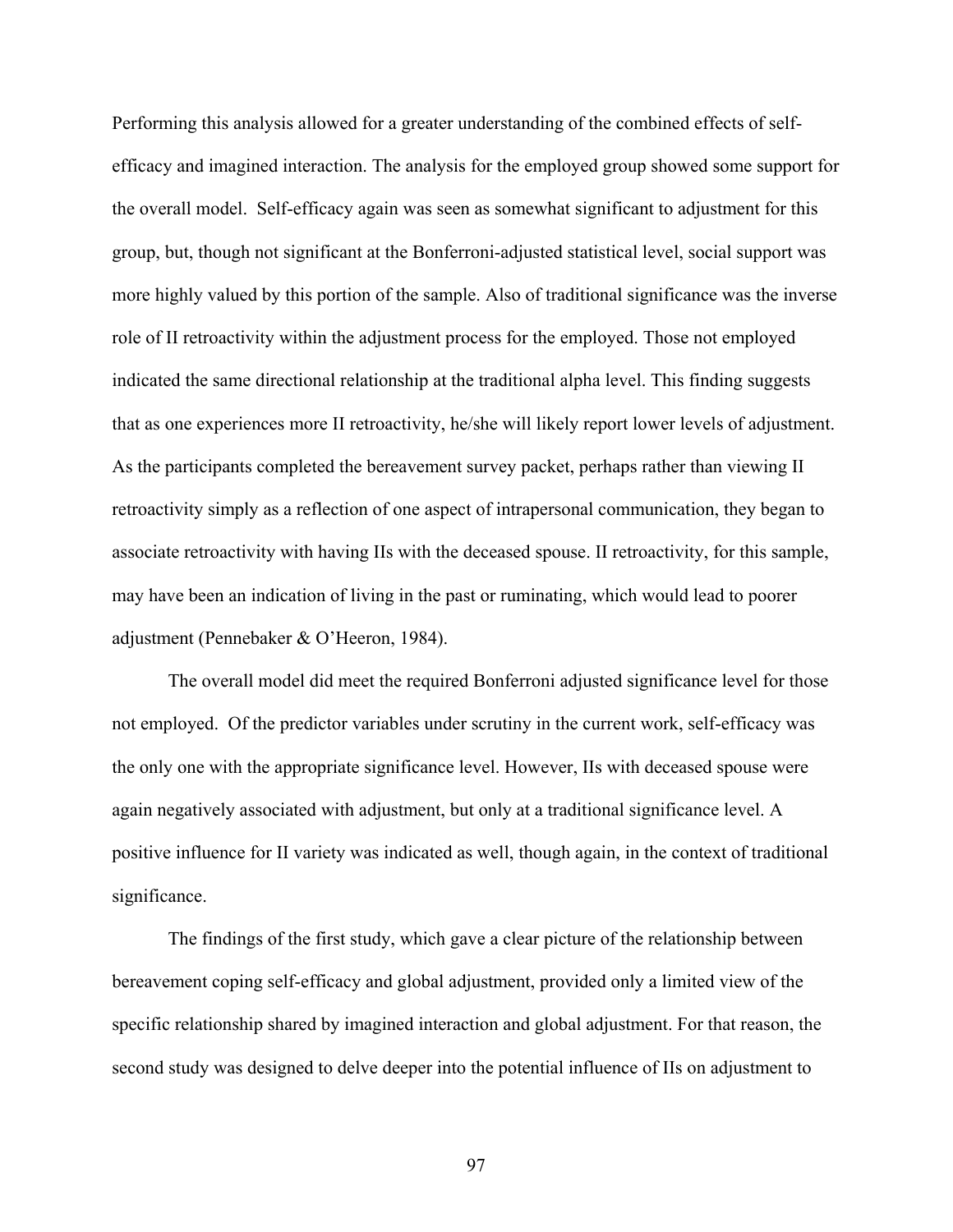Performing this analysis allowed for a greater understanding of the combined effects of self-efficacy and imagined interaction. The analysis for the employed group showed some support for the overall model. Self-efficacy again was seen as somewhat significant to adjustment for this group, but, though not significant at the Bonferroni-adjusted statistical level, social support was more highly valued by this portion of the sample. Also of traditional significance was the inverse role of II retroactivity within the adjustment process for the employed. Those not employed indicated the same directional relationship at the traditional alpha level. This finding suggests that as one experiences more II retroactivity, he/she will likely report lower levels of adjustment. As the participants completed the bereavement survey packet, perhaps rather than viewing II retroactivity simply as a reflection of one aspect of intrapersonal communication, they began to associate retroactivity with having IIs with the deceased spouse. II retroactivity, for this sample, may have been an indication of living in the past or ruminating, which would lead to poorer adjustment (Pennebaker & O'Heeron, 1984).

The overall model did meet the required Bonferroni adjusted significance level for those not employed. Of the predictor variables under scrutiny in the current work, self-efficacy was the only one with the appropriate significance level. However, IIs with deceased spouse were again negatively associated with adjustment, but only at a traditional significance level. A positive influence for II variety was indicated as well, though again, in the context of traditional significance.

The findings of the first study, which gave a clear picture of the relationship between bereavement coping self-efficacy and global adjustment, provided only a limited view of the specific relationship shared by imagined interaction and global adjustment. For that reason, the second study was designed to delve deeper into the potential influence of IIs on adjustment to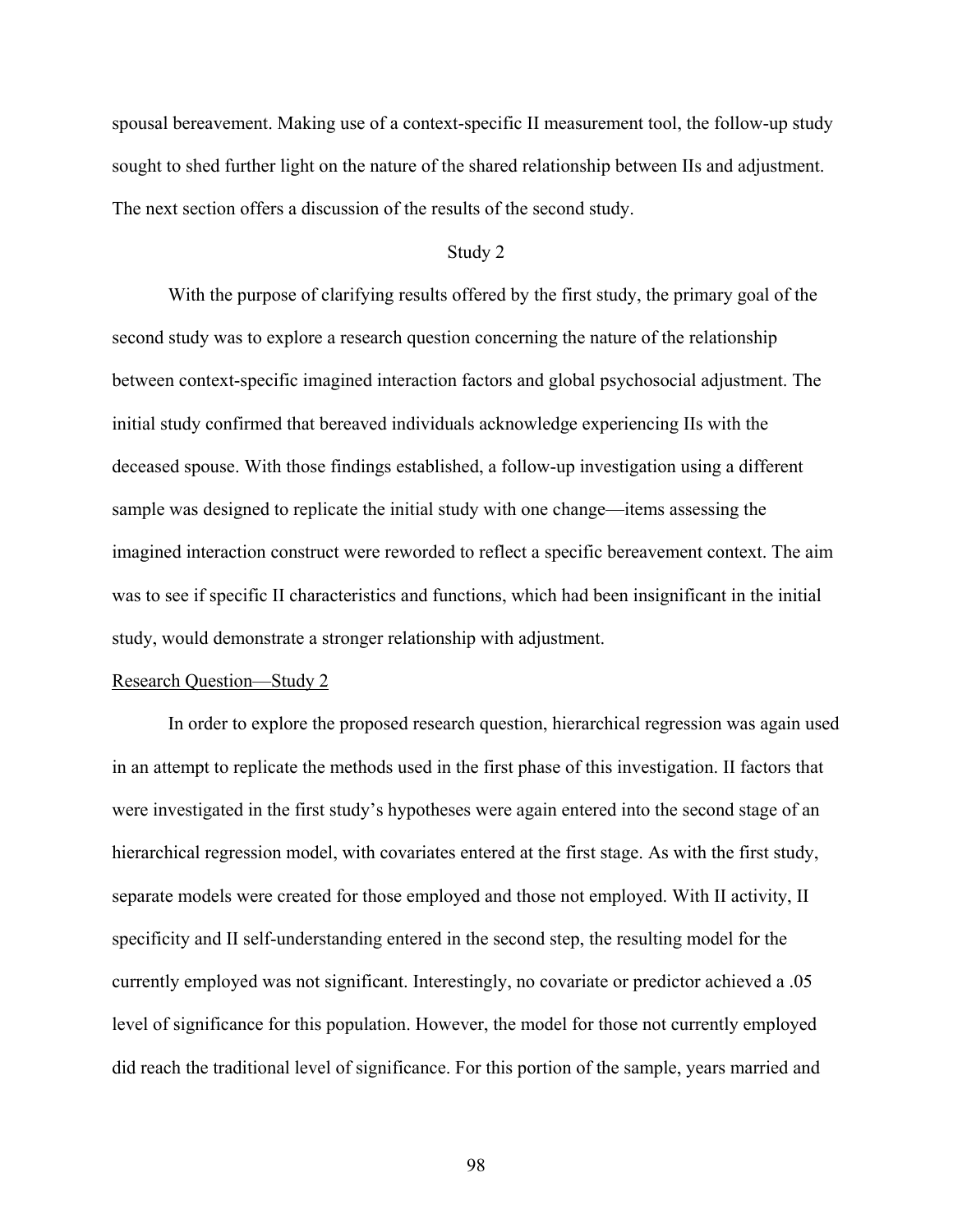spousal bereavement. Making use of a context-specific II measurement tool, the follow-up study sought to shed further light on the nature of the shared relationship between IIs and adjustment. The next section offers a discussion of the results of the second study.

## Study 2

With the purpose of clarifying results offered by the first study, the primary goal of the second study was to explore a research question concerning the nature of the relationship between context-specific imagined interaction factors and global psychosocial adjustment. The initial study confirmed that bereaved individuals acknowledge experiencing IIs with the deceased spouse. With those findings established, a follow-up investigation using a different sample was designed to replicate the initial study with one change—items assessing the imagined interaction construct were reworded to reflect a specific bereavement context. The aim was to see if specific II characteristics and functions, which had been insignificant in the initial study, would demonstrate a stronger relationship with adjustment.

### Research Question—Study 2

In order to explore the proposed research question, hierarchical regression was again used in an attempt to replicate the methods used in the first phase of this investigation. II factors that were investigated in the first study's hypotheses were again entered into the second stage of an hierarchical regression model, with covariates entered at the first stage. As with the first study, separate models were created for those employed and those not employed. With II activity, II specificity and II self-understanding entered in the second step, the resulting model for the currently employed was not significant. Interestingly, no covariate or predictor achieved a .05 level of significance for this population. However, the model for those not currently employed did reach the traditional level of significance. For this portion of the sample, years married and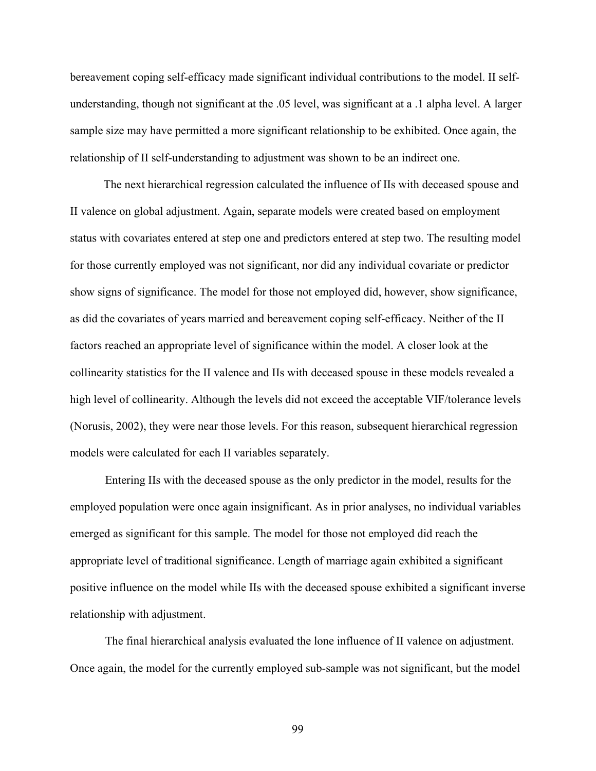bereavement coping self-efficacy made significant individual contributions to the model. II self-understanding, though not significant at the .05 level, was significant at a .1 alpha level. A larger sample size may have permitted a more significant relationship to be exhibited. Once again, the relationship of II self-understanding to adjustment was shown to be an indirect one.

The next hierarchical regression calculated the influence of IIs with deceased spouse and II valence on global adjustment. Again, separate models were created based on employment status with covariates entered at step one and predictors entered at step two. The resulting model for those currently employed was not significant, nor did any individual covariate or predictor show signs of significance. The model for those not employed did, however, show significance, as did the covariates of years married and bereavement coping self-efficacy. Neither of the II factors reached an appropriate level of significance within the model. A closer look at the collinearity statistics for the II valence and IIs with deceased spouse in these models revealed a high level of collinearity. Although the levels did not exceed the acceptable VIF/tolerance levels (Norusis, 2002), they were near those levels. For this reason, subsequent hierarchical regression models were calculated for each II variables separately.

Entering IIs with the deceased spouse as the only predictor in the model, results for the employed population were once again insignificant. As in prior analyses, no individual variables emerged as significant for this sample. The model for those not employed did reach the appropriate level of traditional significance. Length of marriage again exhibited a significant positive influence on the model while IIs with the deceased spouse exhibited a significant inverse relationship with adjustment.

The final hierarchical analysis evaluated the lone influence of II valence on adjustment. Once again, the model for the currently employed sub-sample was not significant, but the model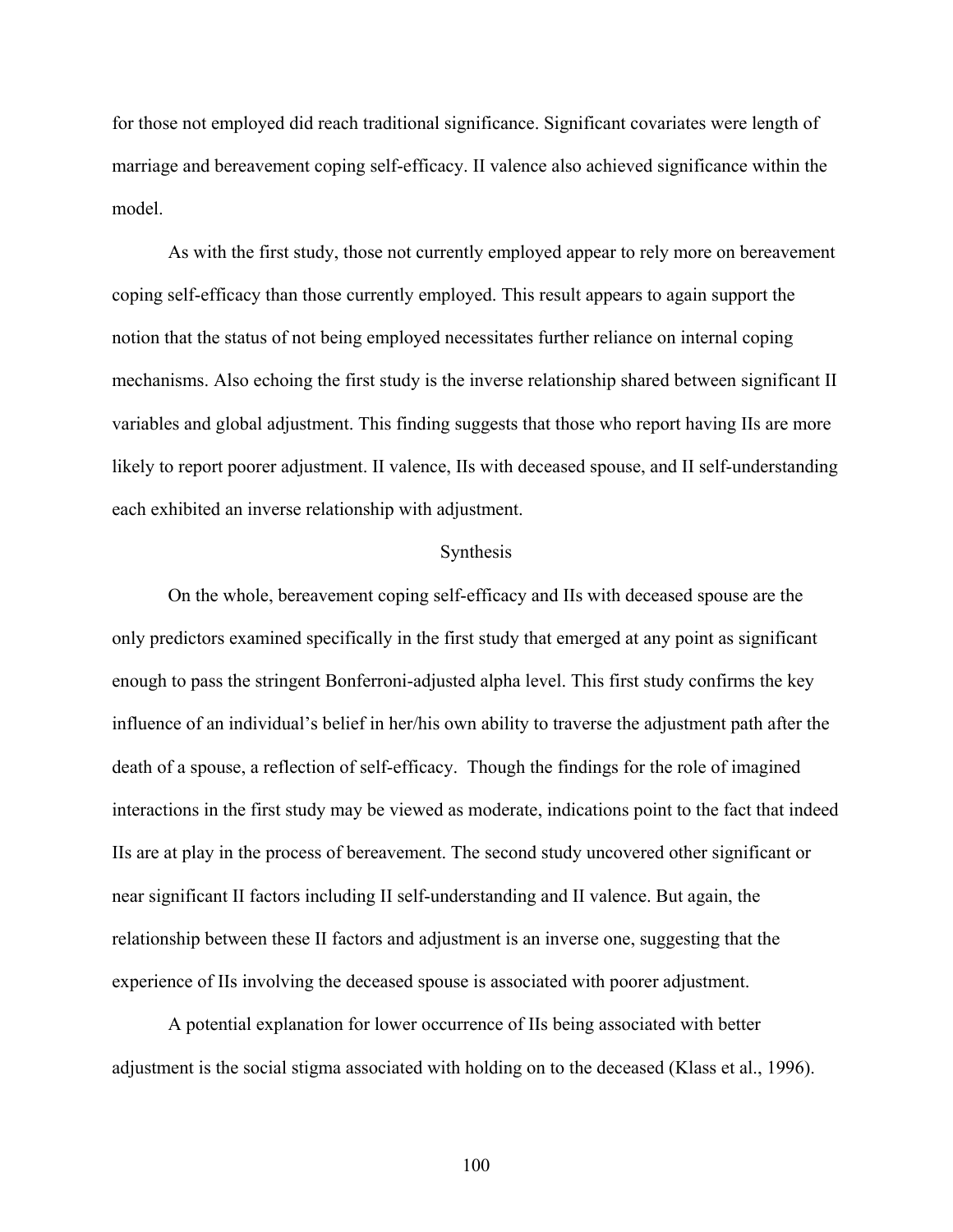for those not employed did reach traditional significance. Significant covariates were length of marriage and bereavement coping self-efficacy. II valence also achieved significance within the model.

As with the first study, those not currently employed appear to rely more on bereavement coping self-efficacy than those currently employed. This result appears to again support the notion that the status of not being employed necessitates further reliance on internal coping mechanisms. Also echoing the first study is the inverse relationship shared between significant II variables and global adjustment. This finding suggests that those who report having IIs are more likely to report poorer adjustment. II valence, IIs with deceased spouse, and II self-understanding each exhibited an inverse relationship with adjustment.

## Synthesis

On the whole, bereavement coping self-efficacy and IIs with deceased spouse are the only predictors examined specifically in the first study that emerged at any point as significant enough to pass the stringent Bonferroni-adjusted alpha level. This first study confirms the key influence of an individual's belief in her/his own ability to traverse the adjustment path after the death of a spouse, a reflection of self-efficacy. Though the findings for the role of imagined interactions in the first study may be viewed as moderate, indications point to the fact that indeed IIs are at play in the process of bereavement. The second study uncovered other significant or near significant II factors including II self-understanding and II valence. But again, the relationship between these II factors and adjustment is an inverse one, suggesting that the experience of IIs involving the deceased spouse is associated with poorer adjustment.

A potential explanation for lower occurrence of IIs being associated with better adjustment is the social stigma associated with holding on to the deceased (Klass et al., 1996).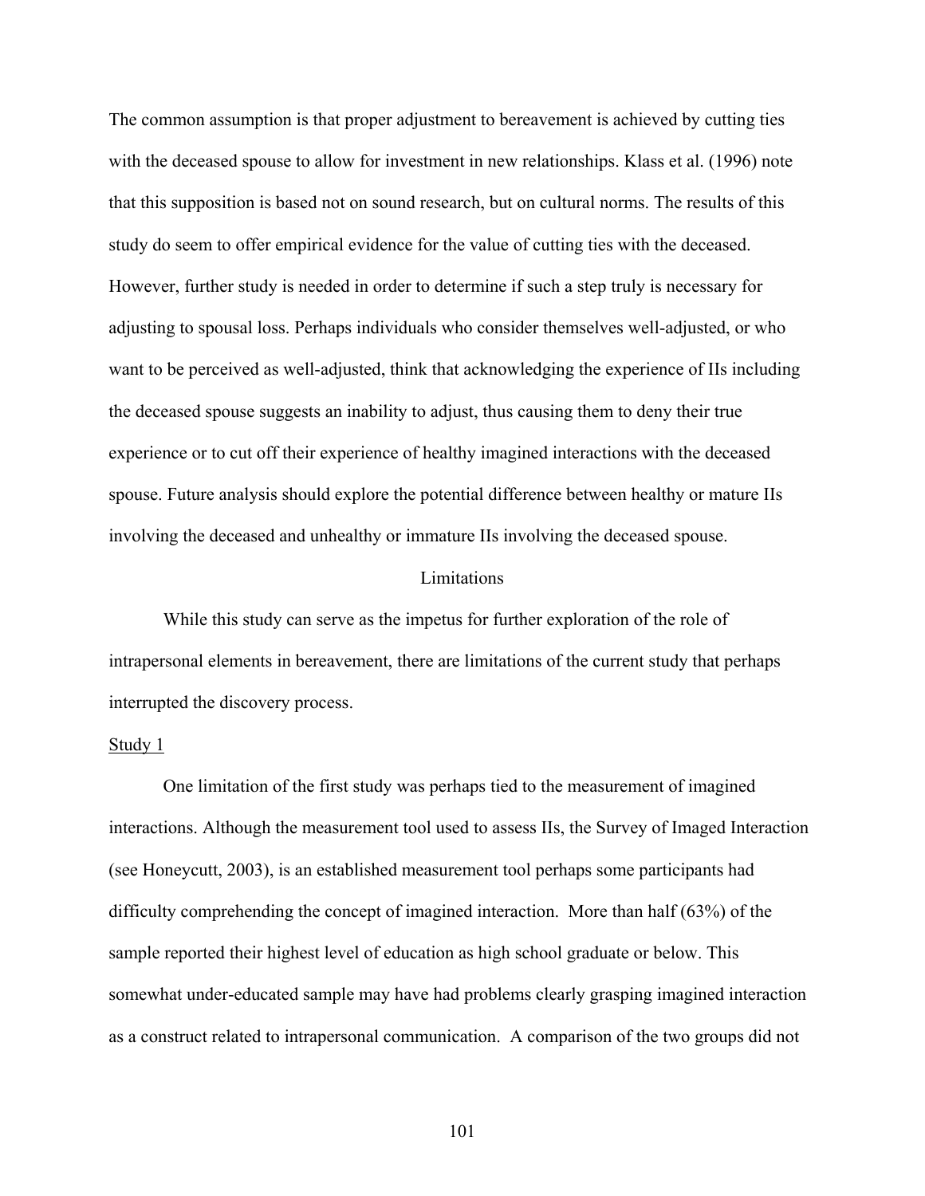The common assumption is that proper adjustment to bereavement is achieved by cutting ties with the deceased spouse to allow for investment in new relationships. Klass et al. (1996) note that this supposition is based not on sound research, but on cultural norms. The results of this study do seem to offer empirical evidence for the value of cutting ties with the deceased. However, further study is needed in order to determine if such a step truly is necessary for adjusting to spousal loss. Perhaps individuals who consider themselves well-adjusted, or who want to be perceived as well-adjusted, think that acknowledging the experience of IIs including the deceased spouse suggests an inability to adjust, thus causing them to deny their true experience or to cut off their experience of healthy imagined interactions with the deceased spouse. Future analysis should explore the potential difference between healthy or mature IIs involving the deceased and unhealthy or immature IIs involving the deceased spouse.

## Limitations

While this study can serve as the impetus for further exploration of the role of intrapersonal elements in bereavement, there are limitations of the current study that perhaps interrupted the discovery process.

### Study 1

One limitation of the first study was perhaps tied to the measurement of imagined interactions. Although the measurement tool used to assess IIs, the Survey of Imaged Interaction (see Honeycutt, 2003), is an established measurement tool perhaps some participants had difficulty comprehending the concept of imagined interaction. More than half (63%) of the sample reported their highest level of education as high school graduate or below. This somewhat under-educated sample may have had problems clearly grasping imagined interaction as a construct related to intrapersonal communication. A comparison of the two groups did not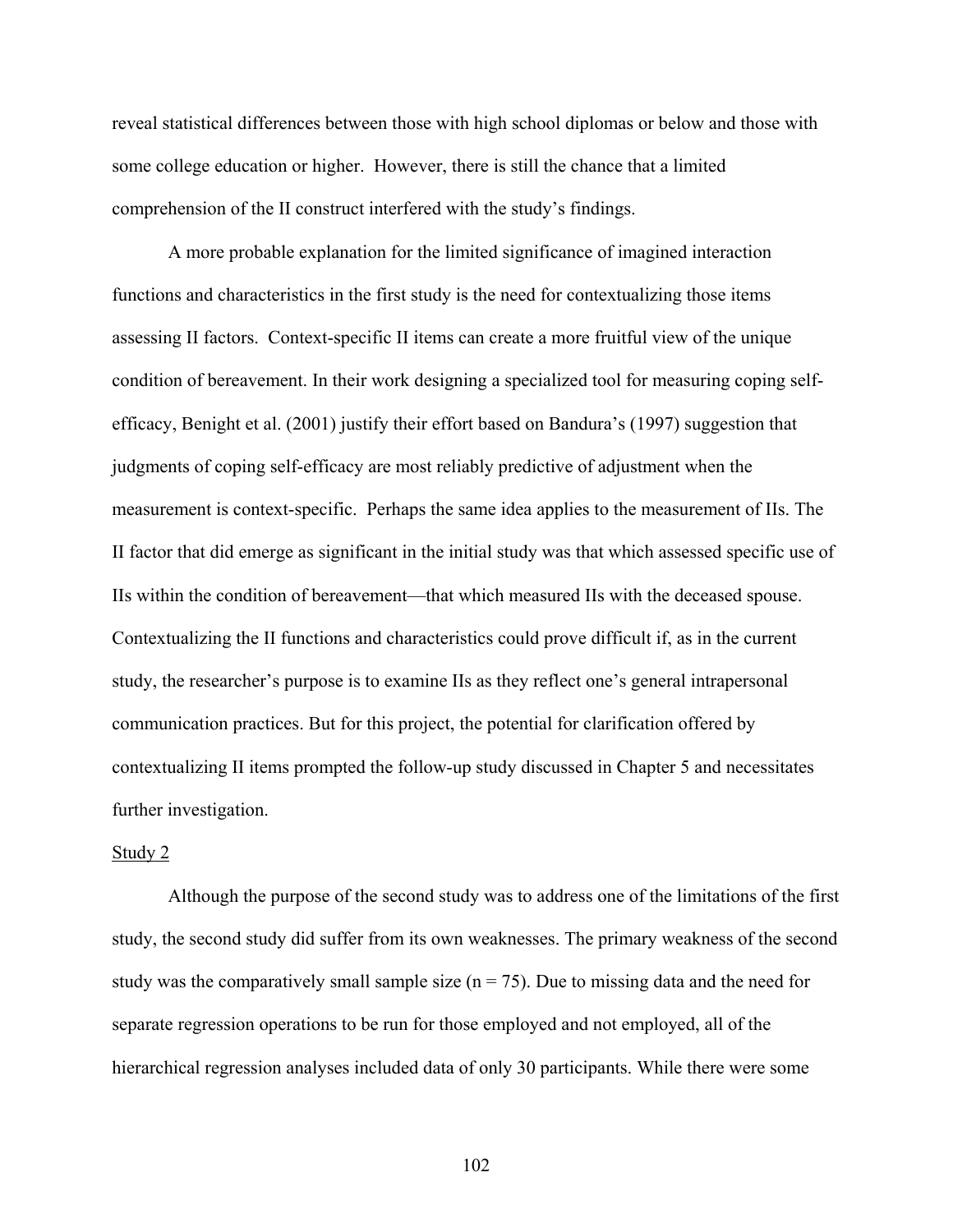reveal statistical differences between those with high school diplomas or below and those with some college education or higher. However, there is still the chance that a limited comprehension of the II construct interfered with the study's findings.

A more probable explanation for the limited significance of imagined interaction functions and characteristics in the first study is the need for contextualizing those items assessing II factors. Context-specific II items can create a more fruitful view of the unique condition of bereavement. In their work designing a specialized tool for measuring coping self-efficacy, Benight et al. (2001) justify their effort based on Bandura's (1997) suggestion that judgments of coping self-efficacy are most reliably predictive of adjustment when the measurement is context-specific. Perhaps the same idea applies to the measurement of IIs. The II factor that did emerge as significant in the initial study was that which assessed specific use of IIs within the condition of bereavement—that which measured IIs with the deceased spouse. Contextualizing the II functions and characteristics could prove difficult if, as in the current study, the researcher's purpose is to examine IIs as they reflect one's general intrapersonal communication practices. But for this project, the potential for clarification offered by contextualizing II items prompted the follow-up study discussed in Chapter 5 and necessitates further investigation.

<u>Study 2</u>

Although the purpose of the second study was to address one of the limitations of the first study, the second study did suffer from its own weaknesses. The primary weakness of the second study was the comparatively small sample size ($n = 75$). Due to missing data and the need for separate regression operations to be run for those employed and not employed, all of the hierarchical regression analyses included data of only 30 participants. While there were some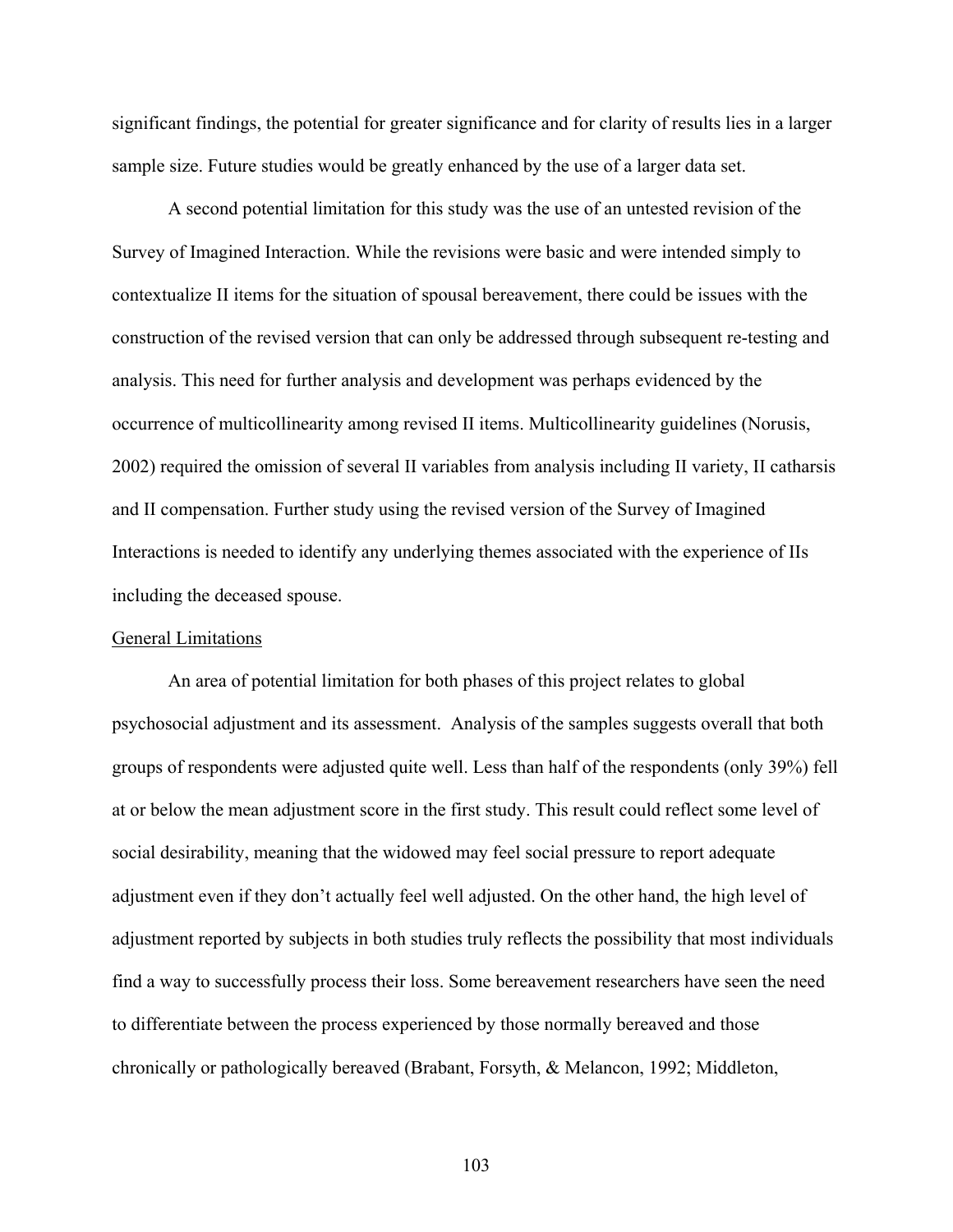significant findings, the potential for greater significance and for clarity of results lies in a larger sample size. Future studies would be greatly enhanced by the use of a larger data set.

A second potential limitation for this study was the use of an untested revision of the Survey of Imagined Interaction. While the revisions were basic and were intended simply to contextualize II items for the situation of spousal bereavement, there could be issues with the construction of the revised version that can only be addressed through subsequent re-testing and analysis. This need for further analysis and development was perhaps evidenced by the occurrence of multicollinearity among revised II items. Multicollinearity guidelines (Norusis, 2002) required the omission of several II variables from analysis including II variety, II catharsis and II compensation. Further study using the revised version of the Survey of Imagined Interactions is needed to identify any underlying themes associated with the experience of IIs including the deceased spouse.

<u>General Limitations</u>

An area of potential limitation for both phases of this project relates to global psychosocial adjustment and its assessment. Analysis of the samples suggests overall that both groups of respondents were adjusted quite well. Less than half of the respondents (only 39%) fell at or below the mean adjustment score in the first study. This result could reflect some level of social desirability, meaning that the widowed may feel social pressure to report adequate adjustment even if they don't actually feel well adjusted. On the other hand, the high level of adjustment reported by subjects in both studies truly reflects the possibility that most individuals find a way to successfully process their loss. Some bereavement researchers have seen the need to differentiate between the process experienced by those normally bereaved and those chronically or pathologically bereaved (Brabant, Forsyth, & Melancon, 1992; Middleton,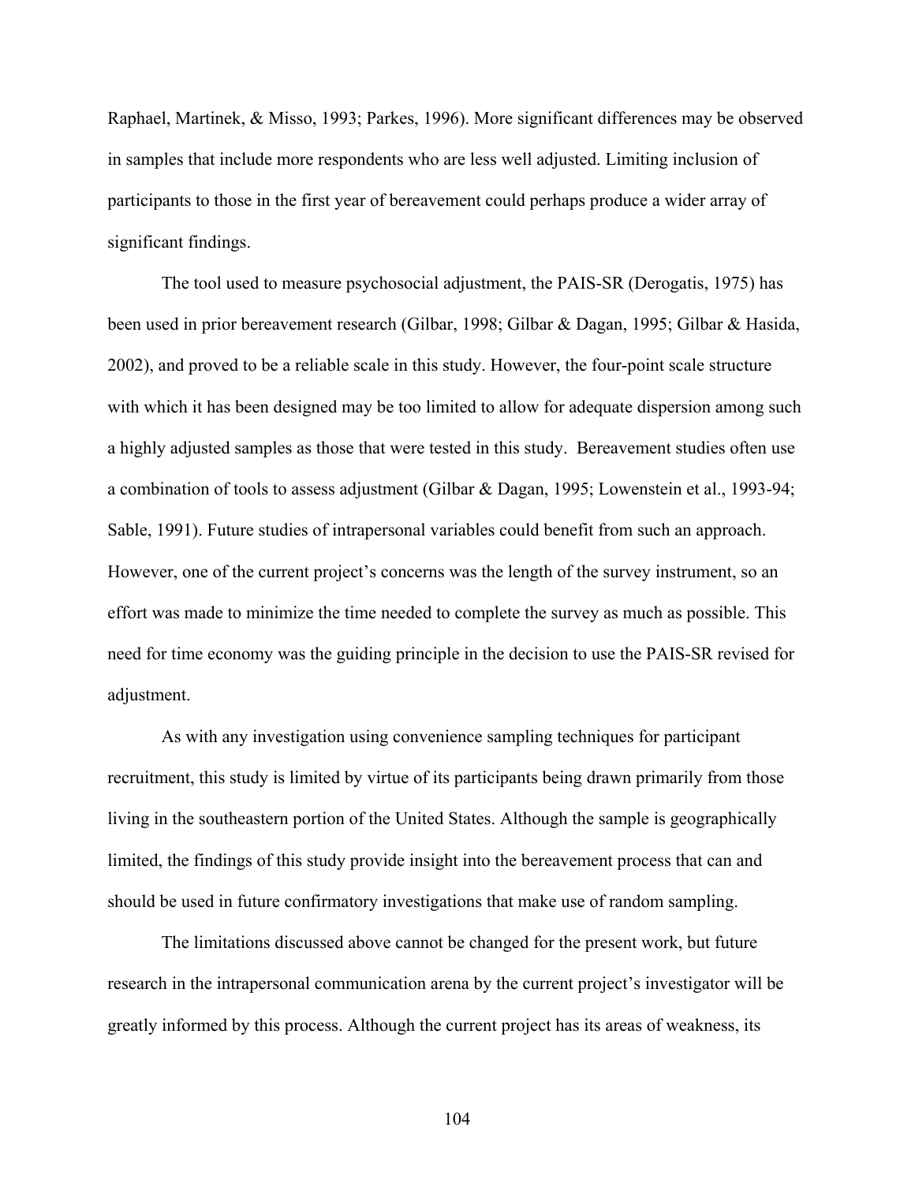Raphael, Martinek, & Misso, 1993; Parkes, 1996). More significant differences may be observed in samples that include more respondents who are less well adjusted. Limiting inclusion of participants to those in the first year of bereavement could perhaps produce a wider array of significant findings.

The tool used to measure psychosocial adjustment, the PAIS-SR (Derogatis, 1975) has been used in prior bereavement research (Gilbar, 1998; Gilbar & Dagan, 1995; Gilbar & Hasida, 2002), and proved to be a reliable scale in this study. However, the four-point scale structure with which it has been designed may be too limited to allow for adequate dispersion among such a highly adjusted samples as those that were tested in this study. Bereavement studies often use a combination of tools to assess adjustment (Gilbar & Dagan, 1995; Lowenstein et al., 1993-94; Sable, 1991). Future studies of intrapersonal variables could benefit from such an approach. However, one of the current project's concerns was the length of the survey instrument, so an effort was made to minimize the time needed to complete the survey as much as possible. This need for time economy was the guiding principle in the decision to use the PAIS-SR revised for adjustment.

As with any investigation using convenience sampling techniques for participant recruitment, this study is limited by virtue of its participants being drawn primarily from those living in the southeastern portion of the United States. Although the sample is geographically limited, the findings of this study provide insight into the bereavement process that can and should be used in future confirmatory investigations that make use of random sampling.

The limitations discussed above cannot be changed for the present work, but future research in the intrapersonal communication arena by the current project's investigator will be greatly informed by this process. Although the current project has its areas of weakness, its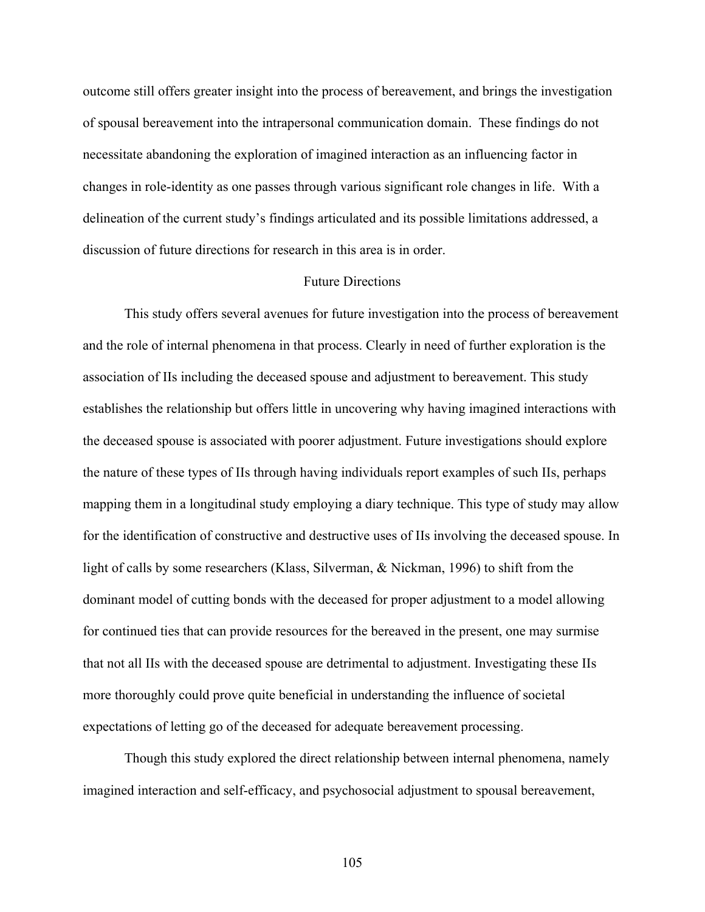outcome still offers greater insight into the process of bereavement, and brings the investigation of spousal bereavement into the intrapersonal communication domain. These findings do not necessitate abandoning the exploration of imagined interaction as an influencing factor in changes in role-identity as one passes through various significant role changes in life. With a delineation of the current study's findings articulated and its possible limitations addressed, a discussion of future directions for research in this area is in order.

## Future Directions

This study offers several avenues for future investigation into the process of bereavement and the role of internal phenomena in that process. Clearly in need of further exploration is the association of IIs including the deceased spouse and adjustment to bereavement. This study establishes the relationship but offers little in uncovering why having imagined interactions with the deceased spouse is associated with poorer adjustment. Future investigations should explore the nature of these types of IIs through having individuals report examples of such IIs, perhaps mapping them in a longitudinal study employing a diary technique. This type of study may allow for the identification of constructive and destructive uses of IIs involving the deceased spouse. In light of calls by some researchers (Klass, Silverman, & Nickman, 1996) to shift from the dominant model of cutting bonds with the deceased for proper adjustment to a model allowing for continued ties that can provide resources for the bereaved in the present, one may surmise that not all IIs with the deceased spouse are detrimental to adjustment. Investigating these IIs more thoroughly could prove quite beneficial in understanding the influence of societal expectations of letting go of the deceased for adequate bereavement processing.

Though this study explored the direct relationship between internal phenomena, namely imagined interaction and self-efficacy, and psychosocial adjustment to spousal bereavement,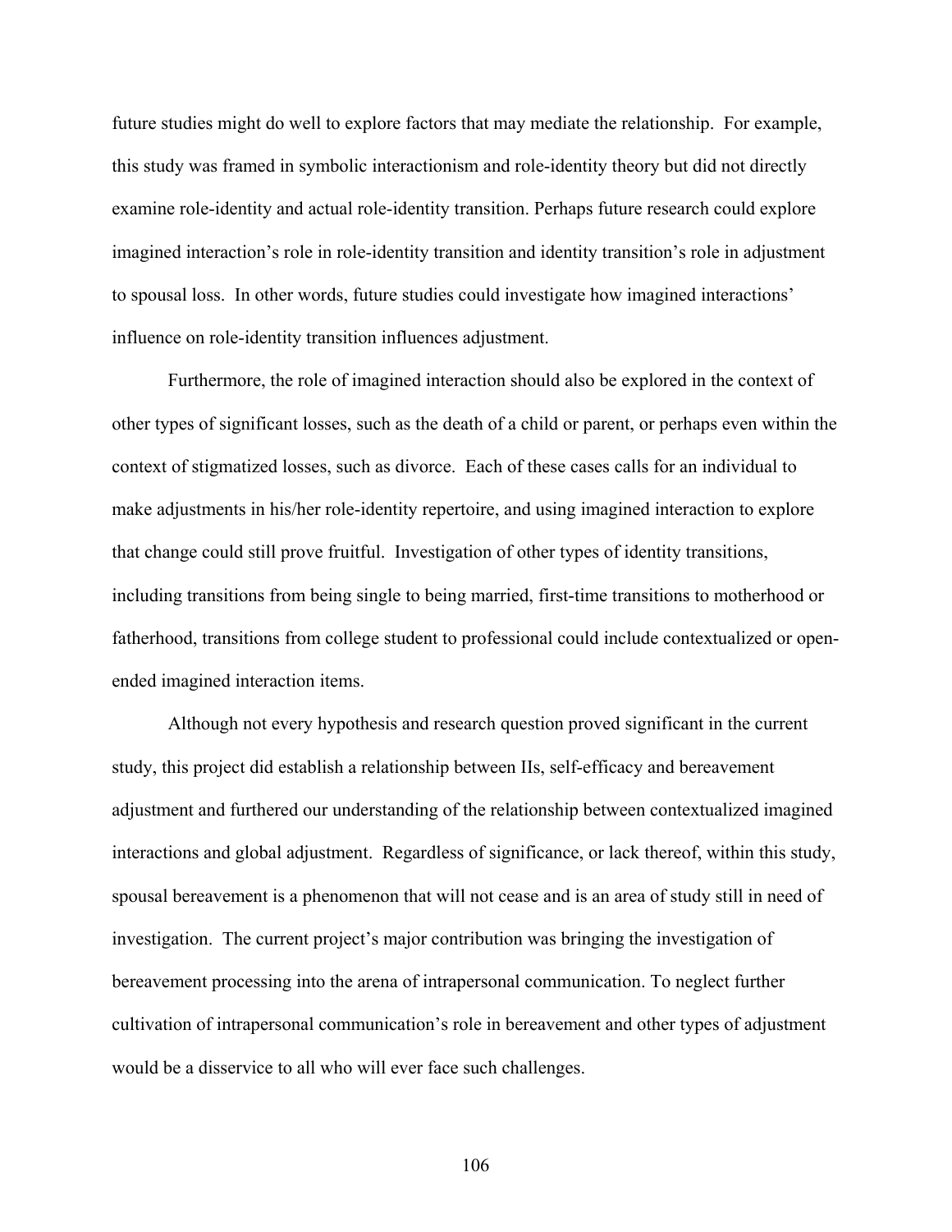future studies might do well to explore factors that may mediate the relationship. For example, this study was framed in symbolic interactionism and role-identity theory but did not directly examine role-identity and actual role-identity transition. Perhaps future research could explore imagined interaction's role in role-identity transition and identity transition's role in adjustment to spousal loss. In other words, future studies could investigate how imagined interactions' influence on role-identity transition influences adjustment.

Furthermore, the role of imagined interaction should also be explored in the context of other types of significant losses, such as the death of a child or parent, or perhaps even within the context of stigmatized losses, such as divorce. Each of these cases calls for an individual to make adjustments in his/her role-identity repertoire, and using imagined interaction to explore that change could still prove fruitful. Investigation of other types of identity transitions, including transitions from being single to being married, first-time transitions to motherhood or fatherhood, transitions from college student to professional could include contextualized or open-ended imagined interaction items.

Although not every hypothesis and research question proved significant in the current study, this project did establish a relationship between IIs, self-efficacy and bereavement adjustment and furthered our understanding of the relationship between contextualized imagined interactions and global adjustment. Regardless of significance, or lack thereof, within this study, spousal bereavement is a phenomenon that will not cease and is an area of study still in need of investigation. The current project's major contribution was bringing the investigation of bereavement processing into the arena of intrapersonal communication. To neglect further cultivation of intrapersonal communication's role in bereavement and other types of adjustment would be a disservice to all who will ever face such challenges.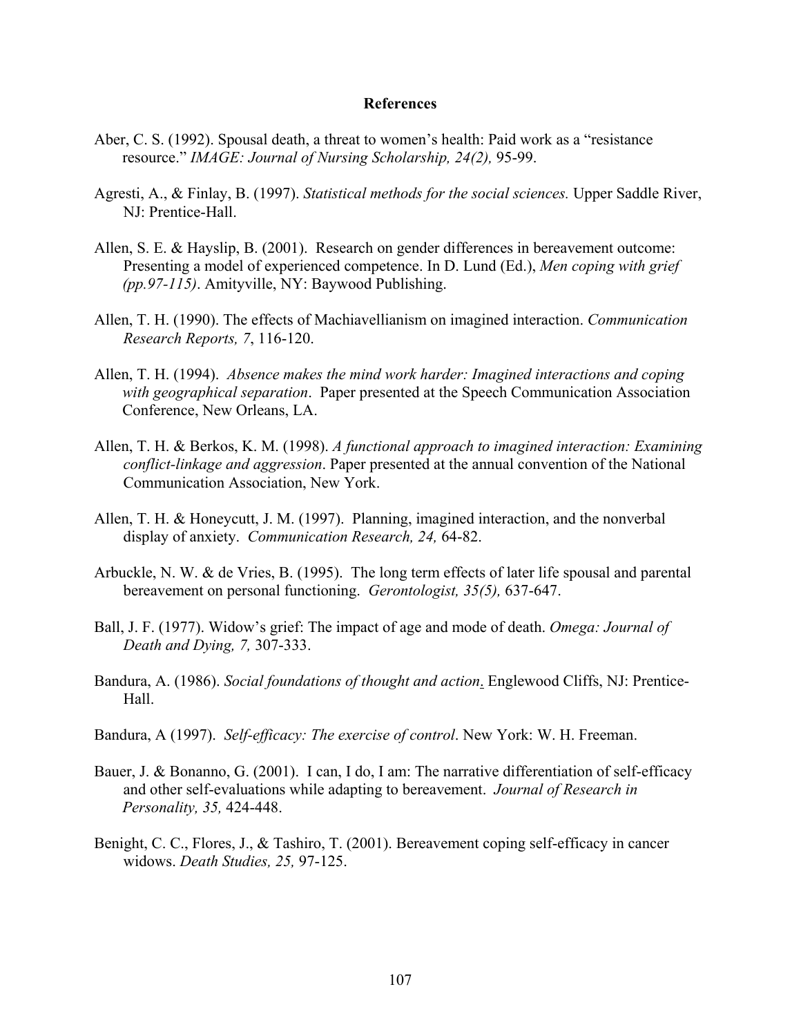# References

Aber, C. S. (1992). Spousal death, a threat to women's health: Paid work as a "resistance resource." *IMAGE: Journal of Nursing Scholarship, 24(2),* 95-99.

Agresti, A., & Finlay, B. (1997). *Statistical methods for the social sciences.* Upper Saddle River, NJ: Prentice-Hall.

Allen, S. E. & Hayslip, B. (2001). Research on gender differences in bereavement outcome: Presenting a model of experienced competence. In D. Lund (Ed.), *Men coping with grief (pp.97-115)*. Amityville, NY: Baywood Publishing.

Allen, T. H. (1990). The effects of Machiavellianism on imagined interaction. *Communication Research Reports, 7*, 116-120.

Allen, T. H. (1994). *Absence makes the mind work harder: Imagined interactions and coping with geographical separation*. Paper presented at the Speech Communication Association Conference, New Orleans, LA.

Allen, T. H. & Berkos, K. M. (1998). *A functional approach to imagined interaction: Examining conflict-linkage and aggression*. Paper presented at the annual convention of the National Communication Association, New York.

Allen, T. H. & Honeycutt, J. M. (1997). Planning, imagined interaction, and the nonverbal display of anxiety. *Communication Research, 24,* 64-82.

Arbuckle, N. W. & de Vries, B. (1995). The long term effects of later life spousal and parental bereavement on personal functioning. *Gerontologist, 35(5),* 637-647.

Ball, J. F. (1977). Widow's grief: The impact of age and mode of death. *Omega: Journal of Death and Dying, 7,* 307-333.

Bandura, A. (1986). *Social foundations of thought and action*. Englewood Cliffs, NJ: Prentice-Hall.

Bandura, A (1997). *Self-efficacy: The exercise of control*. New York: W. H. Freeman.

Bauer, J. & Bonanno, G. (2001). I can, I do, I am: The narrative differentiation of self-efficacy and other self-evaluations while adapting to bereavement. *Journal of Research in Personality, 35,* 424-448.

Benight, C. C., Flores, J., & Tashiro, T. (2001). Bereavement coping self-efficacy in cancer widows. *Death Studies, 25,* 97-125.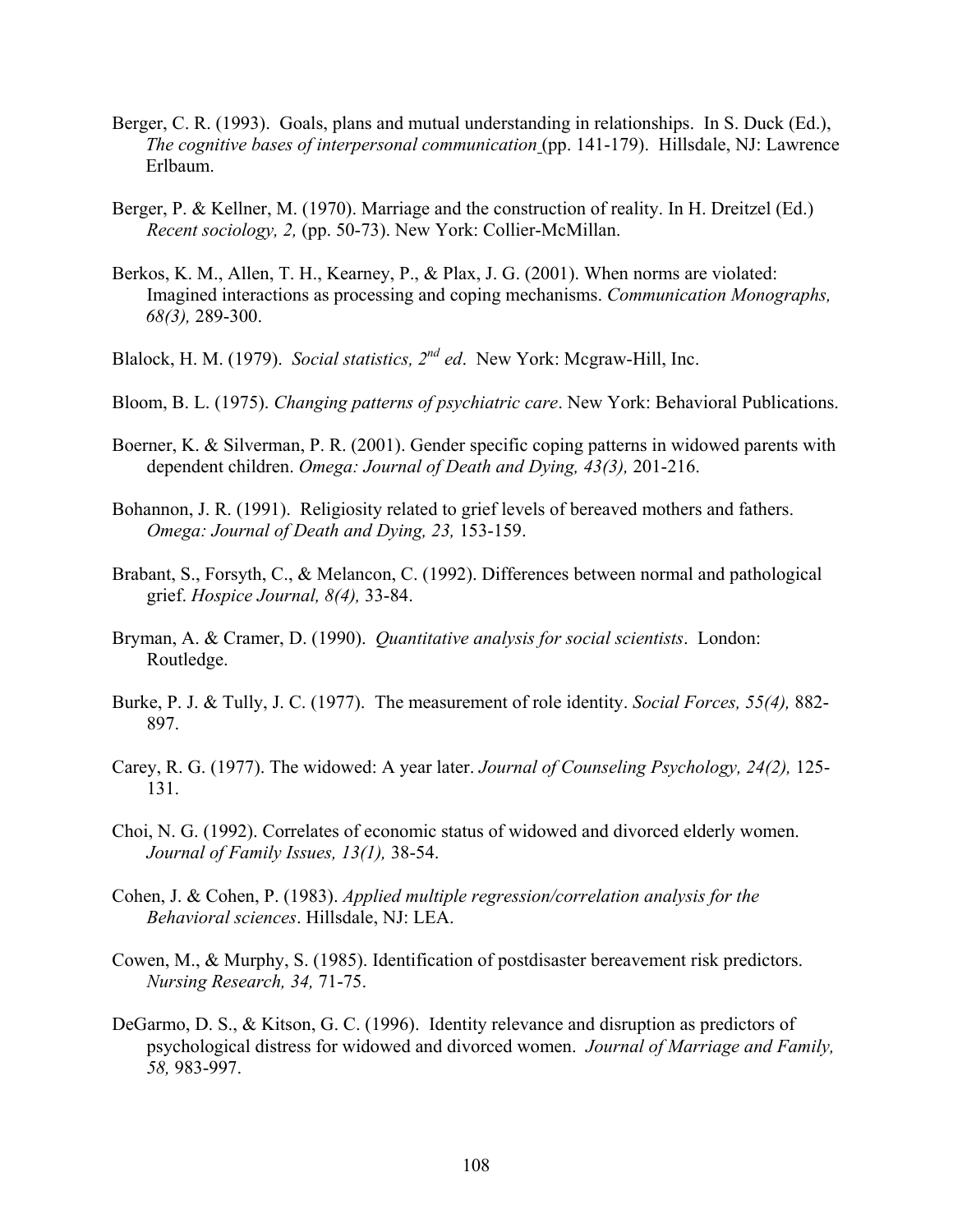Berger, C. R. (1993). Goals, plans and mutual understanding in relationships. In S. Duck (Ed.), *The cognitive bases of interpersonal communication* (pp. 141-179). Hillsdale, NJ: Lawrence Erlbaum.

Berger, P. & Kellner, M. (1970). Marriage and the construction of reality. In H. Dreitzel (Ed.) *Recent sociology, 2,* (pp. 50-73). New York: Collier-McMillan.

Berkos, K. M., Allen, T. H., Kearney, P., & Plax, J. G. (2001). When norms are violated: Imagined interactions as processing and coping mechanisms. *Communication Monographs, 68(3),* 289-300.

Blalock, H. M. (1979). *Social statistics, 2nd ed*. New York: Mcgraw-Hill, Inc.

Bloom, B. L. (1975). *Changing patterns of psychiatric care*. New York: Behavioral Publications.

Boerner, K. & Silverman, P. R. (2001). Gender specific coping patterns in widowed parents with dependent children. *Omega: Journal of Death and Dying, 43(3),* 201-216.

Bohannon, J. R. (1991). Religiosity related to grief levels of bereaved mothers and fathers. *Omega: Journal of Death and Dying, 23,* 153-159.

Brabant, S., Forsyth, C., & Melancon, C. (1992). Differences between normal and pathological grief. *Hospice Journal, 8(4),* 33-84.

Bryman, A. & Cramer, D. (1990). *Quantitative analysis for social scientists*. London: Routledge.

Burke, P. J. & Tully, J. C. (1977). The measurement of role identity. *Social Forces, 55(4),* 882-897.

Carey, R. G. (1977). The widowed: A year later. *Journal of Counseling Psychology, 24(2),* 125-131.

Choi, N. G. (1992). Correlates of economic status of widowed and divorced elderly women. *Journal of Family Issues, 13(1),* 38-54.

Cohen, J. & Cohen, P. (1983). *Applied multiple regression/correlation analysis for the Behavioral sciences*. Hillsdale, NJ: LEA.

Cowen, M., & Murphy, S. (1985). Identification of postdisaster bereavement risk predictors. *Nursing Research, 34,* 71-75.

DeGarmo, D. S., & Kitson, G. C. (1996). Identity relevance and disruption as predictors of psychological distress for widowed and divorced women. *Journal of Marriage and Family, 58,* 983-997.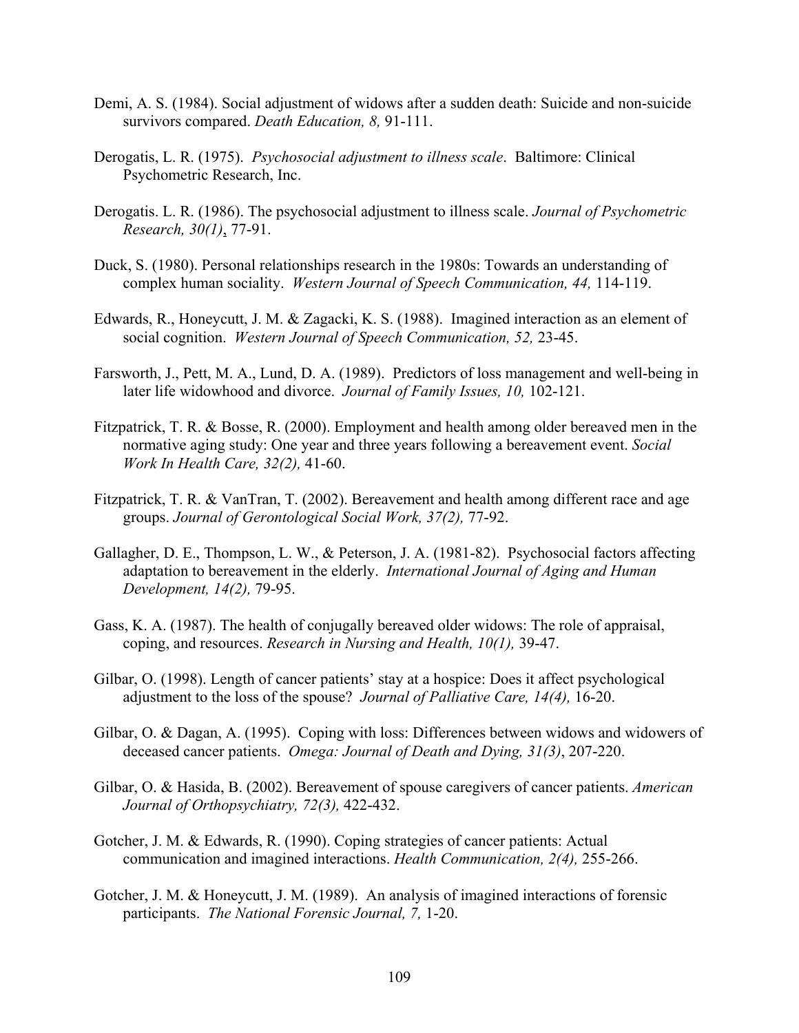Demi, A. S. (1984). Social adjustment of widows after a sudden death: Suicide and non-suicide survivors compared. *Death Education, 8,* 91-111.

Derogatis, L. R. (1975). *Psychosocial adjustment to illness scale*. Baltimore: Clinical Psychometric Research, Inc.

Derogatis. L. R. (1986). The psychosocial adjustment to illness scale. *Journal of Psychometric Research, 30(1)*, 77-91.

Duck, S. (1980). Personal relationships research in the 1980s: Towards an understanding of complex human sociality. *Western Journal of Speech Communication, 44,* 114-119.

Edwards, R., Honeycutt, J. M. & Zagacki, K. S. (1988). Imagined interaction as an element of social cognition. *Western Journal of Speech Communication, 52,* 23-45.

Farsworth, J., Pett, M. A., Lund, D. A. (1989). Predictors of loss management and well-being in later life widowhood and divorce. *Journal of Family Issues, 10,* 102-121.

Fitzpatrick, T. R. & Bosse, R. (2000). Employment and health among older bereaved men in the normative aging study: One year and three years following a bereavement event. *Social Work In Health Care, 32(2),* 41-60.

Fitzpatrick, T. R. & VanTran, T. (2002). Bereavement and health among different race and age groups. *Journal of Gerontological Social Work, 37(2),* 77-92.

Gallagher, D. E., Thompson, L. W., & Peterson, J. A. (1981-82). Psychosocial factors affecting adaptation to bereavement in the elderly. *International Journal of Aging and Human Development, 14(2),* 79-95.

Gass, K. A. (1987). The health of conjugally bereaved older widows: The role of appraisal, coping, and resources. *Research in Nursing and Health, 10(1),* 39-47.

Gilbar, O. (1998). Length of cancer patients' stay at a hospice: Does it affect psychological adjustment to the loss of the spouse? *Journal of Palliative Care, 14(4),* 16-20.

Gilbar, O. & Dagan, A. (1995). Coping with loss: Differences between widows and widowers of deceased cancer patients. *Omega: Journal of Death and Dying, 31(3)*, 207-220.

Gilbar, O. & Hasida, B. (2002). Bereavement of spouse caregivers of cancer patients. *American Journal of Orthopsychiatry, 72(3),* 422-432.

Gotcher, J. M. & Edwards, R. (1990). Coping strategies of cancer patients: Actual communication and imagined interactions. *Health Communication, 2(4),* 255-266.

Gotcher, J. M. & Honeycutt, J. M. (1989). An analysis of imagined interactions of forensic participants. *The National Forensic Journal, 7,* 1-20.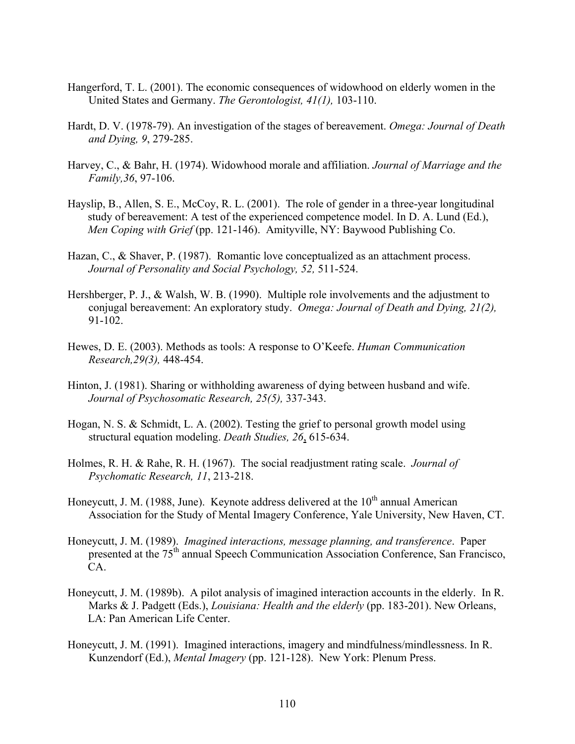Hangerford, T. L. (2001). The economic consequences of widowhood on elderly women in the United States and Germany. *The Gerontologist, 41(1),* 103-110.

Hardt, D. V. (1978-79). An investigation of the stages of bereavement. *Omega: Journal of Death and Dying, 9*, 279-285.

Harvey, C., & Bahr, H. (1974). Widowhood morale and affiliation. *Journal of Marriage and the Family,36*, 97-106.

Hayslip, B., Allen, S. E., McCoy, R. L. (2001). The role of gender in a three-year longitudinal study of bereavement: A test of the experienced competence model. In D. A. Lund (Ed.), *Men Coping with Grief* (pp. 121-146). Amityville, NY: Baywood Publishing Co.

Hazan, C., & Shaver, P. (1987). Romantic love conceptualized as an attachment process. *Journal of Personality and Social Psychology, 52,* 511-524.

Hershberger, P. J., & Walsh, W. B. (1990). Multiple role involvements and the adjustment to conjugal bereavement: An exploratory study. *Omega: Journal of Death and Dying, 21(2),* 91-102.

Hewes, D. E. (2003). Methods as tools: A response to O'Keefe. *Human Communication Research,29(3),* 448-454.

Hinton, J. (1981). Sharing or withholding awareness of dying between husband and wife. *Journal of Psychosomatic Research, 25(5),* 337-343.

Hogan, N. S. & Schmidt, L. A. (2002). Testing the grief to personal growth model using structural equation modeling. *Death Studies, 26*, 615-634.

Holmes, R. H. & Rahe, R. H. (1967). The social readjustment rating scale. *Journal of Psychomatic Research, 11*, 213-218.

Honeycutt, J. M. (1988, June). Keynote address delivered at the 10th annual American Association for the Study of Mental Imagery Conference, Yale University, New Haven, CT.

Honeycutt, J. M. (1989). *Imagined interactions, message planning, and transference*. Paper presented at the 75th annual Speech Communication Association Conference, San Francisco, CA.

Honeycutt, J. M. (1989b). A pilot analysis of imagined interaction accounts in the elderly. In R. Marks & J. Padgett (Eds.), *Louisiana: Health and the elderly* (pp. 183-201). New Orleans, LA: Pan American Life Center.

Honeycutt, J. M. (1991). Imagined interactions, imagery and mindfulness/mindlessness. In R. Kunzendorf (Ed.), *Mental Imagery* (pp. 121-128). New York: Plenum Press.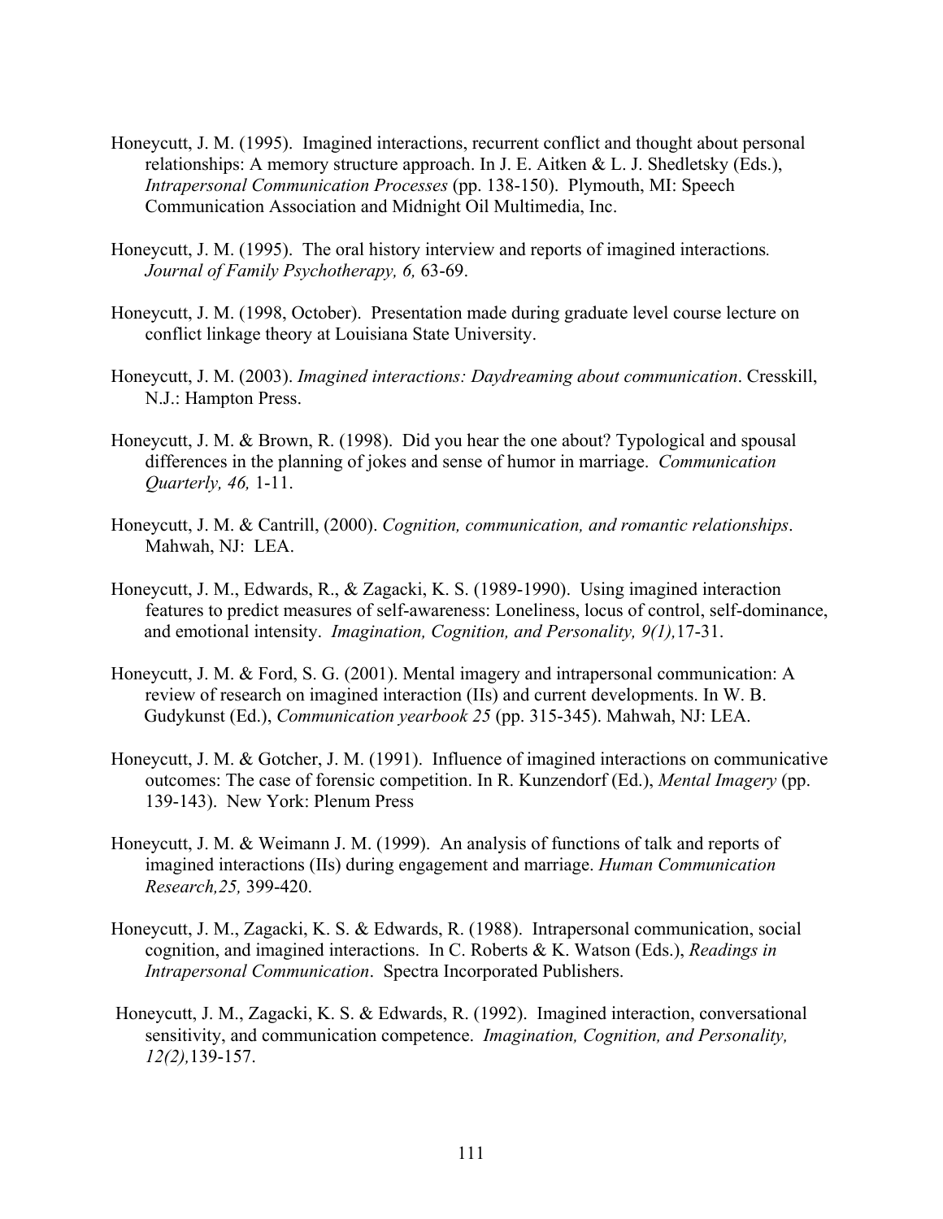Honeycutt, J. M. (1995). Imagined interactions, recurrent conflict and thought about personal relationships: A memory structure approach. In J. E. Aitken & L. J. Shedletsky (Eds.), *Intrapersonal Communication Processes* (pp. 138-150). Plymouth, MI: Speech Communication Association and Midnight Oil Multimedia, Inc.

Honeycutt, J. M. (1995). The oral history interview and reports of imagined interactions. *Journal of Family Psychotherapy, 6,* 63-69.

Honeycutt, J. M. (1998, October). Presentation made during graduate level course lecture on conflict linkage theory at Louisiana State University.

Honeycutt, J. M. (2003). *Imagined interactions: Daydreaming about communication*. Cresskill, N.J.: Hampton Press.

Honeycutt, J. M. & Brown, R. (1998). Did you hear the one about? Typological and spousal differences in the planning of jokes and sense of humor in marriage. *Communication Quarterly, 46,* 1-11.

Honeycutt, J. M. & Cantrill, (2000). *Cognition, communication, and romantic relationships*. Mahwah, NJ: LEA.

Honeycutt, J. M., Edwards, R., & Zagacki, K. S. (1989-1990). Using imagined interaction features to predict measures of self-awareness: Loneliness, locus of control, self-dominance, and emotional intensity. *Imagination, Cognition, and Personality, 9(1),*17-31.

Honeycutt, J. M. & Ford, S. G. (2001). Mental imagery and intrapersonal communication: A review of research on imagined interaction (IIs) and current developments. In W. B. Gudykunst (Ed.), *Communication yearbook 25* (pp. 315-345). Mahwah, NJ: LEA.

Honeycutt, J. M. & Gotcher, J. M. (1991). Influence of imagined interactions on communicative outcomes: The case of forensic competition. In R. Kunzendorf (Ed.), *Mental Imagery* (pp. 139-143). New York: Plenum Press

Honeycutt, J. M. & Weimann J. M. (1999). An analysis of functions of talk and reports of imagined interactions (IIs) during engagement and marriage. *Human Communication Research,25,* 399-420.

Honeycutt, J. M., Zagacki, K. S. & Edwards, R. (1988). Intrapersonal communication, social cognition, and imagined interactions. In C. Roberts & K. Watson (Eds.), *Readings in Intrapersonal Communication*. Spectra Incorporated Publishers.

Honeycutt, J. M., Zagacki, K. S. & Edwards, R. (1992). Imagined interaction, conversational sensitivity, and communication competence. *Imagination, Cognition, and Personality, 12(2),*139-157.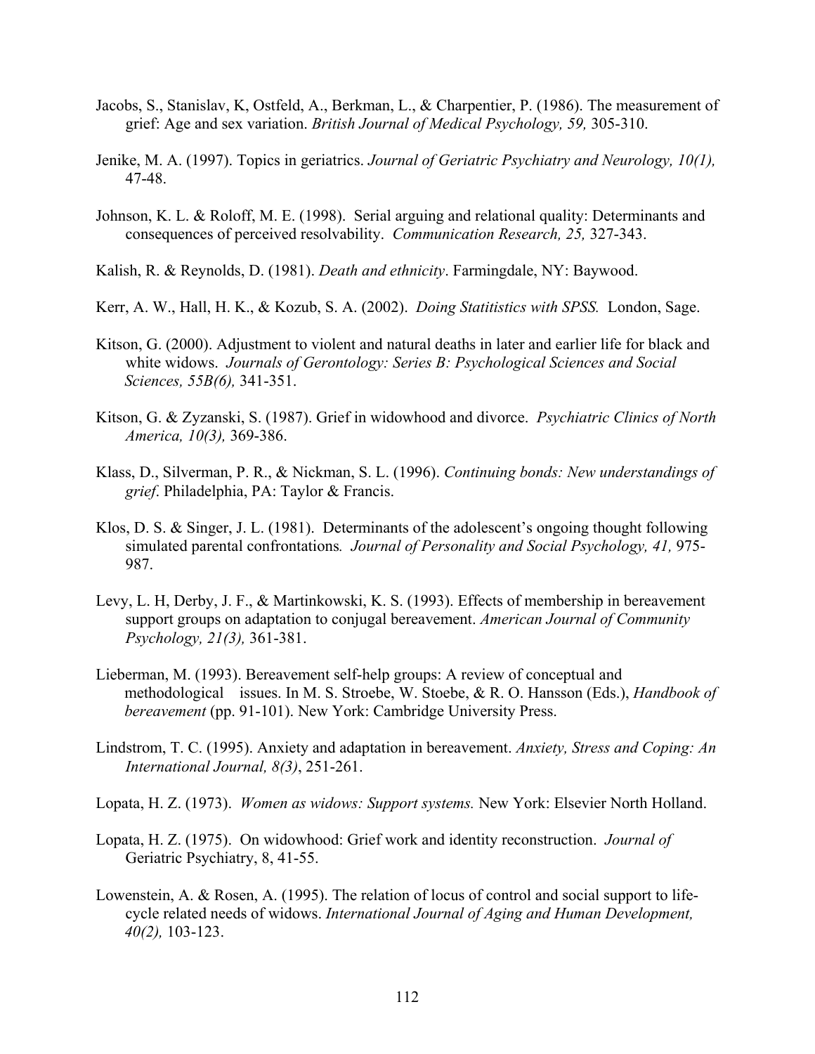Jacobs, S., Stanislav, K, Ostfeld, A., Berkman, L., & Charpentier, P. (1986). The measurement of grief: Age and sex variation. *British Journal of Medical Psychology, 59,* 305-310.

Jenike, M. A. (1997). Topics in geriatrics. *Journal of Geriatric Psychiatry and Neurology, 10(1),* 47-48.

Johnson, K. L. & Roloff, M. E. (1998). Serial arguing and relational quality: Determinants and consequences of perceived resolvability. *Communication Research, 25,* 327-343.

Kalish, R. & Reynolds, D. (1981). *Death and ethnicity*. Farmingdale, NY: Baywood.

Kerr, A. W., Hall, H. K., & Kozub, S. A. (2002). *Doing Statitistics with SPSS.* London, Sage.

Kitson, G. (2000). Adjustment to violent and natural deaths in later and earlier life for black and white widows. *Journals of Gerontology: Series B: Psychological Sciences and Social Sciences, 55B(6),* 341-351.

Kitson, G. & Zyzanski, S. (1987). Grief in widowhood and divorce. *Psychiatric Clinics of North America, 10(3),* 369-386.

Klass, D., Silverman, P. R., & Nickman, S. L. (1996). *Continuing bonds: New understandings of grief*. Philadelphia, PA: Taylor & Francis.

Klos, D. S. & Singer, J. L. (1981). Determinants of the adolescent's ongoing thought following simulated parental confrontations*. Journal of Personality and Social Psychology, 41,* 975-987.

Levy, L. H, Derby, J. F., & Martinkowski, K. S. (1993). Effects of membership in bereavement support groups on adaptation to conjugal bereavement. *American Journal of Community Psychology, 21(3),* 361-381.

Lieberman, M. (1993). Bereavement self-help groups: A review of conceptual and methodological issues. In M. S. Stroebe, W. Stoebe, & R. O. Hansson (Eds.), *Handbook of bereavement* (pp. 91-101). New York: Cambridge University Press.

Lindstrom, T. C. (1995). Anxiety and adaptation in bereavement. *Anxiety, Stress and Coping: An International Journal, 8(3)*, 251-261.

Lopata, H. Z. (1973). *Women as widows: Support systems.* New York: Elsevier North Holland.

Lopata, H. Z. (1975). On widowhood: Grief work and identity reconstruction. *Journal of* Geriatric Psychiatry, 8, 41-55.

Lowenstein, A. & Rosen, A. (1995). The relation of locus of control and social support to life-cycle related needs of widows. *International Journal of Aging and Human Development, 40(2),* 103-123.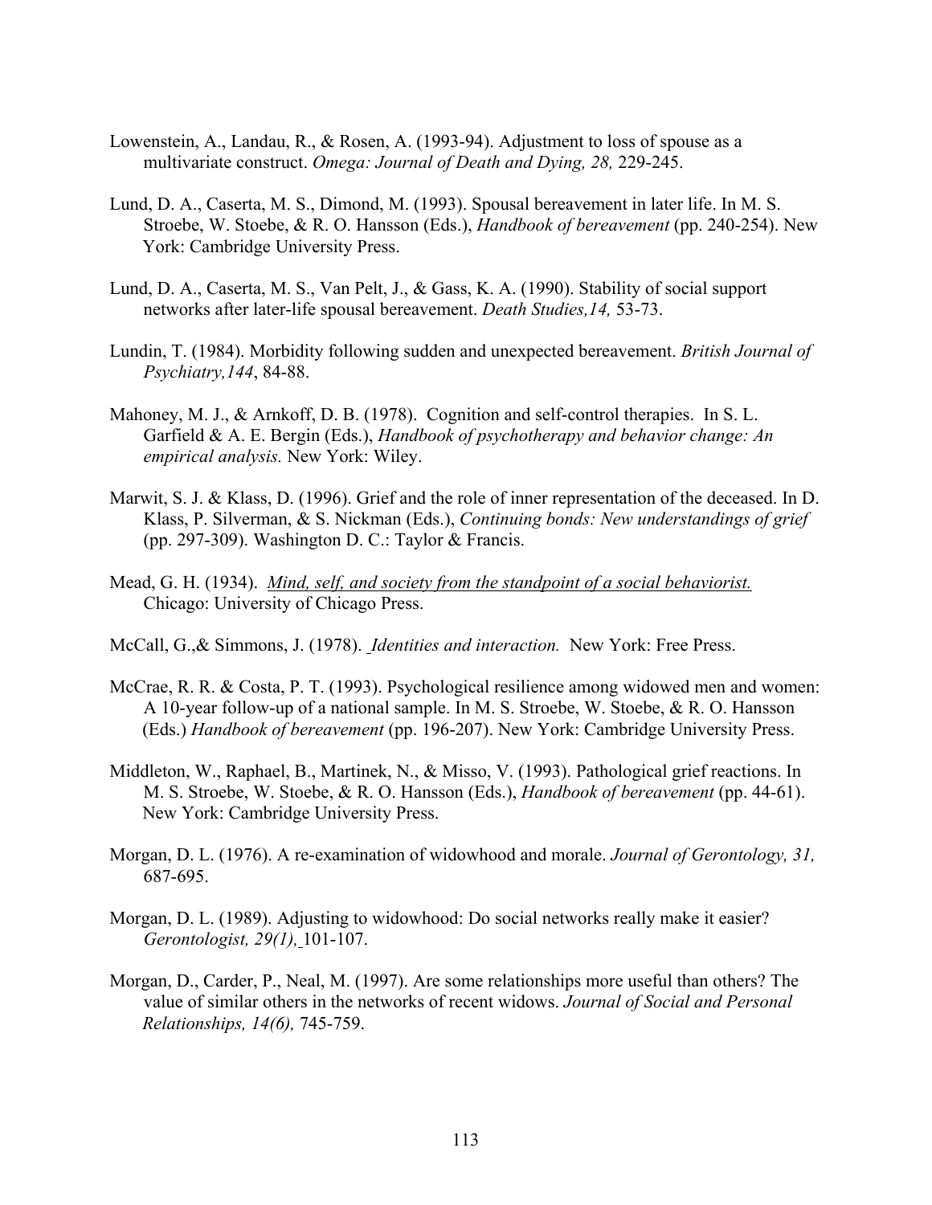Lowenstein, A., Landau, R., & Rosen, A. (1993-94). Adjustment to loss of spouse as a multivariate construct. *Omega: Journal of Death and Dying, 28,* 229-245.

Lund, D. A., Caserta, M. S., Dimond, M. (1993). Spousal bereavement in later life. In M. S. Stroebe, W. Stoebe, & R. O. Hansson (Eds.), *Handbook of bereavement* (pp. 240-254). New York: Cambridge University Press.

Lund, D. A., Caserta, M. S., Van Pelt, J., & Gass, K. A. (1990). Stability of social support networks after later-life spousal bereavement. *Death Studies,14,* 53-73.

Lundin, T. (1984). Morbidity following sudden and unexpected bereavement. *British Journal of Psychiatry,144*, 84-88.

Mahoney, M. J., & Arnkoff, D. B. (1978). Cognition and self-control therapies. In S. L. Garfield & A. E. Bergin (Eds.), *Handbook of psychotherapy and behavior change: An empirical analysis.* New York: Wiley.

Marwit, S. J. & Klass, D. (1996). Grief and the role of inner representation of the deceased. In D. Klass, P. Silverman, & S. Nickman (Eds.), *Continuing bonds: New understandings of grief* (pp. 297-309). Washington D. C.: Taylor & Francis.

Mead, G. H. (1934). *Mind, self, and society from the standpoint of a social behaviorist.* Chicago: University of Chicago Press.

McCall, G.,& Simmons, J. (1978). *Identities and interaction.* New York: Free Press.

McCrae, R. R. & Costa, P. T. (1993). Psychological resilience among widowed men and women: A 10-year follow-up of a national sample. In M. S. Stroebe, W. Stoebe, & R. O. Hansson (Eds.) *Handbook of bereavement* (pp. 196-207). New York: Cambridge University Press.

Middleton, W., Raphael, B., Martinek, N., & Misso, V. (1993). Pathological grief reactions. In M. S. Stroebe, W. Stoebe, & R. O. Hansson (Eds.), *Handbook of bereavement* (pp. 44-61). New York: Cambridge University Press.

Morgan, D. L. (1976). A re-examination of widowhood and morale. *Journal of Gerontology, 31,* 687-695.

Morgan, D. L. (1989). Adjusting to widowhood: Do social networks really make it easier? *Gerontologist, 29(1),* 101-107.

Morgan, D., Carder, P., Neal, M. (1997). Are some relationships more useful than others? The value of similar others in the networks of recent widows. *Journal of Social and Personal Relationships, 14(6),* 745-759.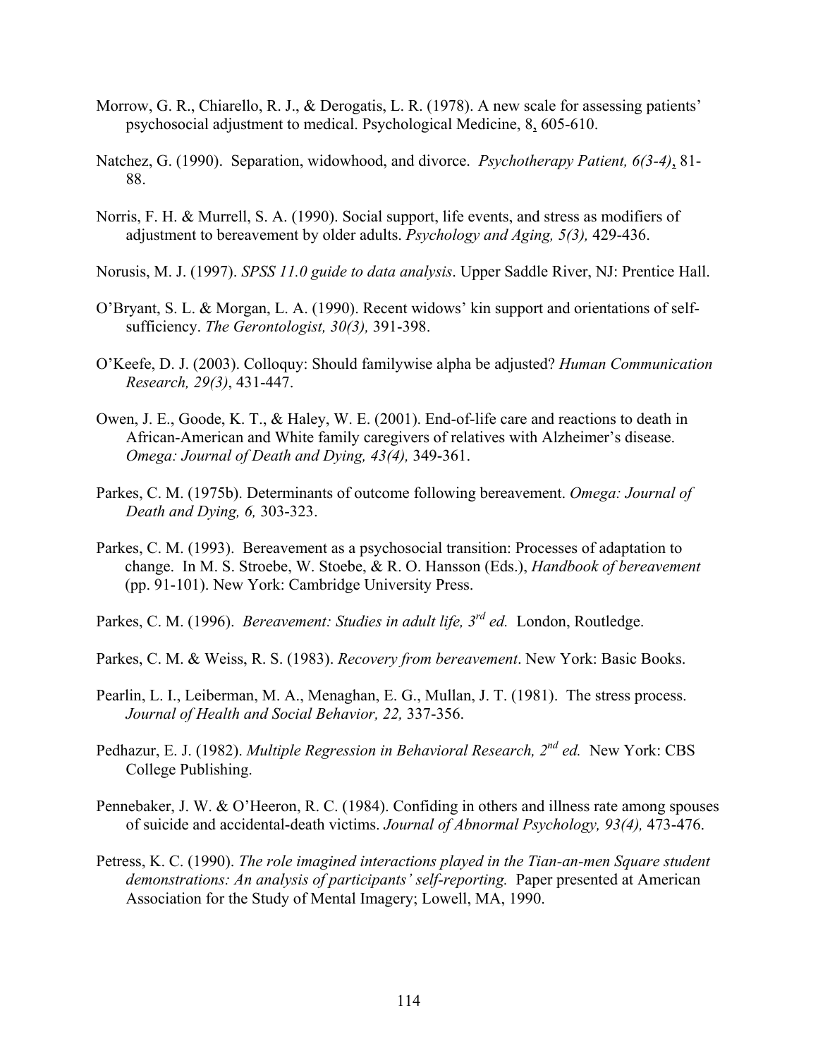Morrow, G. R., Chiarello, R. J., & Derogatis, L. R. (1978). A new scale for assessing patients' psychosocial adjustment to medical. Psychological Medicine, 8, 605-610.

Natchez, G. (1990). Separation, widowhood, and divorce. *Psychotherapy Patient, 6(3-4)*, 81-88.

Norris, F. H. & Murrell, S. A. (1990). Social support, life events, and stress as modifiers of adjustment to bereavement by older adults. *Psychology and Aging, 5(3),* 429-436.

Norusis, M. J. (1997). *SPSS 11.0 guide to data analysis*. Upper Saddle River, NJ: Prentice Hall.

O'Bryant, S. L. & Morgan, L. A. (1990). Recent widows' kin support and orientations of self-sufficiency. *The Gerontologist, 30(3),* 391-398.

O'Keefe, D. J. (2003). Colloquy: Should familywise alpha be adjusted? *Human Communication Research, 29(3)*, 431-447.

Owen, J. E., Goode, K. T., & Haley, W. E. (2001). End-of-life care and reactions to death in African-American and White family caregivers of relatives with Alzheimer's disease. *Omega: Journal of Death and Dying, 43(4),* 349-361.

Parkes, C. M. (1975b). Determinants of outcome following bereavement. *Omega: Journal of Death and Dying, 6,* 303-323.

Parkes, C. M. (1993). Bereavement as a psychosocial transition: Processes of adaptation to change. In M. S. Stroebe, W. Stoebe, & R. O. Hansson (Eds.), *Handbook of bereavement* (pp. 91-101). New York: Cambridge University Press.

Parkes, C. M. (1996). *Bereavement: Studies in adult life, 3rd ed.* London, Routledge.

Parkes, C. M. & Weiss, R. S. (1983). *Recovery from bereavement*. New York: Basic Books.

Pearlin, L. I., Leiberman, M. A., Menaghan, E. G., Mullan, J. T. (1981). The stress process. *Journal of Health and Social Behavior, 22,* 337-356.

Pedhazur, E. J. (1982). *Multiple Regression in Behavioral Research, 2nd ed.* New York: CBS College Publishing.

Pennebaker, J. W. & O'Heeron, R. C. (1984). Confiding in others and illness rate among spouses of suicide and accidental-death victims. *Journal of Abnormal Psychology, 93(4),* 473-476.

Petress, K. C. (1990). *The role imagined interactions played in the Tian-an-men Square student demonstrations: An analysis of participants' self-reporting.* Paper presented at American Association for the Study of Mental Imagery; Lowell, MA, 1990.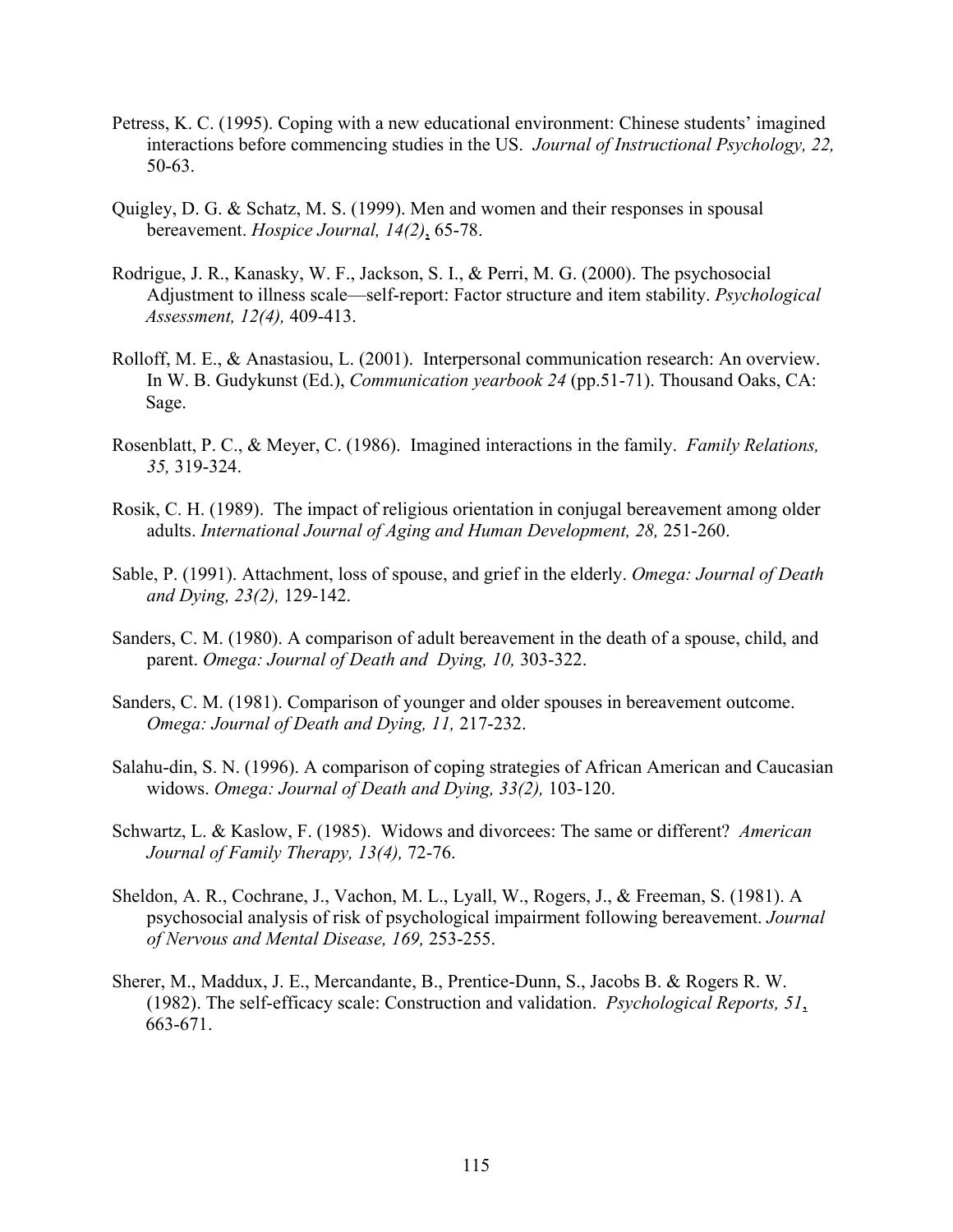Petress, K. C. (1995). Coping with a new educational environment: Chinese students' imagined interactions before commencing studies in the US. *Journal of Instructional Psychology, 22,* 50-63.

Quigley, D. G. & Schatz, M. S. (1999). Men and women and their responses in spousal bereavement. *Hospice Journal, 14(2)*, 65-78.

Rodrigue, J. R., Kanasky, W. F., Jackson, S. I., & Perri, M. G. (2000). The psychosocial Adjustment to illness scale—self-report: Factor structure and item stability. *Psychological Assessment, 12(4),* 409-413.

Rolloff, M. E., & Anastasiou, L. (2001). Interpersonal communication research: An overview. In W. B. Gudykunst (Ed.), *Communication yearbook 24* (pp.51-71). Thousand Oaks, CA: Sage.

Rosenblatt, P. C., & Meyer, C. (1986). Imagined interactions in the family. *Family Relations, 35,* 319-324.

Rosik, C. H. (1989). The impact of religious orientation in conjugal bereavement among older adults. *International Journal of Aging and Human Development, 28,* 251-260.

Sable, P. (1991). Attachment, loss of spouse, and grief in the elderly. *Omega: Journal of Death and Dying, 23(2),* 129-142.

Sanders, C. M. (1980). A comparison of adult bereavement in the death of a spouse, child, and parent. *Omega: Journal of Death and Dying, 10,* 303-322.

Sanders, C. M. (1981). Comparison of younger and older spouses in bereavement outcome. *Omega: Journal of Death and Dying, 11,* 217-232.

Salahu-din, S. N. (1996). A comparison of coping strategies of African American and Caucasian widows. *Omega: Journal of Death and Dying, 33(2),* 103-120.

Schwartz, L. & Kaslow, F. (1985). Widows and divorcees: The same or different? *American Journal of Family Therapy, 13(4),* 72-76.

Sheldon, A. R., Cochrane, J., Vachon, M. L., Lyall, W., Rogers, J., & Freeman, S. (1981). A psychosocial analysis of risk of psychological impairment following bereavement. *Journal of Nervous and Mental Disease, 169,* 253-255.

Sherer, M., Maddux, J. E., Mercandante, B., Prentice-Dunn, S., Jacobs B. & Rogers R. W. (1982). The self-efficacy scale: Construction and validation. *Psychological Reports, 51*, 663-671.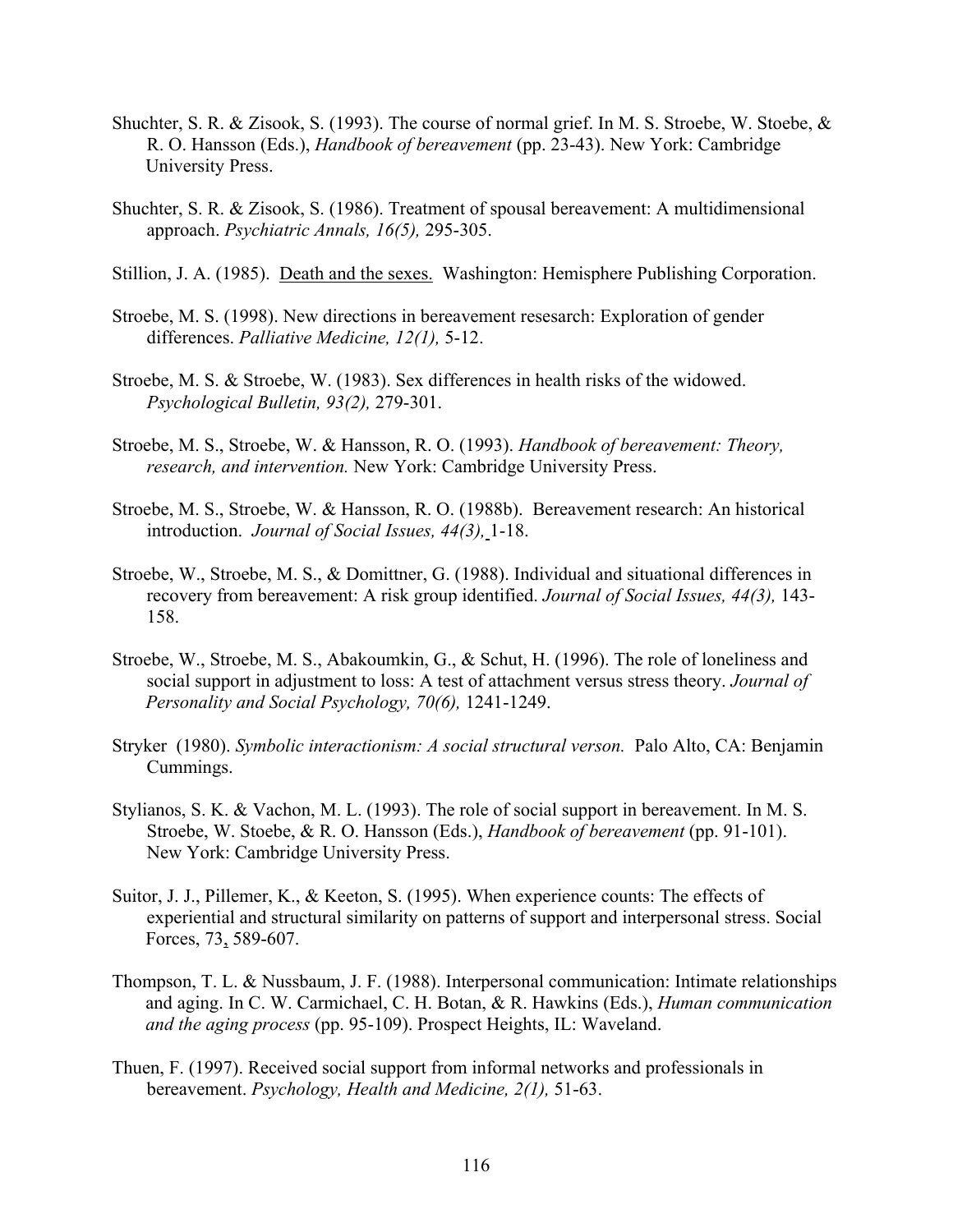Shuchter, S. R. & Zisook, S. (1993). The course of normal grief. In M. S. Stroebe, W. Stoebe, & R. O. Hansson (Eds.), *Handbook of bereavement* (pp. 23-43). New York: Cambridge University Press.

Shuchter, S. R. & Zisook, S. (1986). Treatment of spousal bereavement: A multidimensional approach. *Psychiatric Annals, 16(5),* 295-305.

Stillion, J. A. (1985). Death and the sexes. Washington: Hemisphere Publishing Corporation.

Stroebe, M. S. (1998). New directions in bereavement resesarch: Exploration of gender differences. *Palliative Medicine, 12(1),* 5-12.

Stroebe, M. S. & Stroebe, W. (1983). Sex differences in health risks of the widowed. *Psychological Bulletin, 93(2),* 279-301.

Stroebe, M. S., Stroebe, W. & Hansson, R. O. (1993). *Handbook of bereavement: Theory, research, and intervention.* New York: Cambridge University Press.

Stroebe, M. S., Stroebe, W. & Hansson, R. O. (1988b). Bereavement research: An historical introduction. *Journal of Social Issues, 44(3),* 1-18.

Stroebe, W., Stroebe, M. S., & Domittner, G. (1988). Individual and situational differences in recovery from bereavement: A risk group identified. *Journal of Social Issues, 44(3),* 143-158.

Stroebe, W., Stroebe, M. S., Abakoumkin, G., & Schut, H. (1996). The role of loneliness and social support in adjustment to loss: A test of attachment versus stress theory. *Journal of Personality and Social Psychology, 70(6),* 1241-1249.

Stryker (1980). *Symbolic interactionism: A social structural verson.* Palo Alto, CA: Benjamin Cummings.

Stylianos, S. K. & Vachon, M. L. (1993). The role of social support in bereavement. In M. S. Stroebe, W. Stoebe, & R. O. Hansson (Eds.), *Handbook of bereavement* (pp. 91-101). New York: Cambridge University Press.

Suitor, J. J., Pillemer, K., & Keeton, S. (1995). When experience counts: The effects of experiential and structural similarity on patterns of support and interpersonal stress. Social Forces, 73, 589-607.

Thompson, T. L. & Nussbaum, J. F. (1988). Interpersonal communication: Intimate relationships and aging. In C. W. Carmichael, C. H. Botan, & R. Hawkins (Eds.), *Human communication and the aging process* (pp. 95-109). Prospect Heights, IL: Waveland.

Thuen, F. (1997). Received social support from informal networks and professionals in bereavement. *Psychology, Health and Medicine, 2(1),* 51-63.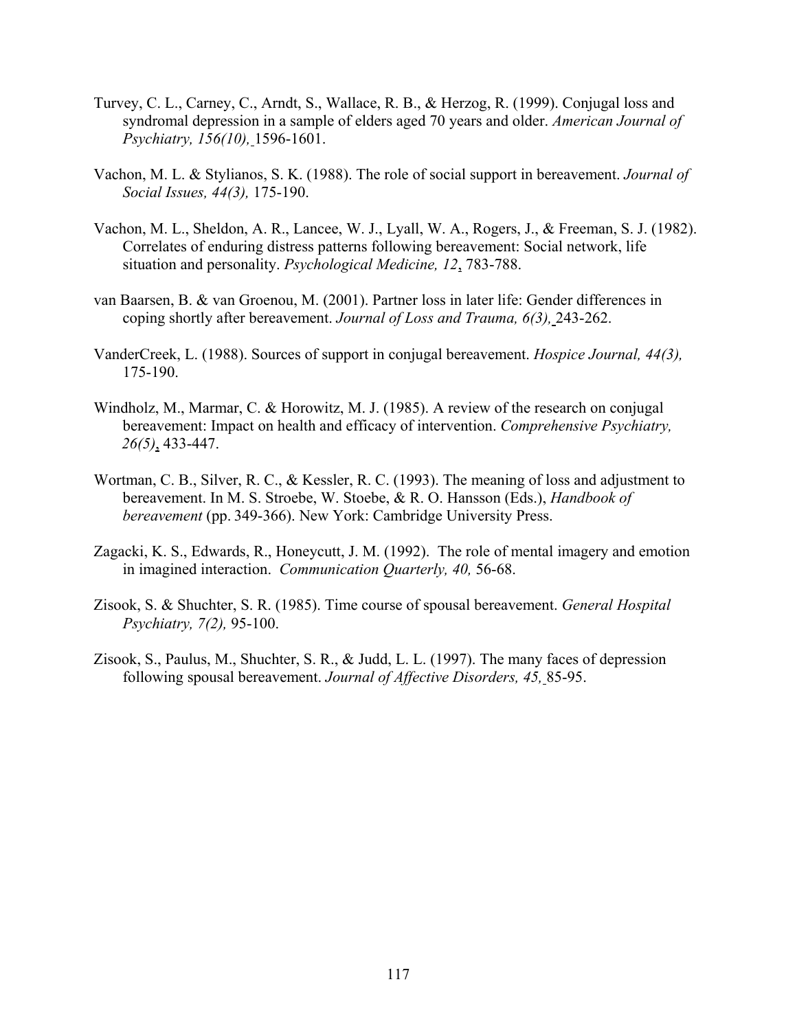Turvey, C. L., Carney, C., Arndt, S., Wallace, R. B., & Herzog, R. (1999). Conjugal loss and syndromal depression in a sample of elders aged 70 years and older. *American Journal of Psychiatry, 156(10),* 1596-1601.

Vachon, M. L. & Stylianos, S. K. (1988). The role of social support in bereavement. *Journal of Social Issues, 44(3),* 175-190.

Vachon, M. L., Sheldon, A. R., Lancee, W. J., Lyall, W. A., Rogers, J., & Freeman, S. J. (1982). Correlates of enduring distress patterns following bereavement: Social network, life situation and personality. *Psychological Medicine, 12*, 783-788.

van Baarsen, B. & van Groenou, M. (2001). Partner loss in later life: Gender differences in coping shortly after bereavement. *Journal of Loss and Trauma, 6(3),* 243-262.

VanderCreek, L. (1988). Sources of support in conjugal bereavement. *Hospice Journal, 44(3),* 175-190.

Windholz, M., Marmar, C. & Horowitz, M. J. (1985). A review of the research on conjugal bereavement: Impact on health and efficacy of intervention. *Comprehensive Psychiatry, 26(5)*, 433-447.

Wortman, C. B., Silver, R. C., & Kessler, R. C. (1993). The meaning of loss and adjustment to bereavement. In M. S. Stroebe, W. Stoebe, & R. O. Hansson (Eds.), *Handbook of bereavement* (pp. 349-366). New York: Cambridge University Press.

Zagacki, K. S., Edwards, R., Honeycutt, J. M. (1992). The role of mental imagery and emotion in imagined interaction. *Communication Quarterly, 40,* 56-68.

Zisook, S. & Shuchter, S. R. (1985). Time course of spousal bereavement. *General Hospital Psychiatry, 7(2),* 95-100.

Zisook, S., Paulus, M., Shuchter, S. R., & Judd, L. L. (1997). The many faces of depression following spousal bereavement. *Journal of Affective Disorders, 45,* 85-95.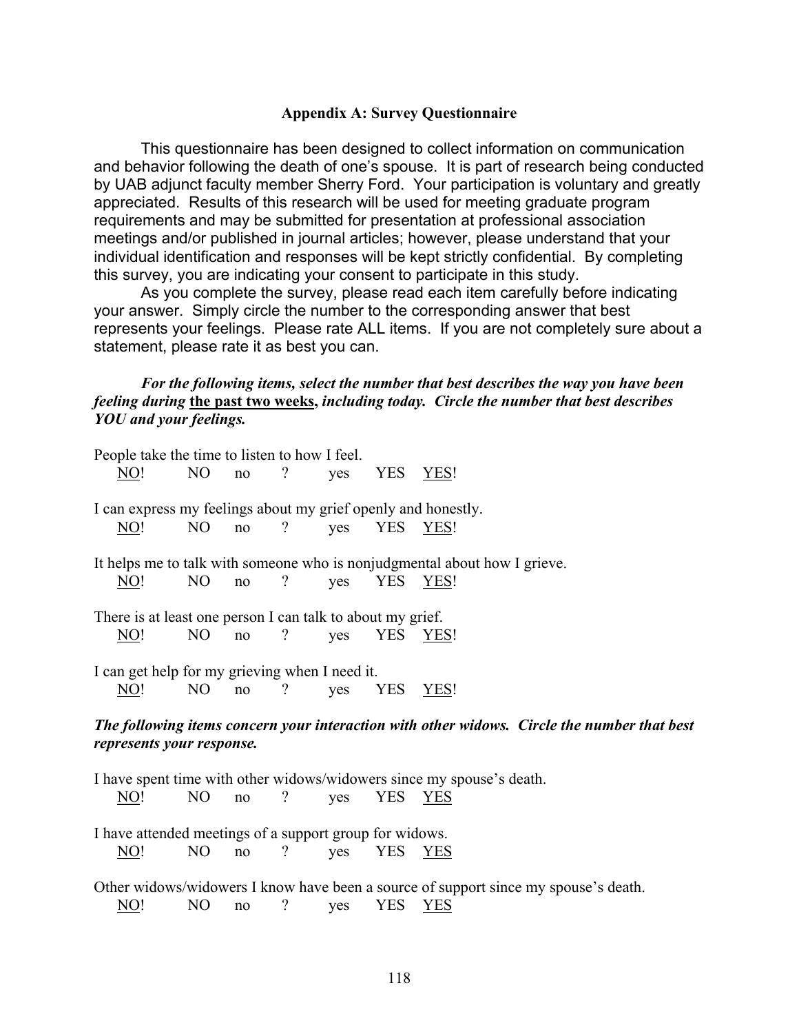### Appendix A: Survey Questionnaire

This questionnaire has been designed to collect information on communication and behavior following the death of one's spouse. It is part of research being conducted by UAB adjunct faculty member Sherry Ford. Your participation is voluntary and greatly appreciated. Results of this research will be used for meeting graduate program requirements and may be submitted for presentation at professional association meetings and/or published in journal articles; however, please understand that your individual identification and responses will be kept strictly confidential. By completing this survey, you are indicating your consent to participate in this study.

As you complete the survey, please read each item carefully before indicating your answer. Simply circle the number to the corresponding answer that best represents your feelings. Please rate ALL items. If you are not completely sure about a statement, please rate it as best you can.

***For the following items, select the number that best describes the way you have been feeling during <u>the past two weeks</u>, including today. Circle the number that best describes YOU and your feelings.***

People take the time to listen to how I feel.
<u>NO</u>! NO no ? yes YES <u>YES</u>!

I can express my feelings about my grief openly and honestly.
<u>NO</u>! NO no ? yes YES <u>YES</u>!

It helps me to talk with someone who is nonjudgmental about how I grieve.
<u>NO</u>! NO no ? yes YES <u>YES</u>!

There is at least one person I can talk to about my grief.
<u>NO</u>! NO no ? yes YES <u>YES</u>!

I can get help for my grieving when I need it.
<u>NO</u>! NO no ? yes YES <u>YES</u>!

***The following items concern your interaction with other widows. Circle the number that best represents your response.***

I have spent time with other widows/widowers since my spouse's death.
<u>NO</u>! NO no ? yes YES <u>YES</u>

I have attended meetings of a support group for widows.
<u>NO</u>! NO no ? yes YES <u>YES</u>

Other widows/widowers I know have been a source of support since my spouse's death.
<u>NO</u>! NO no ? yes YES <u>YES</u>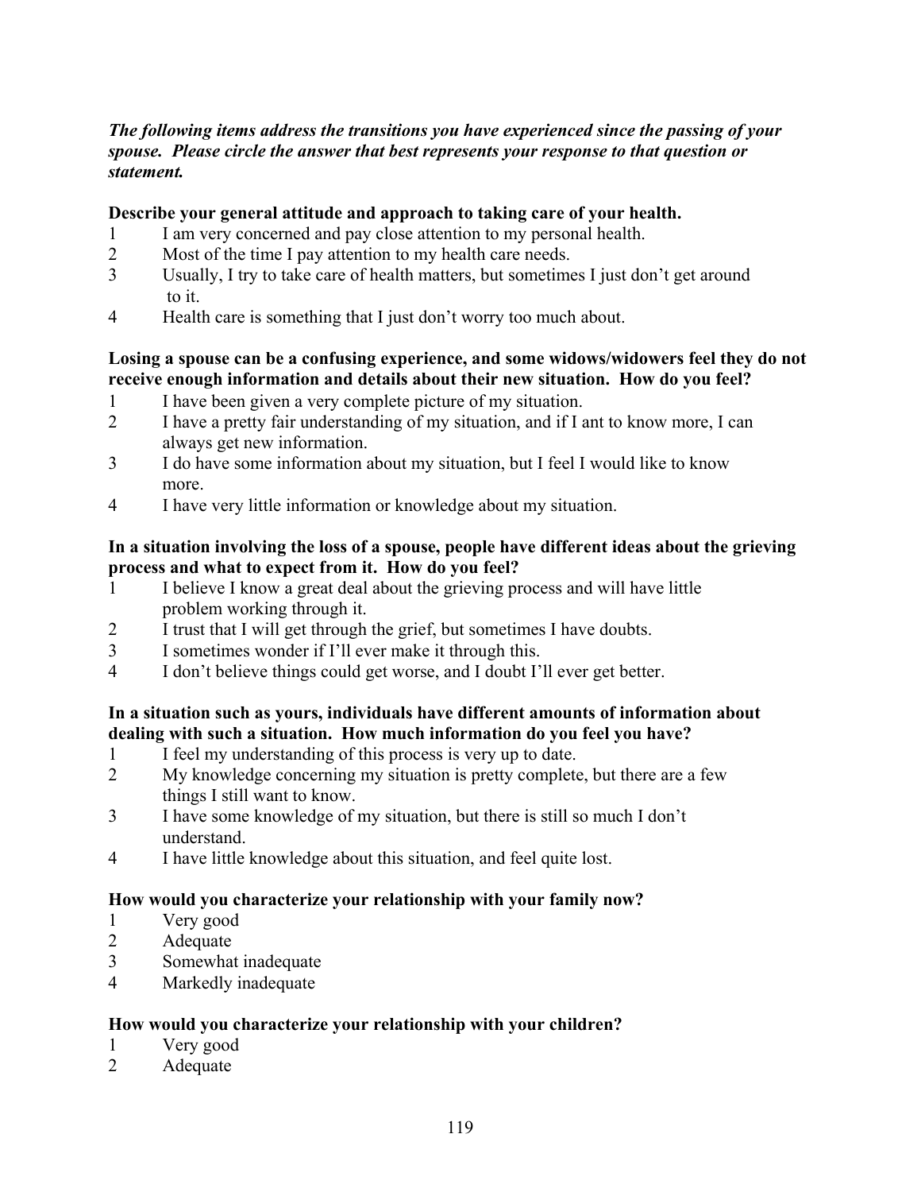***The following items address the transitions you have experienced since the passing of your spouse. Please circle the answer that best represents your response to that question or statement.***

**Describe your general attitude and approach to taking care of your health.**

1 I am very concerned and pay close attention to my personal health.
2 Most of the time I pay attention to my health care needs.
3 Usually, I try to take care of health matters, but sometimes I just don't get around to it.
4 Health care is something that I just don't worry too much about.

**Losing a spouse can be a confusing experience, and some widows/widowers feel they do not receive enough information and details about their new situation. How do you feel?**

1 I have been given a very complete picture of my situation.
2 I have a pretty fair understanding of my situation, and if I ant to know more, I can always get new information.
3 I do have some information about my situation, but I feel I would like to know more.
4 I have very little information or knowledge about my situation.

**In a situation involving the loss of a spouse, people have different ideas about the grieving process and what to expect from it. How do you feel?**

1 I believe I know a great deal about the grieving process and will have little problem working through it.
2 I trust that I will get through the grief, but sometimes I have doubts.
3 I sometimes wonder if I'll ever make it through this.
4 I don't believe things could get worse, and I doubt I'll ever get better.

**In a situation such as yours, individuals have different amounts of information about dealing with such a situation. How much information do you feel you have?**

1 I feel my understanding of this process is very up to date.
2 My knowledge concerning my situation is pretty complete, but there are a few things I still want to know.
3 I have some knowledge of my situation, but there is still so much I don't understand.
4 I have little knowledge about this situation, and feel quite lost.

**How would you characterize your relationship with your family now?**

1 Very good
2 Adequate
3 Somewhat inadequate
4 Markedly inadequate

**How would you characterize your relationship with your children?**

1 Very good
2 Adequate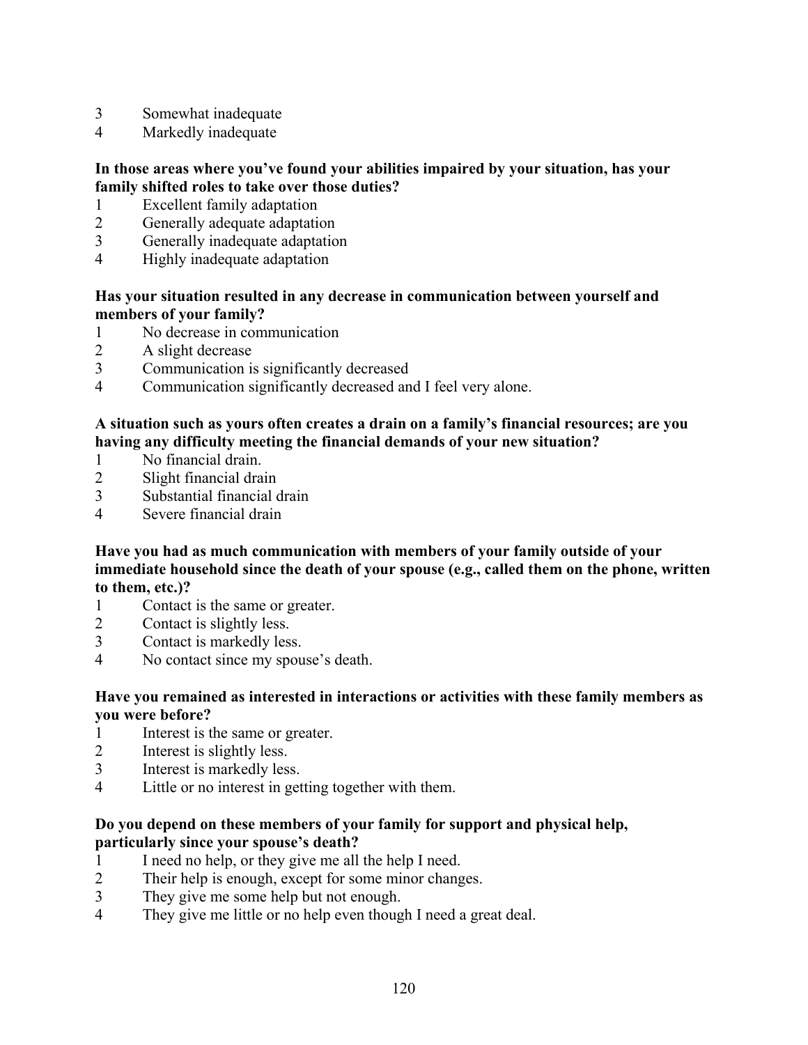3 Somewhat inadequate
4 Markedly inadequate

**In those areas where you've found your abilities impaired by your situation, has your family shifted roles to take over those duties?**

1 Excellent family adaptation
2 Generally adequate adaptation
3 Generally inadequate adaptation
4 Highly inadequate adaptation

**Has your situation resulted in any decrease in communication between yourself and members of your family?**

1 No decrease in communication
2 A slight decrease
3 Communication is significantly decreased
4 Communication significantly decreased and I feel very alone.

**A situation such as yours often creates a drain on a family's financial resources; are you having any difficulty meeting the financial demands of your new situation?**

1 No financial drain.
2 Slight financial drain
3 Substantial financial drain
4 Severe financial drain

**Have you had as much communication with members of your family outside of your immediate household since the death of your spouse (e.g., called them on the phone, written to them, etc.)?**

1 Contact is the same or greater.
2 Contact is slightly less.
3 Contact is markedly less.
4 No contact since my spouse's death.

**Have you remained as interested in interactions or activities with these family members as you were before?**

1 Interest is the same or greater.
2 Interest is slightly less.
3 Interest is markedly less.
4 Little or no interest in getting together with them.

**Do you depend on these members of your family for support and physical help, particularly since your spouse's death?**

1 I need no help, or they give me all the help I need.
2 Their help is enough, except for some minor changes.
3 They give me some help but not enough.
4 They give me little or no help even though I need a great deal.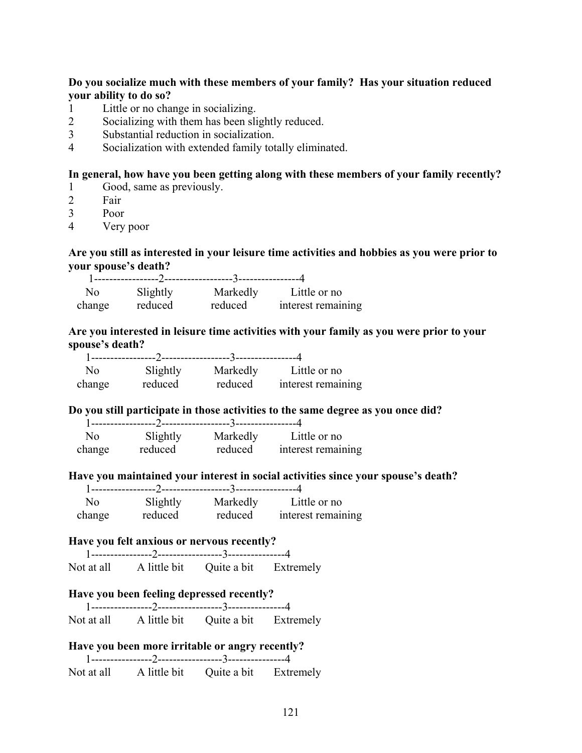**Do you socialize much with these members of your family? Has your situation reduced your ability to do so?**

1 Little or no change in socializing.
2 Socializing with them has been slightly reduced.
3 Substantial reduction in socialization.
4 Socialization with extended family totally eliminated.

**In general, how have you been getting along with these members of your family recently?**

1 Good, same as previously.
2 Fair
3 Poor
4 Very poor

**Are you still as interested in your leisure time activities and hobbies as you were prior to your spouse's death?**

| 1 | 2 | 3 | 4 |
|---|---|---|---|
| No change | Slightly reduced | Markedly reduced | Little or no interest remaining |

**Are you interested in leisure time activities with your family as you were prior to your spouse's death?**

| 1 | 2 | 3 | 4 |
|---|---|---|---|
| No change | Slightly reduced | Markedly reduced | Little or no interest remaining |

**Do you still participate in those activities to the same degree as you once did?**

| 1 | 2 | 3 | 4 |
|---|---|---|---|
| No change | Slightly reduced | Markedly reduced | Little or no interest remaining |

**Have you maintained your interest in social activities since your spouse's death?**

| 1 | 2 | 3 | 4 |
|---|---|---|---|
| No change | Slightly reduced | Markedly reduced | Little or no interest remaining |

**Have you felt anxious or nervous recently?**

| 1 | 2 | 3 | 4 |
|---|---|---|---|
| Not at all | A little bit | Quite a bit | Extremely |

**Have you been feeling depressed recently?**

| 1 | 2 | 3 | 4 |
|---|---|---|---|
| Not at all | A little bit | Quite a bit | Extremely |

**Have you been more irritable or angry recently?**

| 1 | 2 | 3 | 4 |
|---|---|---|---|
| Not at all | A little bit | Quite a bit | Extremely |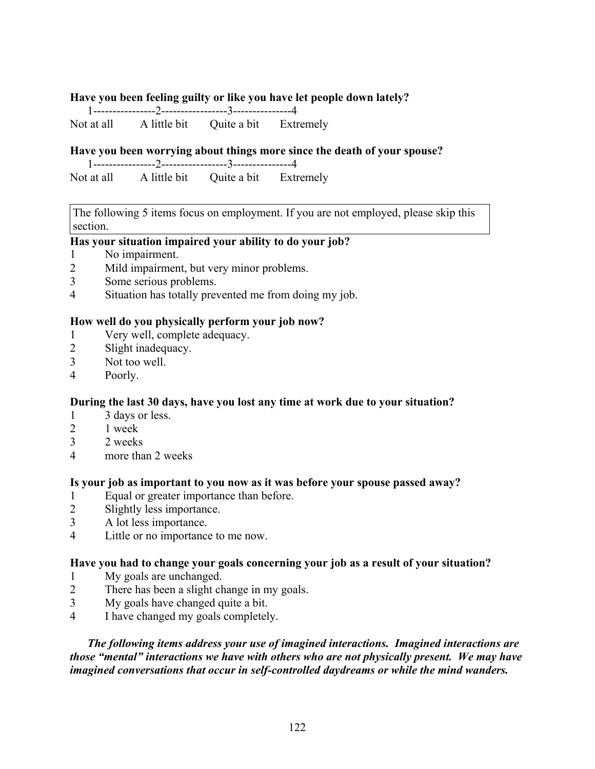**Have you been feeling guilty or like you have let people down lately?**

1----------------2-----------------3---------------4
Not at all        A little bit        Quite a bit        Extremely

**Have you been worrying about things more since the death of your spouse?**

1----------------2-----------------3---------------4
Not at all        A little bit        Quite a bit        Extremely

| The following 5 items focus on employment. If you are not employed, please skip this section. |
|---|

**Has your situation impaired your ability to do your job?**

1 No impairment.
2 Mild impairment, but very minor problems.
3 Some serious problems.
4 Situation has totally prevented me from doing my job.

**How well do you physically perform your job now?**

1 Very well, complete adequacy.
2 Slight inadequacy.
3 Not too well.
4 Poorly.

**During the last 30 days, have you lost any time at work due to your situation?**

1 3 days or less.
2 1 week
3 2 weeks
4 more than 2 weeks

**Is your job as important to you now as it was before your spouse passed away?**

1 Equal or greater importance than before.
2 Slightly less importance.
3 A lot less importance.
4 Little or no importance to me now.

**Have you had to change your goals concerning your job as a result of your situation?**

1 My goals are unchanged.
2 There has been a slight change in my goals.
3 My goals have changed quite a bit.
4 I have changed my goals completely.

***The following items address your use of imagined interactions. Imagined interactions are those "mental" interactions we have with others who are not physically present. We may have imagined conversations that occur in self-controlled daydreams or while the mind wanders.***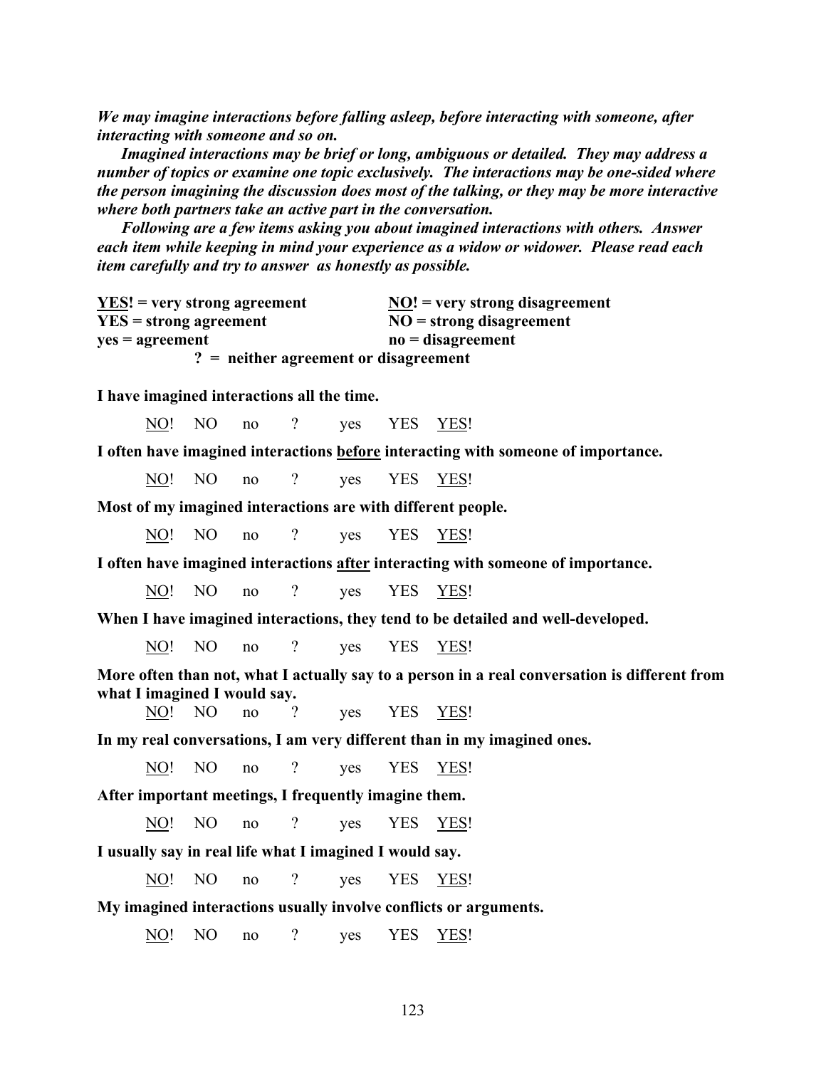*We may imagine interactions before falling asleep, before interacting with someone, after interacting with someone and so on.*

*Imagined interactions may be brief or long, ambiguous or detailed. They may address a number of topics or examine one topic exclusively. The interactions may be one-sided where the person imagining the discussion does most of the talking, or they may be more interactive where both partners take an active part in the conversation.*

*Following are a few items asking you about imagined interactions with others. Answer each item while keeping in mind your experience as a widow or widower. Please read each item carefully and try to answer as honestly as possible.*

**YES! = very strong agreement** &nbsp;&nbsp;&nbsp;&nbsp; **NO! = very strong disagreement**
**YES = strong agreement** &nbsp;&nbsp;&nbsp;&nbsp; **NO = strong disagreement**
**yes = agreement** &nbsp;&nbsp;&nbsp;&nbsp; **no = disagreement**
**? = neither agreement or disagreement**

**I have imagined interactions all the time.**

NO! &nbsp; NO &nbsp; no &nbsp; ? &nbsp; yes &nbsp; YES &nbsp; YES!

**I often have imagined interactions before interacting with someone of importance.**

NO! &nbsp; NO &nbsp; no &nbsp; ? &nbsp; yes &nbsp; YES &nbsp; YES!

**Most of my imagined interactions are with different people.**

NO! &nbsp; NO &nbsp; no &nbsp; ? &nbsp; yes &nbsp; YES &nbsp; YES!

**I often have imagined interactions after interacting with someone of importance.**

NO! &nbsp; NO &nbsp; no &nbsp; ? &nbsp; yes &nbsp; YES &nbsp; YES!

**When I have imagined interactions, they tend to be detailed and well-developed.**

NO! &nbsp; NO &nbsp; no &nbsp; ? &nbsp; yes &nbsp; YES &nbsp; YES!

**More often than not, what I actually say to a person in a real conversation is different from what I imagined I would say.**

NO! &nbsp; NO &nbsp; no &nbsp; ? &nbsp; yes &nbsp; YES &nbsp; YES!

**In my real conversations, I am very different than in my imagined ones.**

NO! &nbsp; NO &nbsp; no &nbsp; ? &nbsp; yes &nbsp; YES &nbsp; YES!

**After important meetings, I frequently imagine them.**

NO! &nbsp; NO &nbsp; no &nbsp; ? &nbsp; yes &nbsp; YES &nbsp; YES!

**I usually say in real life what I imagined I would say.**

NO! &nbsp; NO &nbsp; no &nbsp; ? &nbsp; yes &nbsp; YES &nbsp; YES!

**My imagined interactions usually involve conflicts or arguments.**

NO! &nbsp; NO &nbsp; no &nbsp; ? &nbsp; yes &nbsp; YES &nbsp; YES!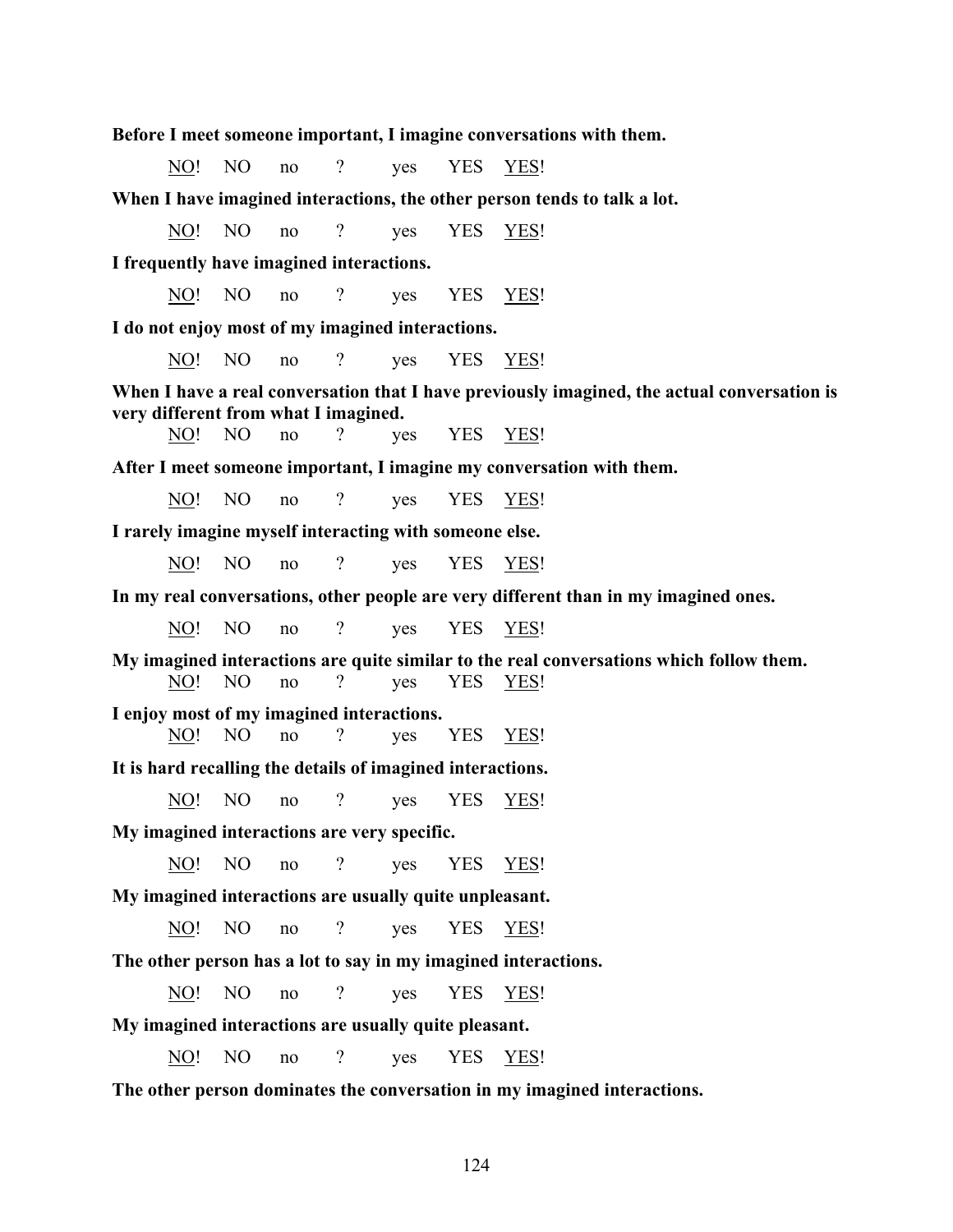**Before I meet someone important, I imagine conversations with them.**

NO! NO no ? yes YES YES!

**When I have imagined interactions, the other person tends to talk a lot.**

NO! NO no ? yes YES YES!

**I frequently have imagined interactions.**

NO! NO no ? yes YES YES!

**I do not enjoy most of my imagined interactions.**

NO! NO no ? yes YES YES!

**When I have a real conversation that I have previously imagined, the actual conversation is very different from what I imagined.**

NO! NO no ? yes YES YES!

**After I meet someone important, I imagine my conversation with them.**

NO! NO no ? yes YES YES!

**I rarely imagine myself interacting with someone else.**

NO! NO no ? yes YES YES!

**In my real conversations, other people are very different than in my imagined ones.**

NO! NO no ? yes YES YES!

**My imagined interactions are quite similar to the real conversations which follow them.**

NO! NO no ? yes YES YES!

**I enjoy most of my imagined interactions.**

NO! NO no ? yes YES YES!

**It is hard recalling the details of imagined interactions.**

NO! NO no ? yes YES YES!

**My imagined interactions are very specific.**

NO! NO no ? yes YES YES!

**My imagined interactions are usually quite unpleasant.**

NO! NO no ? yes YES YES!

**The other person has a lot to say in my imagined interactions.**

NO! NO no ? yes YES YES!

**My imagined interactions are usually quite pleasant.**

NO! NO no ? yes YES YES!

**The other person dominates the conversation in my imagined interactions.**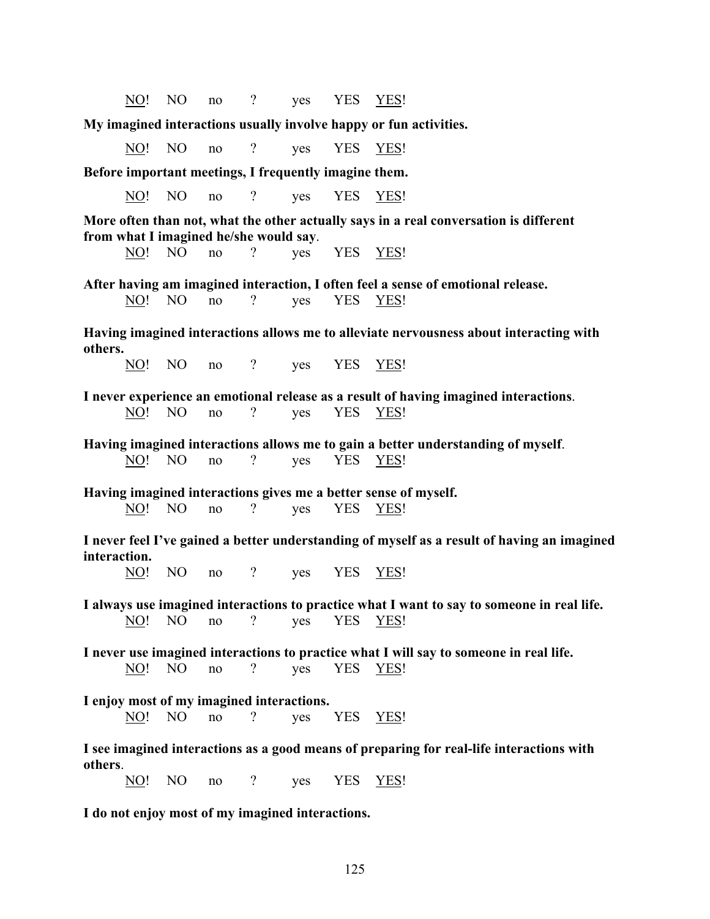NO! NO no ? yes YES YES!

**My imagined interactions usually involve happy or fun activities.**

NO! NO no ? yes YES YES!

**Before important meetings, I frequently imagine them.**

NO! NO no ? yes YES YES!

**More often than not, what the other actually says in a real conversation is different from what I imagined he/she would say**.

NO! NO no ? yes YES YES!

**After having am imagined interaction, I often feel a sense of emotional release.**

NO! NO no ? yes YES YES!

**Having imagined interactions allows me to alleviate nervousness about interacting with others.**

NO! NO no ? yes YES YES!

**I never experience an emotional release as a result of having imagined interactions**.

NO! NO no ? yes YES YES!

**Having imagined interactions allows me to gain a better understanding of myself**.

NO! NO no ? yes YES YES!

**Having imagined interactions gives me a better sense of myself.**

NO! NO no ? yes YES YES!

**I never feel I've gained a better understanding of myself as a result of having an imagined interaction.**

NO! NO no ? yes YES YES!

**I always use imagined interactions to practice what I want to say to someone in real life.**

NO! NO no ? yes YES YES!

**I never use imagined interactions to practice what I will say to someone in real life.**

NO! NO no ? yes YES YES!

**I enjoy most of my imagined interactions.**

NO! NO no ? yes YES YES!

**I see imagined interactions as a good means of preparing for real-life interactions with others**.

NO! NO no ? yes YES YES!

**I do not enjoy most of my imagined interactions.**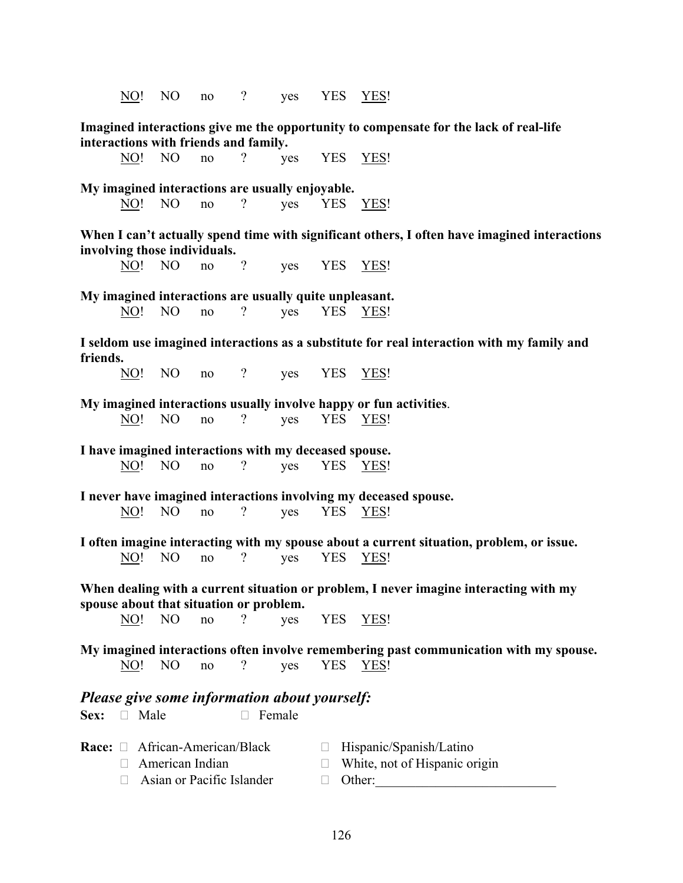NO! NO no ? yes YES YES!

**Imagined interactions give me the opportunity to compensate for the lack of real-life interactions with friends and family.**

NO! NO no ? yes YES YES!

**My imagined interactions are usually enjoyable.**

NO! NO no ? yes YES YES!

**When I can't actually spend time with significant others, I often have imagined interactions involving those individuals.**

NO! NO no ? yes YES YES!

**My imagined interactions are usually quite unpleasant.**

NO! NO no ? yes YES YES!

**I seldom use imagined interactions as a substitute for real interaction with my family and friends.**

NO! NO no ? yes YES YES!

**My imagined interactions usually involve happy or fun activities**.

NO! NO no ? yes YES YES!

**I have imagined interactions with my deceased spouse.**

NO! NO no ? yes YES YES!

**I never have imagined interactions involving my deceased spouse.**

NO! NO no ? yes YES YES!

**I often imagine interacting with my spouse about a current situation, problem, or issue.**

NO! NO no ? yes YES YES!

**When dealing with a current situation or problem, I never imagine interacting with my spouse about that situation or problem.**

NO! NO no ? yes YES YES!

**My imagined interactions often involve remembering past communication with my spouse.**

NO! NO no ? yes YES YES!

## *Please give some information about yourself:*

**Sex:** □ Male □ Female

**Race:**
- □ African-American/Black
- □ American Indian
- □ Asian or Pacific Islander
- □ Hispanic/Spanish/Latino
- □ White, not of Hispanic origin
- □ Other:___________________________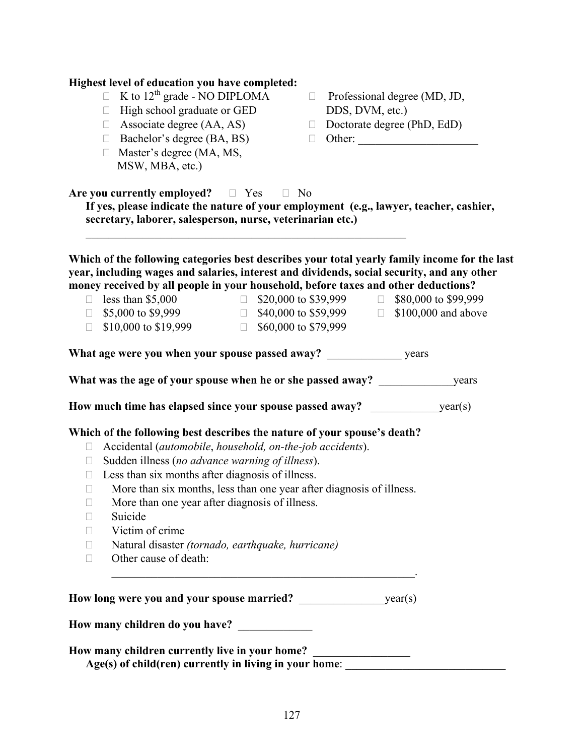**Highest level of education you have completed:**

- ☐ K to 12th grade - NO DIPLOMA
- ☐ High school graduate or GED
- ☐ Associate degree (AA, AS)
- ☐ Bachelor's degree (BA, BS)
- ☐ Master's degree (MA, MS, MSW, MBA, etc.)
- ☐ Professional degree (MD, JD, DDS, DVM, etc.)
- ☐ Doctorate degree (PhD, EdD)
- ☐ Other: _____________________

**Are you currently employed?** ☐ Yes ☐ No

**If yes, please indicate the nature of your employment (e.g., lawyer, teacher, cashier, secretary, laborer, salesperson, nurse, veterinarian etc.)**

___________________________________________________________

**Which of the following categories best describes your total yearly family income for the last year, including wages and salaries, interest and dividends, social security, and any other money received by all people in your household, before taxes and other deductions?**

- ☐ less than $5,000
- ☐ $5,000 to $9,999
- ☐ $10,000 to $19,999
- ☐ $20,000 to $39,999
- ☐ $40,000 to $59,999
- ☐ $60,000 to $79,999
- ☐ $80,000 to $99,999
- ☐ $100,000 and above

**What age were you when your spouse passed away?** _____________ years

**What was the age of your spouse when he or she passed away?** _____________years

**How much time has elapsed since your spouse passed away?** ____________year(s)

**Which of the following best describes the nature of your spouse's death?**

- ☐ Accidental (*automobile*, *household, on-the-job accidents*).
- ☐ Sudden illness (*no advance warning of illness*).
- ☐ Less than six months after diagnosis of illness.
- ☐ More than six months, less than one year after diagnosis of illness.
- ☐ More than one year after diagnosis of illness.
- ☐ Suicide
- ☐ Victim of crime
- ☐ Natural disaster *(tornado, earthquake, hurricane)*
- ☐ Other cause of death: _______________________________________________________.

**How long were you and your spouse married?** _______________year(s)

**How many children do you have?** _____________

**How many children currently live in your home?** _________________

**Age(s) of child(ren) currently in living in your home**: ____________________________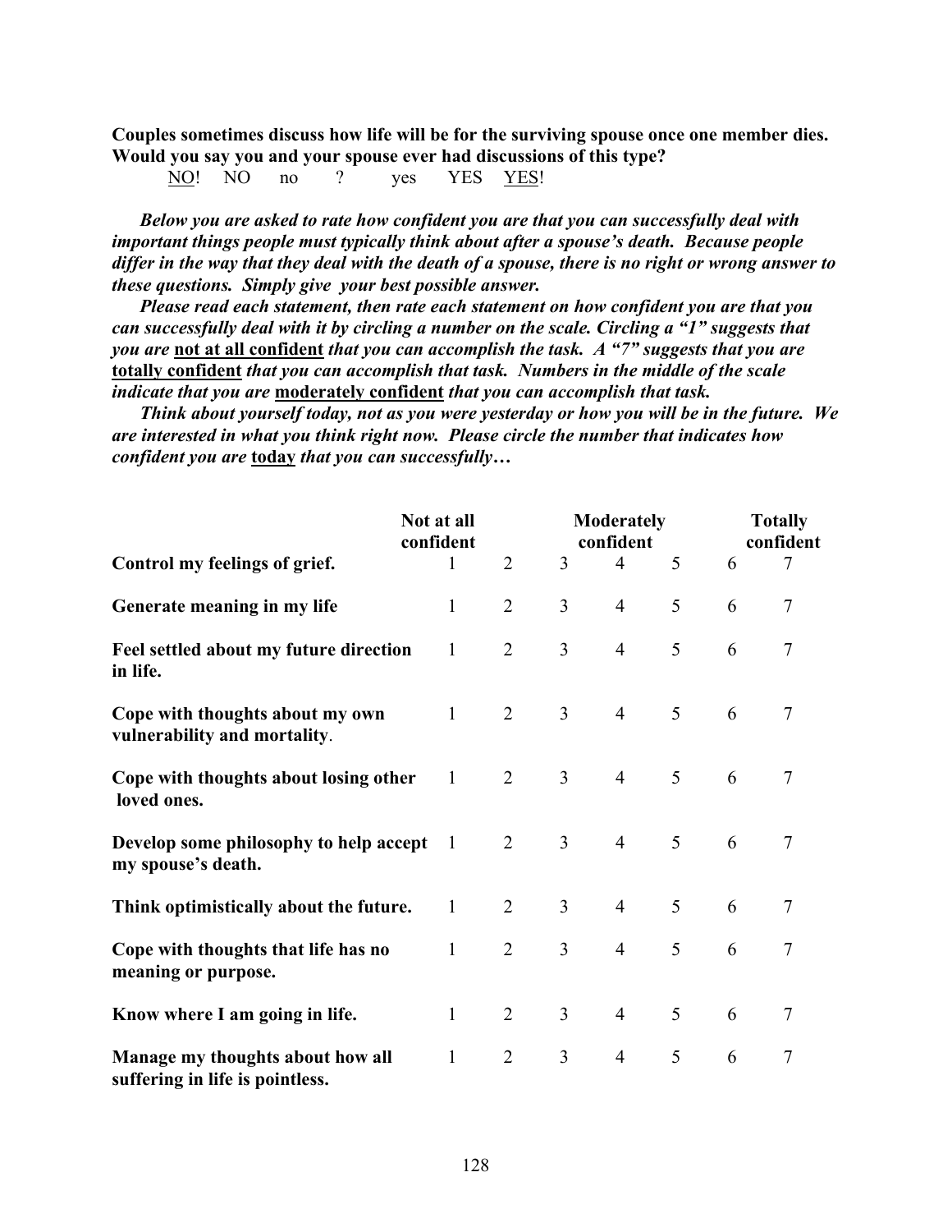**Couples sometimes discuss how life will be for the surviving spouse once one member dies. Would you say you and your spouse ever had discussions of this type?**

<u>NO</u>! NO no ? yes YES <u>YES</u>!

***Below you are asked to rate how confident you are that you can successfully deal with important things people must typically think about after a spouse's death. Because people differ in the way that they deal with the death of a spouse, there is no right or wrong answer to these questions. Simply give your best possible answer.***

***Please read each statement, then rate each statement on how confident you are that you can successfully deal with it by circling a number on the scale. Circling a "1" suggests that you are <u>not at all confident</u> that you can accomplish the task. A "7" suggests that you are <u>totally confident</u> that you can accomplish that task. Numbers in the middle of the scale indicate that you are <u>moderately confident</u> that you can accomplish that task.***

***Think about yourself today, not as you were yesterday or how you will be in the future. We are interested in what you think right now. Please circle the number that indicates how confident you are <u>today</u> that you can successfully…***

| | Not at all confident | | | Moderately confident | | | Totally confident |
|---|---|---|---|---|---|---|---|
| **Control my feelings of grief.** | 1 | 2 | 3 | 4 | 5 | 6 | 7 |
| **Generate meaning in my life** | 1 | 2 | 3 | 4 | 5 | 6 | 7 |
| **Feel settled about my future direction in life.** | 1 | 2 | 3 | 4 | 5 | 6 | 7 |
| **Cope with thoughts about my own vulnerability and mortality.** | 1 | 2 | 3 | 4 | 5 | 6 | 7 |
| **Cope with thoughts about losing other loved ones.** | 1 | 2 | 3 | 4 | 5 | 6 | 7 |
| **Develop some philosophy to help accept my spouse's death.** | 1 | 2 | 3 | 4 | 5 | 6 | 7 |
| **Think optimistically about the future.** | 1 | 2 | 3 | 4 | 5 | 6 | 7 |
| **Cope with thoughts that life has no meaning or purpose.** | 1 | 2 | 3 | 4 | 5 | 6 | 7 |
| **Know where I am going in life.** | 1 | 2 | 3 | 4 | 5 | 6 | 7 |
| **Manage my thoughts about how all suffering in life is pointless.** | 1 | 2 | 3 | 4 | 5 | 6 | 7 |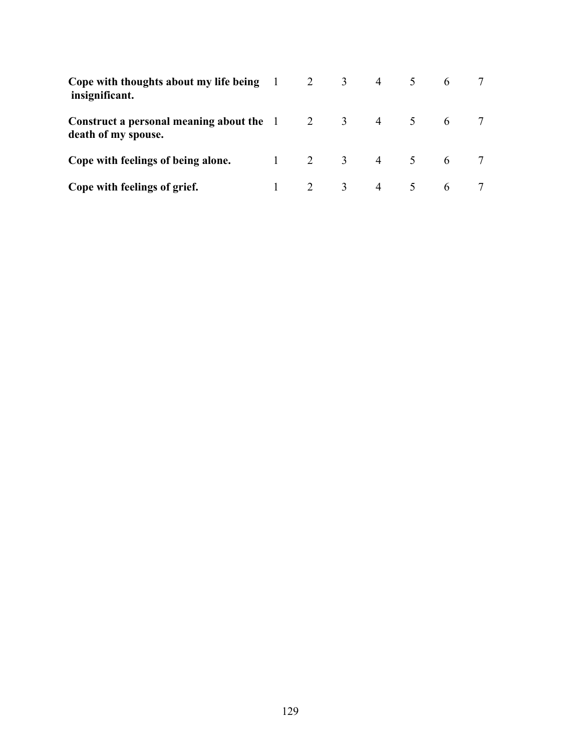| | | | | | | | |
|---|---|---|---|---|---|---|---|
| **Cope with thoughts about my life being insignificant.** | 1 | 2 | 3 | 4 | 5 | 6 | 7 |
| **Construct a personal meaning about the death of my spouse.** | 1 | 2 | 3 | 4 | 5 | 6 | 7 |
| **Cope with feelings of being alone.** | 1 | 2 | 3 | 4 | 5 | 6 | 7 |
| **Cope with feelings of grief.** | 1 | 2 | 3 | 4 | 5 | 6 | 7 |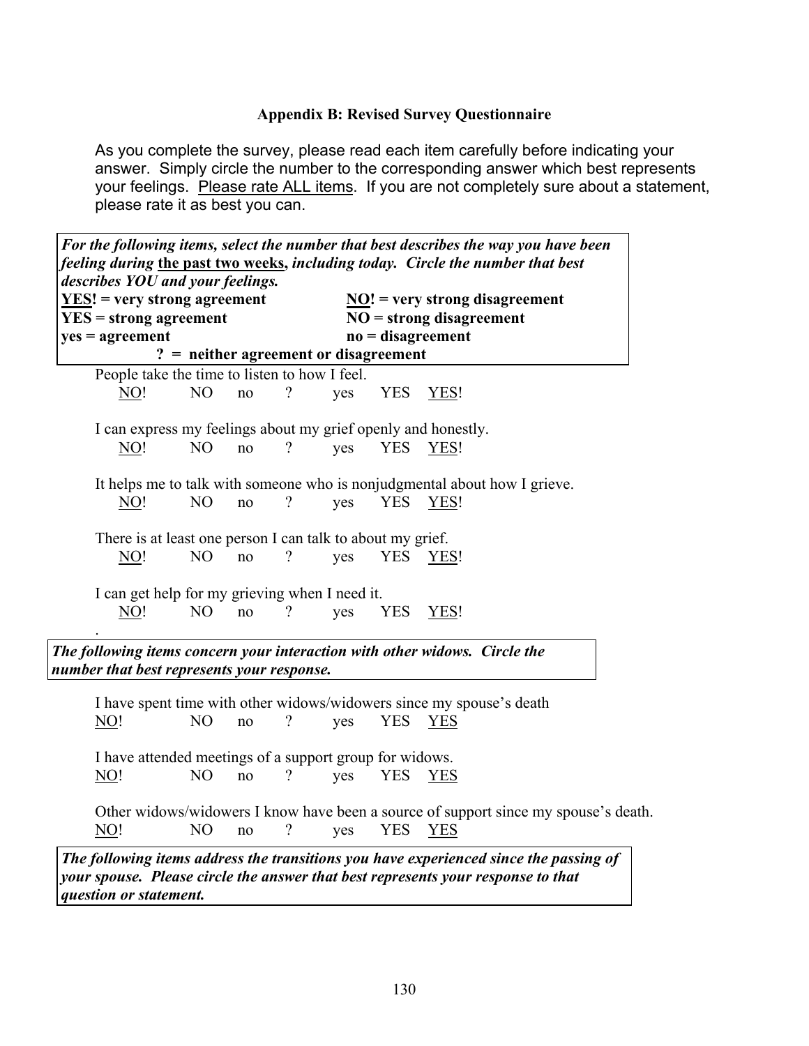### Appendix B: Revised Survey Questionnaire

As you complete the survey, please read each item carefully before indicating your answer. Simply circle the number to the corresponding answer which best represents your feelings. <u>Please rate ALL items</u>. If you are not completely sure about a statement, please rate it as best you can.

> ***For the following items, select the number that best describes the way you have been feeling during <u>the past two weeks</u>, including today. Circle the number that best describes YOU and your feelings.***
>
> **<u>YES</u>! = very strong agreement** | **<u>NO</u>! = very strong disagreement**
> **YES = strong agreement** | **NO = strong disagreement**
> **yes = agreement** | **no = disagreement**
> **? = neither agreement or disagreement**

People take the time to listen to how I feel.
<u>NO</u>! NO no ? yes YES <u>YES</u>!

I can express my feelings about my grief openly and honestly.
<u>NO</u>! NO no ? yes YES <u>YES</u>!

It helps me to talk with someone who is nonjudgmental about how I grieve.
<u>NO</u>! NO no ? yes YES <u>YES</u>!

There is at least one person I can talk to about my grief.
<u>NO</u>! NO no ? yes YES <u>YES</u>!

I can get help for my grieving when I need it.
<u>NO</u>! NO no ? yes YES <u>YES</u>!

.

> ***The following items concern your interaction with other widows. Circle the number that best represents your response.***

I have spent time with other widows/widowers since my spouse's death
<u>NO</u>! NO no ? yes YES <u>YES</u>

I have attended meetings of a support group for widows.
<u>NO</u>! NO no ? yes YES <u>YES</u>

Other widows/widowers I know have been a source of support since my spouse's death.
<u>NO</u>! NO no ? yes YES <u>YES</u>

> ***The following items address the transitions you have experienced since the passing of your spouse. Please circle the answer that best represents your response to that question or statement.***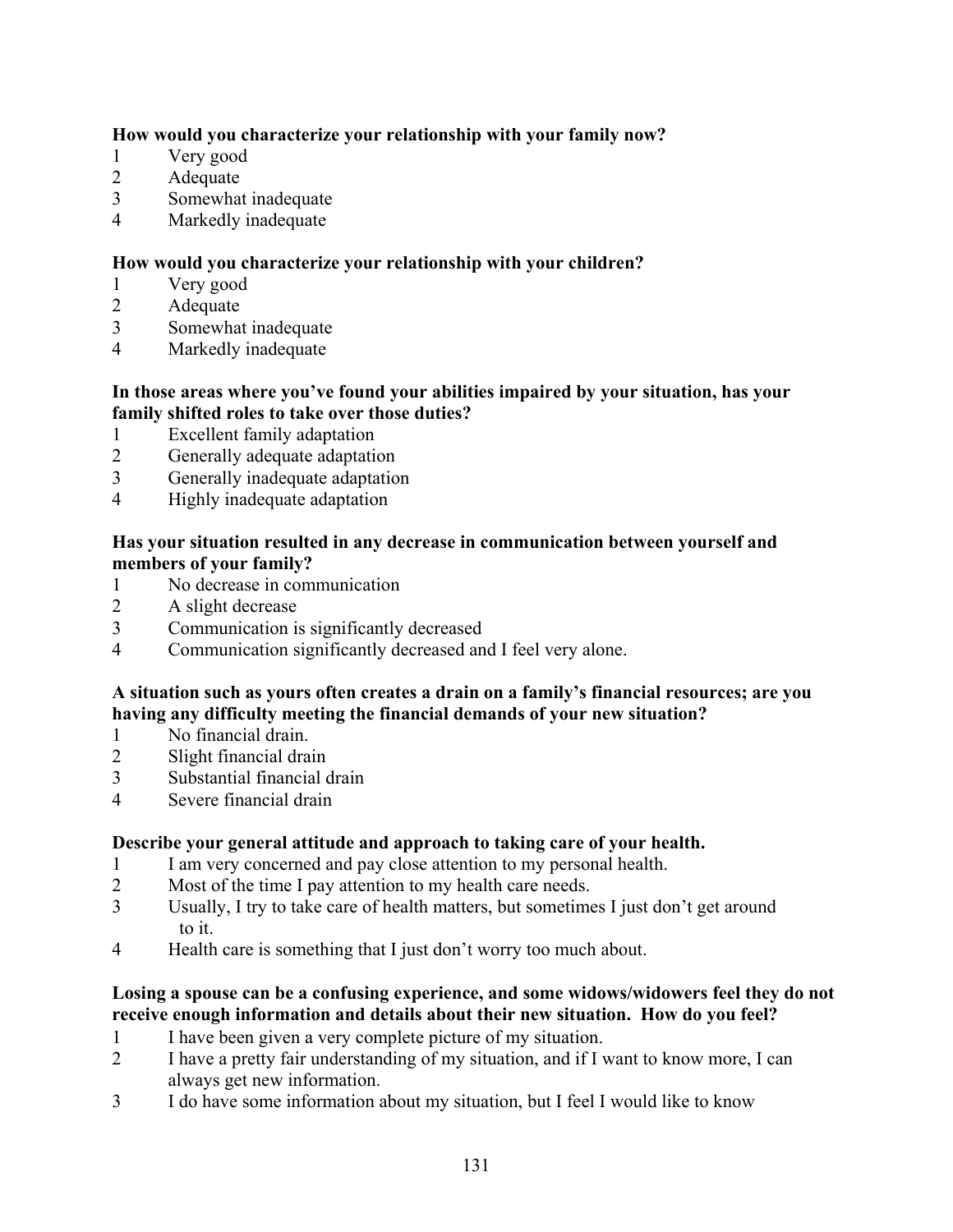**How would you characterize your relationship with your family now?**

1 Very good
2 Adequate
3 Somewhat inadequate
4 Markedly inadequate

**How would you characterize your relationship with your children?**

1 Very good
2 Adequate
3 Somewhat inadequate
4 Markedly inadequate

**In those areas where you've found your abilities impaired by your situation, has your family shifted roles to take over those duties?**

1 Excellent family adaptation
2 Generally adequate adaptation
3 Generally inadequate adaptation
4 Highly inadequate adaptation

**Has your situation resulted in any decrease in communication between yourself and members of your family?**

1 No decrease in communication
2 A slight decrease
3 Communication is significantly decreased
4 Communication significantly decreased and I feel very alone.

**A situation such as yours often creates a drain on a family's financial resources; are you having any difficulty meeting the financial demands of your new situation?**

1 No financial drain.
2 Slight financial drain
3 Substantial financial drain
4 Severe financial drain

**Describe your general attitude and approach to taking care of your health.**

1 I am very concerned and pay close attention to my personal health.
2 Most of the time I pay attention to my health care needs.
3 Usually, I try to take care of health matters, but sometimes I just don't get around to it.
4 Health care is something that I just don't worry too much about.

**Losing a spouse can be a confusing experience, and some widows/widowers feel they do not receive enough information and details about their new situation. How do you feel?**

1 I have been given a very complete picture of my situation.
2 I have a pretty fair understanding of my situation, and if I want to know more, I can always get new information.
3 I do have some information about my situation, but I feel I would like to know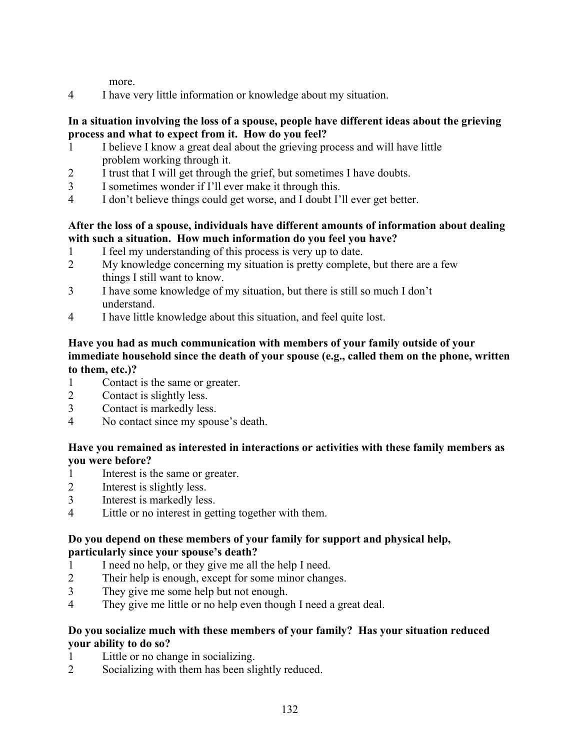more.

4 I have very little information or knowledge about my situation.

**In a situation involving the loss of a spouse, people have different ideas about the grieving process and what to expect from it. How do you feel?**

1 I believe I know a great deal about the grieving process and will have little problem working through it.
2 I trust that I will get through the grief, but sometimes I have doubts.
3 I sometimes wonder if I'll ever make it through this.
4 I don't believe things could get worse, and I doubt I'll ever get better.

**After the loss of a spouse, individuals have different amounts of information about dealing with such a situation. How much information do you feel you have?**

1 I feel my understanding of this process is very up to date.
2 My knowledge concerning my situation is pretty complete, but there are a few things I still want to know.
3 I have some knowledge of my situation, but there is still so much I don't understand.
4 I have little knowledge about this situation, and feel quite lost.

**Have you had as much communication with members of your family outside of your immediate household since the death of your spouse (e.g., called them on the phone, written to them, etc.)?**

1 Contact is the same or greater.
2 Contact is slightly less.
3 Contact is markedly less.
4 No contact since my spouse's death.

**Have you remained as interested in interactions or activities with these family members as you were before?**

1 Interest is the same or greater.
2 Interest is slightly less.
3 Interest is markedly less.
4 Little or no interest in getting together with them.

**Do you depend on these members of your family for support and physical help, particularly since your spouse's death?**

1 I need no help, or they give me all the help I need.
2 Their help is enough, except for some minor changes.
3 They give me some help but not enough.
4 They give me little or no help even though I need a great deal.

**Do you socialize much with these members of your family? Has your situation reduced your ability to do so?**

1 Little or no change in socializing.
2 Socializing with them has been slightly reduced.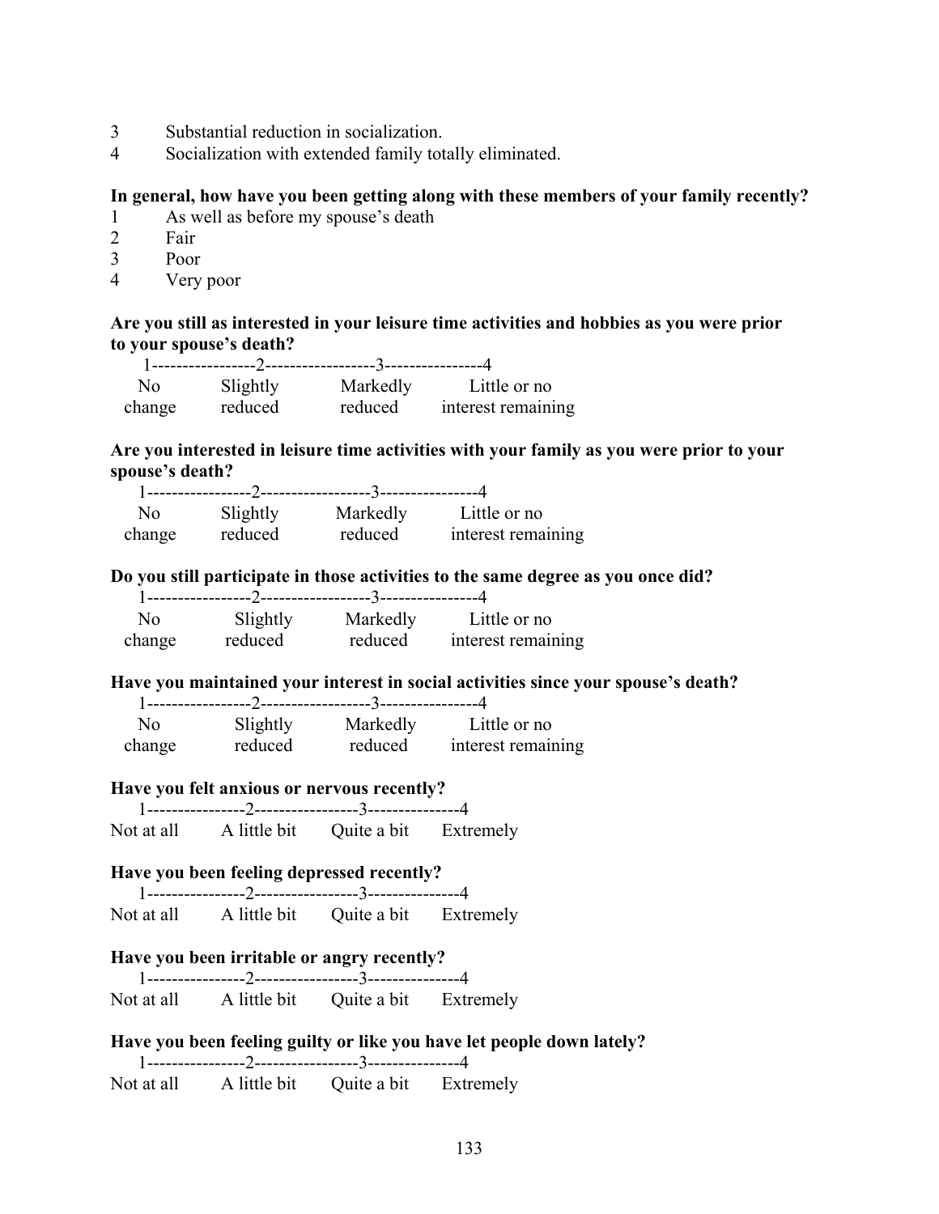3 Substantial reduction in socialization.
4 Socialization with extended family totally eliminated.

**In general, how have you been getting along with these members of your family recently?**

1 As well as before my spouse's death
2 Fair
3 Poor
4 Very poor

**Are you still as interested in your leisure time activities and hobbies as you were prior to your spouse's death?**

| 1 | 2 | 3 | 4 |
|---|---|---|---|
| No change | Slightly reduced | Markedly reduced | Little or no interest remaining |

**Are you interested in leisure time activities with your family as you were prior to your spouse's death?**

| 1 | 2 | 3 | 4 |
|---|---|---|---|
| No change | Slightly reduced | Markedly reduced | Little or no interest remaining |

**Do you still participate in those activities to the same degree as you once did?**

| 1 | 2 | 3 | 4 |
|---|---|---|---|
| No change | Slightly reduced | Markedly reduced | Little or no interest remaining |

**Have you maintained your interest in social activities since your spouse's death?**

| 1 | 2 | 3 | 4 |
|---|---|---|---|
| No change | Slightly reduced | Markedly reduced | Little or no interest remaining |

**Have you felt anxious or nervous recently?**

| 1 | 2 | 3 | 4 |
|---|---|---|---|
| Not at all | A little bit | Quite a bit | Extremely |

**Have you been feeling depressed recently?**

| 1 | 2 | 3 | 4 |
|---|---|---|---|
| Not at all | A little bit | Quite a bit | Extremely |

**Have you been irritable or angry recently?**

| 1 | 2 | 3 | 4 |
|---|---|---|---|
| Not at all | A little bit | Quite a bit | Extremely |

**Have you been feeling guilty or like you have let people down lately?**

| 1 | 2 | 3 | 4 |
|---|---|---|---|
| Not at all | A little bit | Quite a bit | Extremely |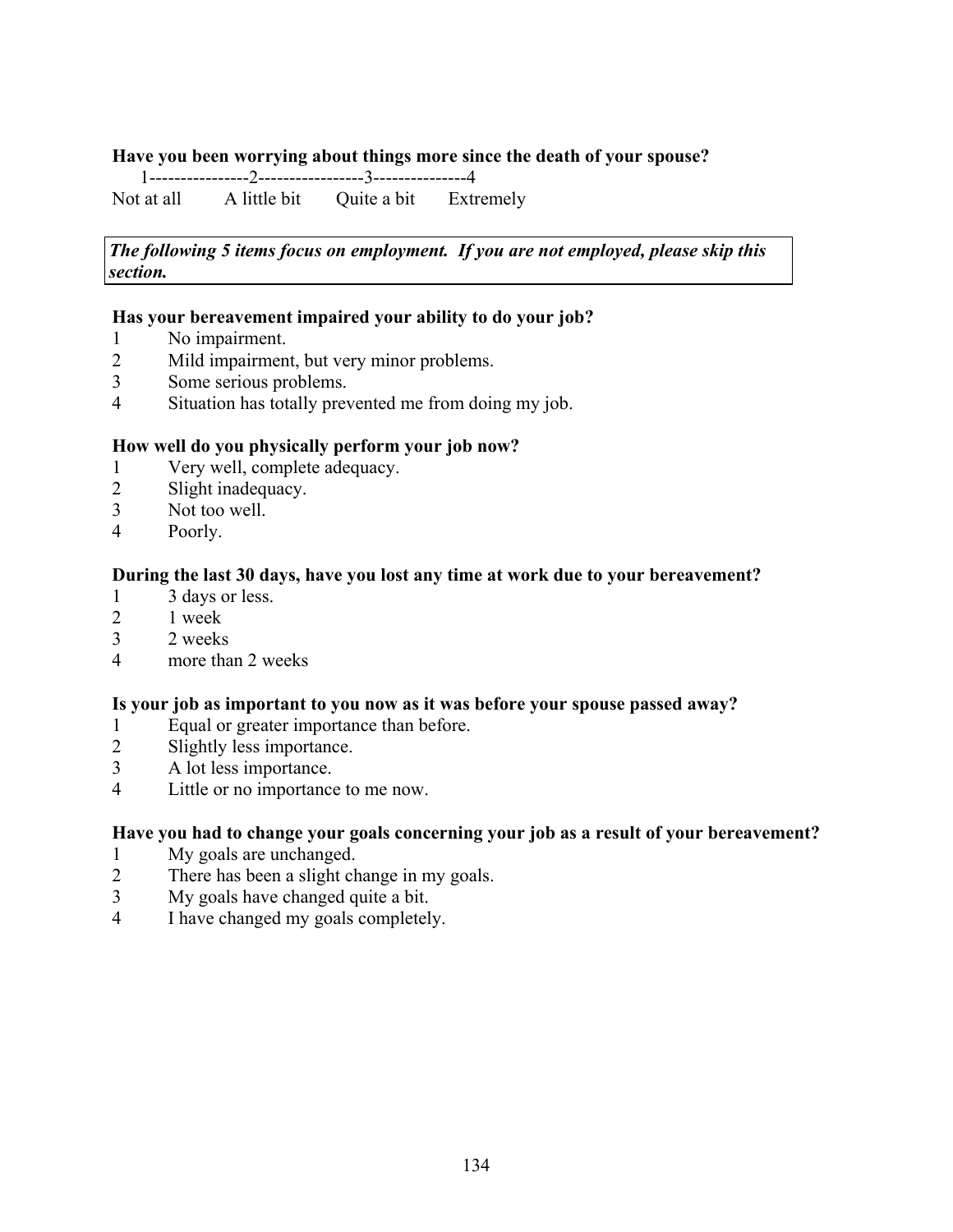**Have you been worrying about things more since the death of your spouse?**

1----------------2-----------------3---------------4

Not at all &nbsp;&nbsp;&nbsp;&nbsp; A little bit &nbsp;&nbsp;&nbsp;&nbsp; Quite a bit &nbsp;&nbsp;&nbsp;&nbsp; Extremely

> ***The following 5 items focus on employment. If you are not employed, please skip this section.***

**Has your bereavement impaired your ability to do your job?**

1 No impairment.
2 Mild impairment, but very minor problems.
3 Some serious problems.
4 Situation has totally prevented me from doing my job.

**How well do you physically perform your job now?**

1 Very well, complete adequacy.
2 Slight inadequacy.
3 Not too well.
4 Poorly.

**During the last 30 days, have you lost any time at work due to your bereavement?**

1 3 days or less.
2 1 week
3 2 weeks
4 more than 2 weeks

**Is your job as important to you now as it was before your spouse passed away?**

1 Equal or greater importance than before.
2 Slightly less importance.
3 A lot less importance.
4 Little or no importance to me now.

**Have you had to change your goals concerning your job as a result of your bereavement?**

1 My goals are unchanged.
2 There has been a slight change in my goals.
3 My goals have changed quite a bit.
4 I have changed my goals completely.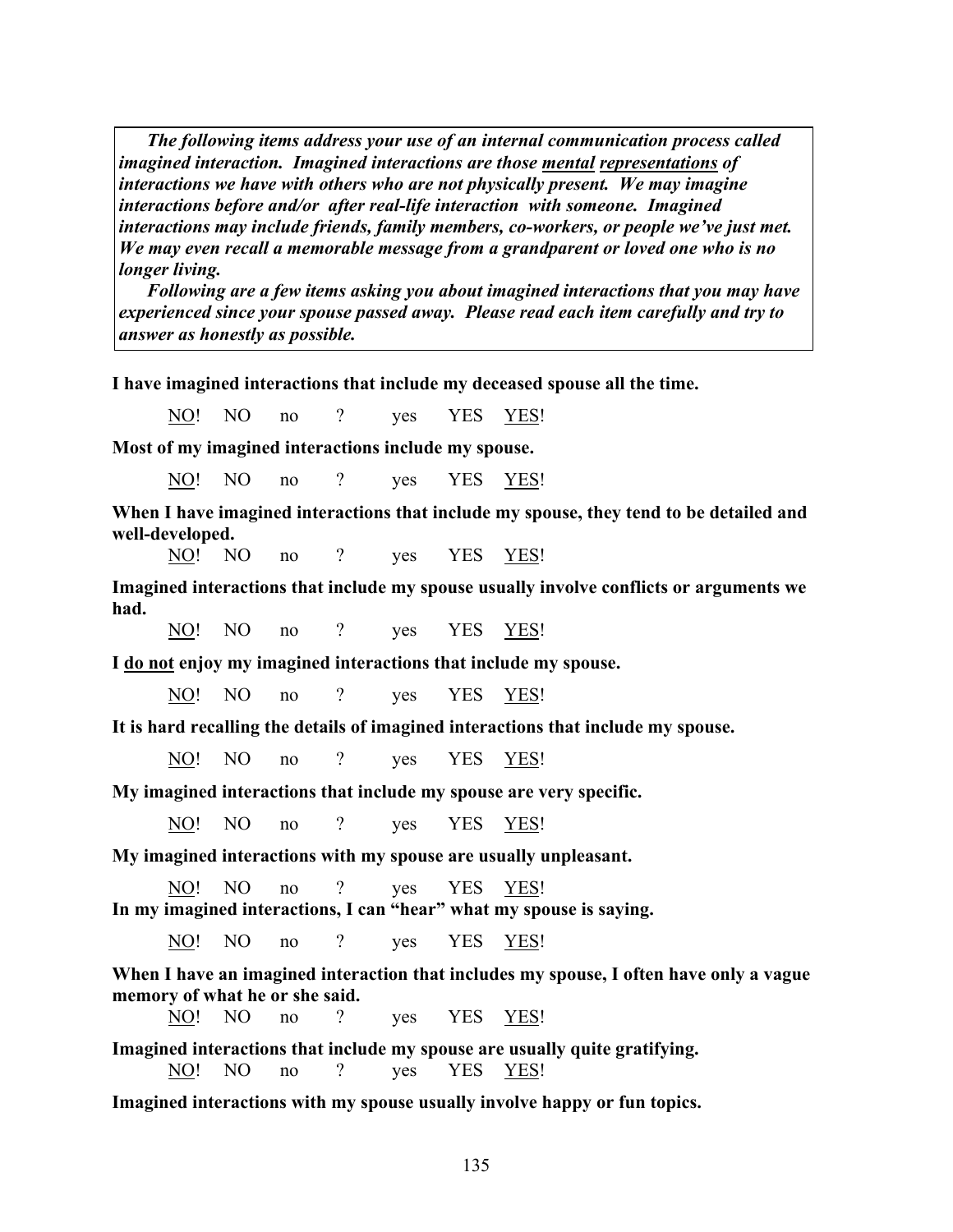*The following items address your use of an internal communication process called imagined interaction. Imagined interactions are those mental representations of interactions we have with others who are not physically present. We may imagine interactions before and/or after real-life interaction with someone. Imagined interactions may include friends, family members, co-workers, or people we've just met. We may even recall a memorable message from a grandparent or loved one who is no longer living.*

*Following are a few items asking you about imagined interactions that you may have experienced since your spouse passed away. Please read each item carefully and try to answer as honestly as possible.*

**I have imagined interactions that include my deceased spouse all the time.**

NO! NO no ? yes YES YES!

**Most of my imagined interactions include my spouse.**

NO! NO no ? yes YES YES!

**When I have imagined interactions that include my spouse, they tend to be detailed and well-developed.**

NO! NO no ? yes YES YES!

**Imagined interactions that include my spouse usually involve conflicts or arguments we had.**

NO! NO no ? yes YES YES!

**I do not enjoy my imagined interactions that include my spouse.**

NO! NO no ? yes YES YES!

**It is hard recalling the details of imagined interactions that include my spouse.**

NO! NO no ? yes YES YES!

**My imagined interactions that include my spouse are very specific.**

NO! NO no ? yes YES YES!

**My imagined interactions with my spouse are usually unpleasant.**

NO! NO no ? yes YES YES!

**In my imagined interactions, I can "hear" what my spouse is saying.**

NO! NO no ? yes YES YES!

**When I have an imagined interaction that includes my spouse, I often have only a vague memory of what he or she said.**

NO! NO no ? yes YES YES!

**Imagined interactions that include my spouse are usually quite gratifying.**

NO! NO no ? yes YES YES!

**Imagined interactions with my spouse usually involve happy or fun topics.**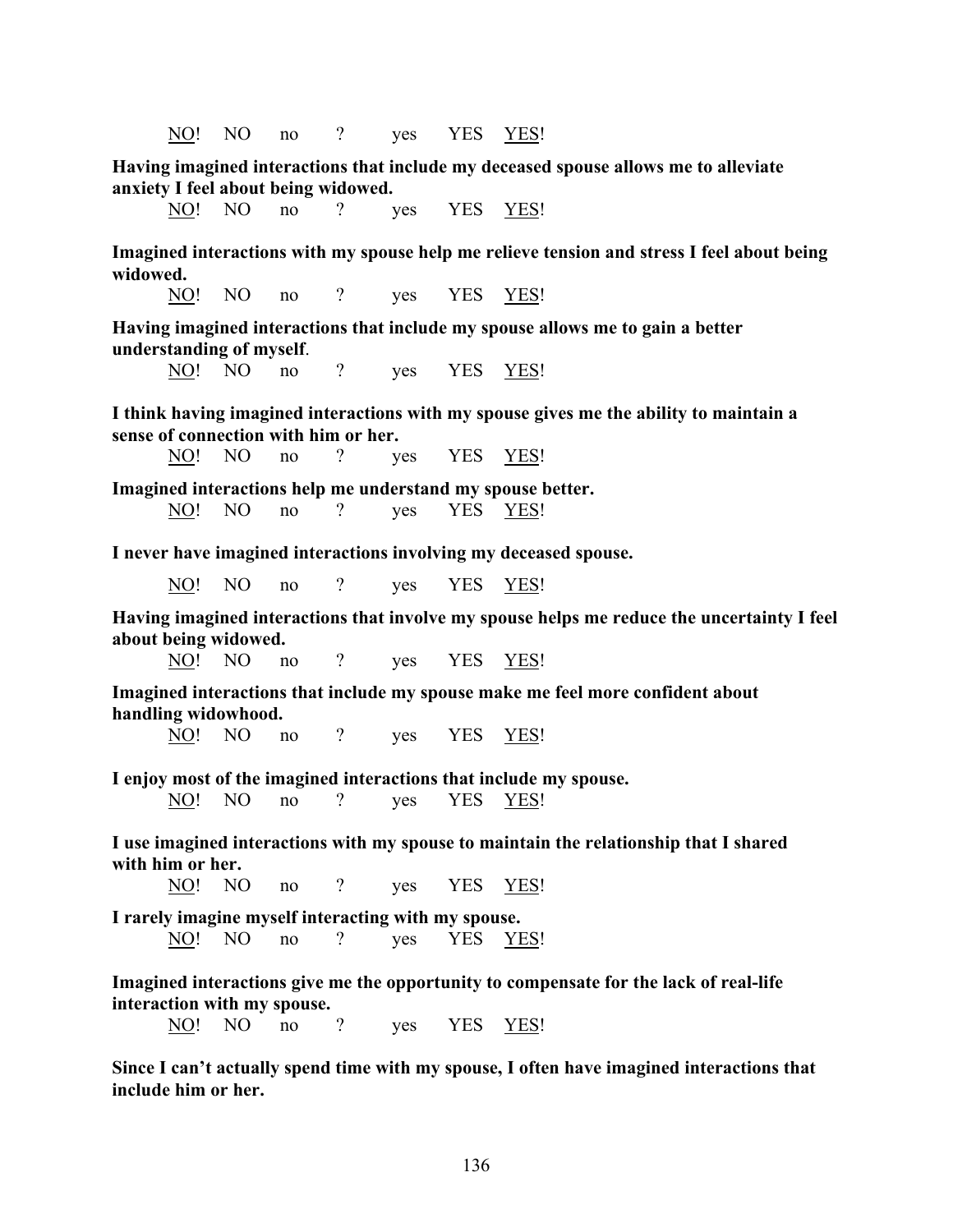<u>NO</u>! NO no ? yes YES <u>YES</u>!

**Having imagined interactions that include my deceased spouse allows me to alleviate anxiety I feel about being widowed.**

<u>NO</u>! NO no ? yes YES <u>YES</u>!

**Imagined interactions with my spouse help me relieve tension and stress I feel about being widowed.**

<u>NO</u>! NO no ? yes YES <u>YES</u>!

**Having imagined interactions that include my spouse allows me to gain a better understanding of myself**.

<u>NO</u>! NO no ? yes YES <u>YES</u>!

**I think having imagined interactions with my spouse gives me the ability to maintain a sense of connection with him or her.**

<u>NO</u>! NO no ? yes YES <u>YES</u>!

**Imagined interactions help me understand my spouse better.**

<u>NO</u>! NO no ? yes YES <u>YES</u>!

**I never have imagined interactions involving my deceased spouse.**

<u>NO</u>! NO no ? yes YES <u>YES</u>!

**Having imagined interactions that involve my spouse helps me reduce the uncertainty I feel about being widowed.**

<u>NO</u>! NO no ? yes YES <u>YES</u>!

**Imagined interactions that include my spouse make me feel more confident about handling widowhood.**

<u>NO</u>! NO no ? yes YES <u>YES</u>!

**I enjoy most of the imagined interactions that include my spouse.**

<u>NO</u>! NO no ? yes YES <u>YES</u>!

**I use imagined interactions with my spouse to maintain the relationship that I shared with him or her.**

<u>NO</u>! NO no ? yes YES <u>YES</u>!

**I rarely imagine myself interacting with my spouse.**

<u>NO</u>! NO no ? yes YES <u>YES</u>!

**Imagined interactions give me the opportunity to compensate for the lack of real-life interaction with my spouse.**

<u>NO</u>! NO no ? yes YES <u>YES</u>!

**Since I can't actually spend time with my spouse, I often have imagined interactions that include him or her.**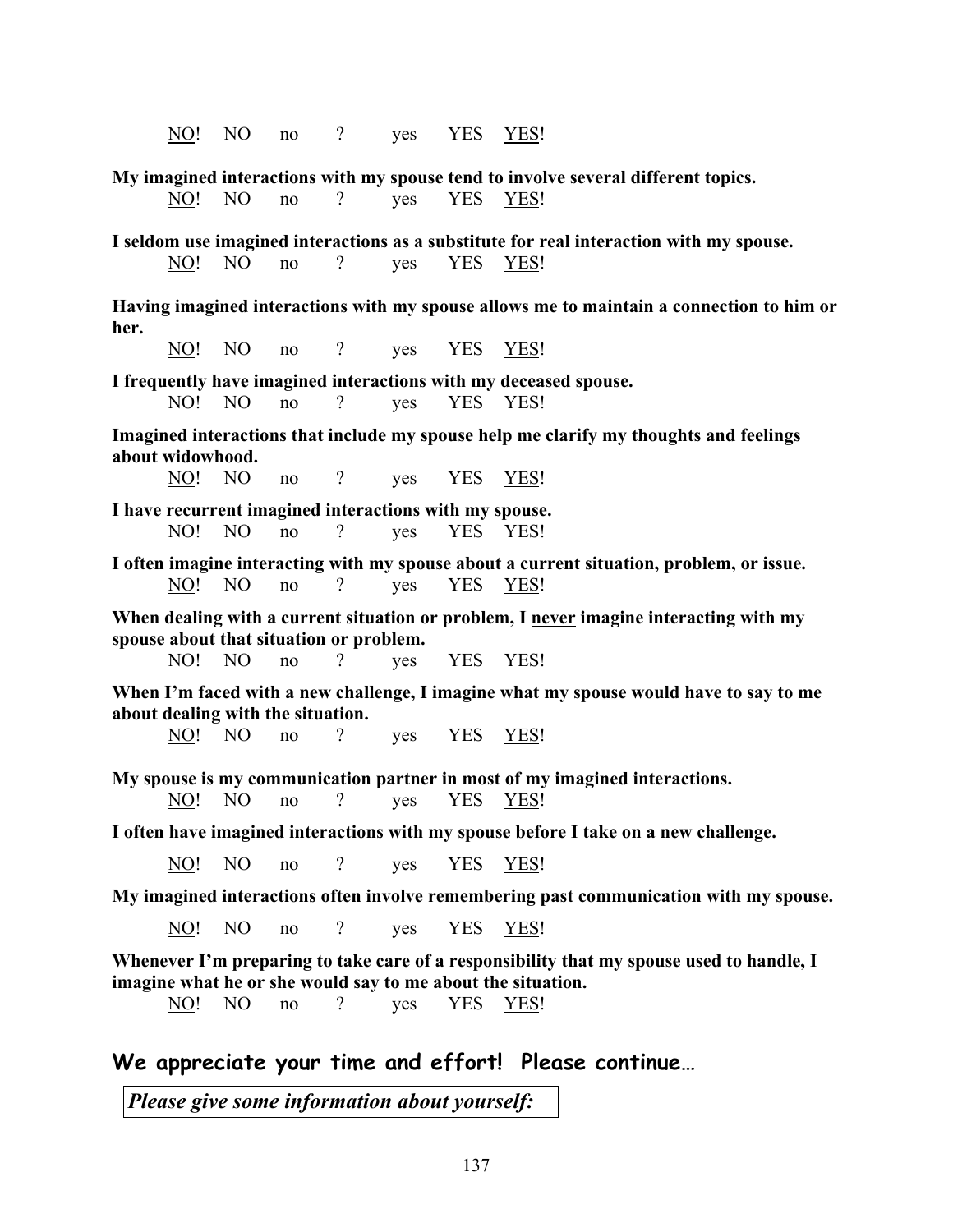<u>NO</u>! NO no ? yes YES <u>YES</u>!

**My imagined interactions with my spouse tend to involve several different topics.**

<u>NO</u>! NO no ? yes YES <u>YES</u>!

**I seldom use imagined interactions as a substitute for real interaction with my spouse.**

<u>NO</u>! NO no ? yes YES <u>YES</u>!

**Having imagined interactions with my spouse allows me to maintain a connection to him or her.**

<u>NO</u>! NO no ? yes YES <u>YES</u>!

**I frequently have imagined interactions with my deceased spouse.**

<u>NO</u>! NO no ? yes YES <u>YES</u>!

**Imagined interactions that include my spouse help me clarify my thoughts and feelings about widowhood.**

<u>NO</u>! NO no ? yes YES <u>YES</u>!

**I have recurrent imagined interactions with my spouse.**

<u>NO</u>! NO no ? yes YES <u>YES</u>!

**I often imagine interacting with my spouse about a current situation, problem, or issue.**

<u>NO</u>! NO no ? yes YES <u>YES</u>!

**When dealing with a current situation or problem, I <u>never</u> imagine interacting with my spouse about that situation or problem.**

<u>NO</u>! NO no ? yes YES <u>YES</u>!

**When I'm faced with a new challenge, I imagine what my spouse would have to say to me about dealing with the situation.**

<u>NO</u>! NO no ? yes YES <u>YES</u>!

**My spouse is my communication partner in most of my imagined interactions.**

<u>NO</u>! NO no ? yes YES <u>YES</u>!

**I often have imagined interactions with my spouse before I take on a new challenge.**

<u>NO</u>! NO no ? yes YES <u>YES</u>!

**My imagined interactions often involve remembering past communication with my spouse.**

<u>NO</u>! NO no ? yes YES <u>YES</u>!

**Whenever I'm preparing to take care of a responsibility that my spouse used to handle, I imagine what he or she would say to me about the situation.**

<u>NO</u>! NO no ? yes YES <u>YES</u>!

## We appreciate your time and effort! Please continue…

***Please give some information about yourself:***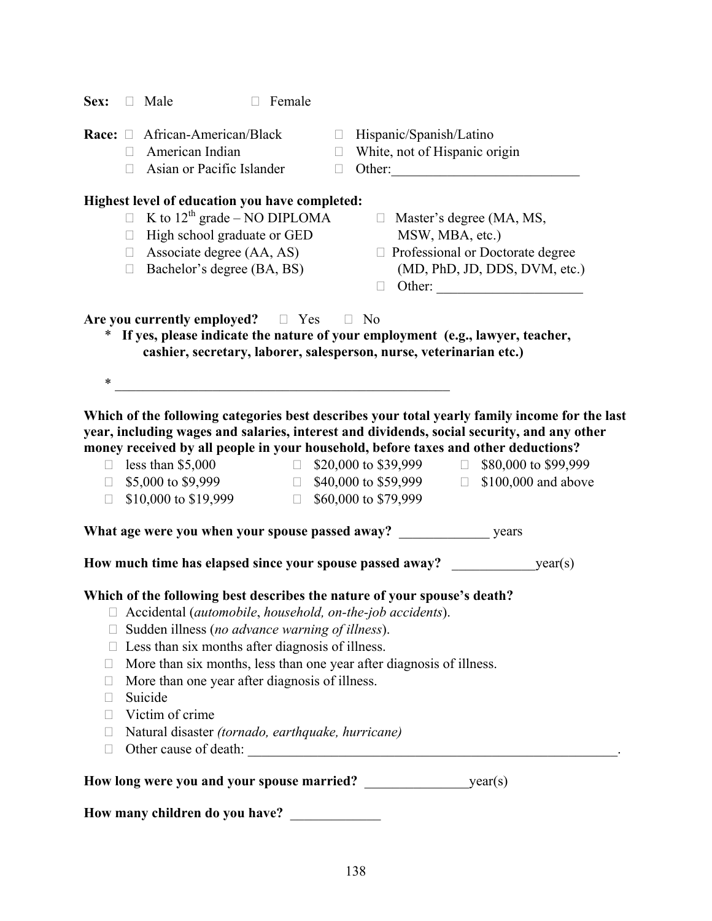**Sex:** ☐ Male ☐ Female

**Race:**
- ☐ African-American/Black
- ☐ American Indian
- ☐ Asian or Pacific Islander
- ☐ Hispanic/Spanish/Latino
- ☐ White, not of Hispanic origin
- ☐ Other:___________________________

**Highest level of education you have completed:**
- ☐ K to 12th grade – NO DIPLOMA
- ☐ High school graduate or GED
- ☐ Associate degree (AA, AS)
- ☐ Bachelor's degree (BA, BS)
- ☐ Master's degree (MA, MS, MSW, MBA, etc.)
- ☐ Professional or Doctorate degree (MD, PhD, JD, DDS, DVM, etc.)
- ☐ Other: _____________________

**Are you currently employed?** ☐ Yes ☐ No

\* **If yes, please indicate the nature of your employment (e.g., lawyer, teacher, cashier, secretary, laborer, salesperson, nurse, veterinarian etc.)**

\* __________________________________________________

**Which of the following categories best describes your total yearly family income for the last year, including wages and salaries, interest and dividends, social security, and any other money received by all people in your household, before taxes and other deductions?**
- ☐ less than $5,000
- ☐ $5,000 to $9,999
- ☐ $10,000 to $19,999
- ☐ $20,000 to $39,999
- ☐ $40,000 to $59,999
- ☐ $60,000 to $79,999
- ☐ $80,000 to $99,999
- ☐ $100,000 and above

**What age were you when your spouse passed away?** _____________ years

**How much time has elapsed since your spouse passed away?** ____________year(s)

**Which of the following best describes the nature of your spouse's death?**
- ☐ Accidental (*automobile*, *household, on-the-job accidents*).
- ☐ Sudden illness (*no advance warning of illness*).
- ☐ Less than six months after diagnosis of illness.
- ☐ More than six months, less than one year after diagnosis of illness.
- ☐ More than one year after diagnosis of illness.
- ☐ Suicide
- ☐ Victim of crime
- ☐ Natural disaster *(tornado, earthquake, hurricane)*
- ☐ Other cause of death: ________________________________________________________.

**How long were you and your spouse married?** _______________year(s)

**How many children do you have?** _____________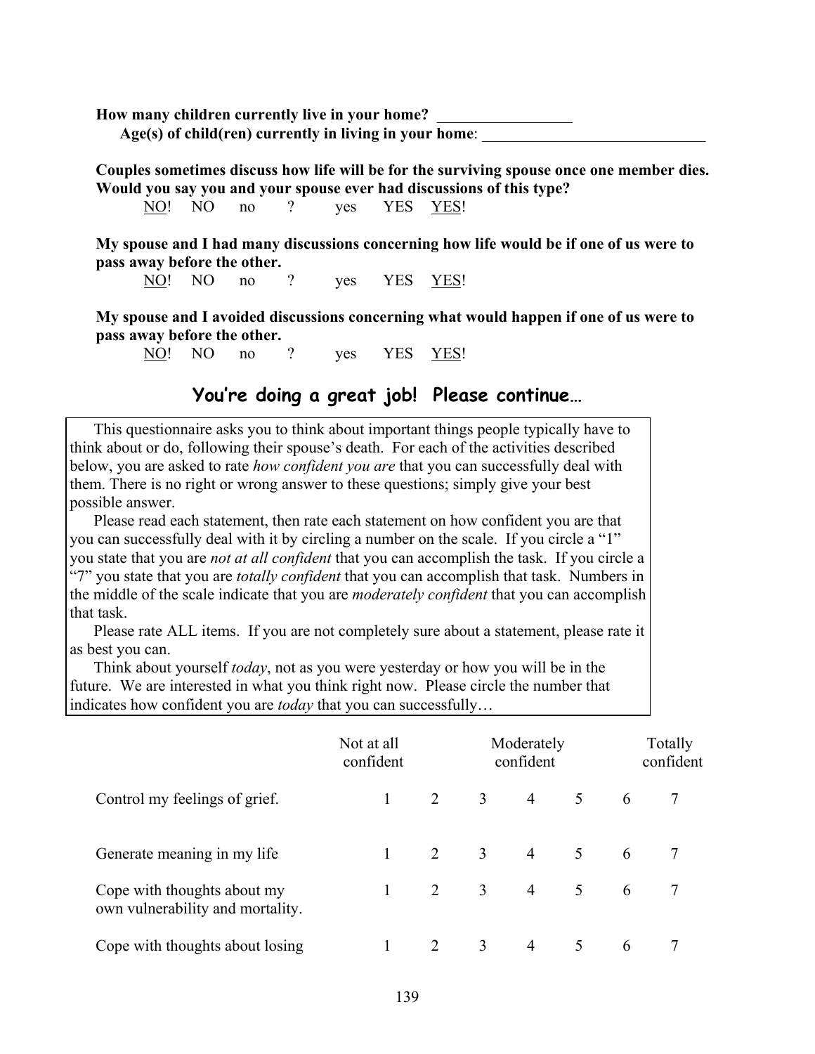**How many children currently live in your home?** _________________

**Age(s) of child(ren) currently in living in your home**: _____________________________

**Couples sometimes discuss how life will be for the surviving spouse once one member dies. Would you say you and your spouse ever had discussions of this type?**

NO! NO no ? yes YES YES!

**My spouse and I had many discussions concerning how life would be if one of us were to pass away before the other.**

NO! NO no ? yes YES YES!

**My spouse and I avoided discussions concerning what would happen if one of us were to pass away before the other.**

NO! NO no ? yes YES YES!

## You're doing a great job! Please continue…

This questionnaire asks you to think about important things people typically have to think about or do, following their spouse's death. For each of the activities described below, you are asked to rate *how confident you are* that you can successfully deal with them. There is no right or wrong answer to these questions; simply give your best possible answer.

Please read each statement, then rate each statement on how confident you are that you can successfully deal with it by circling a number on the scale. If you circle a "1" you state that you are *not at all confident* that you can accomplish the task. If you circle a "7" you state that you are *totally confident* that you can accomplish that task. Numbers in the middle of the scale indicate that you are *moderately confident* that you can accomplish that task.

Please rate ALL items. If you are not completely sure about a statement, please rate it as best you can.

Think about yourself *today*, not as you were yesterday or how you will be in the future. We are interested in what you think right now. Please circle the number that indicates how confident you are *today* that you can successfully…

| | Not at all confident | | | Moderately confident | | | Totally confident |
|---|---|---|---|---|---|---|---|
| Control my feelings of grief. | 1 | 2 | 3 | 4 | 5 | 6 | 7 |
| Generate meaning in my life | 1 | 2 | 3 | 4 | 5 | 6 | 7 |
| Cope with thoughts about my own vulnerability and mortality. | 1 | 2 | 3 | 4 | 5 | 6 | 7 |
| Cope with thoughts about losing | 1 | 2 | 3 | 4 | 5 | 6 | 7 |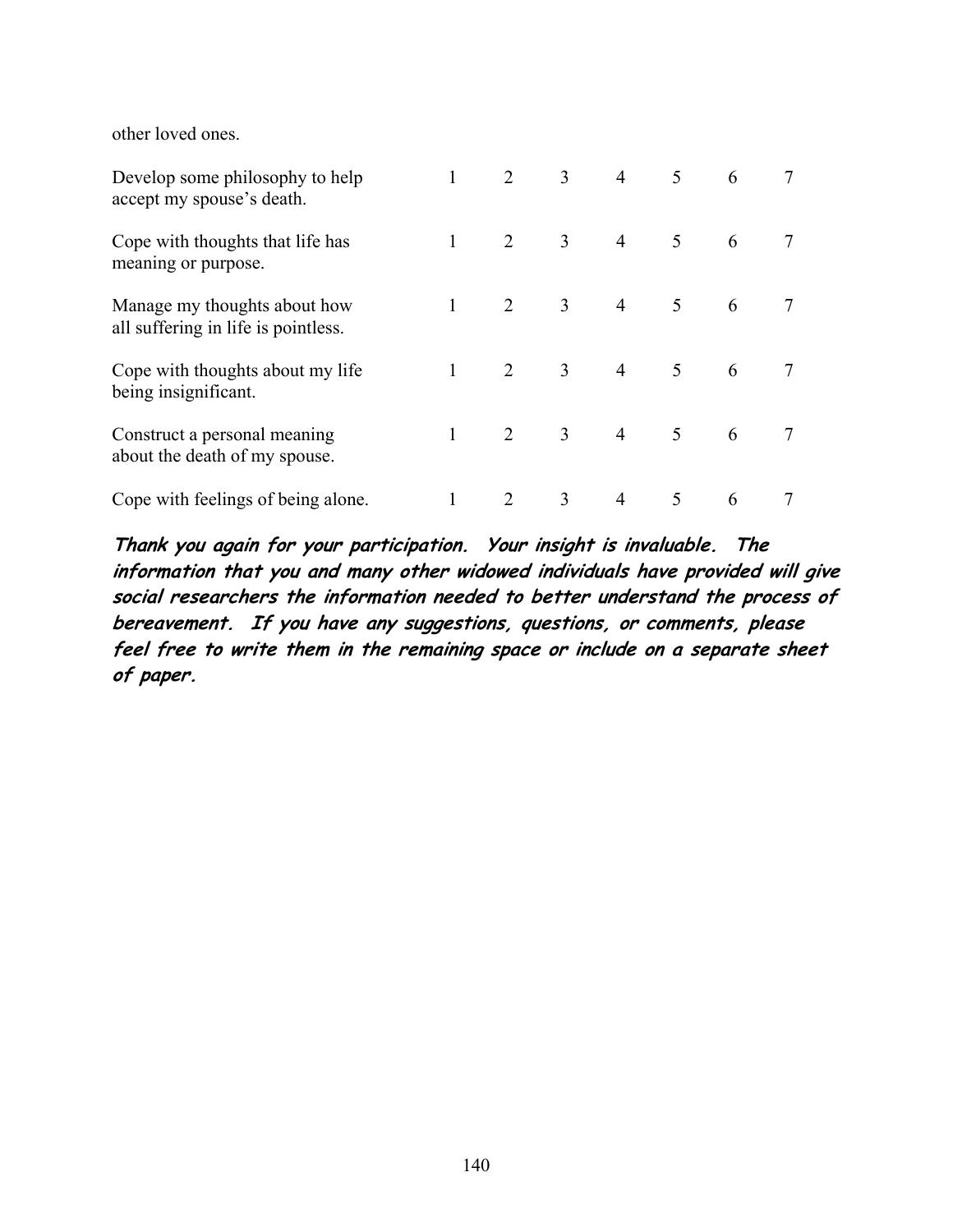other loved ones.

| | | | | | | | |
|---|---|---|---|---|---|---|---|
| Develop some philosophy to help accept my spouse's death. | 1 | 2 | 3 | 4 | 5 | 6 | 7 |
| Cope with thoughts that life has meaning or purpose. | 1 | 2 | 3 | 4 | 5 | 6 | 7 |
| Manage my thoughts about how all suffering in life is pointless. | 1 | 2 | 3 | 4 | 5 | 6 | 7 |
| Cope with thoughts about my life being insignificant. | 1 | 2 | 3 | 4 | 5 | 6 | 7 |
| Construct a personal meaning about the death of my spouse. | 1 | 2 | 3 | 4 | 5 | 6 | 7 |
| Cope with feelings of being alone. | 1 | 2 | 3 | 4 | 5 | 6 | 7 |

***Thank you again for your participation. Your insight is invaluable. The information that you and many other widowed individuals have provided will give social researchers the information needed to better understand the process of bereavement. If you have any suggestions, questions, or comments, please feel free to write them in the remaining space or include on a separate sheet of paper.***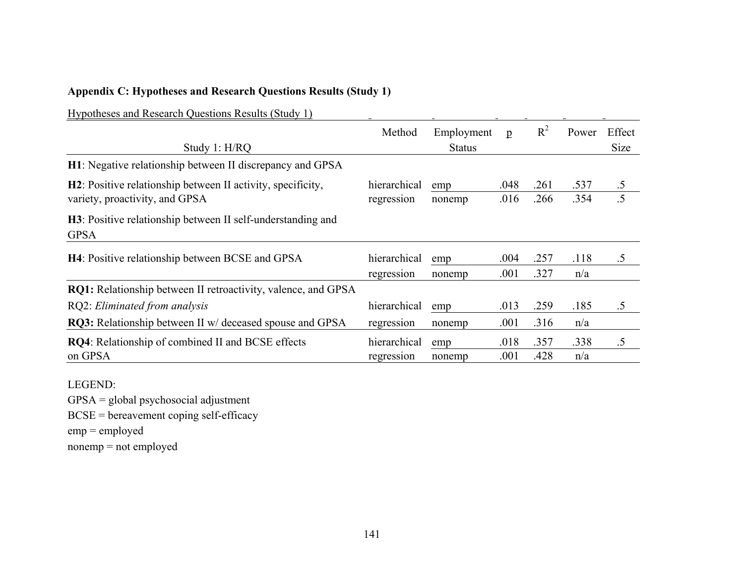**Appendix C: Hypotheses and Research Questions Results (Study 1)**

Hypotheses and Research Questions Results (Study 1)

| Study 1: H/RQ | Method | Employment Status | p | $R^2$ | Power | Effect Size |
|---|---|---|---|---|---|---|
| **H1**: Negative relationship between II discrepancy and GPSA | | | | | | |
| **H2**: Positive relationship between II activity, specificity, variety, proactivity, and GPSA | hierarchical regression | emp | .048 | .261 | .537 | .5 |
| | | nonemp | .016 | .266 | .354 | .5 |
| **H3**: Positive relationship between II self-understanding and GPSA | | | | | | |
| **H4**: Positive relationship between BCSE and GPSA | hierarchical regression | emp | .004 | .257 | .118 | .5 |
| | | nonemp | .001 | .327 | n/a | |
| **RQ1:** Relationship between II retroactivity, valence, and GPSA | | | | | | |
| RQ2: *Eliminated from analysis* | hierarchical regression | emp | .013 | .259 | .185 | .5 |
| **RQ3:** Relationship between II w/ deceased spouse and GPSA | | nonemp | .001 | .316 | n/a | |
| **RQ4**: Relationship of combined II and BCSE effects on GPSA | hierarchical regression | emp | .018 | .357 | .338 | .5 |
| | | nonemp | .001 | .428 | n/a | |

LEGEND:
GPSA = global psychosocial adjustment
BCSE = bereavement coping self-efficacy
emp = employed
nonemp = not employed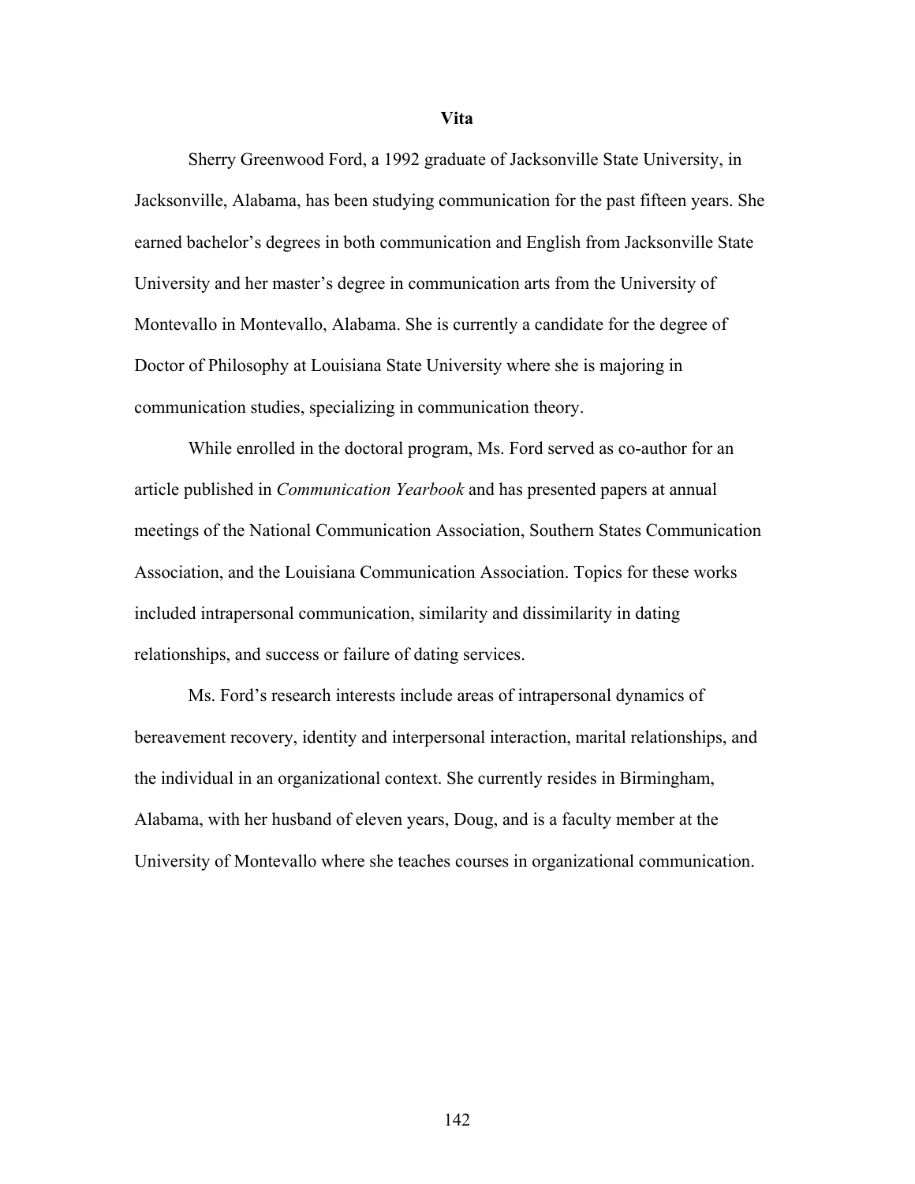# Vita

Sherry Greenwood Ford, a 1992 graduate of Jacksonville State University, in Jacksonville, Alabama, has been studying communication for the past fifteen years. She earned bachelor's degrees in both communication and English from Jacksonville State University and her master's degree in communication arts from the University of Montevallo in Montevallo, Alabama. She is currently a candidate for the degree of Doctor of Philosophy at Louisiana State University where she is majoring in communication studies, specializing in communication theory.

While enrolled in the doctoral program, Ms. Ford served as co-author for an article published in *Communication Yearbook* and has presented papers at annual meetings of the National Communication Association, Southern States Communication Association, and the Louisiana Communication Association. Topics for these works included intrapersonal communication, similarity and dissimilarity in dating relationships, and success or failure of dating services.

Ms. Ford's research interests include areas of intrapersonal dynamics of bereavement recovery, identity and interpersonal interaction, marital relationships, and the individual in an organizational context. She currently resides in Birmingham, Alabama, with her husband of eleven years, Doug, and is a faculty member at the University of Montevallo where she teaches courses in organizational communication.